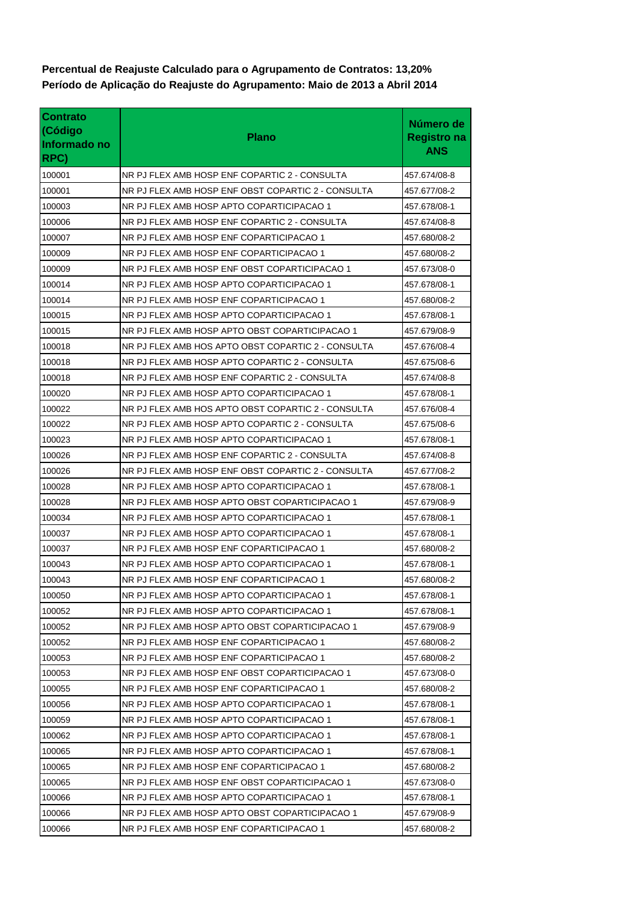**Percentual de Reajuste Calculado para o Agrupamento de Contratos: 13,20%**
**Período de Aplicação do Reajuste do Agrupamento: Maio de 2013 a Abril 2014**

| Contrato (Código Informado no RPC) | Plano | Número de Registro na ANS |
|---|---|---|
| 100001 | NR PJ FLEX AMB HOSP ENF COPARTIC 2 - CONSULTA | 457.674/08-8 |
| 100001 | NR PJ FLEX AMB HOSP ENF OBST COPARTIC 2 - CONSULTA | 457.677/08-2 |
| 100003 | NR PJ FLEX AMB HOSP APTO COPARTICIPACAO 1 | 457.678/08-1 |
| 100006 | NR PJ FLEX AMB HOSP ENF COPARTIC 2 - CONSULTA | 457.674/08-8 |
| 100007 | NR PJ FLEX AMB HOSP ENF COPARTICIPACAO 1 | 457.680/08-2 |
| 100009 | NR PJ FLEX AMB HOSP ENF COPARTICIPACAO 1 | 457.680/08-2 |
| 100009 | NR PJ FLEX AMB HOSP ENF OBST COPARTICIPACAO 1 | 457.673/08-0 |
| 100014 | NR PJ FLEX AMB HOSP APTO COPARTICIPACAO 1 | 457.678/08-1 |
| 100014 | NR PJ FLEX AMB HOSP ENF COPARTICIPACAO 1 | 457.680/08-2 |
| 100015 | NR PJ FLEX AMB HOSP APTO COPARTICIPACAO 1 | 457.678/08-1 |
| 100015 | NR PJ FLEX AMB HOSP APTO OBST COPARTICIPACAO 1 | 457.679/08-9 |
| 100018 | NR PJ FLEX AMB HOS APTO OBST COPARTIC 2 - CONSULTA | 457.676/08-4 |
| 100018 | NR PJ FLEX AMB HOSP APTO COPARTIC 2 - CONSULTA | 457.675/08-6 |
| 100018 | NR PJ FLEX AMB HOSP ENF COPARTIC 2 - CONSULTA | 457.674/08-8 |
| 100020 | NR PJ FLEX AMB HOSP APTO COPARTICIPACAO 1 | 457.678/08-1 |
| 100022 | NR PJ FLEX AMB HOS APTO OBST COPARTIC 2 - CONSULTA | 457.676/08-4 |
| 100022 | NR PJ FLEX AMB HOSP APTO COPARTIC 2 - CONSULTA | 457.675/08-6 |
| 100023 | NR PJ FLEX AMB HOSP APTO COPARTICIPACAO 1 | 457.678/08-1 |
| 100026 | NR PJ FLEX AMB HOSP ENF COPARTIC 2 - CONSULTA | 457.674/08-8 |
| 100026 | NR PJ FLEX AMB HOSP ENF OBST COPARTIC 2 - CONSULTA | 457.677/08-2 |
| 100028 | NR PJ FLEX AMB HOSP APTO COPARTICIPACAO 1 | 457.678/08-1 |
| 100028 | NR PJ FLEX AMB HOSP APTO OBST COPARTICIPACAO 1 | 457.679/08-9 |
| 100034 | NR PJ FLEX AMB HOSP APTO COPARTICIPACAO 1 | 457.678/08-1 |
| 100037 | NR PJ FLEX AMB HOSP APTO COPARTICIPACAO 1 | 457.678/08-1 |
| 100037 | NR PJ FLEX AMB HOSP ENF COPARTICIPACAO 1 | 457.680/08-2 |
| 100043 | NR PJ FLEX AMB HOSP APTO COPARTICIPACAO 1 | 457.678/08-1 |
| 100043 | NR PJ FLEX AMB HOSP ENF COPARTICIPACAO 1 | 457.680/08-2 |
| 100050 | NR PJ FLEX AMB HOSP APTO COPARTICIPACAO 1 | 457.678/08-1 |
| 100052 | NR PJ FLEX AMB HOSP APTO COPARTICIPACAO 1 | 457.678/08-1 |
| 100052 | NR PJ FLEX AMB HOSP APTO OBST COPARTICIPACAO 1 | 457.679/08-9 |
| 100052 | NR PJ FLEX AMB HOSP ENF COPARTICIPACAO 1 | 457.680/08-2 |
| 100053 | NR PJ FLEX AMB HOSP ENF COPARTICIPACAO 1 | 457.680/08-2 |
| 100053 | NR PJ FLEX AMB HOSP ENF OBST COPARTICIPACAO 1 | 457.673/08-0 |
| 100055 | NR PJ FLEX AMB HOSP ENF COPARTICIPACAO 1 | 457.680/08-2 |
| 100056 | NR PJ FLEX AMB HOSP APTO COPARTICIPACAO 1 | 457.678/08-1 |
| 100059 | NR PJ FLEX AMB HOSP APTO COPARTICIPACAO 1 | 457.678/08-1 |
| 100062 | NR PJ FLEX AMB HOSP APTO COPARTICIPACAO 1 | 457.678/08-1 |
| 100065 | NR PJ FLEX AMB HOSP APTO COPARTICIPACAO 1 | 457.678/08-1 |
| 100065 | NR PJ FLEX AMB HOSP ENF COPARTICIPACAO 1 | 457.680/08-2 |
| 100065 | NR PJ FLEX AMB HOSP ENF OBST COPARTICIPACAO 1 | 457.673/08-0 |
| 100066 | NR PJ FLEX AMB HOSP APTO COPARTICIPACAO 1 | 457.678/08-1 |
| 100066 | NR PJ FLEX AMB HOSP APTO OBST COPARTICIPACAO 1 | 457.679/08-9 |
| 100066 | NR PJ FLEX AMB HOSP ENF COPARTICIPACAO 1 | 457.680/08-2 |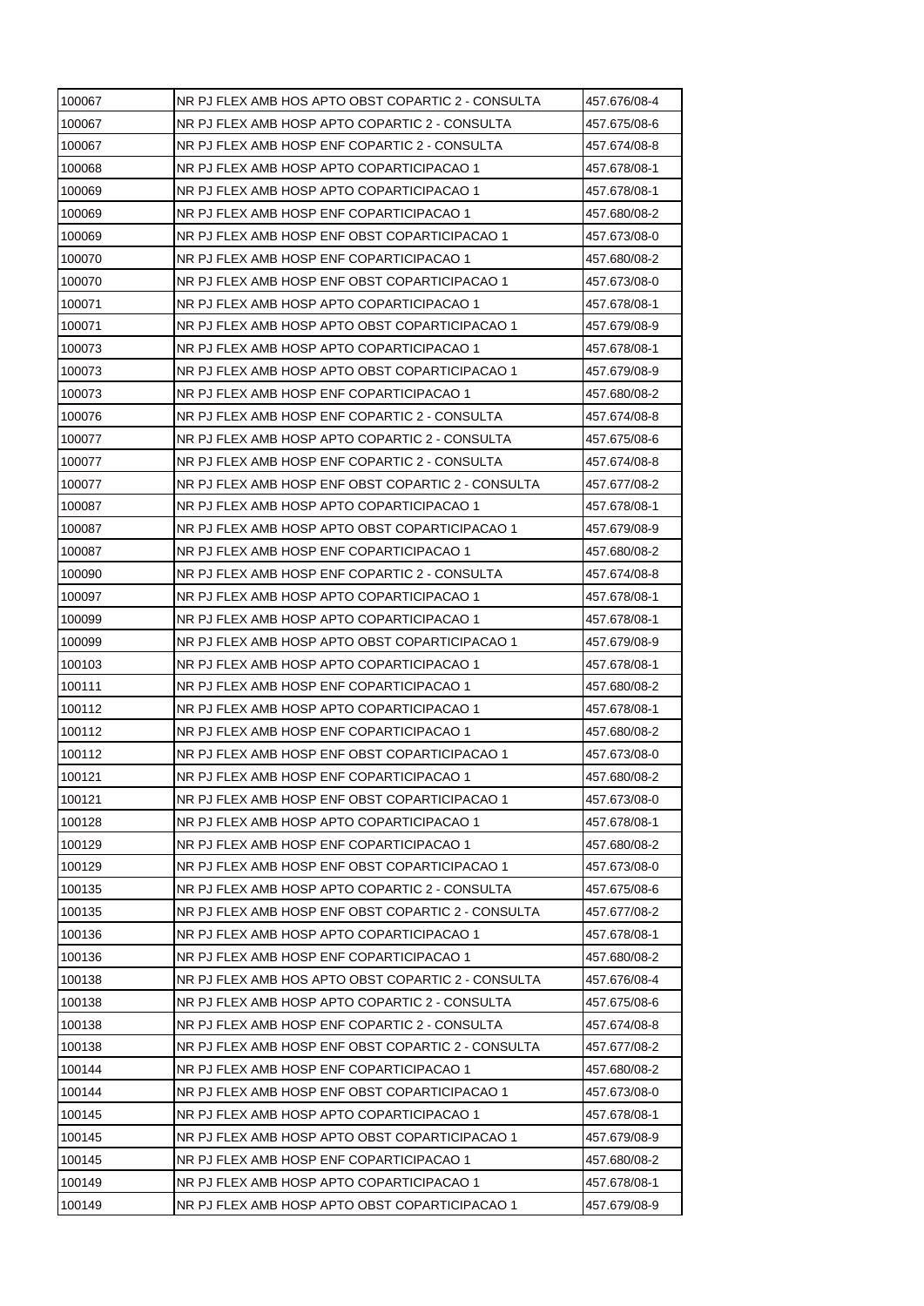| 100067 | NR PJ FLEX AMB HOS APTO OBST COPARTIC 2 - CONSULTA | 457.676/08-4 |
|---|---|---|
| 100067 | NR PJ FLEX AMB HOSP APTO COPARTIC 2 - CONSULTA | 457.675/08-6 |
| 100067 | NR PJ FLEX AMB HOSP ENF COPARTIC 2 - CONSULTA | 457.674/08-8 |
| 100068 | NR PJ FLEX AMB HOSP APTO COPARTICIPACAO 1 | 457.678/08-1 |
| 100069 | NR PJ FLEX AMB HOSP APTO COPARTICIPACAO 1 | 457.678/08-1 |
| 100069 | NR PJ FLEX AMB HOSP ENF COPARTICIPACAO 1 | 457.680/08-2 |
| 100069 | NR PJ FLEX AMB HOSP ENF OBST COPARTICIPACAO 1 | 457.673/08-0 |
| 100070 | NR PJ FLEX AMB HOSP ENF COPARTICIPACAO 1 | 457.680/08-2 |
| 100070 | NR PJ FLEX AMB HOSP ENF OBST COPARTICIPACAO 1 | 457.673/08-0 |
| 100071 | NR PJ FLEX AMB HOSP APTO COPARTICIPACAO 1 | 457.678/08-1 |
| 100071 | NR PJ FLEX AMB HOSP APTO OBST COPARTICIPACAO 1 | 457.679/08-9 |
| 100073 | NR PJ FLEX AMB HOSP APTO COPARTICIPACAO 1 | 457.678/08-1 |
| 100073 | NR PJ FLEX AMB HOSP APTO OBST COPARTICIPACAO 1 | 457.679/08-9 |
| 100073 | NR PJ FLEX AMB HOSP ENF COPARTICIPACAO 1 | 457.680/08-2 |
| 100076 | NR PJ FLEX AMB HOSP ENF COPARTIC 2 - CONSULTA | 457.674/08-8 |
| 100077 | NR PJ FLEX AMB HOSP APTO COPARTIC 2 - CONSULTA | 457.675/08-6 |
| 100077 | NR PJ FLEX AMB HOSP ENF COPARTIC 2 - CONSULTA | 457.674/08-8 |
| 100077 | NR PJ FLEX AMB HOSP ENF OBST COPARTIC 2 - CONSULTA | 457.677/08-2 |
| 100087 | NR PJ FLEX AMB HOSP APTO COPARTICIPACAO 1 | 457.678/08-1 |
| 100087 | NR PJ FLEX AMB HOSP APTO OBST COPARTICIPACAO 1 | 457.679/08-9 |
| 100087 | NR PJ FLEX AMB HOSP ENF COPARTICIPACAO 1 | 457.680/08-2 |
| 100090 | NR PJ FLEX AMB HOSP ENF COPARTIC 2 - CONSULTA | 457.674/08-8 |
| 100097 | NR PJ FLEX AMB HOSP APTO COPARTICIPACAO 1 | 457.678/08-1 |
| 100099 | NR PJ FLEX AMB HOSP APTO COPARTICIPACAO 1 | 457.678/08-1 |
| 100099 | NR PJ FLEX AMB HOSP APTO OBST COPARTICIPACAO 1 | 457.679/08-9 |
| 100103 | NR PJ FLEX AMB HOSP APTO COPARTICIPACAO 1 | 457.678/08-1 |
| 100111 | NR PJ FLEX AMB HOSP ENF COPARTICIPACAO 1 | 457.680/08-2 |
| 100112 | NR PJ FLEX AMB HOSP APTO COPARTICIPACAO 1 | 457.678/08-1 |
| 100112 | NR PJ FLEX AMB HOSP ENF COPARTICIPACAO 1 | 457.680/08-2 |
| 100112 | NR PJ FLEX AMB HOSP ENF OBST COPARTICIPACAO 1 | 457.673/08-0 |
| 100121 | NR PJ FLEX AMB HOSP ENF COPARTICIPACAO 1 | 457.680/08-2 |
| 100121 | NR PJ FLEX AMB HOSP ENF OBST COPARTICIPACAO 1 | 457.673/08-0 |
| 100128 | NR PJ FLEX AMB HOSP APTO COPARTICIPACAO 1 | 457.678/08-1 |
| 100129 | NR PJ FLEX AMB HOSP ENF COPARTICIPACAO 1 | 457.680/08-2 |
| 100129 | NR PJ FLEX AMB HOSP ENF OBST COPARTICIPACAO 1 | 457.673/08-0 |
| 100135 | NR PJ FLEX AMB HOSP APTO COPARTIC 2 - CONSULTA | 457.675/08-6 |
| 100135 | NR PJ FLEX AMB HOSP ENF OBST COPARTIC 2 - CONSULTA | 457.677/08-2 |
| 100136 | NR PJ FLEX AMB HOSP APTO COPARTICIPACAO 1 | 457.678/08-1 |
| 100136 | NR PJ FLEX AMB HOSP ENF COPARTICIPACAO 1 | 457.680/08-2 |
| 100138 | NR PJ FLEX AMB HOS APTO OBST COPARTIC 2 - CONSULTA | 457.676/08-4 |
| 100138 | NR PJ FLEX AMB HOSP APTO COPARTIC 2 - CONSULTA | 457.675/08-6 |
| 100138 | NR PJ FLEX AMB HOSP ENF COPARTIC 2 - CONSULTA | 457.674/08-8 |
| 100138 | NR PJ FLEX AMB HOSP ENF OBST COPARTIC 2 - CONSULTA | 457.677/08-2 |
| 100144 | NR PJ FLEX AMB HOSP ENF COPARTICIPACAO 1 | 457.680/08-2 |
| 100144 | NR PJ FLEX AMB HOSP ENF OBST COPARTICIPACAO 1 | 457.673/08-0 |
| 100145 | NR PJ FLEX AMB HOSP APTO COPARTICIPACAO 1 | 457.678/08-1 |
| 100145 | NR PJ FLEX AMB HOSP APTO OBST COPARTICIPACAO 1 | 457.679/08-9 |
| 100145 | NR PJ FLEX AMB HOSP ENF COPARTICIPACAO 1 | 457.680/08-2 |
| 100149 | NR PJ FLEX AMB HOSP APTO COPARTICIPACAO 1 | 457.678/08-1 |
| 100149 | NR PJ FLEX AMB HOSP APTO OBST COPARTICIPACAO 1 | 457.679/08-9 |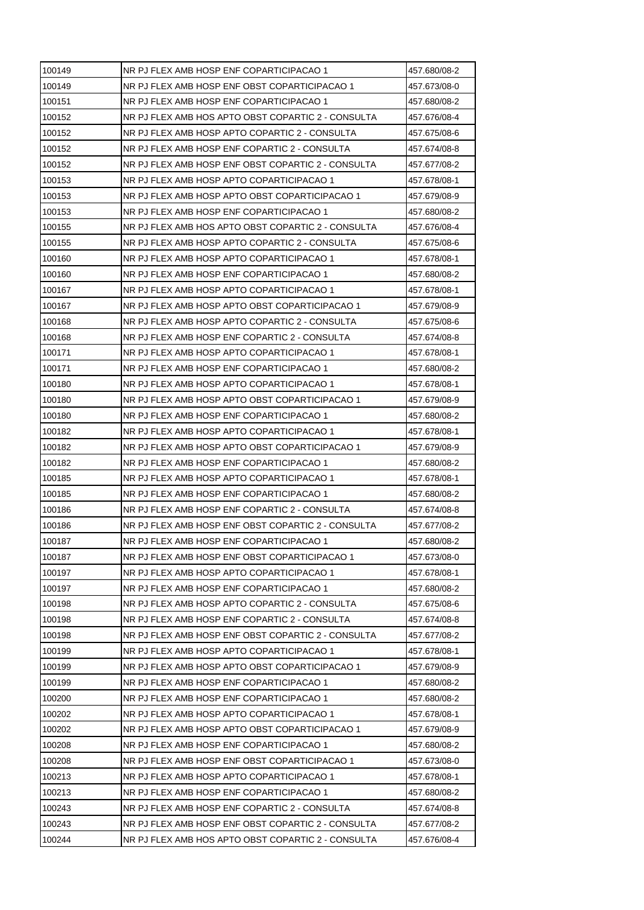| 100149 | NR PJ FLEX AMB HOSP ENF COPARTICIPACAO 1 | 457.680/08-2 |
|---|---|---|
| 100149 | NR PJ FLEX AMB HOSP ENF OBST COPARTICIPACAO 1 | 457.673/08-0 |
| 100151 | NR PJ FLEX AMB HOSP ENF COPARTICIPACAO 1 | 457.680/08-2 |
| 100152 | NR PJ FLEX AMB HOS APTO OBST COPARTIC 2 - CONSULTA | 457.676/08-4 |
| 100152 | NR PJ FLEX AMB HOSP APTO COPARTIC 2 - CONSULTA | 457.675/08-6 |
| 100152 | NR PJ FLEX AMB HOSP ENF COPARTIC 2 - CONSULTA | 457.674/08-8 |
| 100152 | NR PJ FLEX AMB HOSP ENF OBST COPARTIC 2 - CONSULTA | 457.677/08-2 |
| 100153 | NR PJ FLEX AMB HOSP APTO COPARTICIPACAO 1 | 457.678/08-1 |
| 100153 | NR PJ FLEX AMB HOSP APTO OBST COPARTICIPACAO 1 | 457.679/08-9 |
| 100153 | NR PJ FLEX AMB HOSP ENF COPARTICIPACAO 1 | 457.680/08-2 |
| 100155 | NR PJ FLEX AMB HOS APTO OBST COPARTIC 2 - CONSULTA | 457.676/08-4 |
| 100155 | NR PJ FLEX AMB HOSP APTO COPARTIC 2 - CONSULTA | 457.675/08-6 |
| 100160 | NR PJ FLEX AMB HOSP APTO COPARTICIPACAO 1 | 457.678/08-1 |
| 100160 | NR PJ FLEX AMB HOSP ENF COPARTICIPACAO 1 | 457.680/08-2 |
| 100167 | NR PJ FLEX AMB HOSP APTO COPARTICIPACAO 1 | 457.678/08-1 |
| 100167 | NR PJ FLEX AMB HOSP APTO OBST COPARTICIPACAO 1 | 457.679/08-9 |
| 100168 | NR PJ FLEX AMB HOSP APTO COPARTIC 2 - CONSULTA | 457.675/08-6 |
| 100168 | NR PJ FLEX AMB HOSP ENF COPARTIC 2 - CONSULTA | 457.674/08-8 |
| 100171 | NR PJ FLEX AMB HOSP APTO COPARTICIPACAO 1 | 457.678/08-1 |
| 100171 | NR PJ FLEX AMB HOSP ENF COPARTICIPACAO 1 | 457.680/08-2 |
| 100180 | NR PJ FLEX AMB HOSP APTO COPARTICIPACAO 1 | 457.678/08-1 |
| 100180 | NR PJ FLEX AMB HOSP APTO OBST COPARTICIPACAO 1 | 457.679/08-9 |
| 100180 | NR PJ FLEX AMB HOSP ENF COPARTICIPACAO 1 | 457.680/08-2 |
| 100182 | NR PJ FLEX AMB HOSP APTO COPARTICIPACAO 1 | 457.678/08-1 |
| 100182 | NR PJ FLEX AMB HOSP APTO OBST COPARTICIPACAO 1 | 457.679/08-9 |
| 100182 | NR PJ FLEX AMB HOSP ENF COPARTICIPACAO 1 | 457.680/08-2 |
| 100185 | NR PJ FLEX AMB HOSP APTO COPARTICIPACAO 1 | 457.678/08-1 |
| 100185 | NR PJ FLEX AMB HOSP ENF COPARTICIPACAO 1 | 457.680/08-2 |
| 100186 | NR PJ FLEX AMB HOSP ENF COPARTIC 2 - CONSULTA | 457.674/08-8 |
| 100186 | NR PJ FLEX AMB HOSP ENF OBST COPARTIC 2 - CONSULTA | 457.677/08-2 |
| 100187 | NR PJ FLEX AMB HOSP ENF COPARTICIPACAO 1 | 457.680/08-2 |
| 100187 | NR PJ FLEX AMB HOSP ENF OBST COPARTICIPACAO 1 | 457.673/08-0 |
| 100197 | NR PJ FLEX AMB HOSP APTO COPARTICIPACAO 1 | 457.678/08-1 |
| 100197 | NR PJ FLEX AMB HOSP ENF COPARTICIPACAO 1 | 457.680/08-2 |
| 100198 | NR PJ FLEX AMB HOSP APTO COPARTIC 2 - CONSULTA | 457.675/08-6 |
| 100198 | NR PJ FLEX AMB HOSP ENF COPARTIC 2 - CONSULTA | 457.674/08-8 |
| 100198 | NR PJ FLEX AMB HOSP ENF OBST COPARTIC 2 - CONSULTA | 457.677/08-2 |
| 100199 | NR PJ FLEX AMB HOSP APTO COPARTICIPACAO 1 | 457.678/08-1 |
| 100199 | NR PJ FLEX AMB HOSP APTO OBST COPARTICIPACAO 1 | 457.679/08-9 |
| 100199 | NR PJ FLEX AMB HOSP ENF COPARTICIPACAO 1 | 457.680/08-2 |
| 100200 | NR PJ FLEX AMB HOSP ENF COPARTICIPACAO 1 | 457.680/08-2 |
| 100202 | NR PJ FLEX AMB HOSP APTO COPARTICIPACAO 1 | 457.678/08-1 |
| 100202 | NR PJ FLEX AMB HOSP APTO OBST COPARTICIPACAO 1 | 457.679/08-9 |
| 100208 | NR PJ FLEX AMB HOSP ENF COPARTICIPACAO 1 | 457.680/08-2 |
| 100208 | NR PJ FLEX AMB HOSP ENF OBST COPARTICIPACAO 1 | 457.673/08-0 |
| 100213 | NR PJ FLEX AMB HOSP APTO COPARTICIPACAO 1 | 457.678/08-1 |
| 100213 | NR PJ FLEX AMB HOSP ENF COPARTICIPACAO 1 | 457.680/08-2 |
| 100243 | NR PJ FLEX AMB HOSP ENF COPARTIC 2 - CONSULTA | 457.674/08-8 |
| 100243 | NR PJ FLEX AMB HOSP ENF OBST COPARTIC 2 - CONSULTA | 457.677/08-2 |
| 100244 | NR PJ FLEX AMB HOS APTO OBST COPARTIC 2 - CONSULTA | 457.676/08-4 |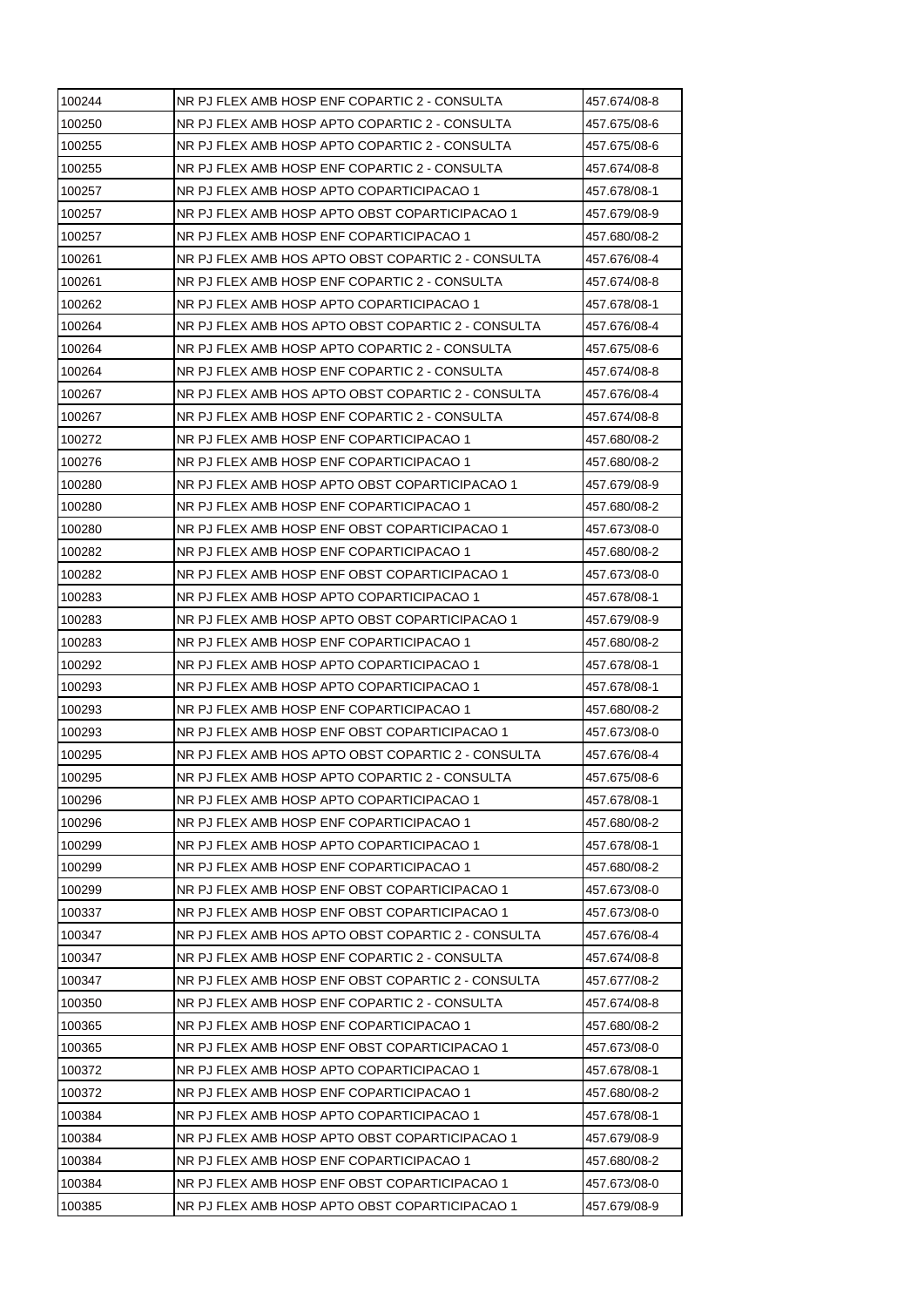| 100244 | NR PJ FLEX AMB HOSP ENF COPARTIC 2 - CONSULTA | 457.674/08-8 |
|---|---|---|
| 100250 | NR PJ FLEX AMB HOSP APTO COPARTIC 2 - CONSULTA | 457.675/08-6 |
| 100255 | NR PJ FLEX AMB HOSP APTO COPARTIC 2 - CONSULTA | 457.675/08-6 |
| 100255 | NR PJ FLEX AMB HOSP ENF COPARTIC 2 - CONSULTA | 457.674/08-8 |
| 100257 | NR PJ FLEX AMB HOSP APTO COPARTICIPACAO 1 | 457.678/08-1 |
| 100257 | NR PJ FLEX AMB HOSP APTO OBST COPARTICIPACAO 1 | 457.679/08-9 |
| 100257 | NR PJ FLEX AMB HOSP ENF COPARTICIPACAO 1 | 457.680/08-2 |
| 100261 | NR PJ FLEX AMB HOS APTO OBST COPARTIC 2 - CONSULTA | 457.676/08-4 |
| 100261 | NR PJ FLEX AMB HOSP ENF COPARTIC 2 - CONSULTA | 457.674/08-8 |
| 100262 | NR PJ FLEX AMB HOSP APTO COPARTICIPACAO 1 | 457.678/08-1 |
| 100264 | NR PJ FLEX AMB HOS APTO OBST COPARTIC 2 - CONSULTA | 457.676/08-4 |
| 100264 | NR PJ FLEX AMB HOSP APTO COPARTIC 2 - CONSULTA | 457.675/08-6 |
| 100264 | NR PJ FLEX AMB HOSP ENF COPARTIC 2 - CONSULTA | 457.674/08-8 |
| 100267 | NR PJ FLEX AMB HOS APTO OBST COPARTIC 2 - CONSULTA | 457.676/08-4 |
| 100267 | NR PJ FLEX AMB HOSP ENF COPARTIC 2 - CONSULTA | 457.674/08-8 |
| 100272 | NR PJ FLEX AMB HOSP ENF COPARTICIPACAO 1 | 457.680/08-2 |
| 100276 | NR PJ FLEX AMB HOSP ENF COPARTICIPACAO 1 | 457.680/08-2 |
| 100280 | NR PJ FLEX AMB HOSP APTO OBST COPARTICIPACAO 1 | 457.679/08-9 |
| 100280 | NR PJ FLEX AMB HOSP ENF COPARTICIPACAO 1 | 457.680/08-2 |
| 100280 | NR PJ FLEX AMB HOSP ENF OBST COPARTICIPACAO 1 | 457.673/08-0 |
| 100282 | NR PJ FLEX AMB HOSP ENF COPARTICIPACAO 1 | 457.680/08-2 |
| 100282 | NR PJ FLEX AMB HOSP ENF OBST COPARTICIPACAO 1 | 457.673/08-0 |
| 100283 | NR PJ FLEX AMB HOSP APTO COPARTICIPACAO 1 | 457.678/08-1 |
| 100283 | NR PJ FLEX AMB HOSP APTO OBST COPARTICIPACAO 1 | 457.679/08-9 |
| 100283 | NR PJ FLEX AMB HOSP ENF COPARTICIPACAO 1 | 457.680/08-2 |
| 100292 | NR PJ FLEX AMB HOSP APTO COPARTICIPACAO 1 | 457.678/08-1 |
| 100293 | NR PJ FLEX AMB HOSP APTO COPARTICIPACAO 1 | 457.678/08-1 |
| 100293 | NR PJ FLEX AMB HOSP ENF COPARTICIPACAO 1 | 457.680/08-2 |
| 100293 | NR PJ FLEX AMB HOSP ENF OBST COPARTICIPACAO 1 | 457.673/08-0 |
| 100295 | NR PJ FLEX AMB HOS APTO OBST COPARTIC 2 - CONSULTA | 457.676/08-4 |
| 100295 | NR PJ FLEX AMB HOSP APTO COPARTIC 2 - CONSULTA | 457.675/08-6 |
| 100296 | NR PJ FLEX AMB HOSP APTO COPARTICIPACAO 1 | 457.678/08-1 |
| 100296 | NR PJ FLEX AMB HOSP ENF COPARTICIPACAO 1 | 457.680/08-2 |
| 100299 | NR PJ FLEX AMB HOSP APTO COPARTICIPACAO 1 | 457.678/08-1 |
| 100299 | NR PJ FLEX AMB HOSP ENF COPARTICIPACAO 1 | 457.680/08-2 |
| 100299 | NR PJ FLEX AMB HOSP ENF OBST COPARTICIPACAO 1 | 457.673/08-0 |
| 100337 | NR PJ FLEX AMB HOSP ENF OBST COPARTICIPACAO 1 | 457.673/08-0 |
| 100347 | NR PJ FLEX AMB HOS APTO OBST COPARTIC 2 - CONSULTA | 457.676/08-4 |
| 100347 | NR PJ FLEX AMB HOSP ENF COPARTIC 2 - CONSULTA | 457.674/08-8 |
| 100347 | NR PJ FLEX AMB HOSP ENF OBST COPARTIC 2 - CONSULTA | 457.677/08-2 |
| 100350 | NR PJ FLEX AMB HOSP ENF COPARTIC 2 - CONSULTA | 457.674/08-8 |
| 100365 | NR PJ FLEX AMB HOSP ENF COPARTICIPACAO 1 | 457.680/08-2 |
| 100365 | NR PJ FLEX AMB HOSP ENF OBST COPARTICIPACAO 1 | 457.673/08-0 |
| 100372 | NR PJ FLEX AMB HOSP APTO COPARTICIPACAO 1 | 457.678/08-1 |
| 100372 | NR PJ FLEX AMB HOSP ENF COPARTICIPACAO 1 | 457.680/08-2 |
| 100384 | NR PJ FLEX AMB HOSP APTO COPARTICIPACAO 1 | 457.678/08-1 |
| 100384 | NR PJ FLEX AMB HOSP APTO OBST COPARTICIPACAO 1 | 457.679/08-9 |
| 100384 | NR PJ FLEX AMB HOSP ENF COPARTICIPACAO 1 | 457.680/08-2 |
| 100384 | NR PJ FLEX AMB HOSP ENF OBST COPARTICIPACAO 1 | 457.673/08-0 |
| 100385 | NR PJ FLEX AMB HOSP APTO OBST COPARTICIPACAO 1 | 457.679/08-9 |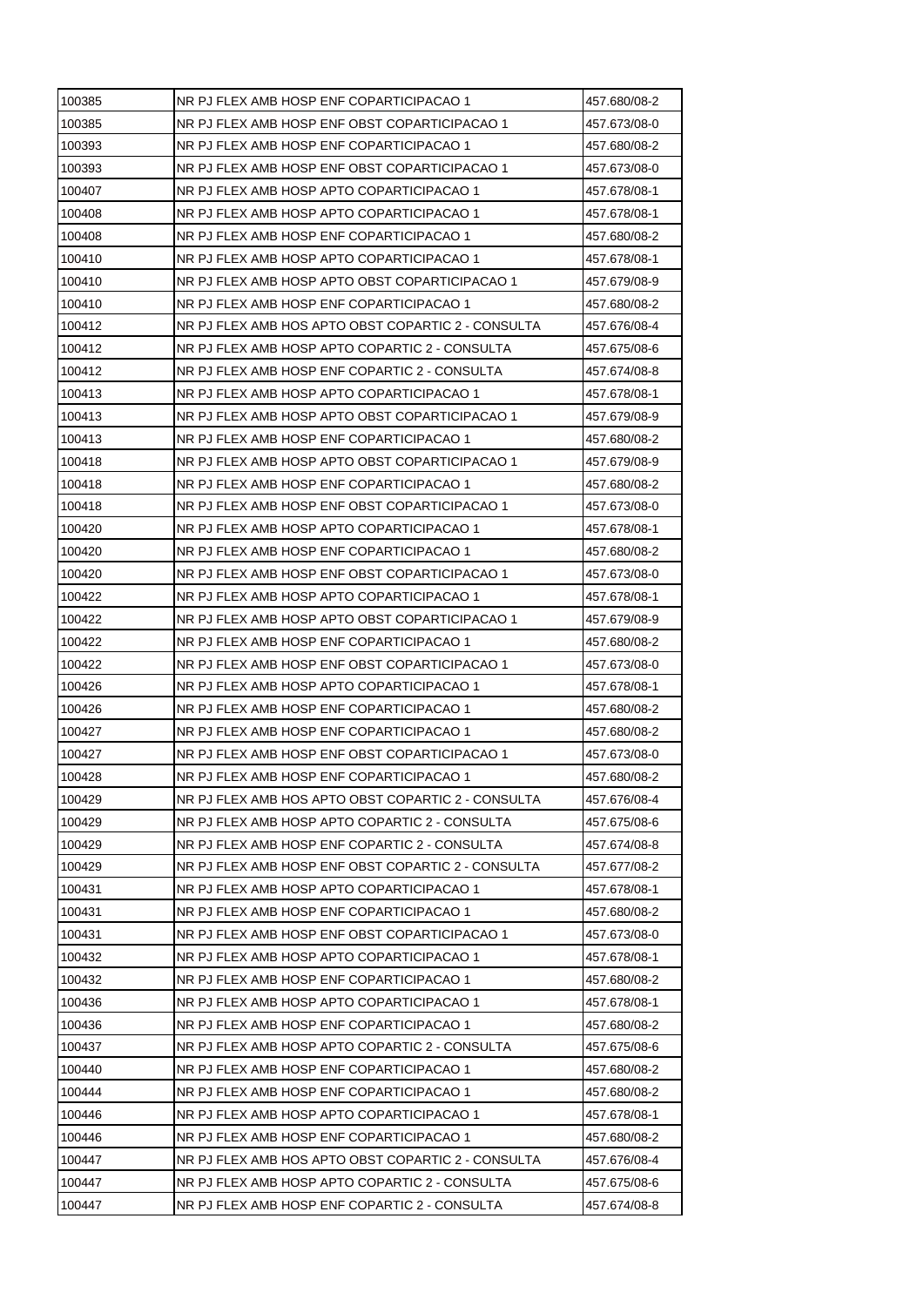| 100385 | NR PJ FLEX AMB HOSP ENF COPARTICIPACAO 1 | 457.680/08-2 |
|---|---|---|
| 100385 | NR PJ FLEX AMB HOSP ENF OBST COPARTICIPACAO 1 | 457.673/08-0 |
| 100393 | NR PJ FLEX AMB HOSP ENF COPARTICIPACAO 1 | 457.680/08-2 |
| 100393 | NR PJ FLEX AMB HOSP ENF OBST COPARTICIPACAO 1 | 457.673/08-0 |
| 100407 | NR PJ FLEX AMB HOSP APTO COPARTICIPACAO 1 | 457.678/08-1 |
| 100408 | NR PJ FLEX AMB HOSP APTO COPARTICIPACAO 1 | 457.678/08-1 |
| 100408 | NR PJ FLEX AMB HOSP ENF COPARTICIPACAO 1 | 457.680/08-2 |
| 100410 | NR PJ FLEX AMB HOSP APTO COPARTICIPACAO 1 | 457.678/08-1 |
| 100410 | NR PJ FLEX AMB HOSP APTO OBST COPARTICIPACAO 1 | 457.679/08-9 |
| 100410 | NR PJ FLEX AMB HOSP ENF COPARTICIPACAO 1 | 457.680/08-2 |
| 100412 | NR PJ FLEX AMB HOS APTO OBST COPARTIC 2 - CONSULTA | 457.676/08-4 |
| 100412 | NR PJ FLEX AMB HOSP APTO COPARTIC 2 - CONSULTA | 457.675/08-6 |
| 100412 | NR PJ FLEX AMB HOSP ENF COPARTIC 2 - CONSULTA | 457.674/08-8 |
| 100413 | NR PJ FLEX AMB HOSP APTO COPARTICIPACAO 1 | 457.678/08-1 |
| 100413 | NR PJ FLEX AMB HOSP APTO OBST COPARTICIPACAO 1 | 457.679/08-9 |
| 100413 | NR PJ FLEX AMB HOSP ENF COPARTICIPACAO 1 | 457.680/08-2 |
| 100418 | NR PJ FLEX AMB HOSP APTO OBST COPARTICIPACAO 1 | 457.679/08-9 |
| 100418 | NR PJ FLEX AMB HOSP ENF COPARTICIPACAO 1 | 457.680/08-2 |
| 100418 | NR PJ FLEX AMB HOSP ENF OBST COPARTICIPACAO 1 | 457.673/08-0 |
| 100420 | NR PJ FLEX AMB HOSP APTO COPARTICIPACAO 1 | 457.678/08-1 |
| 100420 | NR PJ FLEX AMB HOSP ENF COPARTICIPACAO 1 | 457.680/08-2 |
| 100420 | NR PJ FLEX AMB HOSP ENF OBST COPARTICIPACAO 1 | 457.673/08-0 |
| 100422 | NR PJ FLEX AMB HOSP APTO COPARTICIPACAO 1 | 457.678/08-1 |
| 100422 | NR PJ FLEX AMB HOSP APTO OBST COPARTICIPACAO 1 | 457.679/08-9 |
| 100422 | NR PJ FLEX AMB HOSP ENF COPARTICIPACAO 1 | 457.680/08-2 |
| 100422 | NR PJ FLEX AMB HOSP ENF OBST COPARTICIPACAO 1 | 457.673/08-0 |
| 100426 | NR PJ FLEX AMB HOSP APTO COPARTICIPACAO 1 | 457.678/08-1 |
| 100426 | NR PJ FLEX AMB HOSP ENF COPARTICIPACAO 1 | 457.680/08-2 |
| 100427 | NR PJ FLEX AMB HOSP ENF COPARTICIPACAO 1 | 457.680/08-2 |
| 100427 | NR PJ FLEX AMB HOSP ENF OBST COPARTICIPACAO 1 | 457.673/08-0 |
| 100428 | NR PJ FLEX AMB HOSP ENF COPARTICIPACAO 1 | 457.680/08-2 |
| 100429 | NR PJ FLEX AMB HOS APTO OBST COPARTIC 2 - CONSULTA | 457.676/08-4 |
| 100429 | NR PJ FLEX AMB HOSP APTO COPARTIC 2 - CONSULTA | 457.675/08-6 |
| 100429 | NR PJ FLEX AMB HOSP ENF COPARTIC 2 - CONSULTA | 457.674/08-8 |
| 100429 | NR PJ FLEX AMB HOSP ENF OBST COPARTIC 2 - CONSULTA | 457.677/08-2 |
| 100431 | NR PJ FLEX AMB HOSP APTO COPARTICIPACAO 1 | 457.678/08-1 |
| 100431 | NR PJ FLEX AMB HOSP ENF COPARTICIPACAO 1 | 457.680/08-2 |
| 100431 | NR PJ FLEX AMB HOSP ENF OBST COPARTICIPACAO 1 | 457.673/08-0 |
| 100432 | NR PJ FLEX AMB HOSP APTO COPARTICIPACAO 1 | 457.678/08-1 |
| 100432 | NR PJ FLEX AMB HOSP ENF COPARTICIPACAO 1 | 457.680/08-2 |
| 100436 | NR PJ FLEX AMB HOSP APTO COPARTICIPACAO 1 | 457.678/08-1 |
| 100436 | NR PJ FLEX AMB HOSP ENF COPARTICIPACAO 1 | 457.680/08-2 |
| 100437 | NR PJ FLEX AMB HOSP APTO COPARTIC 2 - CONSULTA | 457.675/08-6 |
| 100440 | NR PJ FLEX AMB HOSP ENF COPARTICIPACAO 1 | 457.680/08-2 |
| 100444 | NR PJ FLEX AMB HOSP ENF COPARTICIPACAO 1 | 457.680/08-2 |
| 100446 | NR PJ FLEX AMB HOSP APTO COPARTICIPACAO 1 | 457.678/08-1 |
| 100446 | NR PJ FLEX AMB HOSP ENF COPARTICIPACAO 1 | 457.680/08-2 |
| 100447 | NR PJ FLEX AMB HOS APTO OBST COPARTIC 2 - CONSULTA | 457.676/08-4 |
| 100447 | NR PJ FLEX AMB HOSP APTO COPARTIC 2 - CONSULTA | 457.675/08-6 |
| 100447 | NR PJ FLEX AMB HOSP ENF COPARTIC 2 - CONSULTA | 457.674/08-8 |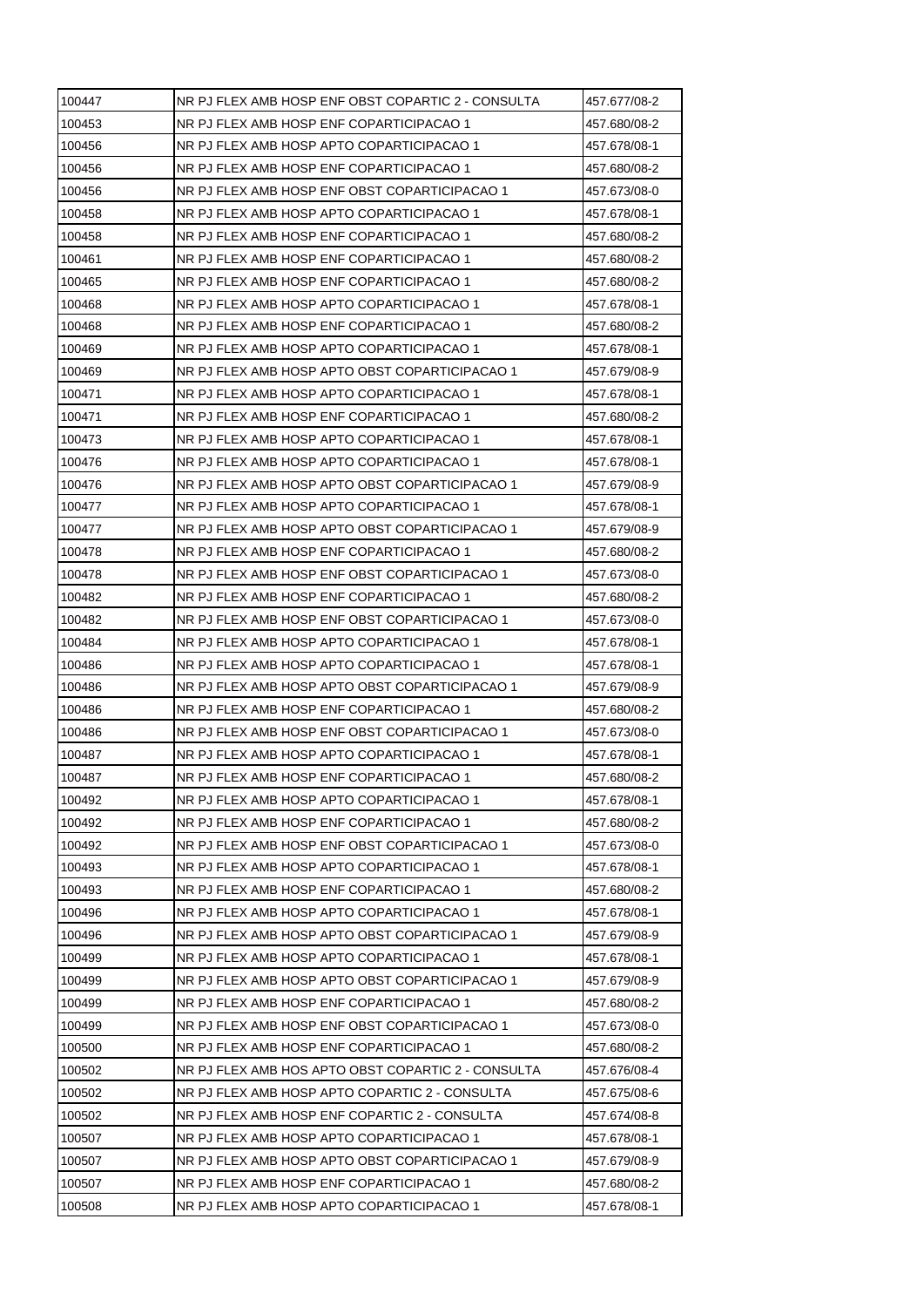| | | |
|---|---|---|
| 100447 | NR PJ FLEX AMB HOSP ENF OBST COPARTIC 2 - CONSULTA | 457.677/08-2 |
| 100453 | NR PJ FLEX AMB HOSP ENF COPARTICIPACAO 1 | 457.680/08-2 |
| 100456 | NR PJ FLEX AMB HOSP APTO COPARTICIPACAO 1 | 457.678/08-1 |
| 100456 | NR PJ FLEX AMB HOSP ENF COPARTICIPACAO 1 | 457.680/08-2 |
| 100456 | NR PJ FLEX AMB HOSP ENF OBST COPARTICIPACAO 1 | 457.673/08-0 |
| 100458 | NR PJ FLEX AMB HOSP APTO COPARTICIPACAO 1 | 457.678/08-1 |
| 100458 | NR PJ FLEX AMB HOSP ENF COPARTICIPACAO 1 | 457.680/08-2 |
| 100461 | NR PJ FLEX AMB HOSP ENF COPARTICIPACAO 1 | 457.680/08-2 |
| 100465 | NR PJ FLEX AMB HOSP ENF COPARTICIPACAO 1 | 457.680/08-2 |
| 100468 | NR PJ FLEX AMB HOSP APTO COPARTICIPACAO 1 | 457.678/08-1 |
| 100468 | NR PJ FLEX AMB HOSP ENF COPARTICIPACAO 1 | 457.680/08-2 |
| 100469 | NR PJ FLEX AMB HOSP APTO COPARTICIPACAO 1 | 457.678/08-1 |
| 100469 | NR PJ FLEX AMB HOSP APTO OBST COPARTICIPACAO 1 | 457.679/08-9 |
| 100471 | NR PJ FLEX AMB HOSP APTO COPARTICIPACAO 1 | 457.678/08-1 |
| 100471 | NR PJ FLEX AMB HOSP ENF COPARTICIPACAO 1 | 457.680/08-2 |
| 100473 | NR PJ FLEX AMB HOSP APTO COPARTICIPACAO 1 | 457.678/08-1 |
| 100476 | NR PJ FLEX AMB HOSP APTO COPARTICIPACAO 1 | 457.678/08-1 |
| 100476 | NR PJ FLEX AMB HOSP APTO OBST COPARTICIPACAO 1 | 457.679/08-9 |
| 100477 | NR PJ FLEX AMB HOSP APTO COPARTICIPACAO 1 | 457.678/08-1 |
| 100477 | NR PJ FLEX AMB HOSP APTO OBST COPARTICIPACAO 1 | 457.679/08-9 |
| 100478 | NR PJ FLEX AMB HOSP ENF COPARTICIPACAO 1 | 457.680/08-2 |
| 100478 | NR PJ FLEX AMB HOSP ENF OBST COPARTICIPACAO 1 | 457.673/08-0 |
| 100482 | NR PJ FLEX AMB HOSP ENF COPARTICIPACAO 1 | 457.680/08-2 |
| 100482 | NR PJ FLEX AMB HOSP ENF OBST COPARTICIPACAO 1 | 457.673/08-0 |
| 100484 | NR PJ FLEX AMB HOSP APTO COPARTICIPACAO 1 | 457.678/08-1 |
| 100486 | NR PJ FLEX AMB HOSP APTO COPARTICIPACAO 1 | 457.678/08-1 |
| 100486 | NR PJ FLEX AMB HOSP APTO OBST COPARTICIPACAO 1 | 457.679/08-9 |
| 100486 | NR PJ FLEX AMB HOSP ENF COPARTICIPACAO 1 | 457.680/08-2 |
| 100486 | NR PJ FLEX AMB HOSP ENF OBST COPARTICIPACAO 1 | 457.673/08-0 |
| 100487 | NR PJ FLEX AMB HOSP APTO COPARTICIPACAO 1 | 457.678/08-1 |
| 100487 | NR PJ FLEX AMB HOSP ENF COPARTICIPACAO 1 | 457.680/08-2 |
| 100492 | NR PJ FLEX AMB HOSP APTO COPARTICIPACAO 1 | 457.678/08-1 |
| 100492 | NR PJ FLEX AMB HOSP ENF COPARTICIPACAO 1 | 457.680/08-2 |
| 100492 | NR PJ FLEX AMB HOSP ENF OBST COPARTICIPACAO 1 | 457.673/08-0 |
| 100493 | NR PJ FLEX AMB HOSP APTO COPARTICIPACAO 1 | 457.678/08-1 |
| 100493 | NR PJ FLEX AMB HOSP ENF COPARTICIPACAO 1 | 457.680/08-2 |
| 100496 | NR PJ FLEX AMB HOSP APTO COPARTICIPACAO 1 | 457.678/08-1 |
| 100496 | NR PJ FLEX AMB HOSP APTO OBST COPARTICIPACAO 1 | 457.679/08-9 |
| 100499 | NR PJ FLEX AMB HOSP APTO COPARTICIPACAO 1 | 457.678/08-1 |
| 100499 | NR PJ FLEX AMB HOSP APTO OBST COPARTICIPACAO 1 | 457.679/08-9 |
| 100499 | NR PJ FLEX AMB HOSP ENF COPARTICIPACAO 1 | 457.680/08-2 |
| 100499 | NR PJ FLEX AMB HOSP ENF OBST COPARTICIPACAO 1 | 457.673/08-0 |
| 100500 | NR PJ FLEX AMB HOSP ENF COPARTICIPACAO 1 | 457.680/08-2 |
| 100502 | NR PJ FLEX AMB HOS APTO OBST COPARTIC 2 - CONSULTA | 457.676/08-4 |
| 100502 | NR PJ FLEX AMB HOSP APTO COPARTIC 2 - CONSULTA | 457.675/08-6 |
| 100502 | NR PJ FLEX AMB HOSP ENF COPARTIC 2 - CONSULTA | 457.674/08-8 |
| 100507 | NR PJ FLEX AMB HOSP APTO COPARTICIPACAO 1 | 457.678/08-1 |
| 100507 | NR PJ FLEX AMB HOSP APTO OBST COPARTICIPACAO 1 | 457.679/08-9 |
| 100507 | NR PJ FLEX AMB HOSP ENF COPARTICIPACAO 1 | 457.680/08-2 |
| 100508 | NR PJ FLEX AMB HOSP APTO COPARTICIPACAO 1 | 457.678/08-1 |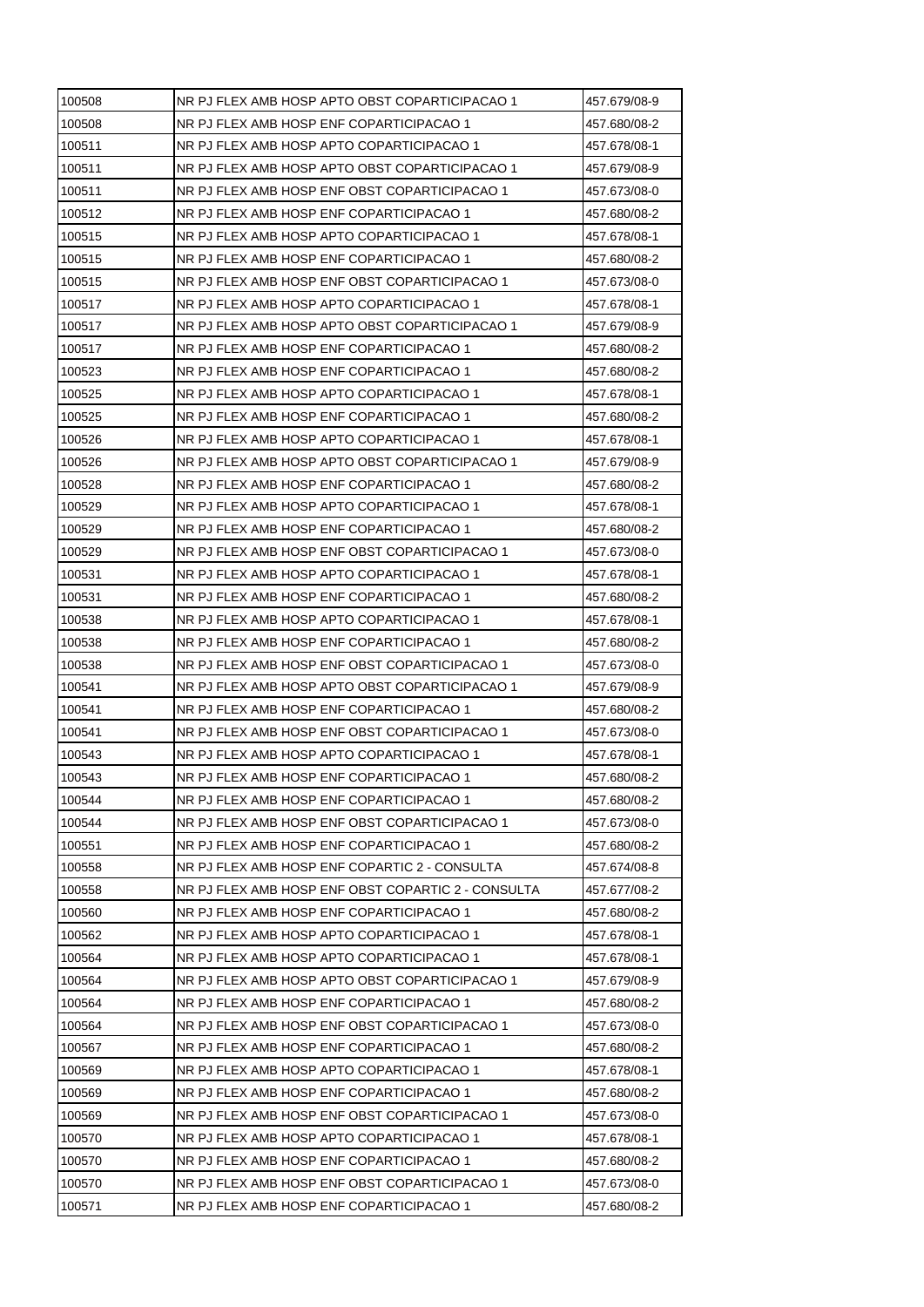| | | |
|---|---|---|
| 100508 | NR PJ FLEX AMB HOSP APTO OBST COPARTICIPACAO 1 | 457.679/08-9 |
| 100508 | NR PJ FLEX AMB HOSP ENF COPARTICIPACAO 1 | 457.680/08-2 |
| 100511 | NR PJ FLEX AMB HOSP APTO COPARTICIPACAO 1 | 457.678/08-1 |
| 100511 | NR PJ FLEX AMB HOSP APTO OBST COPARTICIPACAO 1 | 457.679/08-9 |
| 100511 | NR PJ FLEX AMB HOSP ENF OBST COPARTICIPACAO 1 | 457.673/08-0 |
| 100512 | NR PJ FLEX AMB HOSP ENF COPARTICIPACAO 1 | 457.680/08-2 |
| 100515 | NR PJ FLEX AMB HOSP APTO COPARTICIPACAO 1 | 457.678/08-1 |
| 100515 | NR PJ FLEX AMB HOSP ENF COPARTICIPACAO 1 | 457.680/08-2 |
| 100515 | NR PJ FLEX AMB HOSP ENF OBST COPARTICIPACAO 1 | 457.673/08-0 |
| 100517 | NR PJ FLEX AMB HOSP APTO COPARTICIPACAO 1 | 457.678/08-1 |
| 100517 | NR PJ FLEX AMB HOSP APTO OBST COPARTICIPACAO 1 | 457.679/08-9 |
| 100517 | NR PJ FLEX AMB HOSP ENF COPARTICIPACAO 1 | 457.680/08-2 |
| 100523 | NR PJ FLEX AMB HOSP ENF COPARTICIPACAO 1 | 457.680/08-2 |
| 100525 | NR PJ FLEX AMB HOSP APTO COPARTICIPACAO 1 | 457.678/08-1 |
| 100525 | NR PJ FLEX AMB HOSP ENF COPARTICIPACAO 1 | 457.680/08-2 |
| 100526 | NR PJ FLEX AMB HOSP APTO COPARTICIPACAO 1 | 457.678/08-1 |
| 100526 | NR PJ FLEX AMB HOSP APTO OBST COPARTICIPACAO 1 | 457.679/08-9 |
| 100528 | NR PJ FLEX AMB HOSP ENF COPARTICIPACAO 1 | 457.680/08-2 |
| 100529 | NR PJ FLEX AMB HOSP APTO COPARTICIPACAO 1 | 457.678/08-1 |
| 100529 | NR PJ FLEX AMB HOSP ENF COPARTICIPACAO 1 | 457.680/08-2 |
| 100529 | NR PJ FLEX AMB HOSP ENF OBST COPARTICIPACAO 1 | 457.673/08-0 |
| 100531 | NR PJ FLEX AMB HOSP APTO COPARTICIPACAO 1 | 457.678/08-1 |
| 100531 | NR PJ FLEX AMB HOSP ENF COPARTICIPACAO 1 | 457.680/08-2 |
| 100538 | NR PJ FLEX AMB HOSP APTO COPARTICIPACAO 1 | 457.678/08-1 |
| 100538 | NR PJ FLEX AMB HOSP ENF COPARTICIPACAO 1 | 457.680/08-2 |
| 100538 | NR PJ FLEX AMB HOSP ENF OBST COPARTICIPACAO 1 | 457.673/08-0 |
| 100541 | NR PJ FLEX AMB HOSP APTO OBST COPARTICIPACAO 1 | 457.679/08-9 |
| 100541 | NR PJ FLEX AMB HOSP ENF COPARTICIPACAO 1 | 457.680/08-2 |
| 100541 | NR PJ FLEX AMB HOSP ENF OBST COPARTICIPACAO 1 | 457.673/08-0 |
| 100543 | NR PJ FLEX AMB HOSP APTO COPARTICIPACAO 1 | 457.678/08-1 |
| 100543 | NR PJ FLEX AMB HOSP ENF COPARTICIPACAO 1 | 457.680/08-2 |
| 100544 | NR PJ FLEX AMB HOSP ENF COPARTICIPACAO 1 | 457.680/08-2 |
| 100544 | NR PJ FLEX AMB HOSP ENF OBST COPARTICIPACAO 1 | 457.673/08-0 |
| 100551 | NR PJ FLEX AMB HOSP ENF COPARTICIPACAO 1 | 457.680/08-2 |
| 100558 | NR PJ FLEX AMB HOSP ENF COPARTIC 2 - CONSULTA | 457.674/08-8 |
| 100558 | NR PJ FLEX AMB HOSP ENF OBST COPARTIC 2 - CONSULTA | 457.677/08-2 |
| 100560 | NR PJ FLEX AMB HOSP ENF COPARTICIPACAO 1 | 457.680/08-2 |
| 100562 | NR PJ FLEX AMB HOSP APTO COPARTICIPACAO 1 | 457.678/08-1 |
| 100564 | NR PJ FLEX AMB HOSP APTO COPARTICIPACAO 1 | 457.678/08-1 |
| 100564 | NR PJ FLEX AMB HOSP APTO OBST COPARTICIPACAO 1 | 457.679/08-9 |
| 100564 | NR PJ FLEX AMB HOSP ENF COPARTICIPACAO 1 | 457.680/08-2 |
| 100564 | NR PJ FLEX AMB HOSP ENF OBST COPARTICIPACAO 1 | 457.673/08-0 |
| 100567 | NR PJ FLEX AMB HOSP ENF COPARTICIPACAO 1 | 457.680/08-2 |
| 100569 | NR PJ FLEX AMB HOSP APTO COPARTICIPACAO 1 | 457.678/08-1 |
| 100569 | NR PJ FLEX AMB HOSP ENF COPARTICIPACAO 1 | 457.680/08-2 |
| 100569 | NR PJ FLEX AMB HOSP ENF OBST COPARTICIPACAO 1 | 457.673/08-0 |
| 100570 | NR PJ FLEX AMB HOSP APTO COPARTICIPACAO 1 | 457.678/08-1 |
| 100570 | NR PJ FLEX AMB HOSP ENF COPARTICIPACAO 1 | 457.680/08-2 |
| 100570 | NR PJ FLEX AMB HOSP ENF OBST COPARTICIPACAO 1 | 457.673/08-0 |
| 100571 | NR PJ FLEX AMB HOSP ENF COPARTICIPACAO 1 | 457.680/08-2 |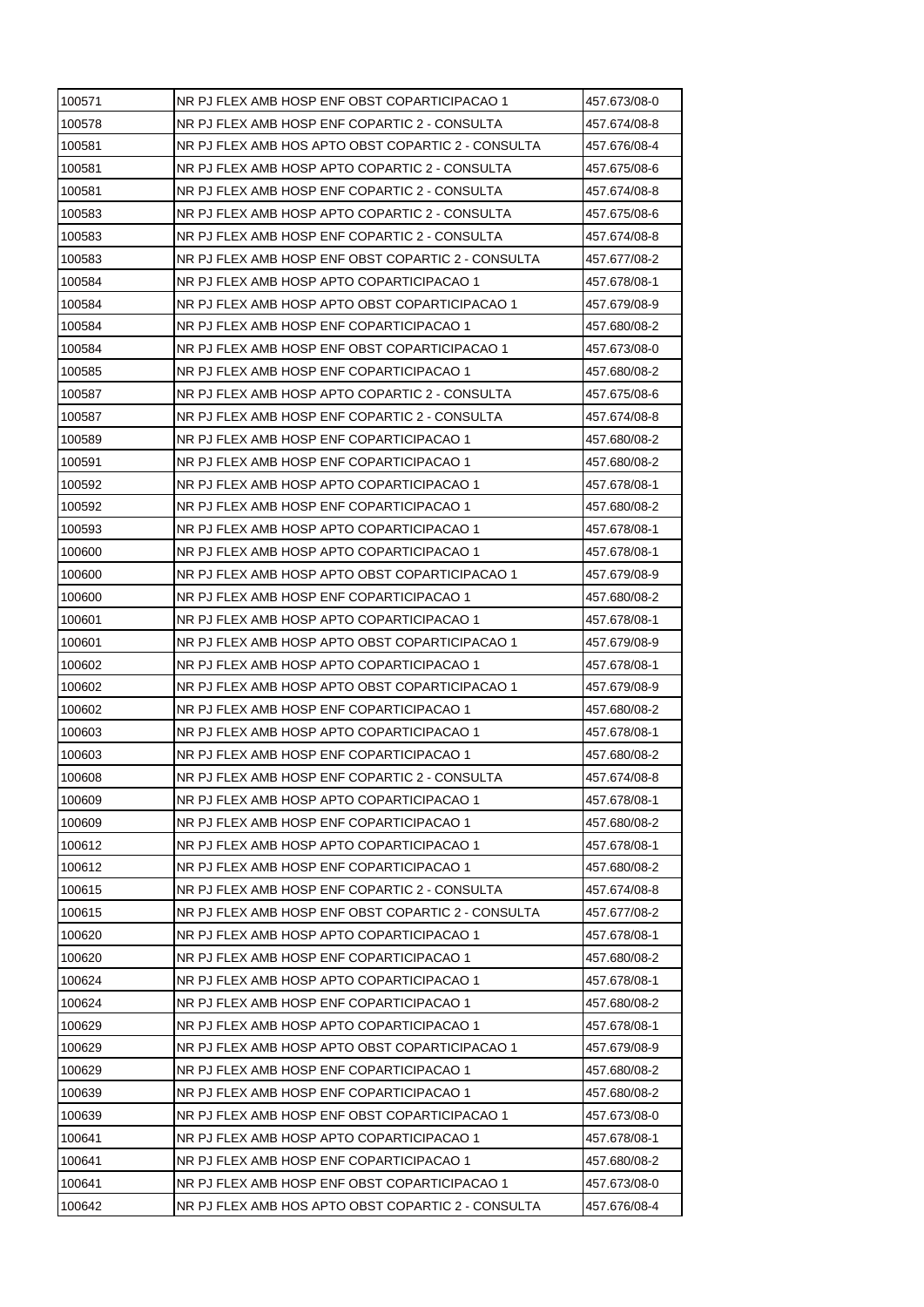| 100571 | NR PJ FLEX AMB HOSP ENF OBST COPARTICIPACAO 1 | 457.673/08-0 |
|---|---|---|
| 100578 | NR PJ FLEX AMB HOSP ENF COPARTIC 2 - CONSULTA | 457.674/08-8 |
| 100581 | NR PJ FLEX AMB HOS APTO OBST COPARTIC 2 - CONSULTA | 457.676/08-4 |
| 100581 | NR PJ FLEX AMB HOSP APTO COPARTIC 2 - CONSULTA | 457.675/08-6 |
| 100581 | NR PJ FLEX AMB HOSP ENF COPARTIC 2 - CONSULTA | 457.674/08-8 |
| 100583 | NR PJ FLEX AMB HOSP APTO COPARTIC 2 - CONSULTA | 457.675/08-6 |
| 100583 | NR PJ FLEX AMB HOSP ENF COPARTIC 2 - CONSULTA | 457.674/08-8 |
| 100583 | NR PJ FLEX AMB HOSP ENF OBST COPARTIC 2 - CONSULTA | 457.677/08-2 |
| 100584 | NR PJ FLEX AMB HOSP APTO COPARTICIPACAO 1 | 457.678/08-1 |
| 100584 | NR PJ FLEX AMB HOSP APTO OBST COPARTICIPACAO 1 | 457.679/08-9 |
| 100584 | NR PJ FLEX AMB HOSP ENF COPARTICIPACAO 1 | 457.680/08-2 |
| 100584 | NR PJ FLEX AMB HOSP ENF OBST COPARTICIPACAO 1 | 457.673/08-0 |
| 100585 | NR PJ FLEX AMB HOSP ENF COPARTICIPACAO 1 | 457.680/08-2 |
| 100587 | NR PJ FLEX AMB HOSP APTO COPARTIC 2 - CONSULTA | 457.675/08-6 |
| 100587 | NR PJ FLEX AMB HOSP ENF COPARTIC 2 - CONSULTA | 457.674/08-8 |
| 100589 | NR PJ FLEX AMB HOSP ENF COPARTICIPACAO 1 | 457.680/08-2 |
| 100591 | NR PJ FLEX AMB HOSP ENF COPARTICIPACAO 1 | 457.680/08-2 |
| 100592 | NR PJ FLEX AMB HOSP APTO COPARTICIPACAO 1 | 457.678/08-1 |
| 100592 | NR PJ FLEX AMB HOSP ENF COPARTICIPACAO 1 | 457.680/08-2 |
| 100593 | NR PJ FLEX AMB HOSP APTO COPARTICIPACAO 1 | 457.678/08-1 |
| 100600 | NR PJ FLEX AMB HOSP APTO COPARTICIPACAO 1 | 457.678/08-1 |
| 100600 | NR PJ FLEX AMB HOSP APTO OBST COPARTICIPACAO 1 | 457.679/08-9 |
| 100600 | NR PJ FLEX AMB HOSP ENF COPARTICIPACAO 1 | 457.680/08-2 |
| 100601 | NR PJ FLEX AMB HOSP APTO COPARTICIPACAO 1 | 457.678/08-1 |
| 100601 | NR PJ FLEX AMB HOSP APTO OBST COPARTICIPACAO 1 | 457.679/08-9 |
| 100602 | NR PJ FLEX AMB HOSP APTO COPARTICIPACAO 1 | 457.678/08-1 |
| 100602 | NR PJ FLEX AMB HOSP APTO OBST COPARTICIPACAO 1 | 457.679/08-9 |
| 100602 | NR PJ FLEX AMB HOSP ENF COPARTICIPACAO 1 | 457.680/08-2 |
| 100603 | NR PJ FLEX AMB HOSP APTO COPARTICIPACAO 1 | 457.678/08-1 |
| 100603 | NR PJ FLEX AMB HOSP ENF COPARTICIPACAO 1 | 457.680/08-2 |
| 100608 | NR PJ FLEX AMB HOSP ENF COPARTIC 2 - CONSULTA | 457.674/08-8 |
| 100609 | NR PJ FLEX AMB HOSP APTO COPARTICIPACAO 1 | 457.678/08-1 |
| 100609 | NR PJ FLEX AMB HOSP ENF COPARTICIPACAO 1 | 457.680/08-2 |
| 100612 | NR PJ FLEX AMB HOSP APTO COPARTICIPACAO 1 | 457.678/08-1 |
| 100612 | NR PJ FLEX AMB HOSP ENF COPARTICIPACAO 1 | 457.680/08-2 |
| 100615 | NR PJ FLEX AMB HOSP ENF COPARTIC 2 - CONSULTA | 457.674/08-8 |
| 100615 | NR PJ FLEX AMB HOSP ENF OBST COPARTIC 2 - CONSULTA | 457.677/08-2 |
| 100620 | NR PJ FLEX AMB HOSP APTO COPARTICIPACAO 1 | 457.678/08-1 |
| 100620 | NR PJ FLEX AMB HOSP ENF COPARTICIPACAO 1 | 457.680/08-2 |
| 100624 | NR PJ FLEX AMB HOSP APTO COPARTICIPACAO 1 | 457.678/08-1 |
| 100624 | NR PJ FLEX AMB HOSP ENF COPARTICIPACAO 1 | 457.680/08-2 |
| 100629 | NR PJ FLEX AMB HOSP APTO COPARTICIPACAO 1 | 457.678/08-1 |
| 100629 | NR PJ FLEX AMB HOSP APTO OBST COPARTICIPACAO 1 | 457.679/08-9 |
| 100629 | NR PJ FLEX AMB HOSP ENF COPARTICIPACAO 1 | 457.680/08-2 |
| 100639 | NR PJ FLEX AMB HOSP ENF COPARTICIPACAO 1 | 457.680/08-2 |
| 100639 | NR PJ FLEX AMB HOSP ENF OBST COPARTICIPACAO 1 | 457.673/08-0 |
| 100641 | NR PJ FLEX AMB HOSP APTO COPARTICIPACAO 1 | 457.678/08-1 |
| 100641 | NR PJ FLEX AMB HOSP ENF COPARTICIPACAO 1 | 457.680/08-2 |
| 100641 | NR PJ FLEX AMB HOSP ENF OBST COPARTICIPACAO 1 | 457.673/08-0 |
| 100642 | NR PJ FLEX AMB HOS APTO OBST COPARTIC 2 - CONSULTA | 457.676/08-4 |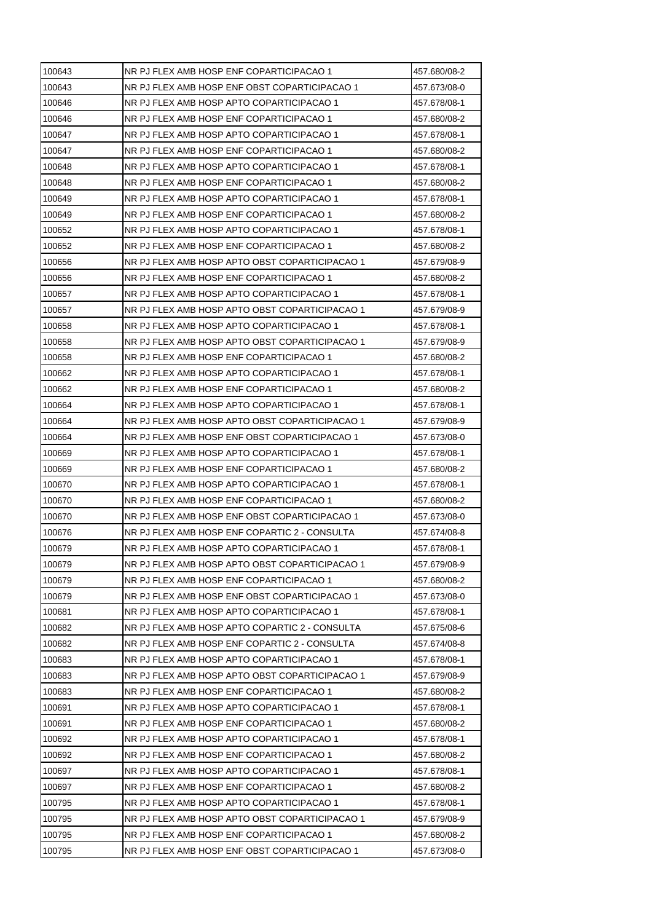| | | |
|---|---|---|
| 100643 | NR PJ FLEX AMB HOSP ENF COPARTICIPACAO 1 | 457.680/08-2 |
| 100643 | NR PJ FLEX AMB HOSP ENF OBST COPARTICIPACAO 1 | 457.673/08-0 |
| 100646 | NR PJ FLEX AMB HOSP APTO COPARTICIPACAO 1 | 457.678/08-1 |
| 100646 | NR PJ FLEX AMB HOSP ENF COPARTICIPACAO 1 | 457.680/08-2 |
| 100647 | NR PJ FLEX AMB HOSP APTO COPARTICIPACAO 1 | 457.678/08-1 |
| 100647 | NR PJ FLEX AMB HOSP ENF COPARTICIPACAO 1 | 457.680/08-2 |
| 100648 | NR PJ FLEX AMB HOSP APTO COPARTICIPACAO 1 | 457.678/08-1 |
| 100648 | NR PJ FLEX AMB HOSP ENF COPARTICIPACAO 1 | 457.680/08-2 |
| 100649 | NR PJ FLEX AMB HOSP APTO COPARTICIPACAO 1 | 457.678/08-1 |
| 100649 | NR PJ FLEX AMB HOSP ENF COPARTICIPACAO 1 | 457.680/08-2 |
| 100652 | NR PJ FLEX AMB HOSP APTO COPARTICIPACAO 1 | 457.678/08-1 |
| 100652 | NR PJ FLEX AMB HOSP ENF COPARTICIPACAO 1 | 457.680/08-2 |
| 100656 | NR PJ FLEX AMB HOSP APTO OBST COPARTICIPACAO 1 | 457.679/08-9 |
| 100656 | NR PJ FLEX AMB HOSP ENF COPARTICIPACAO 1 | 457.680/08-2 |
| 100657 | NR PJ FLEX AMB HOSP APTO COPARTICIPACAO 1 | 457.678/08-1 |
| 100657 | NR PJ FLEX AMB HOSP APTO OBST COPARTICIPACAO 1 | 457.679/08-9 |
| 100658 | NR PJ FLEX AMB HOSP APTO COPARTICIPACAO 1 | 457.678/08-1 |
| 100658 | NR PJ FLEX AMB HOSP APTO OBST COPARTICIPACAO 1 | 457.679/08-9 |
| 100658 | NR PJ FLEX AMB HOSP ENF COPARTICIPACAO 1 | 457.680/08-2 |
| 100662 | NR PJ FLEX AMB HOSP APTO COPARTICIPACAO 1 | 457.678/08-1 |
| 100662 | NR PJ FLEX AMB HOSP ENF COPARTICIPACAO 1 | 457.680/08-2 |
| 100664 | NR PJ FLEX AMB HOSP APTO COPARTICIPACAO 1 | 457.678/08-1 |
| 100664 | NR PJ FLEX AMB HOSP APTO OBST COPARTICIPACAO 1 | 457.679/08-9 |
| 100664 | NR PJ FLEX AMB HOSP ENF OBST COPARTICIPACAO 1 | 457.673/08-0 |
| 100669 | NR PJ FLEX AMB HOSP APTO COPARTICIPACAO 1 | 457.678/08-1 |
| 100669 | NR PJ FLEX AMB HOSP ENF COPARTICIPACAO 1 | 457.680/08-2 |
| 100670 | NR PJ FLEX AMB HOSP APTO COPARTICIPACAO 1 | 457.678/08-1 |
| 100670 | NR PJ FLEX AMB HOSP ENF COPARTICIPACAO 1 | 457.680/08-2 |
| 100670 | NR PJ FLEX AMB HOSP ENF OBST COPARTICIPACAO 1 | 457.673/08-0 |
| 100676 | NR PJ FLEX AMB HOSP ENF COPARTIC 2 - CONSULTA | 457.674/08-8 |
| 100679 | NR PJ FLEX AMB HOSP APTO COPARTICIPACAO 1 | 457.678/08-1 |
| 100679 | NR PJ FLEX AMB HOSP APTO OBST COPARTICIPACAO 1 | 457.679/08-9 |
| 100679 | NR PJ FLEX AMB HOSP ENF COPARTICIPACAO 1 | 457.680/08-2 |
| 100679 | NR PJ FLEX AMB HOSP ENF OBST COPARTICIPACAO 1 | 457.673/08-0 |
| 100681 | NR PJ FLEX AMB HOSP APTO COPARTICIPACAO 1 | 457.678/08-1 |
| 100682 | NR PJ FLEX AMB HOSP APTO COPARTIC 2 - CONSULTA | 457.675/08-6 |
| 100682 | NR PJ FLEX AMB HOSP ENF COPARTIC 2 - CONSULTA | 457.674/08-8 |
| 100683 | NR PJ FLEX AMB HOSP APTO COPARTICIPACAO 1 | 457.678/08-1 |
| 100683 | NR PJ FLEX AMB HOSP APTO OBST COPARTICIPACAO 1 | 457.679/08-9 |
| 100683 | NR PJ FLEX AMB HOSP ENF COPARTICIPACAO 1 | 457.680/08-2 |
| 100691 | NR PJ FLEX AMB HOSP APTO COPARTICIPACAO 1 | 457.678/08-1 |
| 100691 | NR PJ FLEX AMB HOSP ENF COPARTICIPACAO 1 | 457.680/08-2 |
| 100692 | NR PJ FLEX AMB HOSP APTO COPARTICIPACAO 1 | 457.678/08-1 |
| 100692 | NR PJ FLEX AMB HOSP ENF COPARTICIPACAO 1 | 457.680/08-2 |
| 100697 | NR PJ FLEX AMB HOSP APTO COPARTICIPACAO 1 | 457.678/08-1 |
| 100697 | NR PJ FLEX AMB HOSP ENF COPARTICIPACAO 1 | 457.680/08-2 |
| 100795 | NR PJ FLEX AMB HOSP APTO COPARTICIPACAO 1 | 457.678/08-1 |
| 100795 | NR PJ FLEX AMB HOSP APTO OBST COPARTICIPACAO 1 | 457.679/08-9 |
| 100795 | NR PJ FLEX AMB HOSP ENF COPARTICIPACAO 1 | 457.680/08-2 |
| 100795 | NR PJ FLEX AMB HOSP ENF OBST COPARTICIPACAO 1 | 457.673/08-0 |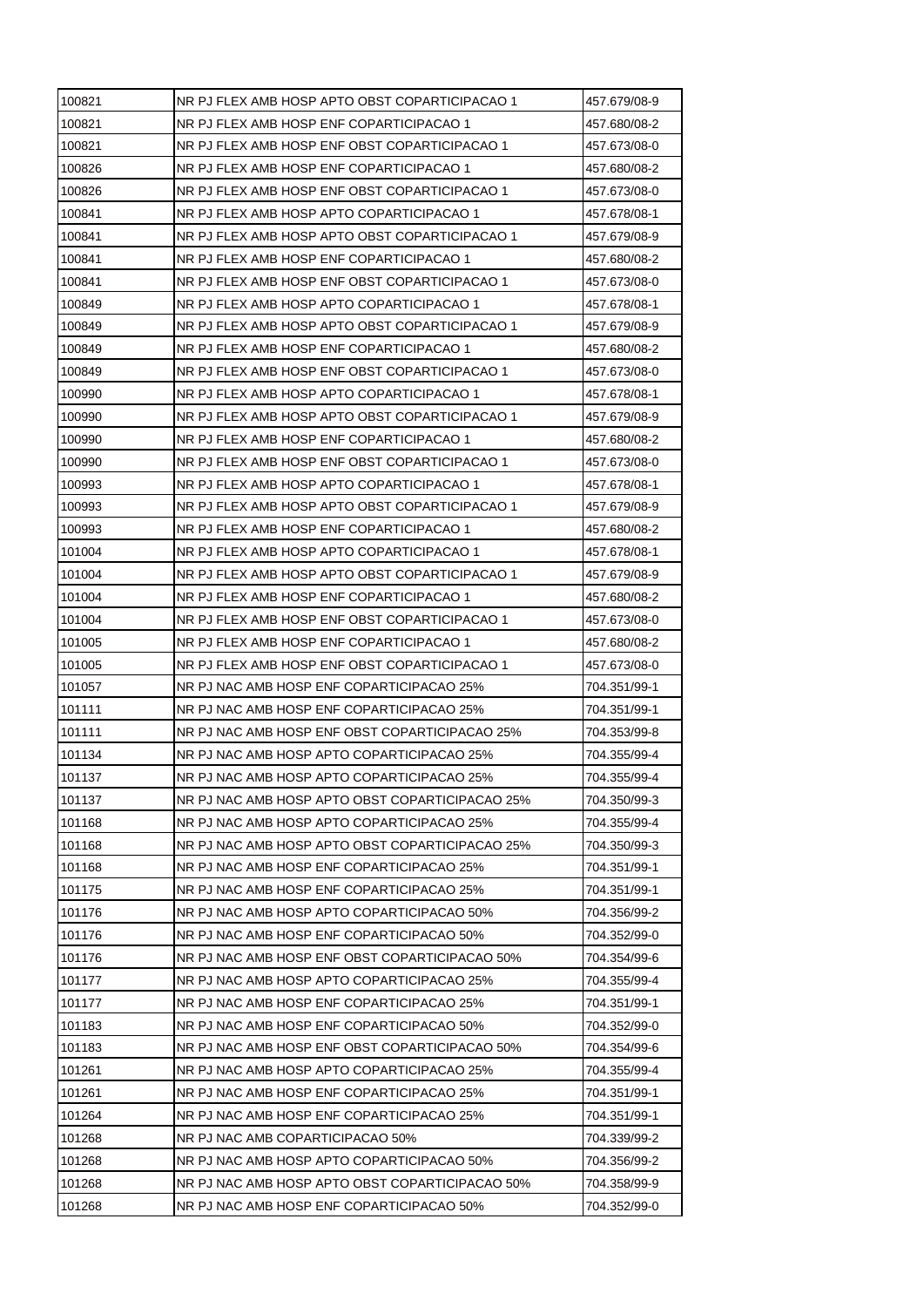| | | |
|---|---|---|
| 100821 | NR PJ FLEX AMB HOSP APTO OBST COPARTICIPACAO 1 | 457.679/08-9 |
| 100821 | NR PJ FLEX AMB HOSP ENF COPARTICIPACAO 1 | 457.680/08-2 |
| 100821 | NR PJ FLEX AMB HOSP ENF OBST COPARTICIPACAO 1 | 457.673/08-0 |
| 100826 | NR PJ FLEX AMB HOSP ENF COPARTICIPACAO 1 | 457.680/08-2 |
| 100826 | NR PJ FLEX AMB HOSP ENF OBST COPARTICIPACAO 1 | 457.673/08-0 |
| 100841 | NR PJ FLEX AMB HOSP APTO COPARTICIPACAO 1 | 457.678/08-1 |
| 100841 | NR PJ FLEX AMB HOSP APTO OBST COPARTICIPACAO 1 | 457.679/08-9 |
| 100841 | NR PJ FLEX AMB HOSP ENF COPARTICIPACAO 1 | 457.680/08-2 |
| 100841 | NR PJ FLEX AMB HOSP ENF OBST COPARTICIPACAO 1 | 457.673/08-0 |
| 100849 | NR PJ FLEX AMB HOSP APTO COPARTICIPACAO 1 | 457.678/08-1 |
| 100849 | NR PJ FLEX AMB HOSP APTO OBST COPARTICIPACAO 1 | 457.679/08-9 |
| 100849 | NR PJ FLEX AMB HOSP ENF COPARTICIPACAO 1 | 457.680/08-2 |
| 100849 | NR PJ FLEX AMB HOSP ENF OBST COPARTICIPACAO 1 | 457.673/08-0 |
| 100990 | NR PJ FLEX AMB HOSP APTO COPARTICIPACAO 1 | 457.678/08-1 |
| 100990 | NR PJ FLEX AMB HOSP APTO OBST COPARTICIPACAO 1 | 457.679/08-9 |
| 100990 | NR PJ FLEX AMB HOSP ENF COPARTICIPACAO 1 | 457.680/08-2 |
| 100990 | NR PJ FLEX AMB HOSP ENF OBST COPARTICIPACAO 1 | 457.673/08-0 |
| 100993 | NR PJ FLEX AMB HOSP APTO COPARTICIPACAO 1 | 457.678/08-1 |
| 100993 | NR PJ FLEX AMB HOSP APTO OBST COPARTICIPACAO 1 | 457.679/08-9 |
| 100993 | NR PJ FLEX AMB HOSP ENF COPARTICIPACAO 1 | 457.680/08-2 |
| 101004 | NR PJ FLEX AMB HOSP APTO COPARTICIPACAO 1 | 457.678/08-1 |
| 101004 | NR PJ FLEX AMB HOSP APTO OBST COPARTICIPACAO 1 | 457.679/08-9 |
| 101004 | NR PJ FLEX AMB HOSP ENF COPARTICIPACAO 1 | 457.680/08-2 |
| 101004 | NR PJ FLEX AMB HOSP ENF OBST COPARTICIPACAO 1 | 457.673/08-0 |
| 101005 | NR PJ FLEX AMB HOSP ENF COPARTICIPACAO 1 | 457.680/08-2 |
| 101005 | NR PJ FLEX AMB HOSP ENF OBST COPARTICIPACAO 1 | 457.673/08-0 |
| 101057 | NR PJ NAC AMB HOSP ENF COPARTICIPACAO 25% | 704.351/99-1 |
| 101111 | NR PJ NAC AMB HOSP ENF COPARTICIPACAO 25% | 704.351/99-1 |
| 101111 | NR PJ NAC AMB HOSP ENF OBST COPARTICIPACAO 25% | 704.353/99-8 |
| 101134 | NR PJ NAC AMB HOSP APTO COPARTICIPACAO 25% | 704.355/99-4 |
| 101137 | NR PJ NAC AMB HOSP APTO COPARTICIPACAO 25% | 704.355/99-4 |
| 101137 | NR PJ NAC AMB HOSP APTO OBST COPARTICIPACAO 25% | 704.350/99-3 |
| 101168 | NR PJ NAC AMB HOSP APTO COPARTICIPACAO 25% | 704.355/99-4 |
| 101168 | NR PJ NAC AMB HOSP APTO OBST COPARTICIPACAO 25% | 704.350/99-3 |
| 101168 | NR PJ NAC AMB HOSP ENF COPARTICIPACAO 25% | 704.351/99-1 |
| 101175 | NR PJ NAC AMB HOSP ENF COPARTICIPACAO 25% | 704.351/99-1 |
| 101176 | NR PJ NAC AMB HOSP APTO COPARTICIPACAO 50% | 704.356/99-2 |
| 101176 | NR PJ NAC AMB HOSP ENF COPARTICIPACAO 50% | 704.352/99-0 |
| 101176 | NR PJ NAC AMB HOSP ENF OBST COPARTICIPACAO 50% | 704.354/99-6 |
| 101177 | NR PJ NAC AMB HOSP APTO COPARTICIPACAO 25% | 704.355/99-4 |
| 101177 | NR PJ NAC AMB HOSP ENF COPARTICIPACAO 25% | 704.351/99-1 |
| 101183 | NR PJ NAC AMB HOSP ENF COPARTICIPACAO 50% | 704.352/99-0 |
| 101183 | NR PJ NAC AMB HOSP ENF OBST COPARTICIPACAO 50% | 704.354/99-6 |
| 101261 | NR PJ NAC AMB HOSP APTO COPARTICIPACAO 25% | 704.355/99-4 |
| 101261 | NR PJ NAC AMB HOSP ENF COPARTICIPACAO 25% | 704.351/99-1 |
| 101264 | NR PJ NAC AMB HOSP ENF COPARTICIPACAO 25% | 704.351/99-1 |
| 101268 | NR PJ NAC AMB COPARTICIPACAO 50% | 704.339/99-2 |
| 101268 | NR PJ NAC AMB HOSP APTO COPARTICIPACAO 50% | 704.356/99-2 |
| 101268 | NR PJ NAC AMB HOSP APTO OBST COPARTICIPACAO 50% | 704.358/99-9 |
| 101268 | NR PJ NAC AMB HOSP ENF COPARTICIPACAO 50% | 704.352/99-0 |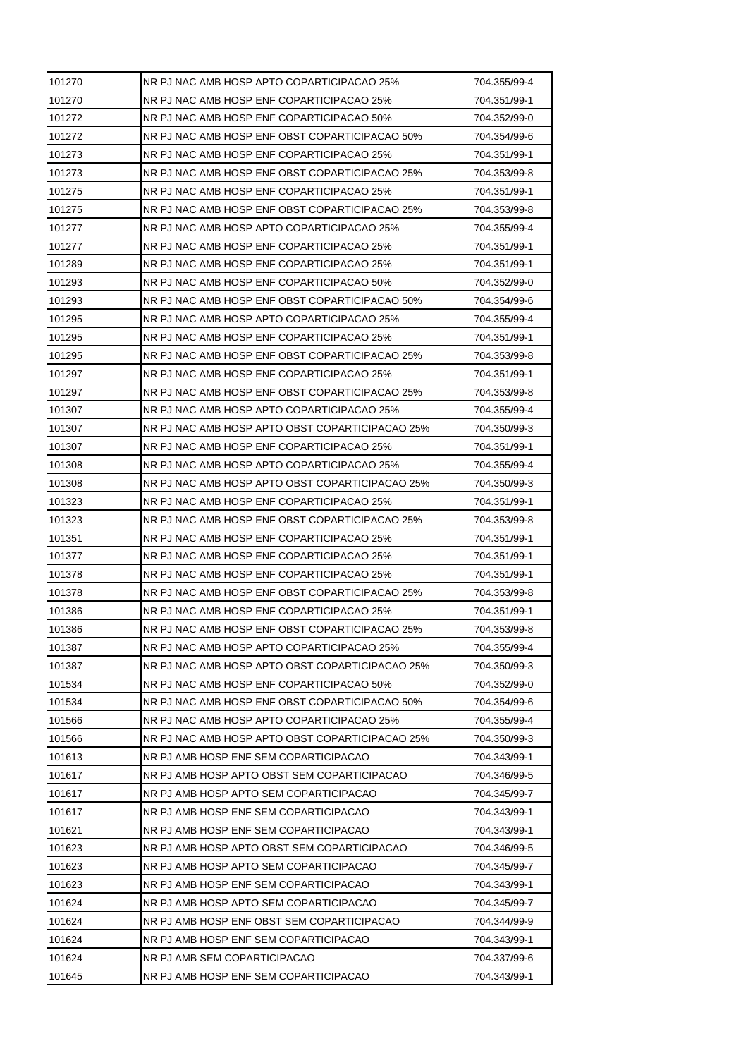| 101270 | NR PJ NAC AMB HOSP APTO COPARTICIPACAO 25% | 704.355/99-4 |
|---|---|---|
| 101270 | NR PJ NAC AMB HOSP ENF COPARTICIPACAO 25% | 704.351/99-1 |
| 101272 | NR PJ NAC AMB HOSP ENF COPARTICIPACAO 50% | 704.352/99-0 |
| 101272 | NR PJ NAC AMB HOSP ENF OBST COPARTICIPACAO 50% | 704.354/99-6 |
| 101273 | NR PJ NAC AMB HOSP ENF COPARTICIPACAO 25% | 704.351/99-1 |
| 101273 | NR PJ NAC AMB HOSP ENF OBST COPARTICIPACAO 25% | 704.353/99-8 |
| 101275 | NR PJ NAC AMB HOSP ENF COPARTICIPACAO 25% | 704.351/99-1 |
| 101275 | NR PJ NAC AMB HOSP ENF OBST COPARTICIPACAO 25% | 704.353/99-8 |
| 101277 | NR PJ NAC AMB HOSP APTO COPARTICIPACAO 25% | 704.355/99-4 |
| 101277 | NR PJ NAC AMB HOSP ENF COPARTICIPACAO 25% | 704.351/99-1 |
| 101289 | NR PJ NAC AMB HOSP ENF COPARTICIPACAO 25% | 704.351/99-1 |
| 101293 | NR PJ NAC AMB HOSP ENF COPARTICIPACAO 50% | 704.352/99-0 |
| 101293 | NR PJ NAC AMB HOSP ENF OBST COPARTICIPACAO 50% | 704.354/99-6 |
| 101295 | NR PJ NAC AMB HOSP APTO COPARTICIPACAO 25% | 704.355/99-4 |
| 101295 | NR PJ NAC AMB HOSP ENF COPARTICIPACAO 25% | 704.351/99-1 |
| 101295 | NR PJ NAC AMB HOSP ENF OBST COPARTICIPACAO 25% | 704.353/99-8 |
| 101297 | NR PJ NAC AMB HOSP ENF COPARTICIPACAO 25% | 704.351/99-1 |
| 101297 | NR PJ NAC AMB HOSP ENF OBST COPARTICIPACAO 25% | 704.353/99-8 |
| 101307 | NR PJ NAC AMB HOSP APTO COPARTICIPACAO 25% | 704.355/99-4 |
| 101307 | NR PJ NAC AMB HOSP APTO OBST COPARTICIPACAO 25% | 704.350/99-3 |
| 101307 | NR PJ NAC AMB HOSP ENF COPARTICIPACAO 25% | 704.351/99-1 |
| 101308 | NR PJ NAC AMB HOSP APTO COPARTICIPACAO 25% | 704.355/99-4 |
| 101308 | NR PJ NAC AMB HOSP APTO OBST COPARTICIPACAO 25% | 704.350/99-3 |
| 101323 | NR PJ NAC AMB HOSP ENF COPARTICIPACAO 25% | 704.351/99-1 |
| 101323 | NR PJ NAC AMB HOSP ENF OBST COPARTICIPACAO 25% | 704.353/99-8 |
| 101351 | NR PJ NAC AMB HOSP ENF COPARTICIPACAO 25% | 704.351/99-1 |
| 101377 | NR PJ NAC AMB HOSP ENF COPARTICIPACAO 25% | 704.351/99-1 |
| 101378 | NR PJ NAC AMB HOSP ENF COPARTICIPACAO 25% | 704.351/99-1 |
| 101378 | NR PJ NAC AMB HOSP ENF OBST COPARTICIPACAO 25% | 704.353/99-8 |
| 101386 | NR PJ NAC AMB HOSP ENF COPARTICIPACAO 25% | 704.351/99-1 |
| 101386 | NR PJ NAC AMB HOSP ENF OBST COPARTICIPACAO 25% | 704.353/99-8 |
| 101387 | NR PJ NAC AMB HOSP APTO COPARTICIPACAO 25% | 704.355/99-4 |
| 101387 | NR PJ NAC AMB HOSP APTO OBST COPARTICIPACAO 25% | 704.350/99-3 |
| 101534 | NR PJ NAC AMB HOSP ENF COPARTICIPACAO 50% | 704.352/99-0 |
| 101534 | NR PJ NAC AMB HOSP ENF OBST COPARTICIPACAO 50% | 704.354/99-6 |
| 101566 | NR PJ NAC AMB HOSP APTO COPARTICIPACAO 25% | 704.355/99-4 |
| 101566 | NR PJ NAC AMB HOSP APTO OBST COPARTICIPACAO 25% | 704.350/99-3 |
| 101613 | NR PJ AMB HOSP ENF SEM COPARTICIPACAO | 704.343/99-1 |
| 101617 | NR PJ AMB HOSP APTO OBST SEM COPARTICIPACAO | 704.346/99-5 |
| 101617 | NR PJ AMB HOSP APTO SEM COPARTICIPACAO | 704.345/99-7 |
| 101617 | NR PJ AMB HOSP ENF SEM COPARTICIPACAO | 704.343/99-1 |
| 101621 | NR PJ AMB HOSP ENF SEM COPARTICIPACAO | 704.343/99-1 |
| 101623 | NR PJ AMB HOSP APTO OBST SEM COPARTICIPACAO | 704.346/99-5 |
| 101623 | NR PJ AMB HOSP APTO SEM COPARTICIPACAO | 704.345/99-7 |
| 101623 | NR PJ AMB HOSP ENF SEM COPARTICIPACAO | 704.343/99-1 |
| 101624 | NR PJ AMB HOSP APTO SEM COPARTICIPACAO | 704.345/99-7 |
| 101624 | NR PJ AMB HOSP ENF OBST SEM COPARTICIPACAO | 704.344/99-9 |
| 101624 | NR PJ AMB HOSP ENF SEM COPARTICIPACAO | 704.343/99-1 |
| 101624 | NR PJ AMB SEM COPARTICIPACAO | 704.337/99-6 |
| 101645 | NR PJ AMB HOSP ENF SEM COPARTICIPACAO | 704.343/99-1 |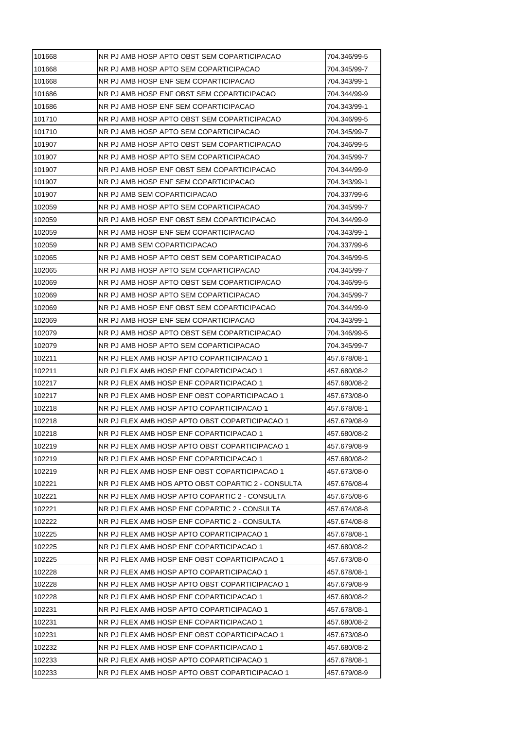| 101668 | NR PJ AMB HOSP APTO OBST SEM COPARTICIPACAO | 704.346/99-5 |
|---|---|---|
| 101668 | NR PJ AMB HOSP APTO SEM COPARTICIPACAO | 704.345/99-7 |
| 101668 | NR PJ AMB HOSP ENF SEM COPARTICIPACAO | 704.343/99-1 |
| 101686 | NR PJ AMB HOSP ENF OBST SEM COPARTICIPACAO | 704.344/99-9 |
| 101686 | NR PJ AMB HOSP ENF SEM COPARTICIPACAO | 704.343/99-1 |
| 101710 | NR PJ AMB HOSP APTO OBST SEM COPARTICIPACAO | 704.346/99-5 |
| 101710 | NR PJ AMB HOSP APTO SEM COPARTICIPACAO | 704.345/99-7 |
| 101907 | NR PJ AMB HOSP APTO OBST SEM COPARTICIPACAO | 704.346/99-5 |
| 101907 | NR PJ AMB HOSP APTO SEM COPARTICIPACAO | 704.345/99-7 |
| 101907 | NR PJ AMB HOSP ENF OBST SEM COPARTICIPACAO | 704.344/99-9 |
| 101907 | NR PJ AMB HOSP ENF SEM COPARTICIPACAO | 704.343/99-1 |
| 101907 | NR PJ AMB SEM COPARTICIPACAO | 704.337/99-6 |
| 102059 | NR PJ AMB HOSP APTO SEM COPARTICIPACAO | 704.345/99-7 |
| 102059 | NR PJ AMB HOSP ENF OBST SEM COPARTICIPACAO | 704.344/99-9 |
| 102059 | NR PJ AMB HOSP ENF SEM COPARTICIPACAO | 704.343/99-1 |
| 102059 | NR PJ AMB SEM COPARTICIPACAO | 704.337/99-6 |
| 102065 | NR PJ AMB HOSP APTO OBST SEM COPARTICIPACAO | 704.346/99-5 |
| 102065 | NR PJ AMB HOSP APTO SEM COPARTICIPACAO | 704.345/99-7 |
| 102069 | NR PJ AMB HOSP APTO OBST SEM COPARTICIPACAO | 704.346/99-5 |
| 102069 | NR PJ AMB HOSP APTO SEM COPARTICIPACAO | 704.345/99-7 |
| 102069 | NR PJ AMB HOSP ENF OBST SEM COPARTICIPACAO | 704.344/99-9 |
| 102069 | NR PJ AMB HOSP ENF SEM COPARTICIPACAO | 704.343/99-1 |
| 102079 | NR PJ AMB HOSP APTO OBST SEM COPARTICIPACAO | 704.346/99-5 |
| 102079 | NR PJ AMB HOSP APTO SEM COPARTICIPACAO | 704.345/99-7 |
| 102211 | NR PJ FLEX AMB HOSP APTO COPARTICIPACAO 1 | 457.678/08-1 |
| 102211 | NR PJ FLEX AMB HOSP ENF COPARTICIPACAO 1 | 457.680/08-2 |
| 102217 | NR PJ FLEX AMB HOSP ENF COPARTICIPACAO 1 | 457.680/08-2 |
| 102217 | NR PJ FLEX AMB HOSP ENF OBST COPARTICIPACAO 1 | 457.673/08-0 |
| 102218 | NR PJ FLEX AMB HOSP APTO COPARTICIPACAO 1 | 457.678/08-1 |
| 102218 | NR PJ FLEX AMB HOSP APTO OBST COPARTICIPACAO 1 | 457.679/08-9 |
| 102218 | NR PJ FLEX AMB HOSP ENF COPARTICIPACAO 1 | 457.680/08-2 |
| 102219 | NR PJ FLEX AMB HOSP APTO OBST COPARTICIPACAO 1 | 457.679/08-9 |
| 102219 | NR PJ FLEX AMB HOSP ENF COPARTICIPACAO 1 | 457.680/08-2 |
| 102219 | NR PJ FLEX AMB HOSP ENF OBST COPARTICIPACAO 1 | 457.673/08-0 |
| 102221 | NR PJ FLEX AMB HOS APTO OBST COPARTIC 2 - CONSULTA | 457.676/08-4 |
| 102221 | NR PJ FLEX AMB HOSP APTO COPARTIC 2 - CONSULTA | 457.675/08-6 |
| 102221 | NR PJ FLEX AMB HOSP ENF COPARTIC 2 - CONSULTA | 457.674/08-8 |
| 102222 | NR PJ FLEX AMB HOSP ENF COPARTIC 2 - CONSULTA | 457.674/08-8 |
| 102225 | NR PJ FLEX AMB HOSP APTO COPARTICIPACAO 1 | 457.678/08-1 |
| 102225 | NR PJ FLEX AMB HOSP ENF COPARTICIPACAO 1 | 457.680/08-2 |
| 102225 | NR PJ FLEX AMB HOSP ENF OBST COPARTICIPACAO 1 | 457.673/08-0 |
| 102228 | NR PJ FLEX AMB HOSP APTO COPARTICIPACAO 1 | 457.678/08-1 |
| 102228 | NR PJ FLEX AMB HOSP APTO OBST COPARTICIPACAO 1 | 457.679/08-9 |
| 102228 | NR PJ FLEX AMB HOSP ENF COPARTICIPACAO 1 | 457.680/08-2 |
| 102231 | NR PJ FLEX AMB HOSP APTO COPARTICIPACAO 1 | 457.678/08-1 |
| 102231 | NR PJ FLEX AMB HOSP ENF COPARTICIPACAO 1 | 457.680/08-2 |
| 102231 | NR PJ FLEX AMB HOSP ENF OBST COPARTICIPACAO 1 | 457.673/08-0 |
| 102232 | NR PJ FLEX AMB HOSP ENF COPARTICIPACAO 1 | 457.680/08-2 |
| 102233 | NR PJ FLEX AMB HOSP APTO COPARTICIPACAO 1 | 457.678/08-1 |
| 102233 | NR PJ FLEX AMB HOSP APTO OBST COPARTICIPACAO 1 | 457.679/08-9 |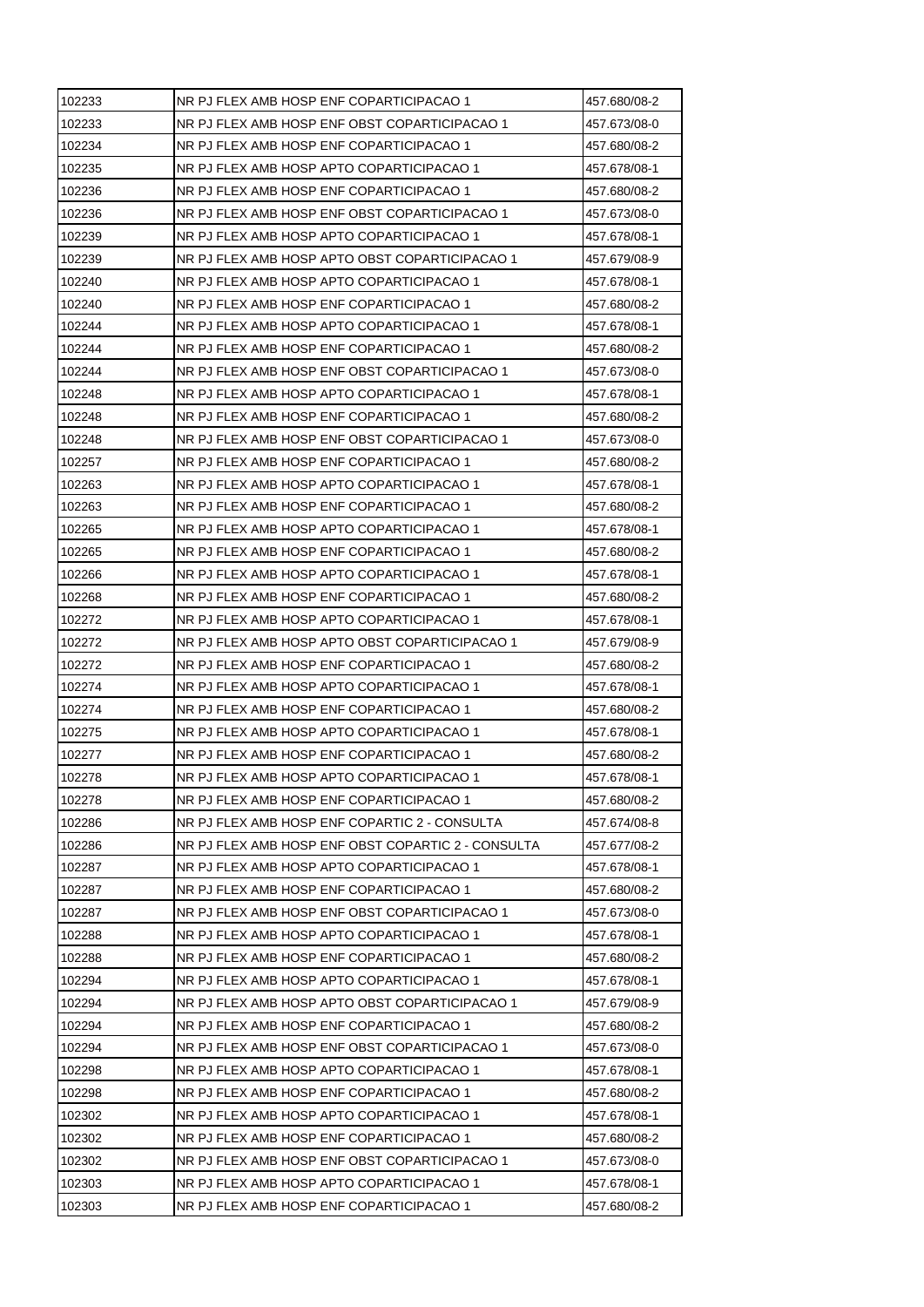| 102233 | NR PJ FLEX AMB HOSP ENF COPARTICIPACAO 1 | 457.680/08-2 |
|---|---|---|
| 102233 | NR PJ FLEX AMB HOSP ENF OBST COPARTICIPACAO 1 | 457.673/08-0 |
| 102234 | NR PJ FLEX AMB HOSP ENF COPARTICIPACAO 1 | 457.680/08-2 |
| 102235 | NR PJ FLEX AMB HOSP APTO COPARTICIPACAO 1 | 457.678/08-1 |
| 102236 | NR PJ FLEX AMB HOSP ENF COPARTICIPACAO 1 | 457.680/08-2 |
| 102236 | NR PJ FLEX AMB HOSP ENF OBST COPARTICIPACAO 1 | 457.673/08-0 |
| 102239 | NR PJ FLEX AMB HOSP APTO COPARTICIPACAO 1 | 457.678/08-1 |
| 102239 | NR PJ FLEX AMB HOSP APTO OBST COPARTICIPACAO 1 | 457.679/08-9 |
| 102240 | NR PJ FLEX AMB HOSP APTO COPARTICIPACAO 1 | 457.678/08-1 |
| 102240 | NR PJ FLEX AMB HOSP ENF COPARTICIPACAO 1 | 457.680/08-2 |
| 102244 | NR PJ FLEX AMB HOSP APTO COPARTICIPACAO 1 | 457.678/08-1 |
| 102244 | NR PJ FLEX AMB HOSP ENF COPARTICIPACAO 1 | 457.680/08-2 |
| 102244 | NR PJ FLEX AMB HOSP ENF OBST COPARTICIPACAO 1 | 457.673/08-0 |
| 102248 | NR PJ FLEX AMB HOSP APTO COPARTICIPACAO 1 | 457.678/08-1 |
| 102248 | NR PJ FLEX AMB HOSP ENF COPARTICIPACAO 1 | 457.680/08-2 |
| 102248 | NR PJ FLEX AMB HOSP ENF OBST COPARTICIPACAO 1 | 457.673/08-0 |
| 102257 | NR PJ FLEX AMB HOSP ENF COPARTICIPACAO 1 | 457.680/08-2 |
| 102263 | NR PJ FLEX AMB HOSP APTO COPARTICIPACAO 1 | 457.678/08-1 |
| 102263 | NR PJ FLEX AMB HOSP ENF COPARTICIPACAO 1 | 457.680/08-2 |
| 102265 | NR PJ FLEX AMB HOSP APTO COPARTICIPACAO 1 | 457.678/08-1 |
| 102265 | NR PJ FLEX AMB HOSP ENF COPARTICIPACAO 1 | 457.680/08-2 |
| 102266 | NR PJ FLEX AMB HOSP APTO COPARTICIPACAO 1 | 457.678/08-1 |
| 102268 | NR PJ FLEX AMB HOSP ENF COPARTICIPACAO 1 | 457.680/08-2 |
| 102272 | NR PJ FLEX AMB HOSP APTO COPARTICIPACAO 1 | 457.678/08-1 |
| 102272 | NR PJ FLEX AMB HOSP APTO OBST COPARTICIPACAO 1 | 457.679/08-9 |
| 102272 | NR PJ FLEX AMB HOSP ENF COPARTICIPACAO 1 | 457.680/08-2 |
| 102274 | NR PJ FLEX AMB HOSP APTO COPARTICIPACAO 1 | 457.678/08-1 |
| 102274 | NR PJ FLEX AMB HOSP ENF COPARTICIPACAO 1 | 457.680/08-2 |
| 102275 | NR PJ FLEX AMB HOSP APTO COPARTICIPACAO 1 | 457.678/08-1 |
| 102277 | NR PJ FLEX AMB HOSP ENF COPARTICIPACAO 1 | 457.680/08-2 |
| 102278 | NR PJ FLEX AMB HOSP APTO COPARTICIPACAO 1 | 457.678/08-1 |
| 102278 | NR PJ FLEX AMB HOSP ENF COPARTICIPACAO 1 | 457.680/08-2 |
| 102286 | NR PJ FLEX AMB HOSP ENF COPARTIC 2 - CONSULTA | 457.674/08-8 |
| 102286 | NR PJ FLEX AMB HOSP ENF OBST COPARTIC 2 - CONSULTA | 457.677/08-2 |
| 102287 | NR PJ FLEX AMB HOSP APTO COPARTICIPACAO 1 | 457.678/08-1 |
| 102287 | NR PJ FLEX AMB HOSP ENF COPARTICIPACAO 1 | 457.680/08-2 |
| 102287 | NR PJ FLEX AMB HOSP ENF OBST COPARTICIPACAO 1 | 457.673/08-0 |
| 102288 | NR PJ FLEX AMB HOSP APTO COPARTICIPACAO 1 | 457.678/08-1 |
| 102288 | NR PJ FLEX AMB HOSP ENF COPARTICIPACAO 1 | 457.680/08-2 |
| 102294 | NR PJ FLEX AMB HOSP APTO COPARTICIPACAO 1 | 457.678/08-1 |
| 102294 | NR PJ FLEX AMB HOSP APTO OBST COPARTICIPACAO 1 | 457.679/08-9 |
| 102294 | NR PJ FLEX AMB HOSP ENF COPARTICIPACAO 1 | 457.680/08-2 |
| 102294 | NR PJ FLEX AMB HOSP ENF OBST COPARTICIPACAO 1 | 457.673/08-0 |
| 102298 | NR PJ FLEX AMB HOSP APTO COPARTICIPACAO 1 | 457.678/08-1 |
| 102298 | NR PJ FLEX AMB HOSP ENF COPARTICIPACAO 1 | 457.680/08-2 |
| 102302 | NR PJ FLEX AMB HOSP APTO COPARTICIPACAO 1 | 457.678/08-1 |
| 102302 | NR PJ FLEX AMB HOSP ENF COPARTICIPACAO 1 | 457.680/08-2 |
| 102302 | NR PJ FLEX AMB HOSP ENF OBST COPARTICIPACAO 1 | 457.673/08-0 |
| 102303 | NR PJ FLEX AMB HOSP APTO COPARTICIPACAO 1 | 457.678/08-1 |
| 102303 | NR PJ FLEX AMB HOSP ENF COPARTICIPACAO 1 | 457.680/08-2 |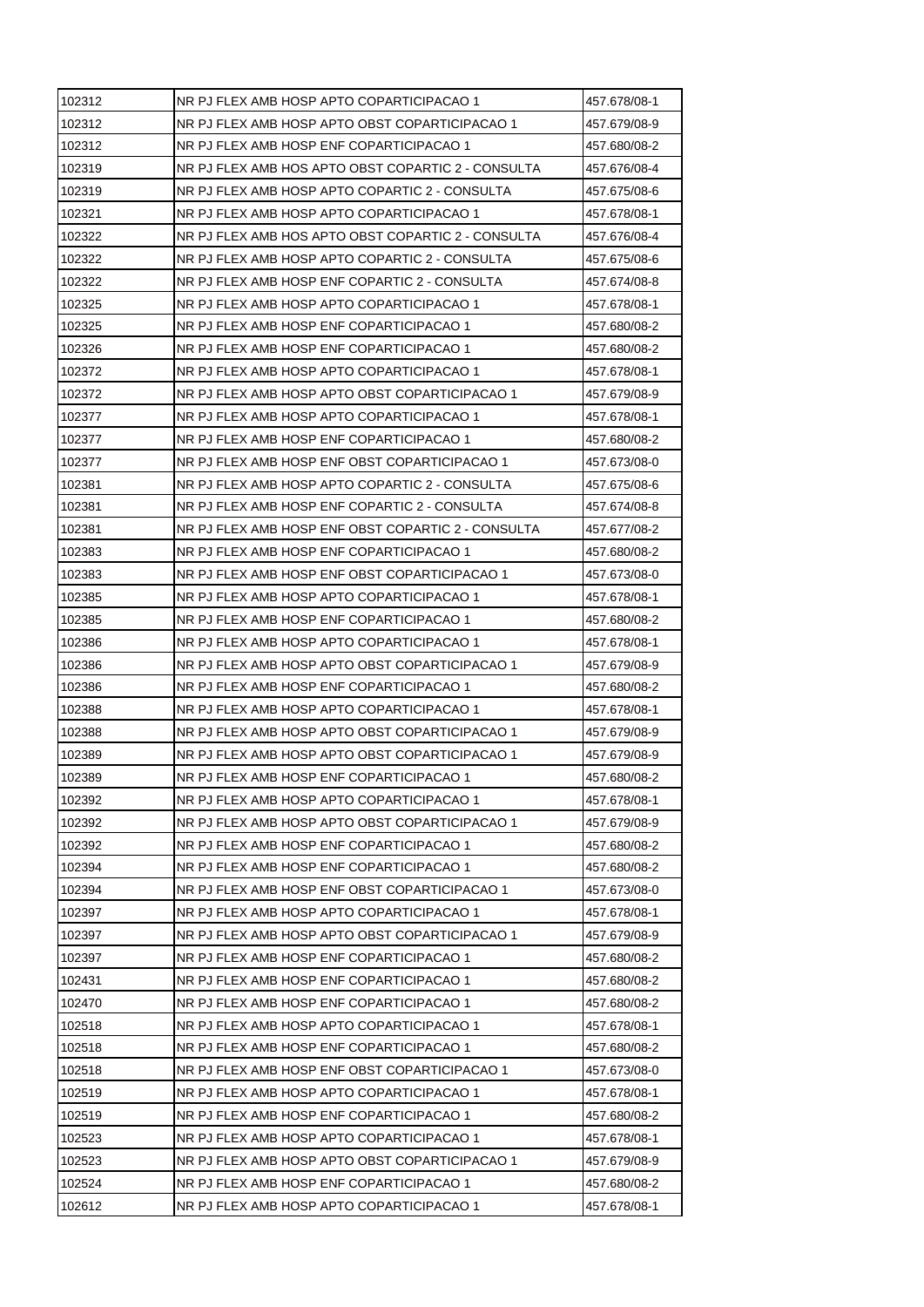| 102312 | NR PJ FLEX AMB HOSP APTO COPARTICIPACAO 1 | 457.678/08-1 |
|---|---|---|
| 102312 | NR PJ FLEX AMB HOSP APTO OBST COPARTICIPACAO 1 | 457.679/08-9 |
| 102312 | NR PJ FLEX AMB HOSP ENF COPARTICIPACAO 1 | 457.680/08-2 |
| 102319 | NR PJ FLEX AMB HOS APTO OBST COPARTIC 2 - CONSULTA | 457.676/08-4 |
| 102319 | NR PJ FLEX AMB HOSP APTO COPARTIC 2 - CONSULTA | 457.675/08-6 |
| 102321 | NR PJ FLEX AMB HOSP APTO COPARTICIPACAO 1 | 457.678/08-1 |
| 102322 | NR PJ FLEX AMB HOS APTO OBST COPARTIC 2 - CONSULTA | 457.676/08-4 |
| 102322 | NR PJ FLEX AMB HOSP APTO COPARTIC 2 - CONSULTA | 457.675/08-6 |
| 102322 | NR PJ FLEX AMB HOSP ENF COPARTIC 2 - CONSULTA | 457.674/08-8 |
| 102325 | NR PJ FLEX AMB HOSP APTO COPARTICIPACAO 1 | 457.678/08-1 |
| 102325 | NR PJ FLEX AMB HOSP ENF COPARTICIPACAO 1 | 457.680/08-2 |
| 102326 | NR PJ FLEX AMB HOSP ENF COPARTICIPACAO 1 | 457.680/08-2 |
| 102372 | NR PJ FLEX AMB HOSP APTO COPARTICIPACAO 1 | 457.678/08-1 |
| 102372 | NR PJ FLEX AMB HOSP APTO OBST COPARTICIPACAO 1 | 457.679/08-9 |
| 102377 | NR PJ FLEX AMB HOSP APTO COPARTICIPACAO 1 | 457.678/08-1 |
| 102377 | NR PJ FLEX AMB HOSP ENF COPARTICIPACAO 1 | 457.680/08-2 |
| 102377 | NR PJ FLEX AMB HOSP ENF OBST COPARTICIPACAO 1 | 457.673/08-0 |
| 102381 | NR PJ FLEX AMB HOSP APTO COPARTIC 2 - CONSULTA | 457.675/08-6 |
| 102381 | NR PJ FLEX AMB HOSP ENF COPARTIC 2 - CONSULTA | 457.674/08-8 |
| 102381 | NR PJ FLEX AMB HOSP ENF OBST COPARTIC 2 - CONSULTA | 457.677/08-2 |
| 102383 | NR PJ FLEX AMB HOSP ENF COPARTICIPACAO 1 | 457.680/08-2 |
| 102383 | NR PJ FLEX AMB HOSP ENF OBST COPARTICIPACAO 1 | 457.673/08-0 |
| 102385 | NR PJ FLEX AMB HOSP APTO COPARTICIPACAO 1 | 457.678/08-1 |
| 102385 | NR PJ FLEX AMB HOSP ENF COPARTICIPACAO 1 | 457.680/08-2 |
| 102386 | NR PJ FLEX AMB HOSP APTO COPARTICIPACAO 1 | 457.678/08-1 |
| 102386 | NR PJ FLEX AMB HOSP APTO OBST COPARTICIPACAO 1 | 457.679/08-9 |
| 102386 | NR PJ FLEX AMB HOSP ENF COPARTICIPACAO 1 | 457.680/08-2 |
| 102388 | NR PJ FLEX AMB HOSP APTO COPARTICIPACAO 1 | 457.678/08-1 |
| 102388 | NR PJ FLEX AMB HOSP APTO OBST COPARTICIPACAO 1 | 457.679/08-9 |
| 102389 | NR PJ FLEX AMB HOSP APTO OBST COPARTICIPACAO 1 | 457.679/08-9 |
| 102389 | NR PJ FLEX AMB HOSP ENF COPARTICIPACAO 1 | 457.680/08-2 |
| 102392 | NR PJ FLEX AMB HOSP APTO COPARTICIPACAO 1 | 457.678/08-1 |
| 102392 | NR PJ FLEX AMB HOSP APTO OBST COPARTICIPACAO 1 | 457.679/08-9 |
| 102392 | NR PJ FLEX AMB HOSP ENF COPARTICIPACAO 1 | 457.680/08-2 |
| 102394 | NR PJ FLEX AMB HOSP ENF COPARTICIPACAO 1 | 457.680/08-2 |
| 102394 | NR PJ FLEX AMB HOSP ENF OBST COPARTICIPACAO 1 | 457.673/08-0 |
| 102397 | NR PJ FLEX AMB HOSP APTO COPARTICIPACAO 1 | 457.678/08-1 |
| 102397 | NR PJ FLEX AMB HOSP APTO OBST COPARTICIPACAO 1 | 457.679/08-9 |
| 102397 | NR PJ FLEX AMB HOSP ENF COPARTICIPACAO 1 | 457.680/08-2 |
| 102431 | NR PJ FLEX AMB HOSP ENF COPARTICIPACAO 1 | 457.680/08-2 |
| 102470 | NR PJ FLEX AMB HOSP ENF COPARTICIPACAO 1 | 457.680/08-2 |
| 102518 | NR PJ FLEX AMB HOSP APTO COPARTICIPACAO 1 | 457.678/08-1 |
| 102518 | NR PJ FLEX AMB HOSP ENF COPARTICIPACAO 1 | 457.680/08-2 |
| 102518 | NR PJ FLEX AMB HOSP ENF OBST COPARTICIPACAO 1 | 457.673/08-0 |
| 102519 | NR PJ FLEX AMB HOSP APTO COPARTICIPACAO 1 | 457.678/08-1 |
| 102519 | NR PJ FLEX AMB HOSP ENF COPARTICIPACAO 1 | 457.680/08-2 |
| 102523 | NR PJ FLEX AMB HOSP APTO COPARTICIPACAO 1 | 457.678/08-1 |
| 102523 | NR PJ FLEX AMB HOSP APTO OBST COPARTICIPACAO 1 | 457.679/08-9 |
| 102524 | NR PJ FLEX AMB HOSP ENF COPARTICIPACAO 1 | 457.680/08-2 |
| 102612 | NR PJ FLEX AMB HOSP APTO COPARTICIPACAO 1 | 457.678/08-1 |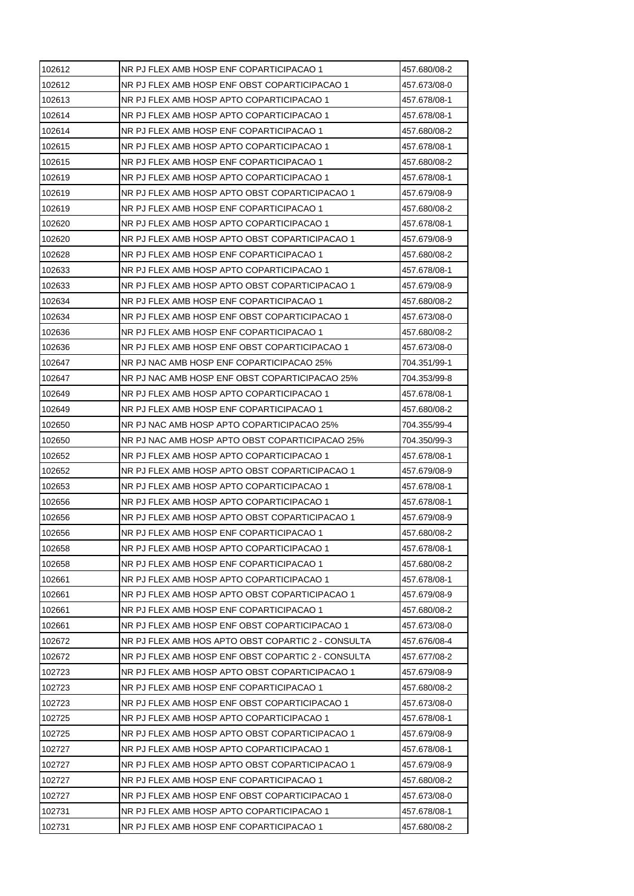| 102612 | NR PJ FLEX AMB HOSP ENF COPARTICIPACAO 1 | 457.680/08-2 |
|---|---|---|
| 102612 | NR PJ FLEX AMB HOSP ENF OBST COPARTICIPACAO 1 | 457.673/08-0 |
| 102613 | NR PJ FLEX AMB HOSP APTO COPARTICIPACAO 1 | 457.678/08-1 |
| 102614 | NR PJ FLEX AMB HOSP APTO COPARTICIPACAO 1 | 457.678/08-1 |
| 102614 | NR PJ FLEX AMB HOSP ENF COPARTICIPACAO 1 | 457.680/08-2 |
| 102615 | NR PJ FLEX AMB HOSP APTO COPARTICIPACAO 1 | 457.678/08-1 |
| 102615 | NR PJ FLEX AMB HOSP ENF COPARTICIPACAO 1 | 457.680/08-2 |
| 102619 | NR PJ FLEX AMB HOSP APTO COPARTICIPACAO 1 | 457.678/08-1 |
| 102619 | NR PJ FLEX AMB HOSP APTO OBST COPARTICIPACAO 1 | 457.679/08-9 |
| 102619 | NR PJ FLEX AMB HOSP ENF COPARTICIPACAO 1 | 457.680/08-2 |
| 102620 | NR PJ FLEX AMB HOSP APTO COPARTICIPACAO 1 | 457.678/08-1 |
| 102620 | NR PJ FLEX AMB HOSP APTO OBST COPARTICIPACAO 1 | 457.679/08-9 |
| 102628 | NR PJ FLEX AMB HOSP ENF COPARTICIPACAO 1 | 457.680/08-2 |
| 102633 | NR PJ FLEX AMB HOSP APTO COPARTICIPACAO 1 | 457.678/08-1 |
| 102633 | NR PJ FLEX AMB HOSP APTO OBST COPARTICIPACAO 1 | 457.679/08-9 |
| 102634 | NR PJ FLEX AMB HOSP ENF COPARTICIPACAO 1 | 457.680/08-2 |
| 102634 | NR PJ FLEX AMB HOSP ENF OBST COPARTICIPACAO 1 | 457.673/08-0 |
| 102636 | NR PJ FLEX AMB HOSP ENF COPARTICIPACAO 1 | 457.680/08-2 |
| 102636 | NR PJ FLEX AMB HOSP ENF OBST COPARTICIPACAO 1 | 457.673/08-0 |
| 102647 | NR PJ NAC AMB HOSP ENF COPARTICIPACAO 25% | 704.351/99-1 |
| 102647 | NR PJ NAC AMB HOSP ENF OBST COPARTICIPACAO 25% | 704.353/99-8 |
| 102649 | NR PJ FLEX AMB HOSP APTO COPARTICIPACAO 1 | 457.678/08-1 |
| 102649 | NR PJ FLEX AMB HOSP ENF COPARTICIPACAO 1 | 457.680/08-2 |
| 102650 | NR PJ NAC AMB HOSP APTO COPARTICIPACAO 25% | 704.355/99-4 |
| 102650 | NR PJ NAC AMB HOSP APTO OBST COPARTICIPACAO 25% | 704.350/99-3 |
| 102652 | NR PJ FLEX AMB HOSP APTO COPARTICIPACAO 1 | 457.678/08-1 |
| 102652 | NR PJ FLEX AMB HOSP APTO OBST COPARTICIPACAO 1 | 457.679/08-9 |
| 102653 | NR PJ FLEX AMB HOSP APTO COPARTICIPACAO 1 | 457.678/08-1 |
| 102656 | NR PJ FLEX AMB HOSP APTO COPARTICIPACAO 1 | 457.678/08-1 |
| 102656 | NR PJ FLEX AMB HOSP APTO OBST COPARTICIPACAO 1 | 457.679/08-9 |
| 102656 | NR PJ FLEX AMB HOSP ENF COPARTICIPACAO 1 | 457.680/08-2 |
| 102658 | NR PJ FLEX AMB HOSP APTO COPARTICIPACAO 1 | 457.678/08-1 |
| 102658 | NR PJ FLEX AMB HOSP ENF COPARTICIPACAO 1 | 457.680/08-2 |
| 102661 | NR PJ FLEX AMB HOSP APTO COPARTICIPACAO 1 | 457.678/08-1 |
| 102661 | NR PJ FLEX AMB HOSP APTO OBST COPARTICIPACAO 1 | 457.679/08-9 |
| 102661 | NR PJ FLEX AMB HOSP ENF COPARTICIPACAO 1 | 457.680/08-2 |
| 102661 | NR PJ FLEX AMB HOSP ENF OBST COPARTICIPACAO 1 | 457.673/08-0 |
| 102672 | NR PJ FLEX AMB HOS APTO OBST COPARTIC 2 - CONSULTA | 457.676/08-4 |
| 102672 | NR PJ FLEX AMB HOSP ENF OBST COPARTIC 2 - CONSULTA | 457.677/08-2 |
| 102723 | NR PJ FLEX AMB HOSP APTO OBST COPARTICIPACAO 1 | 457.679/08-9 |
| 102723 | NR PJ FLEX AMB HOSP ENF COPARTICIPACAO 1 | 457.680/08-2 |
| 102723 | NR PJ FLEX AMB HOSP ENF OBST COPARTICIPACAO 1 | 457.673/08-0 |
| 102725 | NR PJ FLEX AMB HOSP APTO COPARTICIPACAO 1 | 457.678/08-1 |
| 102725 | NR PJ FLEX AMB HOSP APTO OBST COPARTICIPACAO 1 | 457.679/08-9 |
| 102727 | NR PJ FLEX AMB HOSP APTO COPARTICIPACAO 1 | 457.678/08-1 |
| 102727 | NR PJ FLEX AMB HOSP APTO OBST COPARTICIPACAO 1 | 457.679/08-9 |
| 102727 | NR PJ FLEX AMB HOSP ENF COPARTICIPACAO 1 | 457.680/08-2 |
| 102727 | NR PJ FLEX AMB HOSP ENF OBST COPARTICIPACAO 1 | 457.673/08-0 |
| 102731 | NR PJ FLEX AMB HOSP APTO COPARTICIPACAO 1 | 457.678/08-1 |
| 102731 | NR PJ FLEX AMB HOSP ENF COPARTICIPACAO 1 | 457.680/08-2 |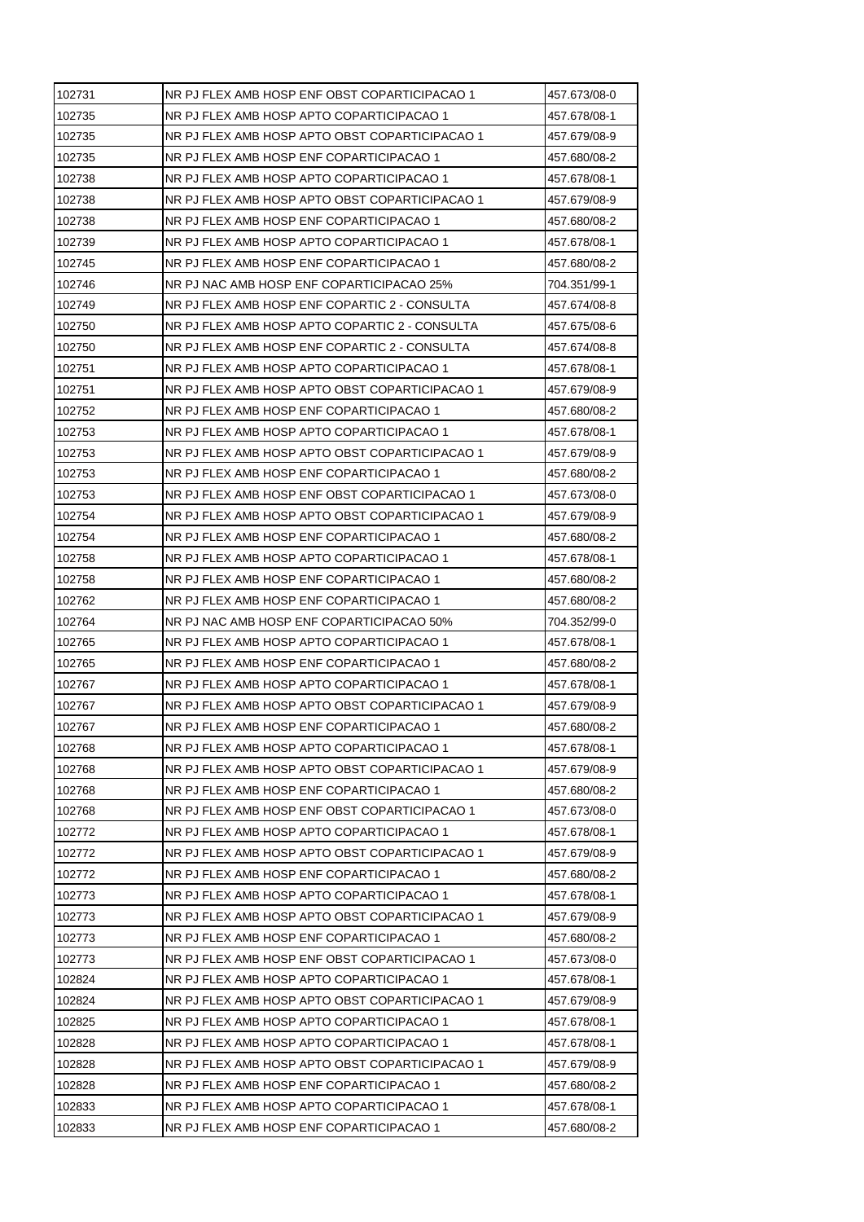| 102731 | NR PJ FLEX AMB HOSP ENF OBST COPARTICIPACAO 1 | 457.673/08-0 |
|---|---|---|
| 102735 | NR PJ FLEX AMB HOSP APTO COPARTICIPACAO 1 | 457.678/08-1 |
| 102735 | NR PJ FLEX AMB HOSP APTO OBST COPARTICIPACAO 1 | 457.679/08-9 |
| 102735 | NR PJ FLEX AMB HOSP ENF COPARTICIPACAO 1 | 457.680/08-2 |
| 102738 | NR PJ FLEX AMB HOSP APTO COPARTICIPACAO 1 | 457.678/08-1 |
| 102738 | NR PJ FLEX AMB HOSP APTO OBST COPARTICIPACAO 1 | 457.679/08-9 |
| 102738 | NR PJ FLEX AMB HOSP ENF COPARTICIPACAO 1 | 457.680/08-2 |
| 102739 | NR PJ FLEX AMB HOSP APTO COPARTICIPACAO 1 | 457.678/08-1 |
| 102745 | NR PJ FLEX AMB HOSP ENF COPARTICIPACAO 1 | 457.680/08-2 |
| 102746 | NR PJ NAC AMB HOSP ENF COPARTICIPACAO 25% | 704.351/99-1 |
| 102749 | NR PJ FLEX AMB HOSP ENF COPARTIC 2 - CONSULTA | 457.674/08-8 |
| 102750 | NR PJ FLEX AMB HOSP APTO COPARTIC 2 - CONSULTA | 457.675/08-6 |
| 102750 | NR PJ FLEX AMB HOSP ENF COPARTIC 2 - CONSULTA | 457.674/08-8 |
| 102751 | NR PJ FLEX AMB HOSP APTO COPARTICIPACAO 1 | 457.678/08-1 |
| 102751 | NR PJ FLEX AMB HOSP APTO OBST COPARTICIPACAO 1 | 457.679/08-9 |
| 102752 | NR PJ FLEX AMB HOSP ENF COPARTICIPACAO 1 | 457.680/08-2 |
| 102753 | NR PJ FLEX AMB HOSP APTO COPARTICIPACAO 1 | 457.678/08-1 |
| 102753 | NR PJ FLEX AMB HOSP APTO OBST COPARTICIPACAO 1 | 457.679/08-9 |
| 102753 | NR PJ FLEX AMB HOSP ENF COPARTICIPACAO 1 | 457.680/08-2 |
| 102753 | NR PJ FLEX AMB HOSP ENF OBST COPARTICIPACAO 1 | 457.673/08-0 |
| 102754 | NR PJ FLEX AMB HOSP APTO OBST COPARTICIPACAO 1 | 457.679/08-9 |
| 102754 | NR PJ FLEX AMB HOSP ENF COPARTICIPACAO 1 | 457.680/08-2 |
| 102758 | NR PJ FLEX AMB HOSP APTO COPARTICIPACAO 1 | 457.678/08-1 |
| 102758 | NR PJ FLEX AMB HOSP ENF COPARTICIPACAO 1 | 457.680/08-2 |
| 102762 | NR PJ FLEX AMB HOSP ENF COPARTICIPACAO 1 | 457.680/08-2 |
| 102764 | NR PJ NAC AMB HOSP ENF COPARTICIPACAO 50% | 704.352/99-0 |
| 102765 | NR PJ FLEX AMB HOSP APTO COPARTICIPACAO 1 | 457.678/08-1 |
| 102765 | NR PJ FLEX AMB HOSP ENF COPARTICIPACAO 1 | 457.680/08-2 |
| 102767 | NR PJ FLEX AMB HOSP APTO COPARTICIPACAO 1 | 457.678/08-1 |
| 102767 | NR PJ FLEX AMB HOSP APTO OBST COPARTICIPACAO 1 | 457.679/08-9 |
| 102767 | NR PJ FLEX AMB HOSP ENF COPARTICIPACAO 1 | 457.680/08-2 |
| 102768 | NR PJ FLEX AMB HOSP APTO COPARTICIPACAO 1 | 457.678/08-1 |
| 102768 | NR PJ FLEX AMB HOSP APTO OBST COPARTICIPACAO 1 | 457.679/08-9 |
| 102768 | NR PJ FLEX AMB HOSP ENF COPARTICIPACAO 1 | 457.680/08-2 |
| 102768 | NR PJ FLEX AMB HOSP ENF OBST COPARTICIPACAO 1 | 457.673/08-0 |
| 102772 | NR PJ FLEX AMB HOSP APTO COPARTICIPACAO 1 | 457.678/08-1 |
| 102772 | NR PJ FLEX AMB HOSP APTO OBST COPARTICIPACAO 1 | 457.679/08-9 |
| 102772 | NR PJ FLEX AMB HOSP ENF COPARTICIPACAO 1 | 457.680/08-2 |
| 102773 | NR PJ FLEX AMB HOSP APTO COPARTICIPACAO 1 | 457.678/08-1 |
| 102773 | NR PJ FLEX AMB HOSP APTO OBST COPARTICIPACAO 1 | 457.679/08-9 |
| 102773 | NR PJ FLEX AMB HOSP ENF COPARTICIPACAO 1 | 457.680/08-2 |
| 102773 | NR PJ FLEX AMB HOSP ENF OBST COPARTICIPACAO 1 | 457.673/08-0 |
| 102824 | NR PJ FLEX AMB HOSP APTO COPARTICIPACAO 1 | 457.678/08-1 |
| 102824 | NR PJ FLEX AMB HOSP APTO OBST COPARTICIPACAO 1 | 457.679/08-9 |
| 102825 | NR PJ FLEX AMB HOSP APTO COPARTICIPACAO 1 | 457.678/08-1 |
| 102828 | NR PJ FLEX AMB HOSP APTO COPARTICIPACAO 1 | 457.678/08-1 |
| 102828 | NR PJ FLEX AMB HOSP APTO OBST COPARTICIPACAO 1 | 457.679/08-9 |
| 102828 | NR PJ FLEX AMB HOSP ENF COPARTICIPACAO 1 | 457.680/08-2 |
| 102833 | NR PJ FLEX AMB HOSP APTO COPARTICIPACAO 1 | 457.678/08-1 |
| 102833 | NR PJ FLEX AMB HOSP ENF COPARTICIPACAO 1 | 457.680/08-2 |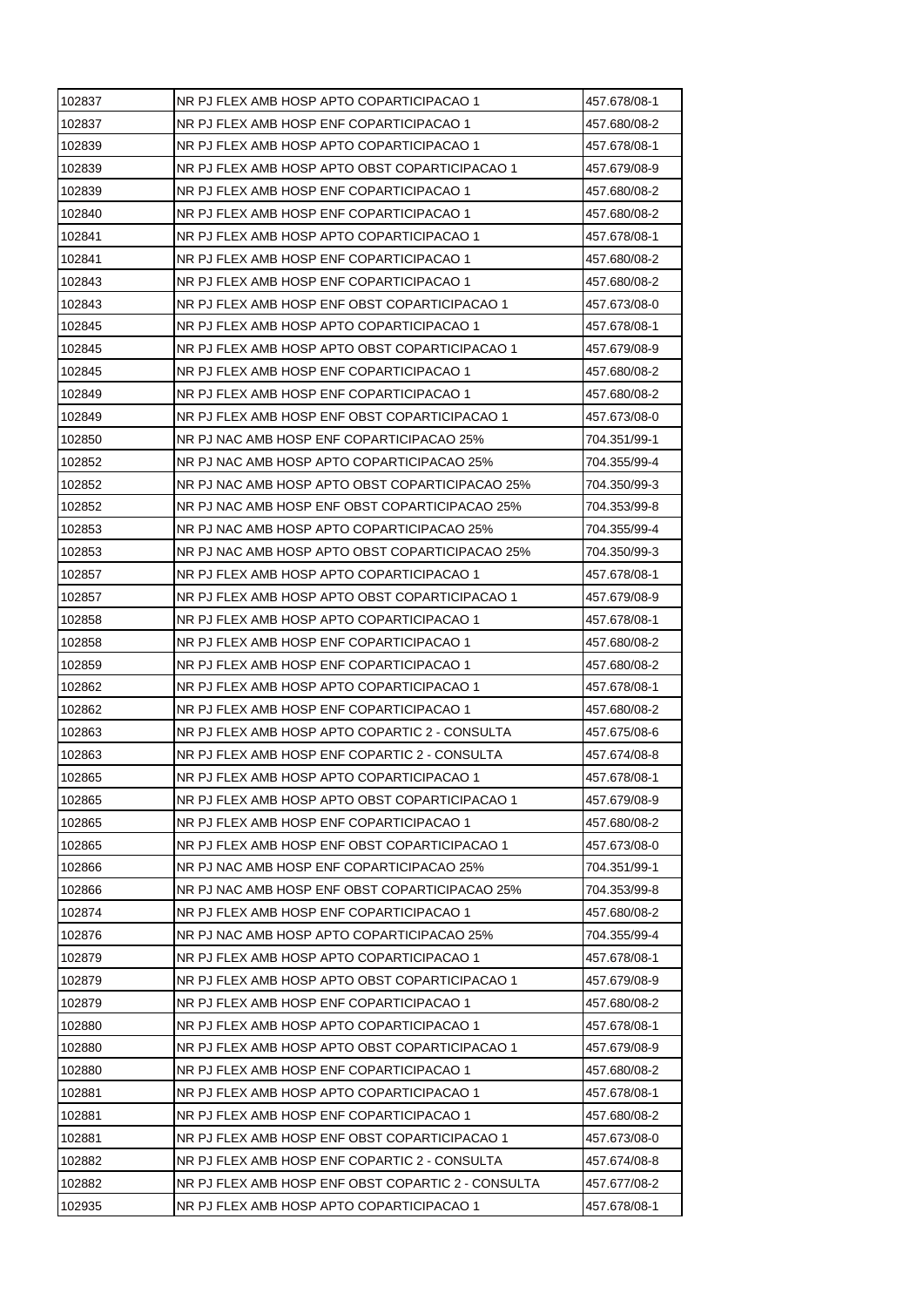| 102837 | NR PJ FLEX AMB HOSP APTO COPARTICIPACAO 1 | 457.678/08-1 |
|---|---|---|
| 102837 | NR PJ FLEX AMB HOSP ENF COPARTICIPACAO 1 | 457.680/08-2 |
| 102839 | NR PJ FLEX AMB HOSP APTO COPARTICIPACAO 1 | 457.678/08-1 |
| 102839 | NR PJ FLEX AMB HOSP APTO OBST COPARTICIPACAO 1 | 457.679/08-9 |
| 102839 | NR PJ FLEX AMB HOSP ENF COPARTICIPACAO 1 | 457.680/08-2 |
| 102840 | NR PJ FLEX AMB HOSP ENF COPARTICIPACAO 1 | 457.680/08-2 |
| 102841 | NR PJ FLEX AMB HOSP APTO COPARTICIPACAO 1 | 457.678/08-1 |
| 102841 | NR PJ FLEX AMB HOSP ENF COPARTICIPACAO 1 | 457.680/08-2 |
| 102843 | NR PJ FLEX AMB HOSP ENF COPARTICIPACAO 1 | 457.680/08-2 |
| 102843 | NR PJ FLEX AMB HOSP ENF OBST COPARTICIPACAO 1 | 457.673/08-0 |
| 102845 | NR PJ FLEX AMB HOSP APTO COPARTICIPACAO 1 | 457.678/08-1 |
| 102845 | NR PJ FLEX AMB HOSP APTO OBST COPARTICIPACAO 1 | 457.679/08-9 |
| 102845 | NR PJ FLEX AMB HOSP ENF COPARTICIPACAO 1 | 457.680/08-2 |
| 102849 | NR PJ FLEX AMB HOSP ENF COPARTICIPACAO 1 | 457.680/08-2 |
| 102849 | NR PJ FLEX AMB HOSP ENF OBST COPARTICIPACAO 1 | 457.673/08-0 |
| 102850 | NR PJ NAC AMB HOSP ENF COPARTICIPACAO 25% | 704.351/99-1 |
| 102852 | NR PJ NAC AMB HOSP APTO COPARTICIPACAO 25% | 704.355/99-4 |
| 102852 | NR PJ NAC AMB HOSP APTO OBST COPARTICIPACAO 25% | 704.350/99-3 |
| 102852 | NR PJ NAC AMB HOSP ENF OBST COPARTICIPACAO 25% | 704.353/99-8 |
| 102853 | NR PJ NAC AMB HOSP APTO COPARTICIPACAO 25% | 704.355/99-4 |
| 102853 | NR PJ NAC AMB HOSP APTO OBST COPARTICIPACAO 25% | 704.350/99-3 |
| 102857 | NR PJ FLEX AMB HOSP APTO COPARTICIPACAO 1 | 457.678/08-1 |
| 102857 | NR PJ FLEX AMB HOSP APTO OBST COPARTICIPACAO 1 | 457.679/08-9 |
| 102858 | NR PJ FLEX AMB HOSP APTO COPARTICIPACAO 1 | 457.678/08-1 |
| 102858 | NR PJ FLEX AMB HOSP ENF COPARTICIPACAO 1 | 457.680/08-2 |
| 102859 | NR PJ FLEX AMB HOSP ENF COPARTICIPACAO 1 | 457.680/08-2 |
| 102862 | NR PJ FLEX AMB HOSP APTO COPARTICIPACAO 1 | 457.678/08-1 |
| 102862 | NR PJ FLEX AMB HOSP ENF COPARTICIPACAO 1 | 457.680/08-2 |
| 102863 | NR PJ FLEX AMB HOSP APTO COPARTIC 2 - CONSULTA | 457.675/08-6 |
| 102863 | NR PJ FLEX AMB HOSP ENF COPARTIC 2 - CONSULTA | 457.674/08-8 |
| 102865 | NR PJ FLEX AMB HOSP APTO COPARTICIPACAO 1 | 457.678/08-1 |
| 102865 | NR PJ FLEX AMB HOSP APTO OBST COPARTICIPACAO 1 | 457.679/08-9 |
| 102865 | NR PJ FLEX AMB HOSP ENF COPARTICIPACAO 1 | 457.680/08-2 |
| 102865 | NR PJ FLEX AMB HOSP ENF OBST COPARTICIPACAO 1 | 457.673/08-0 |
| 102866 | NR PJ NAC AMB HOSP ENF COPARTICIPACAO 25% | 704.351/99-1 |
| 102866 | NR PJ NAC AMB HOSP ENF OBST COPARTICIPACAO 25% | 704.353/99-8 |
| 102874 | NR PJ FLEX AMB HOSP ENF COPARTICIPACAO 1 | 457.680/08-2 |
| 102876 | NR PJ NAC AMB HOSP APTO COPARTICIPACAO 25% | 704.355/99-4 |
| 102879 | NR PJ FLEX AMB HOSP APTO COPARTICIPACAO 1 | 457.678/08-1 |
| 102879 | NR PJ FLEX AMB HOSP APTO OBST COPARTICIPACAO 1 | 457.679/08-9 |
| 102879 | NR PJ FLEX AMB HOSP ENF COPARTICIPACAO 1 | 457.680/08-2 |
| 102880 | NR PJ FLEX AMB HOSP APTO COPARTICIPACAO 1 | 457.678/08-1 |
| 102880 | NR PJ FLEX AMB HOSP APTO OBST COPARTICIPACAO 1 | 457.679/08-9 |
| 102880 | NR PJ FLEX AMB HOSP ENF COPARTICIPACAO 1 | 457.680/08-2 |
| 102881 | NR PJ FLEX AMB HOSP APTO COPARTICIPACAO 1 | 457.678/08-1 |
| 102881 | NR PJ FLEX AMB HOSP ENF COPARTICIPACAO 1 | 457.680/08-2 |
| 102881 | NR PJ FLEX AMB HOSP ENF OBST COPARTICIPACAO 1 | 457.673/08-0 |
| 102882 | NR PJ FLEX AMB HOSP ENF COPARTIC 2 - CONSULTA | 457.674/08-8 |
| 102882 | NR PJ FLEX AMB HOSP ENF OBST COPARTIC 2 - CONSULTA | 457.677/08-2 |
| 102935 | NR PJ FLEX AMB HOSP APTO COPARTICIPACAO 1 | 457.678/08-1 |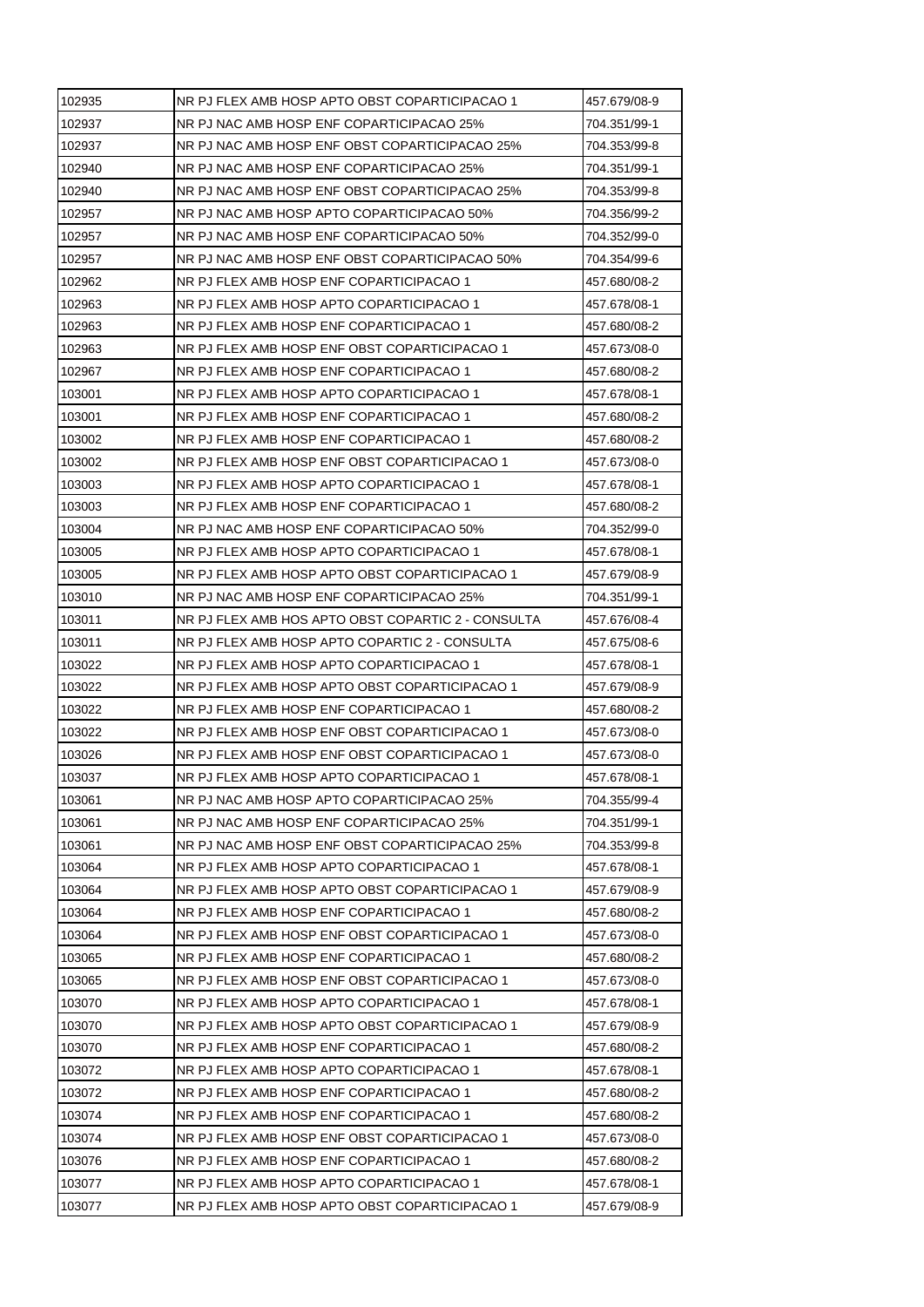| 102935 | NR PJ FLEX AMB HOSP APTO OBST COPARTICIPACAO 1 | 457.679/08-9 |
|---|---|---|
| 102937 | NR PJ NAC AMB HOSP ENF COPARTICIPACAO 25% | 704.351/99-1 |
| 102937 | NR PJ NAC AMB HOSP ENF OBST COPARTICIPACAO 25% | 704.353/99-8 |
| 102940 | NR PJ NAC AMB HOSP ENF COPARTICIPACAO 25% | 704.351/99-1 |
| 102940 | NR PJ NAC AMB HOSP ENF OBST COPARTICIPACAO 25% | 704.353/99-8 |
| 102957 | NR PJ NAC AMB HOSP APTO COPARTICIPACAO 50% | 704.356/99-2 |
| 102957 | NR PJ NAC AMB HOSP ENF COPARTICIPACAO 50% | 704.352/99-0 |
| 102957 | NR PJ NAC AMB HOSP ENF OBST COPARTICIPACAO 50% | 704.354/99-6 |
| 102962 | NR PJ FLEX AMB HOSP ENF COPARTICIPACAO 1 | 457.680/08-2 |
| 102963 | NR PJ FLEX AMB HOSP APTO COPARTICIPACAO 1 | 457.678/08-1 |
| 102963 | NR PJ FLEX AMB HOSP ENF COPARTICIPACAO 1 | 457.680/08-2 |
| 102963 | NR PJ FLEX AMB HOSP ENF OBST COPARTICIPACAO 1 | 457.673/08-0 |
| 102967 | NR PJ FLEX AMB HOSP ENF COPARTICIPACAO 1 | 457.680/08-2 |
| 103001 | NR PJ FLEX AMB HOSP APTO COPARTICIPACAO 1 | 457.678/08-1 |
| 103001 | NR PJ FLEX AMB HOSP ENF COPARTICIPACAO 1 | 457.680/08-2 |
| 103002 | NR PJ FLEX AMB HOSP ENF COPARTICIPACAO 1 | 457.680/08-2 |
| 103002 | NR PJ FLEX AMB HOSP ENF OBST COPARTICIPACAO 1 | 457.673/08-0 |
| 103003 | NR PJ FLEX AMB HOSP APTO COPARTICIPACAO 1 | 457.678/08-1 |
| 103003 | NR PJ FLEX AMB HOSP ENF COPARTICIPACAO 1 | 457.680/08-2 |
| 103004 | NR PJ NAC AMB HOSP ENF COPARTICIPACAO 50% | 704.352/99-0 |
| 103005 | NR PJ FLEX AMB HOSP APTO COPARTICIPACAO 1 | 457.678/08-1 |
| 103005 | NR PJ FLEX AMB HOSP APTO OBST COPARTICIPACAO 1 | 457.679/08-9 |
| 103010 | NR PJ NAC AMB HOSP ENF COPARTICIPACAO 25% | 704.351/99-1 |
| 103011 | NR PJ FLEX AMB HOS APTO OBST COPARTIC 2 - CONSULTA | 457.676/08-4 |
| 103011 | NR PJ FLEX AMB HOSP APTO COPARTIC 2 - CONSULTA | 457.675/08-6 |
| 103022 | NR PJ FLEX AMB HOSP APTO COPARTICIPACAO 1 | 457.678/08-1 |
| 103022 | NR PJ FLEX AMB HOSP APTO OBST COPARTICIPACAO 1 | 457.679/08-9 |
| 103022 | NR PJ FLEX AMB HOSP ENF COPARTICIPACAO 1 | 457.680/08-2 |
| 103022 | NR PJ FLEX AMB HOSP ENF OBST COPARTICIPACAO 1 | 457.673/08-0 |
| 103026 | NR PJ FLEX AMB HOSP ENF OBST COPARTICIPACAO 1 | 457.673/08-0 |
| 103037 | NR PJ FLEX AMB HOSP APTO COPARTICIPACAO 1 | 457.678/08-1 |
| 103061 | NR PJ NAC AMB HOSP APTO COPARTICIPACAO 25% | 704.355/99-4 |
| 103061 | NR PJ NAC AMB HOSP ENF COPARTICIPACAO 25% | 704.351/99-1 |
| 103061 | NR PJ NAC AMB HOSP ENF OBST COPARTICIPACAO 25% | 704.353/99-8 |
| 103064 | NR PJ FLEX AMB HOSP APTO COPARTICIPACAO 1 | 457.678/08-1 |
| 103064 | NR PJ FLEX AMB HOSP APTO OBST COPARTICIPACAO 1 | 457.679/08-9 |
| 103064 | NR PJ FLEX AMB HOSP ENF COPARTICIPACAO 1 | 457.680/08-2 |
| 103064 | NR PJ FLEX AMB HOSP ENF OBST COPARTICIPACAO 1 | 457.673/08-0 |
| 103065 | NR PJ FLEX AMB HOSP ENF COPARTICIPACAO 1 | 457.680/08-2 |
| 103065 | NR PJ FLEX AMB HOSP ENF OBST COPARTICIPACAO 1 | 457.673/08-0 |
| 103070 | NR PJ FLEX AMB HOSP APTO COPARTICIPACAO 1 | 457.678/08-1 |
| 103070 | NR PJ FLEX AMB HOSP APTO OBST COPARTICIPACAO 1 | 457.679/08-9 |
| 103070 | NR PJ FLEX AMB HOSP ENF COPARTICIPACAO 1 | 457.680/08-2 |
| 103072 | NR PJ FLEX AMB HOSP APTO COPARTICIPACAO 1 | 457.678/08-1 |
| 103072 | NR PJ FLEX AMB HOSP ENF COPARTICIPACAO 1 | 457.680/08-2 |
| 103074 | NR PJ FLEX AMB HOSP ENF COPARTICIPACAO 1 | 457.680/08-2 |
| 103074 | NR PJ FLEX AMB HOSP ENF OBST COPARTICIPACAO 1 | 457.673/08-0 |
| 103076 | NR PJ FLEX AMB HOSP ENF COPARTICIPACAO 1 | 457.680/08-2 |
| 103077 | NR PJ FLEX AMB HOSP APTO COPARTICIPACAO 1 | 457.678/08-1 |
| 103077 | NR PJ FLEX AMB HOSP APTO OBST COPARTICIPACAO 1 | 457.679/08-9 |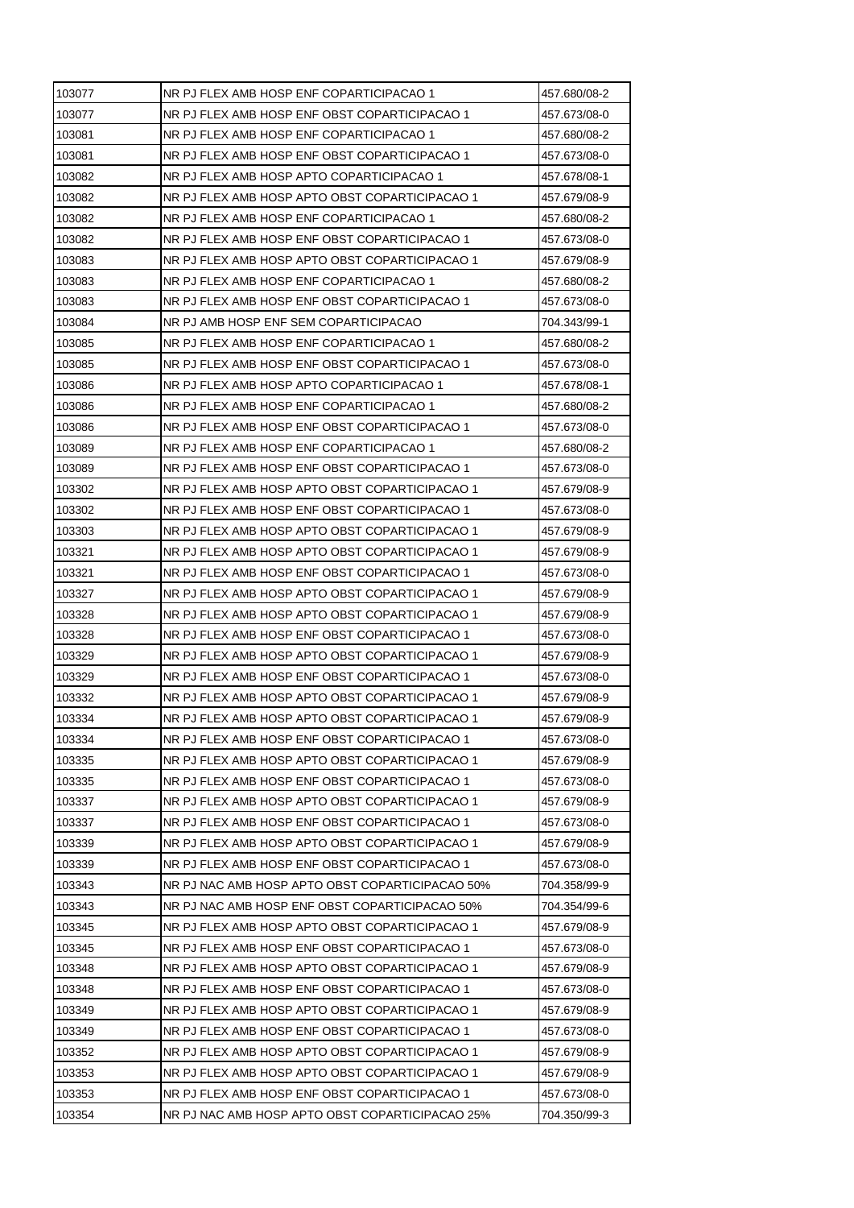| 103077 | NR PJ FLEX AMB HOSP ENF COPARTICIPACAO 1 | 457.680/08-2 |
|---|---|---|
| 103077 | NR PJ FLEX AMB HOSP ENF OBST COPARTICIPACAO 1 | 457.673/08-0 |
| 103081 | NR PJ FLEX AMB HOSP ENF COPARTICIPACAO 1 | 457.680/08-2 |
| 103081 | NR PJ FLEX AMB HOSP ENF OBST COPARTICIPACAO 1 | 457.673/08-0 |
| 103082 | NR PJ FLEX AMB HOSP APTO COPARTICIPACAO 1 | 457.678/08-1 |
| 103082 | NR PJ FLEX AMB HOSP APTO OBST COPARTICIPACAO 1 | 457.679/08-9 |
| 103082 | NR PJ FLEX AMB HOSP ENF COPARTICIPACAO 1 | 457.680/08-2 |
| 103082 | NR PJ FLEX AMB HOSP ENF OBST COPARTICIPACAO 1 | 457.673/08-0 |
| 103083 | NR PJ FLEX AMB HOSP APTO OBST COPARTICIPACAO 1 | 457.679/08-9 |
| 103083 | NR PJ FLEX AMB HOSP ENF COPARTICIPACAO 1 | 457.680/08-2 |
| 103083 | NR PJ FLEX AMB HOSP ENF OBST COPARTICIPACAO 1 | 457.673/08-0 |
| 103084 | NR PJ AMB HOSP ENF SEM COPARTICIPACAO | 704.343/99-1 |
| 103085 | NR PJ FLEX AMB HOSP ENF COPARTICIPACAO 1 | 457.680/08-2 |
| 103085 | NR PJ FLEX AMB HOSP ENF OBST COPARTICIPACAO 1 | 457.673/08-0 |
| 103086 | NR PJ FLEX AMB HOSP APTO COPARTICIPACAO 1 | 457.678/08-1 |
| 103086 | NR PJ FLEX AMB HOSP ENF COPARTICIPACAO 1 | 457.680/08-2 |
| 103086 | NR PJ FLEX AMB HOSP ENF OBST COPARTICIPACAO 1 | 457.673/08-0 |
| 103089 | NR PJ FLEX AMB HOSP ENF COPARTICIPACAO 1 | 457.680/08-2 |
| 103089 | NR PJ FLEX AMB HOSP ENF OBST COPARTICIPACAO 1 | 457.673/08-0 |
| 103302 | NR PJ FLEX AMB HOSP APTO OBST COPARTICIPACAO 1 | 457.679/08-9 |
| 103302 | NR PJ FLEX AMB HOSP ENF OBST COPARTICIPACAO 1 | 457.673/08-0 |
| 103303 | NR PJ FLEX AMB HOSP APTO OBST COPARTICIPACAO 1 | 457.679/08-9 |
| 103321 | NR PJ FLEX AMB HOSP APTO OBST COPARTICIPACAO 1 | 457.679/08-9 |
| 103321 | NR PJ FLEX AMB HOSP ENF OBST COPARTICIPACAO 1 | 457.673/08-0 |
| 103327 | NR PJ FLEX AMB HOSP APTO OBST COPARTICIPACAO 1 | 457.679/08-9 |
| 103328 | NR PJ FLEX AMB HOSP APTO OBST COPARTICIPACAO 1 | 457.679/08-9 |
| 103328 | NR PJ FLEX AMB HOSP ENF OBST COPARTICIPACAO 1 | 457.673/08-0 |
| 103329 | NR PJ FLEX AMB HOSP APTO OBST COPARTICIPACAO 1 | 457.679/08-9 |
| 103329 | NR PJ FLEX AMB HOSP ENF OBST COPARTICIPACAO 1 | 457.673/08-0 |
| 103332 | NR PJ FLEX AMB HOSP APTO OBST COPARTICIPACAO 1 | 457.679/08-9 |
| 103334 | NR PJ FLEX AMB HOSP APTO OBST COPARTICIPACAO 1 | 457.679/08-9 |
| 103334 | NR PJ FLEX AMB HOSP ENF OBST COPARTICIPACAO 1 | 457.673/08-0 |
| 103335 | NR PJ FLEX AMB HOSP APTO OBST COPARTICIPACAO 1 | 457.679/08-9 |
| 103335 | NR PJ FLEX AMB HOSP ENF OBST COPARTICIPACAO 1 | 457.673/08-0 |
| 103337 | NR PJ FLEX AMB HOSP APTO OBST COPARTICIPACAO 1 | 457.679/08-9 |
| 103337 | NR PJ FLEX AMB HOSP ENF OBST COPARTICIPACAO 1 | 457.673/08-0 |
| 103339 | NR PJ FLEX AMB HOSP APTO OBST COPARTICIPACAO 1 | 457.679/08-9 |
| 103339 | NR PJ FLEX AMB HOSP ENF OBST COPARTICIPACAO 1 | 457.673/08-0 |
| 103343 | NR PJ NAC AMB HOSP APTO OBST COPARTICIPACAO 50% | 704.358/99-9 |
| 103343 | NR PJ NAC AMB HOSP ENF OBST COPARTICIPACAO 50% | 704.354/99-6 |
| 103345 | NR PJ FLEX AMB HOSP APTO OBST COPARTICIPACAO 1 | 457.679/08-9 |
| 103345 | NR PJ FLEX AMB HOSP ENF OBST COPARTICIPACAO 1 | 457.673/08-0 |
| 103348 | NR PJ FLEX AMB HOSP APTO OBST COPARTICIPACAO 1 | 457.679/08-9 |
| 103348 | NR PJ FLEX AMB HOSP ENF OBST COPARTICIPACAO 1 | 457.673/08-0 |
| 103349 | NR PJ FLEX AMB HOSP APTO OBST COPARTICIPACAO 1 | 457.679/08-9 |
| 103349 | NR PJ FLEX AMB HOSP ENF OBST COPARTICIPACAO 1 | 457.673/08-0 |
| 103352 | NR PJ FLEX AMB HOSP APTO OBST COPARTICIPACAO 1 | 457.679/08-9 |
| 103353 | NR PJ FLEX AMB HOSP APTO OBST COPARTICIPACAO 1 | 457.679/08-9 |
| 103353 | NR PJ FLEX AMB HOSP ENF OBST COPARTICIPACAO 1 | 457.673/08-0 |
| 103354 | NR PJ NAC AMB HOSP APTO OBST COPARTICIPACAO 25% | 704.350/99-3 |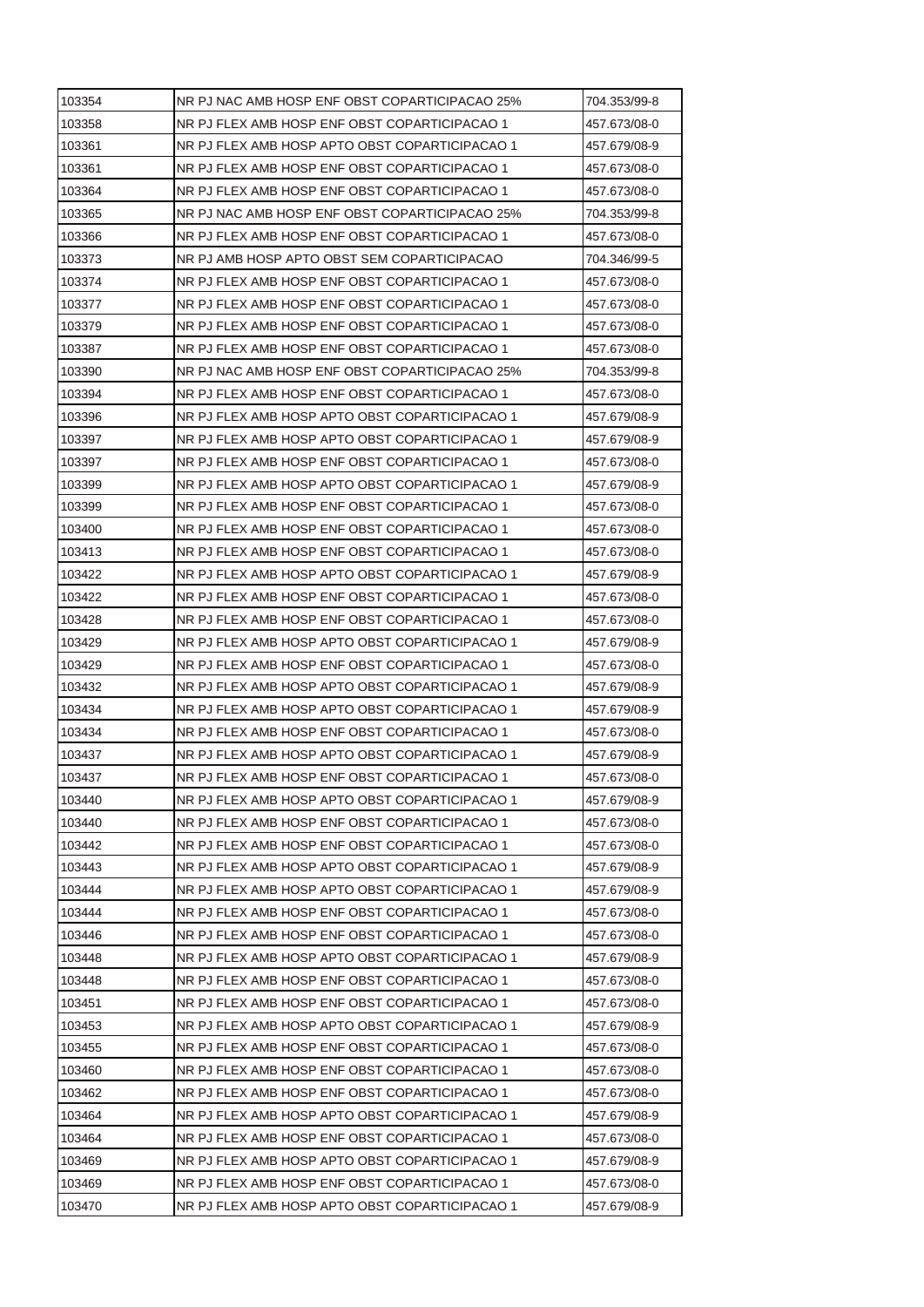| 103354 | NR PJ NAC AMB HOSP ENF OBST COPARTICIPACAO 25% | 704.353/99-8 |
|---|---|---|
| 103358 | NR PJ FLEX AMB HOSP ENF OBST COPARTICIPACAO 1 | 457.673/08-0 |
| 103361 | NR PJ FLEX AMB HOSP APTO OBST COPARTICIPACAO 1 | 457.679/08-9 |
| 103361 | NR PJ FLEX AMB HOSP ENF OBST COPARTICIPACAO 1 | 457.673/08-0 |
| 103364 | NR PJ FLEX AMB HOSP ENF OBST COPARTICIPACAO 1 | 457.673/08-0 |
| 103365 | NR PJ NAC AMB HOSP ENF OBST COPARTICIPACAO 25% | 704.353/99-8 |
| 103366 | NR PJ FLEX AMB HOSP ENF OBST COPARTICIPACAO 1 | 457.673/08-0 |
| 103373 | NR PJ AMB HOSP APTO OBST SEM COPARTICIPACAO | 704.346/99-5 |
| 103374 | NR PJ FLEX AMB HOSP ENF OBST COPARTICIPACAO 1 | 457.673/08-0 |
| 103377 | NR PJ FLEX AMB HOSP ENF OBST COPARTICIPACAO 1 | 457.673/08-0 |
| 103379 | NR PJ FLEX AMB HOSP ENF OBST COPARTICIPACAO 1 | 457.673/08-0 |
| 103387 | NR PJ FLEX AMB HOSP ENF OBST COPARTICIPACAO 1 | 457.673/08-0 |
| 103390 | NR PJ NAC AMB HOSP ENF OBST COPARTICIPACAO 25% | 704.353/99-8 |
| 103394 | NR PJ FLEX AMB HOSP ENF OBST COPARTICIPACAO 1 | 457.673/08-0 |
| 103396 | NR PJ FLEX AMB HOSP APTO OBST COPARTICIPACAO 1 | 457.679/08-9 |
| 103397 | NR PJ FLEX AMB HOSP APTO OBST COPARTICIPACAO 1 | 457.679/08-9 |
| 103397 | NR PJ FLEX AMB HOSP ENF OBST COPARTICIPACAO 1 | 457.673/08-0 |
| 103399 | NR PJ FLEX AMB HOSP APTO OBST COPARTICIPACAO 1 | 457.679/08-9 |
| 103399 | NR PJ FLEX AMB HOSP ENF OBST COPARTICIPACAO 1 | 457.673/08-0 |
| 103400 | NR PJ FLEX AMB HOSP ENF OBST COPARTICIPACAO 1 | 457.673/08-0 |
| 103413 | NR PJ FLEX AMB HOSP ENF OBST COPARTICIPACAO 1 | 457.673/08-0 |
| 103422 | NR PJ FLEX AMB HOSP APTO OBST COPARTICIPACAO 1 | 457.679/08-9 |
| 103422 | NR PJ FLEX AMB HOSP ENF OBST COPARTICIPACAO 1 | 457.673/08-0 |
| 103428 | NR PJ FLEX AMB HOSP ENF OBST COPARTICIPACAO 1 | 457.673/08-0 |
| 103429 | NR PJ FLEX AMB HOSP APTO OBST COPARTICIPACAO 1 | 457.679/08-9 |
| 103429 | NR PJ FLEX AMB HOSP ENF OBST COPARTICIPACAO 1 | 457.673/08-0 |
| 103432 | NR PJ FLEX AMB HOSP APTO OBST COPARTICIPACAO 1 | 457.679/08-9 |
| 103434 | NR PJ FLEX AMB HOSP APTO OBST COPARTICIPACAO 1 | 457.679/08-9 |
| 103434 | NR PJ FLEX AMB HOSP ENF OBST COPARTICIPACAO 1 | 457.673/08-0 |
| 103437 | NR PJ FLEX AMB HOSP APTO OBST COPARTICIPACAO 1 | 457.679/08-9 |
| 103437 | NR PJ FLEX AMB HOSP ENF OBST COPARTICIPACAO 1 | 457.673/08-0 |
| 103440 | NR PJ FLEX AMB HOSP APTO OBST COPARTICIPACAO 1 | 457.679/08-9 |
| 103440 | NR PJ FLEX AMB HOSP ENF OBST COPARTICIPACAO 1 | 457.673/08-0 |
| 103442 | NR PJ FLEX AMB HOSP ENF OBST COPARTICIPACAO 1 | 457.673/08-0 |
| 103443 | NR PJ FLEX AMB HOSP APTO OBST COPARTICIPACAO 1 | 457.679/08-9 |
| 103444 | NR PJ FLEX AMB HOSP APTO OBST COPARTICIPACAO 1 | 457.679/08-9 |
| 103444 | NR PJ FLEX AMB HOSP ENF OBST COPARTICIPACAO 1 | 457.673/08-0 |
| 103446 | NR PJ FLEX AMB HOSP ENF OBST COPARTICIPACAO 1 | 457.673/08-0 |
| 103448 | NR PJ FLEX AMB HOSP APTO OBST COPARTICIPACAO 1 | 457.679/08-9 |
| 103448 | NR PJ FLEX AMB HOSP ENF OBST COPARTICIPACAO 1 | 457.673/08-0 |
| 103451 | NR PJ FLEX AMB HOSP ENF OBST COPARTICIPACAO 1 | 457.673/08-0 |
| 103453 | NR PJ FLEX AMB HOSP APTO OBST COPARTICIPACAO 1 | 457.679/08-9 |
| 103455 | NR PJ FLEX AMB HOSP ENF OBST COPARTICIPACAO 1 | 457.673/08-0 |
| 103460 | NR PJ FLEX AMB HOSP ENF OBST COPARTICIPACAO 1 | 457.673/08-0 |
| 103462 | NR PJ FLEX AMB HOSP ENF OBST COPARTICIPACAO 1 | 457.673/08-0 |
| 103464 | NR PJ FLEX AMB HOSP APTO OBST COPARTICIPACAO 1 | 457.679/08-9 |
| 103464 | NR PJ FLEX AMB HOSP ENF OBST COPARTICIPACAO 1 | 457.673/08-0 |
| 103469 | NR PJ FLEX AMB HOSP APTO OBST COPARTICIPACAO 1 | 457.679/08-9 |
| 103469 | NR PJ FLEX AMB HOSP ENF OBST COPARTICIPACAO 1 | 457.673/08-0 |
| 103470 | NR PJ FLEX AMB HOSP APTO OBST COPARTICIPACAO 1 | 457.679/08-9 |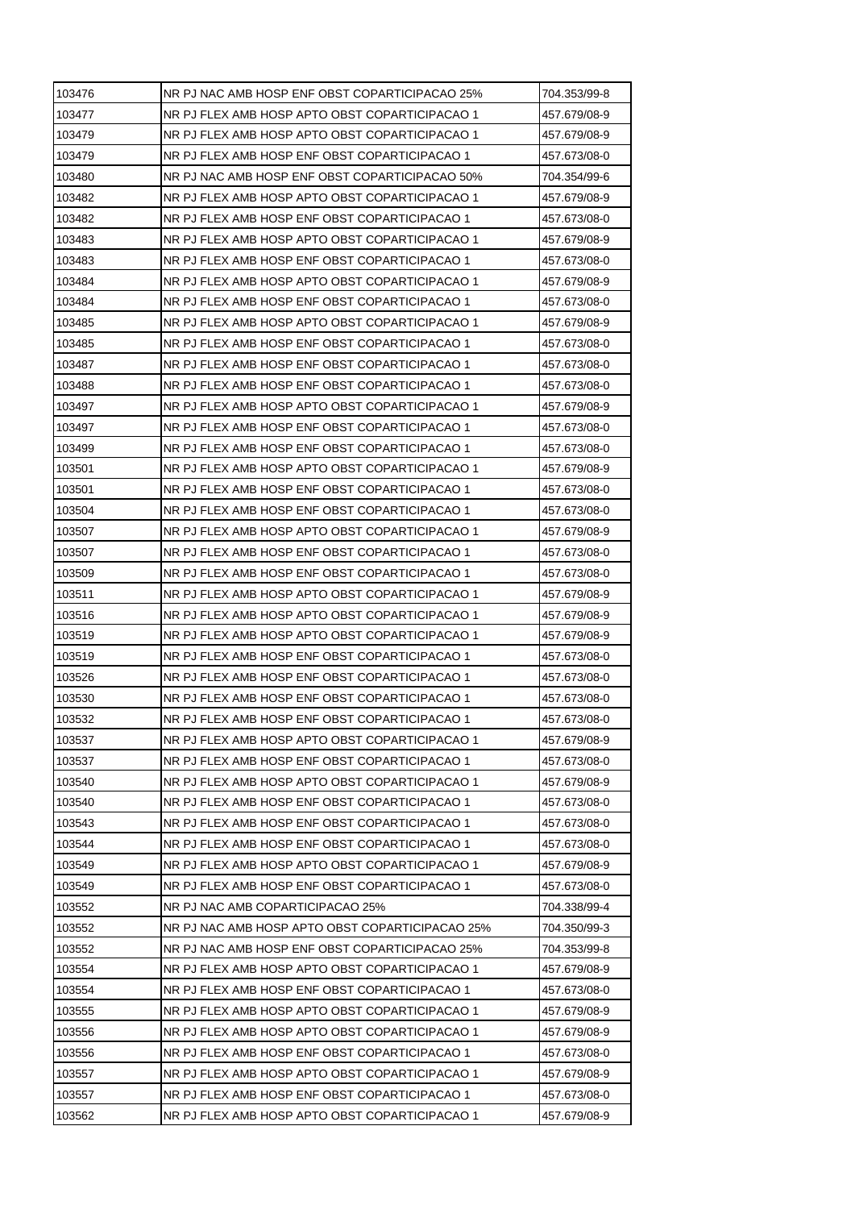| 103476 | NR PJ NAC AMB HOSP ENF OBST COPARTICIPACAO 25% | 704.353/99-8 |
|---|---|---|
| 103477 | NR PJ FLEX AMB HOSP APTO OBST COPARTICIPACAO 1 | 457.679/08-9 |
| 103479 | NR PJ FLEX AMB HOSP APTO OBST COPARTICIPACAO 1 | 457.679/08-9 |
| 103479 | NR PJ FLEX AMB HOSP ENF OBST COPARTICIPACAO 1 | 457.673/08-0 |
| 103480 | NR PJ NAC AMB HOSP ENF OBST COPARTICIPACAO 50% | 704.354/99-6 |
| 103482 | NR PJ FLEX AMB HOSP APTO OBST COPARTICIPACAO 1 | 457.679/08-9 |
| 103482 | NR PJ FLEX AMB HOSP ENF OBST COPARTICIPACAO 1 | 457.673/08-0 |
| 103483 | NR PJ FLEX AMB HOSP APTO OBST COPARTICIPACAO 1 | 457.679/08-9 |
| 103483 | NR PJ FLEX AMB HOSP ENF OBST COPARTICIPACAO 1 | 457.673/08-0 |
| 103484 | NR PJ FLEX AMB HOSP APTO OBST COPARTICIPACAO 1 | 457.679/08-9 |
| 103484 | NR PJ FLEX AMB HOSP ENF OBST COPARTICIPACAO 1 | 457.673/08-0 |
| 103485 | NR PJ FLEX AMB HOSP APTO OBST COPARTICIPACAO 1 | 457.679/08-9 |
| 103485 | NR PJ FLEX AMB HOSP ENF OBST COPARTICIPACAO 1 | 457.673/08-0 |
| 103487 | NR PJ FLEX AMB HOSP ENF OBST COPARTICIPACAO 1 | 457.673/08-0 |
| 103488 | NR PJ FLEX AMB HOSP ENF OBST COPARTICIPACAO 1 | 457.673/08-0 |
| 103497 | NR PJ FLEX AMB HOSP APTO OBST COPARTICIPACAO 1 | 457.679/08-9 |
| 103497 | NR PJ FLEX AMB HOSP ENF OBST COPARTICIPACAO 1 | 457.673/08-0 |
| 103499 | NR PJ FLEX AMB HOSP ENF OBST COPARTICIPACAO 1 | 457.673/08-0 |
| 103501 | NR PJ FLEX AMB HOSP APTO OBST COPARTICIPACAO 1 | 457.679/08-9 |
| 103501 | NR PJ FLEX AMB HOSP ENF OBST COPARTICIPACAO 1 | 457.673/08-0 |
| 103504 | NR PJ FLEX AMB HOSP ENF OBST COPARTICIPACAO 1 | 457.673/08-0 |
| 103507 | NR PJ FLEX AMB HOSP APTO OBST COPARTICIPACAO 1 | 457.679/08-9 |
| 103507 | NR PJ FLEX AMB HOSP ENF OBST COPARTICIPACAO 1 | 457.673/08-0 |
| 103509 | NR PJ FLEX AMB HOSP ENF OBST COPARTICIPACAO 1 | 457.673/08-0 |
| 103511 | NR PJ FLEX AMB HOSP APTO OBST COPARTICIPACAO 1 | 457.679/08-9 |
| 103516 | NR PJ FLEX AMB HOSP APTO OBST COPARTICIPACAO 1 | 457.679/08-9 |
| 103519 | NR PJ FLEX AMB HOSP APTO OBST COPARTICIPACAO 1 | 457.679/08-9 |
| 103519 | NR PJ FLEX AMB HOSP ENF OBST COPARTICIPACAO 1 | 457.673/08-0 |
| 103526 | NR PJ FLEX AMB HOSP ENF OBST COPARTICIPACAO 1 | 457.673/08-0 |
| 103530 | NR PJ FLEX AMB HOSP ENF OBST COPARTICIPACAO 1 | 457.673/08-0 |
| 103532 | NR PJ FLEX AMB HOSP ENF OBST COPARTICIPACAO 1 | 457.673/08-0 |
| 103537 | NR PJ FLEX AMB HOSP APTO OBST COPARTICIPACAO 1 | 457.679/08-9 |
| 103537 | NR PJ FLEX AMB HOSP ENF OBST COPARTICIPACAO 1 | 457.673/08-0 |
| 103540 | NR PJ FLEX AMB HOSP APTO OBST COPARTICIPACAO 1 | 457.679/08-9 |
| 103540 | NR PJ FLEX AMB HOSP ENF OBST COPARTICIPACAO 1 | 457.673/08-0 |
| 103543 | NR PJ FLEX AMB HOSP ENF OBST COPARTICIPACAO 1 | 457.673/08-0 |
| 103544 | NR PJ FLEX AMB HOSP ENF OBST COPARTICIPACAO 1 | 457.673/08-0 |
| 103549 | NR PJ FLEX AMB HOSP APTO OBST COPARTICIPACAO 1 | 457.679/08-9 |
| 103549 | NR PJ FLEX AMB HOSP ENF OBST COPARTICIPACAO 1 | 457.673/08-0 |
| 103552 | NR PJ NAC AMB COPARTICIPACAO 25% | 704.338/99-4 |
| 103552 | NR PJ NAC AMB HOSP APTO OBST COPARTICIPACAO 25% | 704.350/99-3 |
| 103552 | NR PJ NAC AMB HOSP ENF OBST COPARTICIPACAO 25% | 704.353/99-8 |
| 103554 | NR PJ FLEX AMB HOSP APTO OBST COPARTICIPACAO 1 | 457.679/08-9 |
| 103554 | NR PJ FLEX AMB HOSP ENF OBST COPARTICIPACAO 1 | 457.673/08-0 |
| 103555 | NR PJ FLEX AMB HOSP APTO OBST COPARTICIPACAO 1 | 457.679/08-9 |
| 103556 | NR PJ FLEX AMB HOSP APTO OBST COPARTICIPACAO 1 | 457.679/08-9 |
| 103556 | NR PJ FLEX AMB HOSP ENF OBST COPARTICIPACAO 1 | 457.673/08-0 |
| 103557 | NR PJ FLEX AMB HOSP APTO OBST COPARTICIPACAO 1 | 457.679/08-9 |
| 103557 | NR PJ FLEX AMB HOSP ENF OBST COPARTICIPACAO 1 | 457.673/08-0 |
| 103562 | NR PJ FLEX AMB HOSP APTO OBST COPARTICIPACAO 1 | 457.679/08-9 |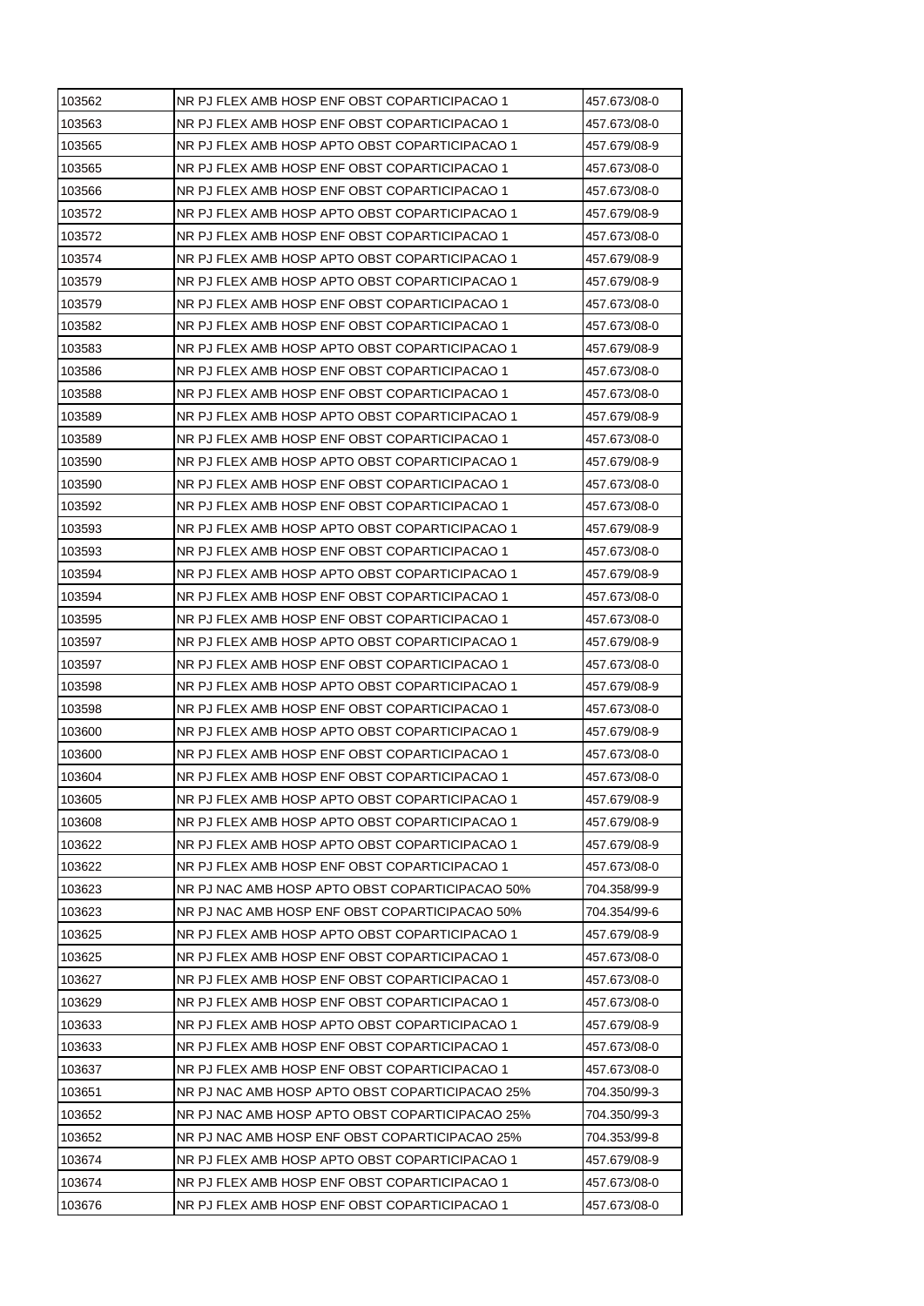| 103562 | NR PJ FLEX AMB HOSP ENF OBST COPARTICIPACAO 1 | 457.673/08-0 |
|---|---|---|
| 103563 | NR PJ FLEX AMB HOSP ENF OBST COPARTICIPACAO 1 | 457.673/08-0 |
| 103565 | NR PJ FLEX AMB HOSP APTO OBST COPARTICIPACAO 1 | 457.679/08-9 |
| 103565 | NR PJ FLEX AMB HOSP ENF OBST COPARTICIPACAO 1 | 457.673/08-0 |
| 103566 | NR PJ FLEX AMB HOSP ENF OBST COPARTICIPACAO 1 | 457.673/08-0 |
| 103572 | NR PJ FLEX AMB HOSP APTO OBST COPARTICIPACAO 1 | 457.679/08-9 |
| 103572 | NR PJ FLEX AMB HOSP ENF OBST COPARTICIPACAO 1 | 457.673/08-0 |
| 103574 | NR PJ FLEX AMB HOSP APTO OBST COPARTICIPACAO 1 | 457.679/08-9 |
| 103579 | NR PJ FLEX AMB HOSP APTO OBST COPARTICIPACAO 1 | 457.679/08-9 |
| 103579 | NR PJ FLEX AMB HOSP ENF OBST COPARTICIPACAO 1 | 457.673/08-0 |
| 103582 | NR PJ FLEX AMB HOSP ENF OBST COPARTICIPACAO 1 | 457.673/08-0 |
| 103583 | NR PJ FLEX AMB HOSP APTO OBST COPARTICIPACAO 1 | 457.679/08-9 |
| 103586 | NR PJ FLEX AMB HOSP ENF OBST COPARTICIPACAO 1 | 457.673/08-0 |
| 103588 | NR PJ FLEX AMB HOSP ENF OBST COPARTICIPACAO 1 | 457.673/08-0 |
| 103589 | NR PJ FLEX AMB HOSP APTO OBST COPARTICIPACAO 1 | 457.679/08-9 |
| 103589 | NR PJ FLEX AMB HOSP ENF OBST COPARTICIPACAO 1 | 457.673/08-0 |
| 103590 | NR PJ FLEX AMB HOSP APTO OBST COPARTICIPACAO 1 | 457.679/08-9 |
| 103590 | NR PJ FLEX AMB HOSP ENF OBST COPARTICIPACAO 1 | 457.673/08-0 |
| 103592 | NR PJ FLEX AMB HOSP ENF OBST COPARTICIPACAO 1 | 457.673/08-0 |
| 103593 | NR PJ FLEX AMB HOSP APTO OBST COPARTICIPACAO 1 | 457.679/08-9 |
| 103593 | NR PJ FLEX AMB HOSP ENF OBST COPARTICIPACAO 1 | 457.673/08-0 |
| 103594 | NR PJ FLEX AMB HOSP APTO OBST COPARTICIPACAO 1 | 457.679/08-9 |
| 103594 | NR PJ FLEX AMB HOSP ENF OBST COPARTICIPACAO 1 | 457.673/08-0 |
| 103595 | NR PJ FLEX AMB HOSP ENF OBST COPARTICIPACAO 1 | 457.673/08-0 |
| 103597 | NR PJ FLEX AMB HOSP APTO OBST COPARTICIPACAO 1 | 457.679/08-9 |
| 103597 | NR PJ FLEX AMB HOSP ENF OBST COPARTICIPACAO 1 | 457.673/08-0 |
| 103598 | NR PJ FLEX AMB HOSP APTO OBST COPARTICIPACAO 1 | 457.679/08-9 |
| 103598 | NR PJ FLEX AMB HOSP ENF OBST COPARTICIPACAO 1 | 457.673/08-0 |
| 103600 | NR PJ FLEX AMB HOSP APTO OBST COPARTICIPACAO 1 | 457.679/08-9 |
| 103600 | NR PJ FLEX AMB HOSP ENF OBST COPARTICIPACAO 1 | 457.673/08-0 |
| 103604 | NR PJ FLEX AMB HOSP ENF OBST COPARTICIPACAO 1 | 457.673/08-0 |
| 103605 | NR PJ FLEX AMB HOSP APTO OBST COPARTICIPACAO 1 | 457.679/08-9 |
| 103608 | NR PJ FLEX AMB HOSP APTO OBST COPARTICIPACAO 1 | 457.679/08-9 |
| 103622 | NR PJ FLEX AMB HOSP APTO OBST COPARTICIPACAO 1 | 457.679/08-9 |
| 103622 | NR PJ FLEX AMB HOSP ENF OBST COPARTICIPACAO 1 | 457.673/08-0 |
| 103623 | NR PJ NAC AMB HOSP APTO OBST COPARTICIPACAO 50% | 704.358/99-9 |
| 103623 | NR PJ NAC AMB HOSP ENF OBST COPARTICIPACAO 50% | 704.354/99-6 |
| 103625 | NR PJ FLEX AMB HOSP APTO OBST COPARTICIPACAO 1 | 457.679/08-9 |
| 103625 | NR PJ FLEX AMB HOSP ENF OBST COPARTICIPACAO 1 | 457.673/08-0 |
| 103627 | NR PJ FLEX AMB HOSP ENF OBST COPARTICIPACAO 1 | 457.673/08-0 |
| 103629 | NR PJ FLEX AMB HOSP ENF OBST COPARTICIPACAO 1 | 457.673/08-0 |
| 103633 | NR PJ FLEX AMB HOSP APTO OBST COPARTICIPACAO 1 | 457.679/08-9 |
| 103633 | NR PJ FLEX AMB HOSP ENF OBST COPARTICIPACAO 1 | 457.673/08-0 |
| 103637 | NR PJ FLEX AMB HOSP ENF OBST COPARTICIPACAO 1 | 457.673/08-0 |
| 103651 | NR PJ NAC AMB HOSP APTO OBST COPARTICIPACAO 25% | 704.350/99-3 |
| 103652 | NR PJ NAC AMB HOSP APTO OBST COPARTICIPACAO 25% | 704.350/99-3 |
| 103652 | NR PJ NAC AMB HOSP ENF OBST COPARTICIPACAO 25% | 704.353/99-8 |
| 103674 | NR PJ FLEX AMB HOSP APTO OBST COPARTICIPACAO 1 | 457.679/08-9 |
| 103674 | NR PJ FLEX AMB HOSP ENF OBST COPARTICIPACAO 1 | 457.673/08-0 |
| 103676 | NR PJ FLEX AMB HOSP ENF OBST COPARTICIPACAO 1 | 457.673/08-0 |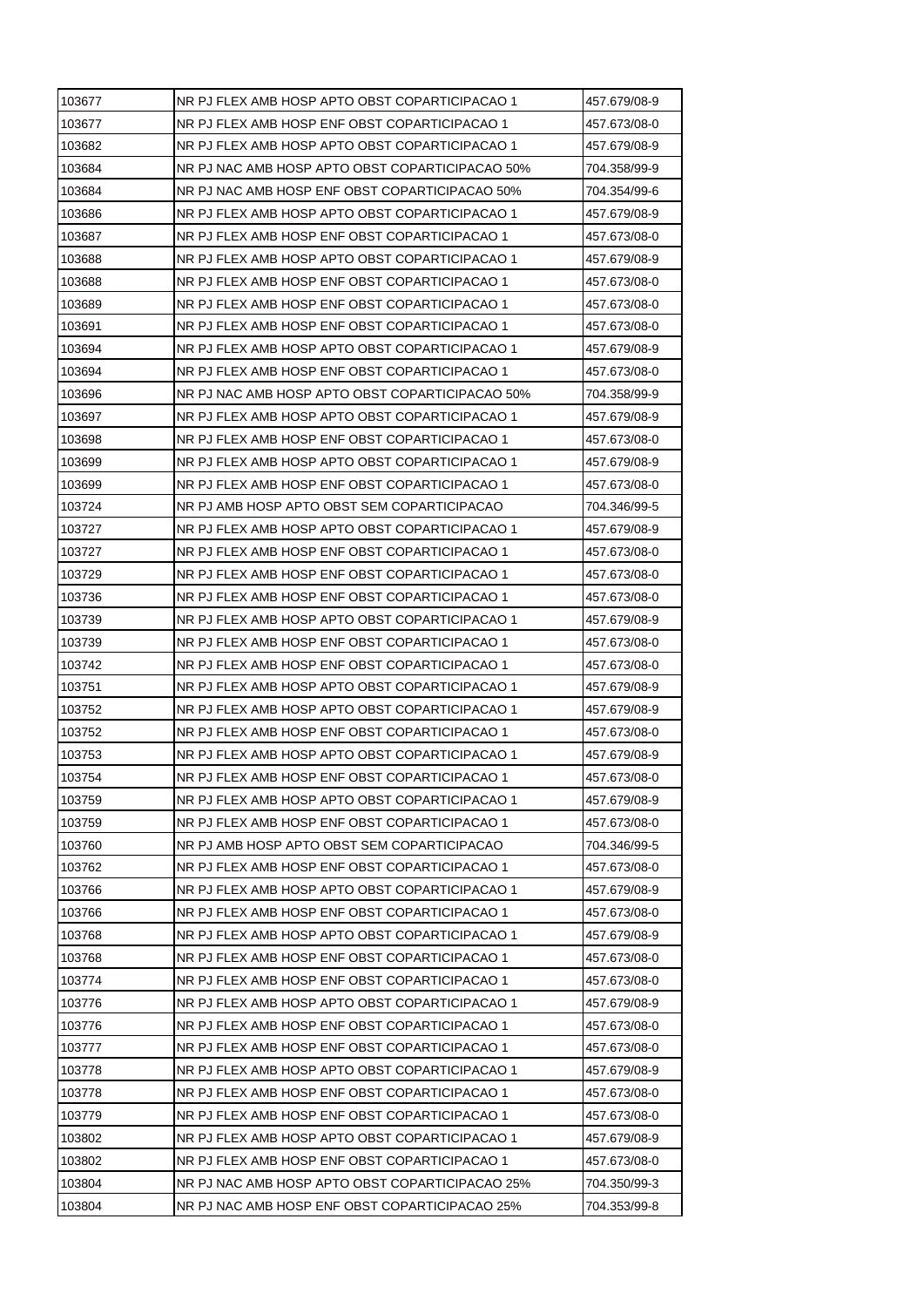| 103677 | NR PJ FLEX AMB HOSP APTO OBST COPARTICIPACAO 1 | 457.679/08-9 |
|---|---|---|
| 103677 | NR PJ FLEX AMB HOSP ENF OBST COPARTICIPACAO 1 | 457.673/08-0 |
| 103682 | NR PJ FLEX AMB HOSP APTO OBST COPARTICIPACAO 1 | 457.679/08-9 |
| 103684 | NR PJ NAC AMB HOSP APTO OBST COPARTICIPACAO 50% | 704.358/99-9 |
| 103684 | NR PJ NAC AMB HOSP ENF OBST COPARTICIPACAO 50% | 704.354/99-6 |
| 103686 | NR PJ FLEX AMB HOSP APTO OBST COPARTICIPACAO 1 | 457.679/08-9 |
| 103687 | NR PJ FLEX AMB HOSP ENF OBST COPARTICIPACAO 1 | 457.673/08-0 |
| 103688 | NR PJ FLEX AMB HOSP APTO OBST COPARTICIPACAO 1 | 457.679/08-9 |
| 103688 | NR PJ FLEX AMB HOSP ENF OBST COPARTICIPACAO 1 | 457.673/08-0 |
| 103689 | NR PJ FLEX AMB HOSP ENF OBST COPARTICIPACAO 1 | 457.673/08-0 |
| 103691 | NR PJ FLEX AMB HOSP ENF OBST COPARTICIPACAO 1 | 457.673/08-0 |
| 103694 | NR PJ FLEX AMB HOSP APTO OBST COPARTICIPACAO 1 | 457.679/08-9 |
| 103694 | NR PJ FLEX AMB HOSP ENF OBST COPARTICIPACAO 1 | 457.673/08-0 |
| 103696 | NR PJ NAC AMB HOSP APTO OBST COPARTICIPACAO 50% | 704.358/99-9 |
| 103697 | NR PJ FLEX AMB HOSP APTO OBST COPARTICIPACAO 1 | 457.679/08-9 |
| 103698 | NR PJ FLEX AMB HOSP ENF OBST COPARTICIPACAO 1 | 457.673/08-0 |
| 103699 | NR PJ FLEX AMB HOSP APTO OBST COPARTICIPACAO 1 | 457.679/08-9 |
| 103699 | NR PJ FLEX AMB HOSP ENF OBST COPARTICIPACAO 1 | 457.673/08-0 |
| 103724 | NR PJ AMB HOSP APTO OBST SEM COPARTICIPACAO | 704.346/99-5 |
| 103727 | NR PJ FLEX AMB HOSP APTO OBST COPARTICIPACAO 1 | 457.679/08-9 |
| 103727 | NR PJ FLEX AMB HOSP ENF OBST COPARTICIPACAO 1 | 457.673/08-0 |
| 103729 | NR PJ FLEX AMB HOSP ENF OBST COPARTICIPACAO 1 | 457.673/08-0 |
| 103736 | NR PJ FLEX AMB HOSP ENF OBST COPARTICIPACAO 1 | 457.673/08-0 |
| 103739 | NR PJ FLEX AMB HOSP APTO OBST COPARTICIPACAO 1 | 457.679/08-9 |
| 103739 | NR PJ FLEX AMB HOSP ENF OBST COPARTICIPACAO 1 | 457.673/08-0 |
| 103742 | NR PJ FLEX AMB HOSP ENF OBST COPARTICIPACAO 1 | 457.673/08-0 |
| 103751 | NR PJ FLEX AMB HOSP APTO OBST COPARTICIPACAO 1 | 457.679/08-9 |
| 103752 | NR PJ FLEX AMB HOSP APTO OBST COPARTICIPACAO 1 | 457.679/08-9 |
| 103752 | NR PJ FLEX AMB HOSP ENF OBST COPARTICIPACAO 1 | 457.673/08-0 |
| 103753 | NR PJ FLEX AMB HOSP APTO OBST COPARTICIPACAO 1 | 457.679/08-9 |
| 103754 | NR PJ FLEX AMB HOSP ENF OBST COPARTICIPACAO 1 | 457.673/08-0 |
| 103759 | NR PJ FLEX AMB HOSP APTO OBST COPARTICIPACAO 1 | 457.679/08-9 |
| 103759 | NR PJ FLEX AMB HOSP ENF OBST COPARTICIPACAO 1 | 457.673/08-0 |
| 103760 | NR PJ AMB HOSP APTO OBST SEM COPARTICIPACAO | 704.346/99-5 |
| 103762 | NR PJ FLEX AMB HOSP ENF OBST COPARTICIPACAO 1 | 457.673/08-0 |
| 103766 | NR PJ FLEX AMB HOSP APTO OBST COPARTICIPACAO 1 | 457.679/08-9 |
| 103766 | NR PJ FLEX AMB HOSP ENF OBST COPARTICIPACAO 1 | 457.673/08-0 |
| 103768 | NR PJ FLEX AMB HOSP APTO OBST COPARTICIPACAO 1 | 457.679/08-9 |
| 103768 | NR PJ FLEX AMB HOSP ENF OBST COPARTICIPACAO 1 | 457.673/08-0 |
| 103774 | NR PJ FLEX AMB HOSP ENF OBST COPARTICIPACAO 1 | 457.673/08-0 |
| 103776 | NR PJ FLEX AMB HOSP APTO OBST COPARTICIPACAO 1 | 457.679/08-9 |
| 103776 | NR PJ FLEX AMB HOSP ENF OBST COPARTICIPACAO 1 | 457.673/08-0 |
| 103777 | NR PJ FLEX AMB HOSP ENF OBST COPARTICIPACAO 1 | 457.673/08-0 |
| 103778 | NR PJ FLEX AMB HOSP APTO OBST COPARTICIPACAO 1 | 457.679/08-9 |
| 103778 | NR PJ FLEX AMB HOSP ENF OBST COPARTICIPACAO 1 | 457.673/08-0 |
| 103779 | NR PJ FLEX AMB HOSP ENF OBST COPARTICIPACAO 1 | 457.673/08-0 |
| 103802 | NR PJ FLEX AMB HOSP APTO OBST COPARTICIPACAO 1 | 457.679/08-9 |
| 103802 | NR PJ FLEX AMB HOSP ENF OBST COPARTICIPACAO 1 | 457.673/08-0 |
| 103804 | NR PJ NAC AMB HOSP APTO OBST COPARTICIPACAO 25% | 704.350/99-3 |
| 103804 | NR PJ NAC AMB HOSP ENF OBST COPARTICIPACAO 25% | 704.353/99-8 |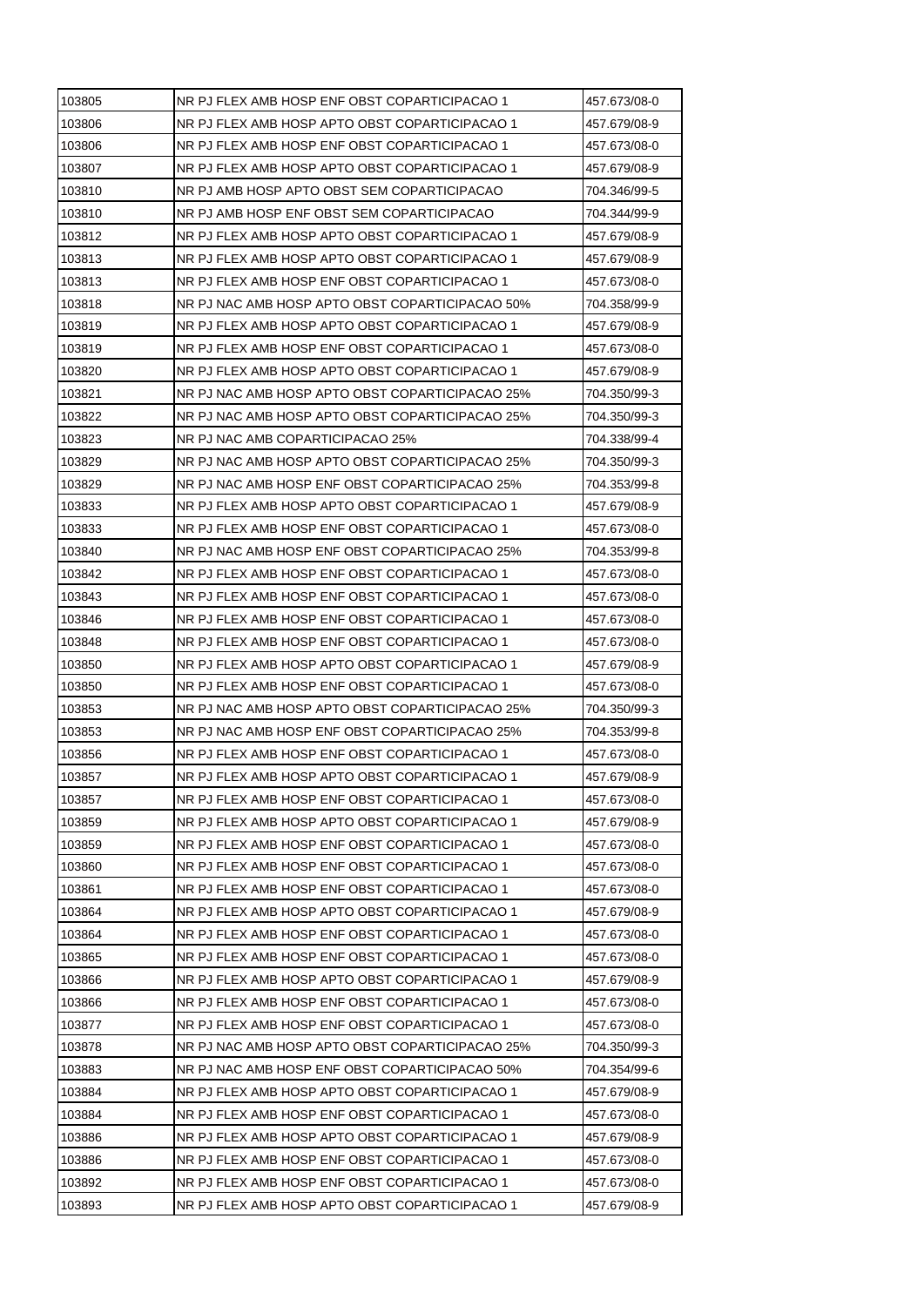| 103805 | NR PJ FLEX AMB HOSP ENF OBST COPARTICIPACAO 1 | 457.673/08-0 |
|---|---|---|
| 103806 | NR PJ FLEX AMB HOSP APTO OBST COPARTICIPACAO 1 | 457.679/08-9 |
| 103806 | NR PJ FLEX AMB HOSP ENF OBST COPARTICIPACAO 1 | 457.673/08-0 |
| 103807 | NR PJ FLEX AMB HOSP APTO OBST COPARTICIPACAO 1 | 457.679/08-9 |
| 103810 | NR PJ AMB HOSP APTO OBST SEM COPARTICIPACAO | 704.346/99-5 |
| 103810 | NR PJ AMB HOSP ENF OBST SEM COPARTICIPACAO | 704.344/99-9 |
| 103812 | NR PJ FLEX AMB HOSP APTO OBST COPARTICIPACAO 1 | 457.679/08-9 |
| 103813 | NR PJ FLEX AMB HOSP APTO OBST COPARTICIPACAO 1 | 457.679/08-9 |
| 103813 | NR PJ FLEX AMB HOSP ENF OBST COPARTICIPACAO 1 | 457.673/08-0 |
| 103818 | NR PJ NAC AMB HOSP APTO OBST COPARTICIPACAO 50% | 704.358/99-9 |
| 103819 | NR PJ FLEX AMB HOSP APTO OBST COPARTICIPACAO 1 | 457.679/08-9 |
| 103819 | NR PJ FLEX AMB HOSP ENF OBST COPARTICIPACAO 1 | 457.673/08-0 |
| 103820 | NR PJ FLEX AMB HOSP APTO OBST COPARTICIPACAO 1 | 457.679/08-9 |
| 103821 | NR PJ NAC AMB HOSP APTO OBST COPARTICIPACAO 25% | 704.350/99-3 |
| 103822 | NR PJ NAC AMB HOSP APTO OBST COPARTICIPACAO 25% | 704.350/99-3 |
| 103823 | NR PJ NAC AMB COPARTICIPACAO 25% | 704.338/99-4 |
| 103829 | NR PJ NAC AMB HOSP APTO OBST COPARTICIPACAO 25% | 704.350/99-3 |
| 103829 | NR PJ NAC AMB HOSP ENF OBST COPARTICIPACAO 25% | 704.353/99-8 |
| 103833 | NR PJ FLEX AMB HOSP APTO OBST COPARTICIPACAO 1 | 457.679/08-9 |
| 103833 | NR PJ FLEX AMB HOSP ENF OBST COPARTICIPACAO 1 | 457.673/08-0 |
| 103840 | NR PJ NAC AMB HOSP ENF OBST COPARTICIPACAO 25% | 704.353/99-8 |
| 103842 | NR PJ FLEX AMB HOSP ENF OBST COPARTICIPACAO 1 | 457.673/08-0 |
| 103843 | NR PJ FLEX AMB HOSP ENF OBST COPARTICIPACAO 1 | 457.673/08-0 |
| 103846 | NR PJ FLEX AMB HOSP ENF OBST COPARTICIPACAO 1 | 457.673/08-0 |
| 103848 | NR PJ FLEX AMB HOSP ENF OBST COPARTICIPACAO 1 | 457.673/08-0 |
| 103850 | NR PJ FLEX AMB HOSP APTO OBST COPARTICIPACAO 1 | 457.679/08-9 |
| 103850 | NR PJ FLEX AMB HOSP ENF OBST COPARTICIPACAO 1 | 457.673/08-0 |
| 103853 | NR PJ NAC AMB HOSP APTO OBST COPARTICIPACAO 25% | 704.350/99-3 |
| 103853 | NR PJ NAC AMB HOSP ENF OBST COPARTICIPACAO 25% | 704.353/99-8 |
| 103856 | NR PJ FLEX AMB HOSP ENF OBST COPARTICIPACAO 1 | 457.673/08-0 |
| 103857 | NR PJ FLEX AMB HOSP APTO OBST COPARTICIPACAO 1 | 457.679/08-9 |
| 103857 | NR PJ FLEX AMB HOSP ENF OBST COPARTICIPACAO 1 | 457.673/08-0 |
| 103859 | NR PJ FLEX AMB HOSP APTO OBST COPARTICIPACAO 1 | 457.679/08-9 |
| 103859 | NR PJ FLEX AMB HOSP ENF OBST COPARTICIPACAO 1 | 457.673/08-0 |
| 103860 | NR PJ FLEX AMB HOSP ENF OBST COPARTICIPACAO 1 | 457.673/08-0 |
| 103861 | NR PJ FLEX AMB HOSP ENF OBST COPARTICIPACAO 1 | 457.673/08-0 |
| 103864 | NR PJ FLEX AMB HOSP APTO OBST COPARTICIPACAO 1 | 457.679/08-9 |
| 103864 | NR PJ FLEX AMB HOSP ENF OBST COPARTICIPACAO 1 | 457.673/08-0 |
| 103865 | NR PJ FLEX AMB HOSP ENF OBST COPARTICIPACAO 1 | 457.673/08-0 |
| 103866 | NR PJ FLEX AMB HOSP APTO OBST COPARTICIPACAO 1 | 457.679/08-9 |
| 103866 | NR PJ FLEX AMB HOSP ENF OBST COPARTICIPACAO 1 | 457.673/08-0 |
| 103877 | NR PJ FLEX AMB HOSP ENF OBST COPARTICIPACAO 1 | 457.673/08-0 |
| 103878 | NR PJ NAC AMB HOSP APTO OBST COPARTICIPACAO 25% | 704.350/99-3 |
| 103883 | NR PJ NAC AMB HOSP ENF OBST COPARTICIPACAO 50% | 704.354/99-6 |
| 103884 | NR PJ FLEX AMB HOSP APTO OBST COPARTICIPACAO 1 | 457.679/08-9 |
| 103884 | NR PJ FLEX AMB HOSP ENF OBST COPARTICIPACAO 1 | 457.673/08-0 |
| 103886 | NR PJ FLEX AMB HOSP APTO OBST COPARTICIPACAO 1 | 457.679/08-9 |
| 103886 | NR PJ FLEX AMB HOSP ENF OBST COPARTICIPACAO 1 | 457.673/08-0 |
| 103892 | NR PJ FLEX AMB HOSP ENF OBST COPARTICIPACAO 1 | 457.673/08-0 |
| 103893 | NR PJ FLEX AMB HOSP APTO OBST COPARTICIPACAO 1 | 457.679/08-9 |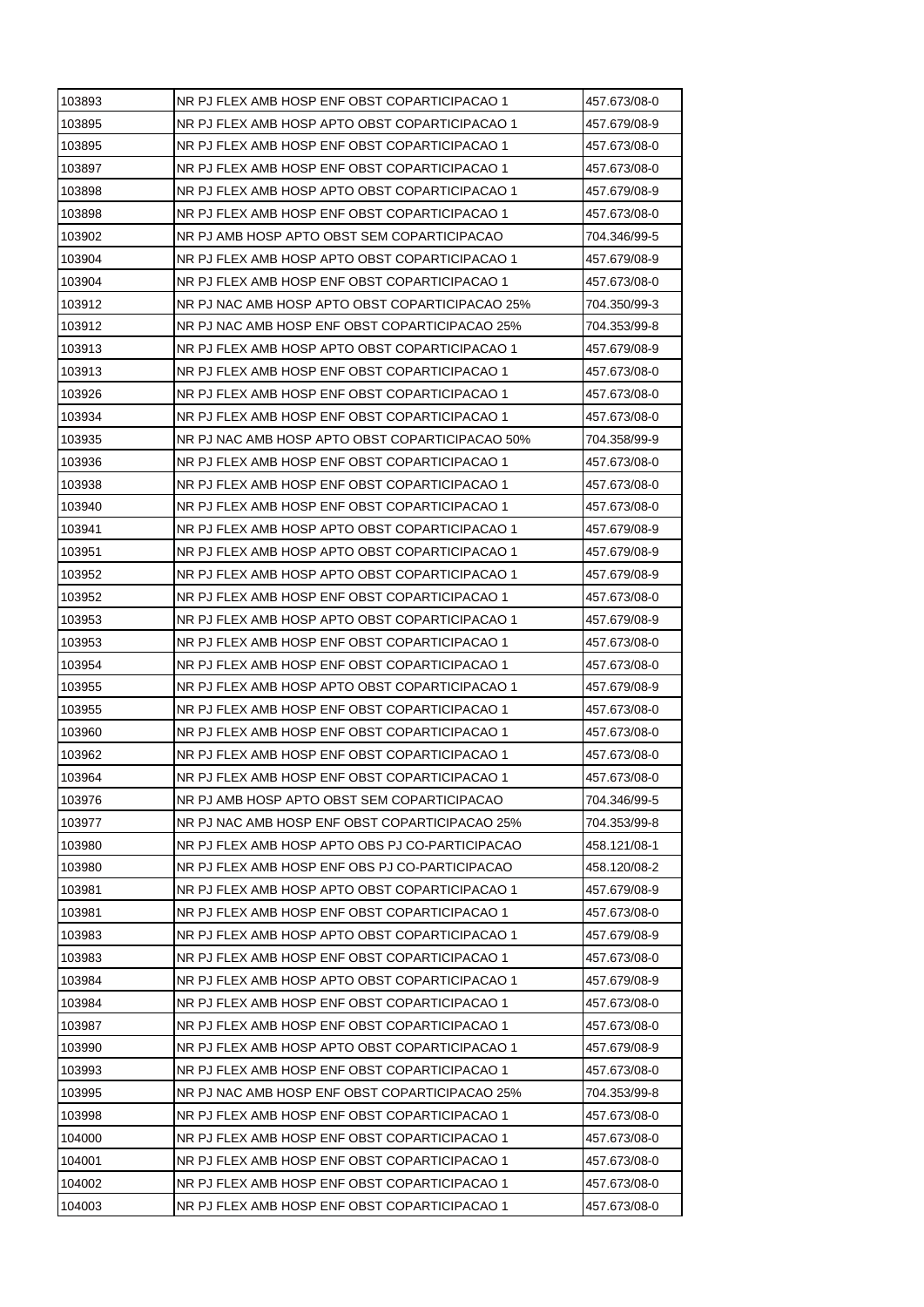| 103893 | NR PJ FLEX AMB HOSP ENF OBST COPARTICIPACAO 1 | 457.673/08-0 |
|---|---|---|
| 103895 | NR PJ FLEX AMB HOSP APTO OBST COPARTICIPACAO 1 | 457.679/08-9 |
| 103895 | NR PJ FLEX AMB HOSP ENF OBST COPARTICIPACAO 1 | 457.673/08-0 |
| 103897 | NR PJ FLEX AMB HOSP ENF OBST COPARTICIPACAO 1 | 457.673/08-0 |
| 103898 | NR PJ FLEX AMB HOSP APTO OBST COPARTICIPACAO 1 | 457.679/08-9 |
| 103898 | NR PJ FLEX AMB HOSP ENF OBST COPARTICIPACAO 1 | 457.673/08-0 |
| 103902 | NR PJ AMB HOSP APTO OBST SEM COPARTICIPACAO | 704.346/99-5 |
| 103904 | NR PJ FLEX AMB HOSP APTO OBST COPARTICIPACAO 1 | 457.679/08-9 |
| 103904 | NR PJ FLEX AMB HOSP ENF OBST COPARTICIPACAO 1 | 457.673/08-0 |
| 103912 | NR PJ NAC AMB HOSP APTO OBST COPARTICIPACAO 25% | 704.350/99-3 |
| 103912 | NR PJ NAC AMB HOSP ENF OBST COPARTICIPACAO 25% | 704.353/99-8 |
| 103913 | NR PJ FLEX AMB HOSP APTO OBST COPARTICIPACAO 1 | 457.679/08-9 |
| 103913 | NR PJ FLEX AMB HOSP ENF OBST COPARTICIPACAO 1 | 457.673/08-0 |
| 103926 | NR PJ FLEX AMB HOSP ENF OBST COPARTICIPACAO 1 | 457.673/08-0 |
| 103934 | NR PJ FLEX AMB HOSP ENF OBST COPARTICIPACAO 1 | 457.673/08-0 |
| 103935 | NR PJ NAC AMB HOSP APTO OBST COPARTICIPACAO 50% | 704.358/99-9 |
| 103936 | NR PJ FLEX AMB HOSP ENF OBST COPARTICIPACAO 1 | 457.673/08-0 |
| 103938 | NR PJ FLEX AMB HOSP ENF OBST COPARTICIPACAO 1 | 457.673/08-0 |
| 103940 | NR PJ FLEX AMB HOSP ENF OBST COPARTICIPACAO 1 | 457.673/08-0 |
| 103941 | NR PJ FLEX AMB HOSP APTO OBST COPARTICIPACAO 1 | 457.679/08-9 |
| 103951 | NR PJ FLEX AMB HOSP APTO OBST COPARTICIPACAO 1 | 457.679/08-9 |
| 103952 | NR PJ FLEX AMB HOSP APTO OBST COPARTICIPACAO 1 | 457.679/08-9 |
| 103952 | NR PJ FLEX AMB HOSP ENF OBST COPARTICIPACAO 1 | 457.673/08-0 |
| 103953 | NR PJ FLEX AMB HOSP APTO OBST COPARTICIPACAO 1 | 457.679/08-9 |
| 103953 | NR PJ FLEX AMB HOSP ENF OBST COPARTICIPACAO 1 | 457.673/08-0 |
| 103954 | NR PJ FLEX AMB HOSP ENF OBST COPARTICIPACAO 1 | 457.673/08-0 |
| 103955 | NR PJ FLEX AMB HOSP APTO OBST COPARTICIPACAO 1 | 457.679/08-9 |
| 103955 | NR PJ FLEX AMB HOSP ENF OBST COPARTICIPACAO 1 | 457.673/08-0 |
| 103960 | NR PJ FLEX AMB HOSP ENF OBST COPARTICIPACAO 1 | 457.673/08-0 |
| 103962 | NR PJ FLEX AMB HOSP ENF OBST COPARTICIPACAO 1 | 457.673/08-0 |
| 103964 | NR PJ FLEX AMB HOSP ENF OBST COPARTICIPACAO 1 | 457.673/08-0 |
| 103976 | NR PJ AMB HOSP APTO OBST SEM COPARTICIPACAO | 704.346/99-5 |
| 103977 | NR PJ NAC AMB HOSP ENF OBST COPARTICIPACAO 25% | 704.353/99-8 |
| 103980 | NR PJ FLEX AMB HOSP APTO OBS PJ CO-PARTICIPACAO | 458.121/08-1 |
| 103980 | NR PJ FLEX AMB HOSP ENF OBS PJ CO-PARTICIPACAO | 458.120/08-2 |
| 103981 | NR PJ FLEX AMB HOSP APTO OBST COPARTICIPACAO 1 | 457.679/08-9 |
| 103981 | NR PJ FLEX AMB HOSP ENF OBST COPARTICIPACAO 1 | 457.673/08-0 |
| 103983 | NR PJ FLEX AMB HOSP APTO OBST COPARTICIPACAO 1 | 457.679/08-9 |
| 103983 | NR PJ FLEX AMB HOSP ENF OBST COPARTICIPACAO 1 | 457.673/08-0 |
| 103984 | NR PJ FLEX AMB HOSP APTO OBST COPARTICIPACAO 1 | 457.679/08-9 |
| 103984 | NR PJ FLEX AMB HOSP ENF OBST COPARTICIPACAO 1 | 457.673/08-0 |
| 103987 | NR PJ FLEX AMB HOSP ENF OBST COPARTICIPACAO 1 | 457.673/08-0 |
| 103990 | NR PJ FLEX AMB HOSP APTO OBST COPARTICIPACAO 1 | 457.679/08-9 |
| 103993 | NR PJ FLEX AMB HOSP ENF OBST COPARTICIPACAO 1 | 457.673/08-0 |
| 103995 | NR PJ NAC AMB HOSP ENF OBST COPARTICIPACAO 25% | 704.353/99-8 |
| 103998 | NR PJ FLEX AMB HOSP ENF OBST COPARTICIPACAO 1 | 457.673/08-0 |
| 104000 | NR PJ FLEX AMB HOSP ENF OBST COPARTICIPACAO 1 | 457.673/08-0 |
| 104001 | NR PJ FLEX AMB HOSP ENF OBST COPARTICIPACAO 1 | 457.673/08-0 |
| 104002 | NR PJ FLEX AMB HOSP ENF OBST COPARTICIPACAO 1 | 457.673/08-0 |
| 104003 | NR PJ FLEX AMB HOSP ENF OBST COPARTICIPACAO 1 | 457.673/08-0 |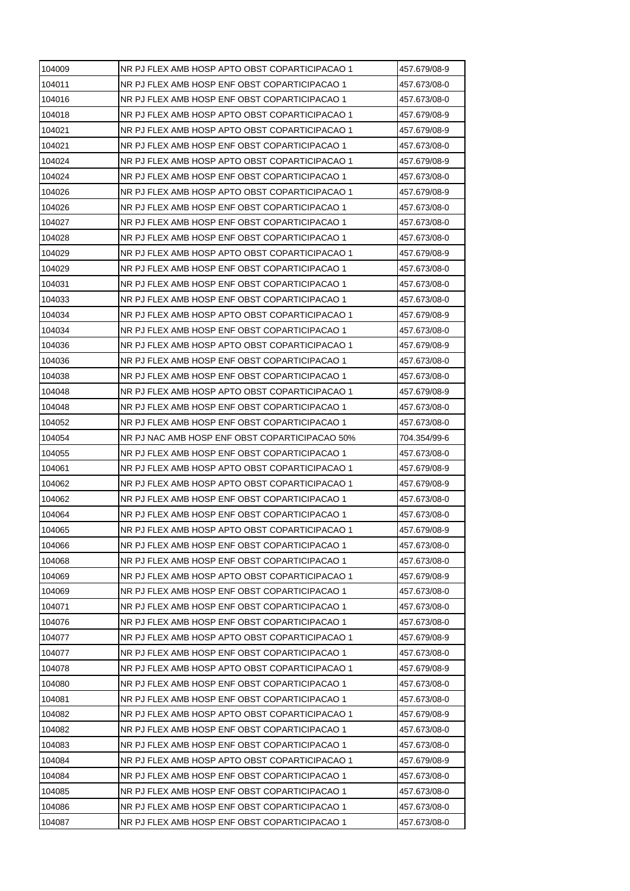| | | |
|---|---|---|
| 104009 | NR PJ FLEX AMB HOSP APTO OBST COPARTICIPACAO 1 | 457.679/08-9 |
| 104011 | NR PJ FLEX AMB HOSP ENF OBST COPARTICIPACAO 1 | 457.673/08-0 |
| 104016 | NR PJ FLEX AMB HOSP ENF OBST COPARTICIPACAO 1 | 457.673/08-0 |
| 104018 | NR PJ FLEX AMB HOSP APTO OBST COPARTICIPACAO 1 | 457.679/08-9 |
| 104021 | NR PJ FLEX AMB HOSP APTO OBST COPARTICIPACAO 1 | 457.679/08-9 |
| 104021 | NR PJ FLEX AMB HOSP ENF OBST COPARTICIPACAO 1 | 457.673/08-0 |
| 104024 | NR PJ FLEX AMB HOSP APTO OBST COPARTICIPACAO 1 | 457.679/08-9 |
| 104024 | NR PJ FLEX AMB HOSP ENF OBST COPARTICIPACAO 1 | 457.673/08-0 |
| 104026 | NR PJ FLEX AMB HOSP APTO OBST COPARTICIPACAO 1 | 457.679/08-9 |
| 104026 | NR PJ FLEX AMB HOSP ENF OBST COPARTICIPACAO 1 | 457.673/08-0 |
| 104027 | NR PJ FLEX AMB HOSP ENF OBST COPARTICIPACAO 1 | 457.673/08-0 |
| 104028 | NR PJ FLEX AMB HOSP ENF OBST COPARTICIPACAO 1 | 457.673/08-0 |
| 104029 | NR PJ FLEX AMB HOSP APTO OBST COPARTICIPACAO 1 | 457.679/08-9 |
| 104029 | NR PJ FLEX AMB HOSP ENF OBST COPARTICIPACAO 1 | 457.673/08-0 |
| 104031 | NR PJ FLEX AMB HOSP ENF OBST COPARTICIPACAO 1 | 457.673/08-0 |
| 104033 | NR PJ FLEX AMB HOSP ENF OBST COPARTICIPACAO 1 | 457.673/08-0 |
| 104034 | NR PJ FLEX AMB HOSP APTO OBST COPARTICIPACAO 1 | 457.679/08-9 |
| 104034 | NR PJ FLEX AMB HOSP ENF OBST COPARTICIPACAO 1 | 457.673/08-0 |
| 104036 | NR PJ FLEX AMB HOSP APTO OBST COPARTICIPACAO 1 | 457.679/08-9 |
| 104036 | NR PJ FLEX AMB HOSP ENF OBST COPARTICIPACAO 1 | 457.673/08-0 |
| 104038 | NR PJ FLEX AMB HOSP ENF OBST COPARTICIPACAO 1 | 457.673/08-0 |
| 104048 | NR PJ FLEX AMB HOSP APTO OBST COPARTICIPACAO 1 | 457.679/08-9 |
| 104048 | NR PJ FLEX AMB HOSP ENF OBST COPARTICIPACAO 1 | 457.673/08-0 |
| 104052 | NR PJ FLEX AMB HOSP ENF OBST COPARTICIPACAO 1 | 457.673/08-0 |
| 104054 | NR PJ NAC AMB HOSP ENF OBST COPARTICIPACAO 50% | 704.354/99-6 |
| 104055 | NR PJ FLEX AMB HOSP ENF OBST COPARTICIPACAO 1 | 457.673/08-0 |
| 104061 | NR PJ FLEX AMB HOSP APTO OBST COPARTICIPACAO 1 | 457.679/08-9 |
| 104062 | NR PJ FLEX AMB HOSP APTO OBST COPARTICIPACAO 1 | 457.679/08-9 |
| 104062 | NR PJ FLEX AMB HOSP ENF OBST COPARTICIPACAO 1 | 457.673/08-0 |
| 104064 | NR PJ FLEX AMB HOSP ENF OBST COPARTICIPACAO 1 | 457.673/08-0 |
| 104065 | NR PJ FLEX AMB HOSP APTO OBST COPARTICIPACAO 1 | 457.679/08-9 |
| 104066 | NR PJ FLEX AMB HOSP ENF OBST COPARTICIPACAO 1 | 457.673/08-0 |
| 104068 | NR PJ FLEX AMB HOSP ENF OBST COPARTICIPACAO 1 | 457.673/08-0 |
| 104069 | NR PJ FLEX AMB HOSP APTO OBST COPARTICIPACAO 1 | 457.679/08-9 |
| 104069 | NR PJ FLEX AMB HOSP ENF OBST COPARTICIPACAO 1 | 457.673/08-0 |
| 104071 | NR PJ FLEX AMB HOSP ENF OBST COPARTICIPACAO 1 | 457.673/08-0 |
| 104076 | NR PJ FLEX AMB HOSP ENF OBST COPARTICIPACAO 1 | 457.673/08-0 |
| 104077 | NR PJ FLEX AMB HOSP APTO OBST COPARTICIPACAO 1 | 457.679/08-9 |
| 104077 | NR PJ FLEX AMB HOSP ENF OBST COPARTICIPACAO 1 | 457.673/08-0 |
| 104078 | NR PJ FLEX AMB HOSP APTO OBST COPARTICIPACAO 1 | 457.679/08-9 |
| 104080 | NR PJ FLEX AMB HOSP ENF OBST COPARTICIPACAO 1 | 457.673/08-0 |
| 104081 | NR PJ FLEX AMB HOSP ENF OBST COPARTICIPACAO 1 | 457.673/08-0 |
| 104082 | NR PJ FLEX AMB HOSP APTO OBST COPARTICIPACAO 1 | 457.679/08-9 |
| 104082 | NR PJ FLEX AMB HOSP ENF OBST COPARTICIPACAO 1 | 457.673/08-0 |
| 104083 | NR PJ FLEX AMB HOSP ENF OBST COPARTICIPACAO 1 | 457.673/08-0 |
| 104084 | NR PJ FLEX AMB HOSP APTO OBST COPARTICIPACAO 1 | 457.679/08-9 |
| 104084 | NR PJ FLEX AMB HOSP ENF OBST COPARTICIPACAO 1 | 457.673/08-0 |
| 104085 | NR PJ FLEX AMB HOSP ENF OBST COPARTICIPACAO 1 | 457.673/08-0 |
| 104086 | NR PJ FLEX AMB HOSP ENF OBST COPARTICIPACAO 1 | 457.673/08-0 |
| 104087 | NR PJ FLEX AMB HOSP ENF OBST COPARTICIPACAO 1 | 457.673/08-0 |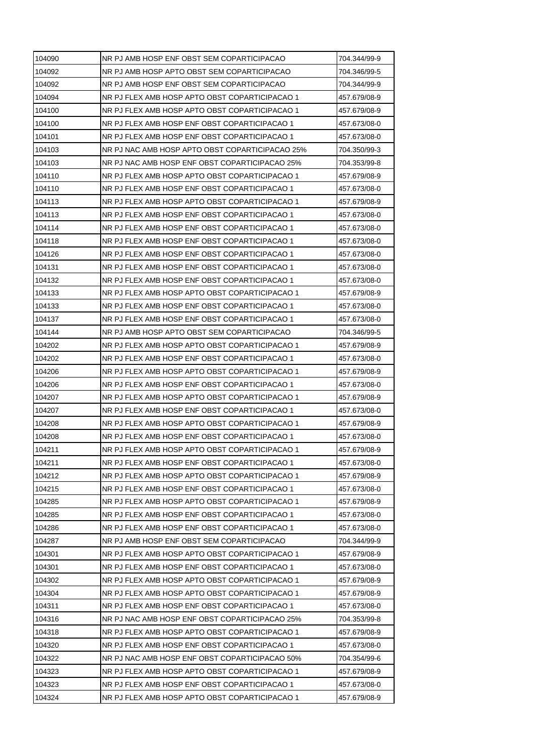| 104090 | NR PJ AMB HOSP ENF OBST SEM COPARTICIPACAO | 704.344/99-9 |
|---|---|---|
| 104092 | NR PJ AMB HOSP APTO OBST SEM COPARTICIPACAO | 704.346/99-5 |
| 104092 | NR PJ AMB HOSP ENF OBST SEM COPARTICIPACAO | 704.344/99-9 |
| 104094 | NR PJ FLEX AMB HOSP APTO OBST COPARTICIPACAO 1 | 457.679/08-9 |
| 104100 | NR PJ FLEX AMB HOSP APTO OBST COPARTICIPACAO 1 | 457.679/08-9 |
| 104100 | NR PJ FLEX AMB HOSP ENF OBST COPARTICIPACAO 1 | 457.673/08-0 |
| 104101 | NR PJ FLEX AMB HOSP ENF OBST COPARTICIPACAO 1 | 457.673/08-0 |
| 104103 | NR PJ NAC AMB HOSP APTO OBST COPARTICIPACAO 25% | 704.350/99-3 |
| 104103 | NR PJ NAC AMB HOSP ENF OBST COPARTICIPACAO 25% | 704.353/99-8 |
| 104110 | NR PJ FLEX AMB HOSP APTO OBST COPARTICIPACAO 1 | 457.679/08-9 |
| 104110 | NR PJ FLEX AMB HOSP ENF OBST COPARTICIPACAO 1 | 457.673/08-0 |
| 104113 | NR PJ FLEX AMB HOSP APTO OBST COPARTICIPACAO 1 | 457.679/08-9 |
| 104113 | NR PJ FLEX AMB HOSP ENF OBST COPARTICIPACAO 1 | 457.673/08-0 |
| 104114 | NR PJ FLEX AMB HOSP ENF OBST COPARTICIPACAO 1 | 457.673/08-0 |
| 104118 | NR PJ FLEX AMB HOSP ENF OBST COPARTICIPACAO 1 | 457.673/08-0 |
| 104126 | NR PJ FLEX AMB HOSP ENF OBST COPARTICIPACAO 1 | 457.673/08-0 |
| 104131 | NR PJ FLEX AMB HOSP ENF OBST COPARTICIPACAO 1 | 457.673/08-0 |
| 104132 | NR PJ FLEX AMB HOSP ENF OBST COPARTICIPACAO 1 | 457.673/08-0 |
| 104133 | NR PJ FLEX AMB HOSP APTO OBST COPARTICIPACAO 1 | 457.679/08-9 |
| 104133 | NR PJ FLEX AMB HOSP ENF OBST COPARTICIPACAO 1 | 457.673/08-0 |
| 104137 | NR PJ FLEX AMB HOSP ENF OBST COPARTICIPACAO 1 | 457.673/08-0 |
| 104144 | NR PJ AMB HOSP APTO OBST SEM COPARTICIPACAO | 704.346/99-5 |
| 104202 | NR PJ FLEX AMB HOSP APTO OBST COPARTICIPACAO 1 | 457.679/08-9 |
| 104202 | NR PJ FLEX AMB HOSP ENF OBST COPARTICIPACAO 1 | 457.673/08-0 |
| 104206 | NR PJ FLEX AMB HOSP APTO OBST COPARTICIPACAO 1 | 457.679/08-9 |
| 104206 | NR PJ FLEX AMB HOSP ENF OBST COPARTICIPACAO 1 | 457.673/08-0 |
| 104207 | NR PJ FLEX AMB HOSP APTO OBST COPARTICIPACAO 1 | 457.679/08-9 |
| 104207 | NR PJ FLEX AMB HOSP ENF OBST COPARTICIPACAO 1 | 457.673/08-0 |
| 104208 | NR PJ FLEX AMB HOSP APTO OBST COPARTICIPACAO 1 | 457.679/08-9 |
| 104208 | NR PJ FLEX AMB HOSP ENF OBST COPARTICIPACAO 1 | 457.673/08-0 |
| 104211 | NR PJ FLEX AMB HOSP APTO OBST COPARTICIPACAO 1 | 457.679/08-9 |
| 104211 | NR PJ FLEX AMB HOSP ENF OBST COPARTICIPACAO 1 | 457.673/08-0 |
| 104212 | NR PJ FLEX AMB HOSP APTO OBST COPARTICIPACAO 1 | 457.679/08-9 |
| 104215 | NR PJ FLEX AMB HOSP ENF OBST COPARTICIPACAO 1 | 457.673/08-0 |
| 104285 | NR PJ FLEX AMB HOSP APTO OBST COPARTICIPACAO 1 | 457.679/08-9 |
| 104285 | NR PJ FLEX AMB HOSP ENF OBST COPARTICIPACAO 1 | 457.673/08-0 |
| 104286 | NR PJ FLEX AMB HOSP ENF OBST COPARTICIPACAO 1 | 457.673/08-0 |
| 104287 | NR PJ AMB HOSP ENF OBST SEM COPARTICIPACAO | 704.344/99-9 |
| 104301 | NR PJ FLEX AMB HOSP APTO OBST COPARTICIPACAO 1 | 457.679/08-9 |
| 104301 | NR PJ FLEX AMB HOSP ENF OBST COPARTICIPACAO 1 | 457.673/08-0 |
| 104302 | NR PJ FLEX AMB HOSP APTO OBST COPARTICIPACAO 1 | 457.679/08-9 |
| 104304 | NR PJ FLEX AMB HOSP APTO OBST COPARTICIPACAO 1 | 457.679/08-9 |
| 104311 | NR PJ FLEX AMB HOSP ENF OBST COPARTICIPACAO 1 | 457.673/08-0 |
| 104316 | NR PJ NAC AMB HOSP ENF OBST COPARTICIPACAO 25% | 704.353/99-8 |
| 104318 | NR PJ FLEX AMB HOSP APTO OBST COPARTICIPACAO 1 | 457.679/08-9 |
| 104320 | NR PJ FLEX AMB HOSP ENF OBST COPARTICIPACAO 1 | 457.673/08-0 |
| 104322 | NR PJ NAC AMB HOSP ENF OBST COPARTICIPACAO 50% | 704.354/99-6 |
| 104323 | NR PJ FLEX AMB HOSP APTO OBST COPARTICIPACAO 1 | 457.679/08-9 |
| 104323 | NR PJ FLEX AMB HOSP ENF OBST COPARTICIPACAO 1 | 457.673/08-0 |
| 104324 | NR PJ FLEX AMB HOSP APTO OBST COPARTICIPACAO 1 | 457.679/08-9 |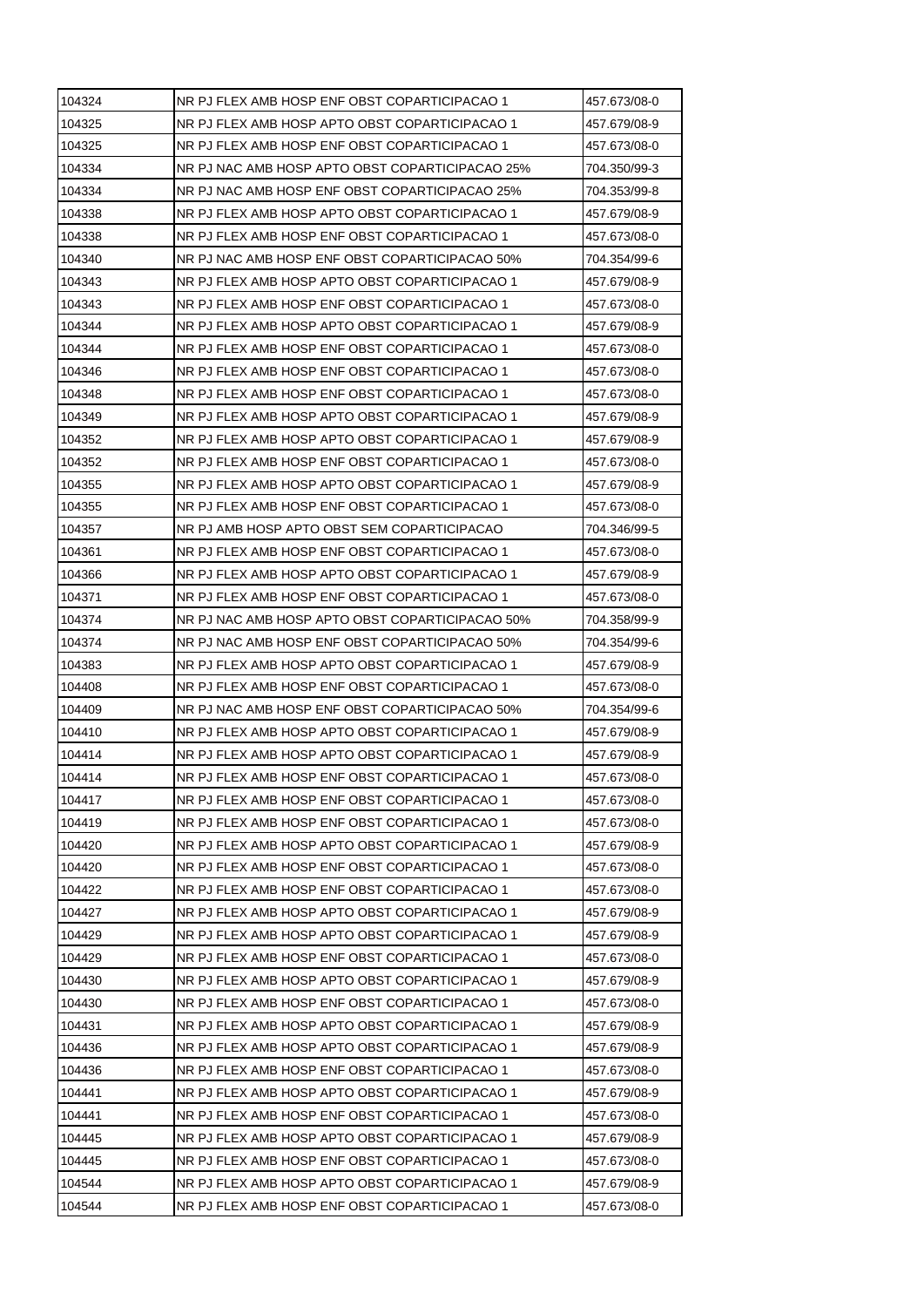| 104324 | NR PJ FLEX AMB HOSP ENF OBST COPARTICIPACAO 1 | 457.673/08-0 |
|---|---|---|
| 104325 | NR PJ FLEX AMB HOSP APTO OBST COPARTICIPACAO 1 | 457.679/08-9 |
| 104325 | NR PJ FLEX AMB HOSP ENF OBST COPARTICIPACAO 1 | 457.673/08-0 |
| 104334 | NR PJ NAC AMB HOSP APTO OBST COPARTICIPACAO 25% | 704.350/99-3 |
| 104334 | NR PJ NAC AMB HOSP ENF OBST COPARTICIPACAO 25% | 704.353/99-8 |
| 104338 | NR PJ FLEX AMB HOSP APTO OBST COPARTICIPACAO 1 | 457.679/08-9 |
| 104338 | NR PJ FLEX AMB HOSP ENF OBST COPARTICIPACAO 1 | 457.673/08-0 |
| 104340 | NR PJ NAC AMB HOSP ENF OBST COPARTICIPACAO 50% | 704.354/99-6 |
| 104343 | NR PJ FLEX AMB HOSP APTO OBST COPARTICIPACAO 1 | 457.679/08-9 |
| 104343 | NR PJ FLEX AMB HOSP ENF OBST COPARTICIPACAO 1 | 457.673/08-0 |
| 104344 | NR PJ FLEX AMB HOSP APTO OBST COPARTICIPACAO 1 | 457.679/08-9 |
| 104344 | NR PJ FLEX AMB HOSP ENF OBST COPARTICIPACAO 1 | 457.673/08-0 |
| 104346 | NR PJ FLEX AMB HOSP ENF OBST COPARTICIPACAO 1 | 457.673/08-0 |
| 104348 | NR PJ FLEX AMB HOSP ENF OBST COPARTICIPACAO 1 | 457.673/08-0 |
| 104349 | NR PJ FLEX AMB HOSP APTO OBST COPARTICIPACAO 1 | 457.679/08-9 |
| 104352 | NR PJ FLEX AMB HOSP APTO OBST COPARTICIPACAO 1 | 457.679/08-9 |
| 104352 | NR PJ FLEX AMB HOSP ENF OBST COPARTICIPACAO 1 | 457.673/08-0 |
| 104355 | NR PJ FLEX AMB HOSP APTO OBST COPARTICIPACAO 1 | 457.679/08-9 |
| 104355 | NR PJ FLEX AMB HOSP ENF OBST COPARTICIPACAO 1 | 457.673/08-0 |
| 104357 | NR PJ AMB HOSP APTO OBST SEM COPARTICIPACAO | 704.346/99-5 |
| 104361 | NR PJ FLEX AMB HOSP ENF OBST COPARTICIPACAO 1 | 457.673/08-0 |
| 104366 | NR PJ FLEX AMB HOSP APTO OBST COPARTICIPACAO 1 | 457.679/08-9 |
| 104371 | NR PJ FLEX AMB HOSP ENF OBST COPARTICIPACAO 1 | 457.673/08-0 |
| 104374 | NR PJ NAC AMB HOSP APTO OBST COPARTICIPACAO 50% | 704.358/99-9 |
| 104374 | NR PJ NAC AMB HOSP ENF OBST COPARTICIPACAO 50% | 704.354/99-6 |
| 104383 | NR PJ FLEX AMB HOSP APTO OBST COPARTICIPACAO 1 | 457.679/08-9 |
| 104408 | NR PJ FLEX AMB HOSP ENF OBST COPARTICIPACAO 1 | 457.673/08-0 |
| 104409 | NR PJ NAC AMB HOSP ENF OBST COPARTICIPACAO 50% | 704.354/99-6 |
| 104410 | NR PJ FLEX AMB HOSP APTO OBST COPARTICIPACAO 1 | 457.679/08-9 |
| 104414 | NR PJ FLEX AMB HOSP APTO OBST COPARTICIPACAO 1 | 457.679/08-9 |
| 104414 | NR PJ FLEX AMB HOSP ENF OBST COPARTICIPACAO 1 | 457.673/08-0 |
| 104417 | NR PJ FLEX AMB HOSP ENF OBST COPARTICIPACAO 1 | 457.673/08-0 |
| 104419 | NR PJ FLEX AMB HOSP ENF OBST COPARTICIPACAO 1 | 457.673/08-0 |
| 104420 | NR PJ FLEX AMB HOSP APTO OBST COPARTICIPACAO 1 | 457.679/08-9 |
| 104420 | NR PJ FLEX AMB HOSP ENF OBST COPARTICIPACAO 1 | 457.673/08-0 |
| 104422 | NR PJ FLEX AMB HOSP ENF OBST COPARTICIPACAO 1 | 457.673/08-0 |
| 104427 | NR PJ FLEX AMB HOSP APTO OBST COPARTICIPACAO 1 | 457.679/08-9 |
| 104429 | NR PJ FLEX AMB HOSP APTO OBST COPARTICIPACAO 1 | 457.679/08-9 |
| 104429 | NR PJ FLEX AMB HOSP ENF OBST COPARTICIPACAO 1 | 457.673/08-0 |
| 104430 | NR PJ FLEX AMB HOSP APTO OBST COPARTICIPACAO 1 | 457.679/08-9 |
| 104430 | NR PJ FLEX AMB HOSP ENF OBST COPARTICIPACAO 1 | 457.673/08-0 |
| 104431 | NR PJ FLEX AMB HOSP APTO OBST COPARTICIPACAO 1 | 457.679/08-9 |
| 104436 | NR PJ FLEX AMB HOSP APTO OBST COPARTICIPACAO 1 | 457.679/08-9 |
| 104436 | NR PJ FLEX AMB HOSP ENF OBST COPARTICIPACAO 1 | 457.673/08-0 |
| 104441 | NR PJ FLEX AMB HOSP APTO OBST COPARTICIPACAO 1 | 457.679/08-9 |
| 104441 | NR PJ FLEX AMB HOSP ENF OBST COPARTICIPACAO 1 | 457.673/08-0 |
| 104445 | NR PJ FLEX AMB HOSP APTO OBST COPARTICIPACAO 1 | 457.679/08-9 |
| 104445 | NR PJ FLEX AMB HOSP ENF OBST COPARTICIPACAO 1 | 457.673/08-0 |
| 104544 | NR PJ FLEX AMB HOSP APTO OBST COPARTICIPACAO 1 | 457.679/08-9 |
| 104544 | NR PJ FLEX AMB HOSP ENF OBST COPARTICIPACAO 1 | 457.673/08-0 |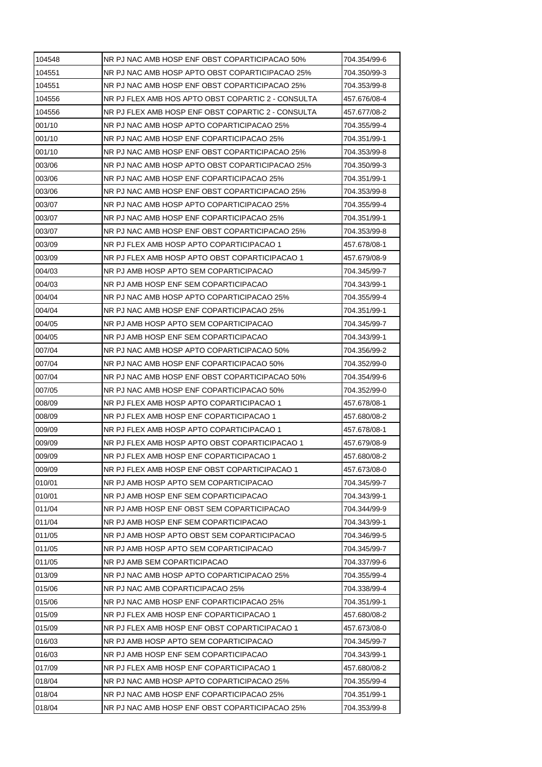| | | |
|---|---|---|
| 104548 | NR PJ NAC AMB HOSP ENF OBST COPARTICIPACAO 50% | 704.354/99-6 |
| 104551 | NR PJ NAC AMB HOSP APTO OBST COPARTICIPACAO 25% | 704.350/99-3 |
| 104551 | NR PJ NAC AMB HOSP ENF OBST COPARTICIPACAO 25% | 704.353/99-8 |
| 104556 | NR PJ FLEX AMB HOS APTO OBST COPARTIC 2 - CONSULTA | 457.676/08-4 |
| 104556 | NR PJ FLEX AMB HOSP ENF OBST COPARTIC 2 - CONSULTA | 457.677/08-2 |
| 001/10 | NR PJ NAC AMB HOSP APTO COPARTICIPACAO 25% | 704.355/99-4 |
| 001/10 | NR PJ NAC AMB HOSP ENF COPARTICIPACAO 25% | 704.351/99-1 |
| 001/10 | NR PJ NAC AMB HOSP ENF OBST COPARTICIPACAO 25% | 704.353/99-8 |
| 003/06 | NR PJ NAC AMB HOSP APTO OBST COPARTICIPACAO 25% | 704.350/99-3 |
| 003/06 | NR PJ NAC AMB HOSP ENF COPARTICIPACAO 25% | 704.351/99-1 |
| 003/06 | NR PJ NAC AMB HOSP ENF OBST COPARTICIPACAO 25% | 704.353/99-8 |
| 003/07 | NR PJ NAC AMB HOSP APTO COPARTICIPACAO 25% | 704.355/99-4 |
| 003/07 | NR PJ NAC AMB HOSP ENF COPARTICIPACAO 25% | 704.351/99-1 |
| 003/07 | NR PJ NAC AMB HOSP ENF OBST COPARTICIPACAO 25% | 704.353/99-8 |
| 003/09 | NR PJ FLEX AMB HOSP APTO COPARTICIPACAO 1 | 457.678/08-1 |
| 003/09 | NR PJ FLEX AMB HOSP APTO OBST COPARTICIPACAO 1 | 457.679/08-9 |
| 004/03 | NR PJ AMB HOSP APTO SEM COPARTICIPACAO | 704.345/99-7 |
| 004/03 | NR PJ AMB HOSP ENF SEM COPARTICIPACAO | 704.343/99-1 |
| 004/04 | NR PJ NAC AMB HOSP APTO COPARTICIPACAO 25% | 704.355/99-4 |
| 004/04 | NR PJ NAC AMB HOSP ENF COPARTICIPACAO 25% | 704.351/99-1 |
| 004/05 | NR PJ AMB HOSP APTO SEM COPARTICIPACAO | 704.345/99-7 |
| 004/05 | NR PJ AMB HOSP ENF SEM COPARTICIPACAO | 704.343/99-1 |
| 007/04 | NR PJ NAC AMB HOSP APTO COPARTICIPACAO 50% | 704.356/99-2 |
| 007/04 | NR PJ NAC AMB HOSP ENF COPARTICIPACAO 50% | 704.352/99-0 |
| 007/04 | NR PJ NAC AMB HOSP ENF OBST COPARTICIPACAO 50% | 704.354/99-6 |
| 007/05 | NR PJ NAC AMB HOSP ENF COPARTICIPACAO 50% | 704.352/99-0 |
| 008/09 | NR PJ FLEX AMB HOSP APTO COPARTICIPACAO 1 | 457.678/08-1 |
| 008/09 | NR PJ FLEX AMB HOSP ENF COPARTICIPACAO 1 | 457.680/08-2 |
| 009/09 | NR PJ FLEX AMB HOSP APTO COPARTICIPACAO 1 | 457.678/08-1 |
| 009/09 | NR PJ FLEX AMB HOSP APTO OBST COPARTICIPACAO 1 | 457.679/08-9 |
| 009/09 | NR PJ FLEX AMB HOSP ENF COPARTICIPACAO 1 | 457.680/08-2 |
| 009/09 | NR PJ FLEX AMB HOSP ENF OBST COPARTICIPACAO 1 | 457.673/08-0 |
| 010/01 | NR PJ AMB HOSP APTO SEM COPARTICIPACAO | 704.345/99-7 |
| 010/01 | NR PJ AMB HOSP ENF SEM COPARTICIPACAO | 704.343/99-1 |
| 011/04 | NR PJ AMB HOSP ENF OBST SEM COPARTICIPACAO | 704.344/99-9 |
| 011/04 | NR PJ AMB HOSP ENF SEM COPARTICIPACAO | 704.343/99-1 |
| 011/05 | NR PJ AMB HOSP APTO OBST SEM COPARTICIPACAO | 704.346/99-5 |
| 011/05 | NR PJ AMB HOSP APTO SEM COPARTICIPACAO | 704.345/99-7 |
| 011/05 | NR PJ AMB SEM COPARTICIPACAO | 704.337/99-6 |
| 013/09 | NR PJ NAC AMB HOSP APTO COPARTICIPACAO 25% | 704.355/99-4 |
| 015/06 | NR PJ NAC AMB COPARTICIPACAO 25% | 704.338/99-4 |
| 015/06 | NR PJ NAC AMB HOSP ENF COPARTICIPACAO 25% | 704.351/99-1 |
| 015/09 | NR PJ FLEX AMB HOSP ENF COPARTICIPACAO 1 | 457.680/08-2 |
| 015/09 | NR PJ FLEX AMB HOSP ENF OBST COPARTICIPACAO 1 | 457.673/08-0 |
| 016/03 | NR PJ AMB HOSP APTO SEM COPARTICIPACAO | 704.345/99-7 |
| 016/03 | NR PJ AMB HOSP ENF SEM COPARTICIPACAO | 704.343/99-1 |
| 017/09 | NR PJ FLEX AMB HOSP ENF COPARTICIPACAO 1 | 457.680/08-2 |
| 018/04 | NR PJ NAC AMB HOSP APTO COPARTICIPACAO 25% | 704.355/99-4 |
| 018/04 | NR PJ NAC AMB HOSP ENF COPARTICIPACAO 25% | 704.351/99-1 |
| 018/04 | NR PJ NAC AMB HOSP ENF OBST COPARTICIPACAO 25% | 704.353/99-8 |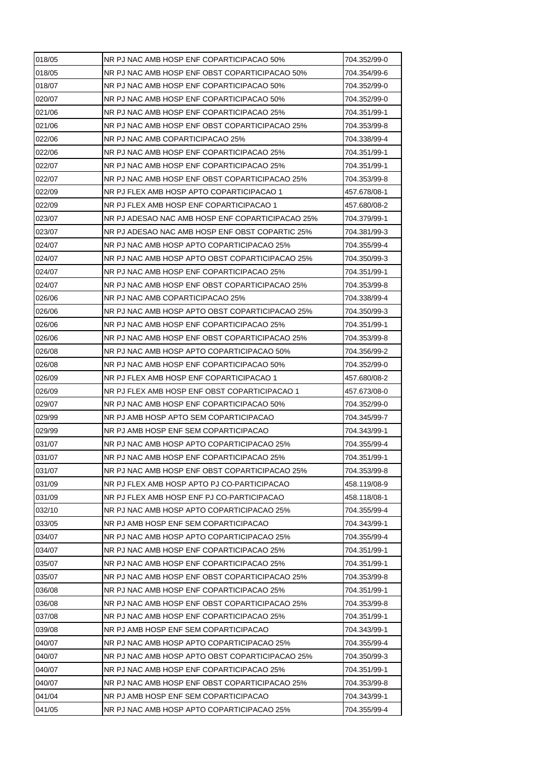| 018/05 | NR PJ NAC AMB HOSP ENF COPARTICIPACAO 50% | 704.352/99-0 |
|---|---|---|
| 018/05 | NR PJ NAC AMB HOSP ENF OBST COPARTICIPACAO 50% | 704.354/99-6 |
| 018/07 | NR PJ NAC AMB HOSP ENF COPARTICIPACAO 50% | 704.352/99-0 |
| 020/07 | NR PJ NAC AMB HOSP ENF COPARTICIPACAO 50% | 704.352/99-0 |
| 021/06 | NR PJ NAC AMB HOSP ENF COPARTICIPACAO 25% | 704.351/99-1 |
| 021/06 | NR PJ NAC AMB HOSP ENF OBST COPARTICIPACAO 25% | 704.353/99-8 |
| 022/06 | NR PJ NAC AMB COPARTICIPACAO 25% | 704.338/99-4 |
| 022/06 | NR PJ NAC AMB HOSP ENF COPARTICIPACAO 25% | 704.351/99-1 |
| 022/07 | NR PJ NAC AMB HOSP ENF COPARTICIPACAO 25% | 704.351/99-1 |
| 022/07 | NR PJ NAC AMB HOSP ENF OBST COPARTICIPACAO 25% | 704.353/99-8 |
| 022/09 | NR PJ FLEX AMB HOSP APTO COPARTICIPACAO 1 | 457.678/08-1 |
| 022/09 | NR PJ FLEX AMB HOSP ENF COPARTICIPACAO 1 | 457.680/08-2 |
| 023/07 | NR PJ ADESAO NAC AMB HOSP ENF COPARTICIPACAO 25% | 704.379/99-1 |
| 023/07 | NR PJ ADESAO NAC AMB HOSP ENF OBST COPARTIC 25% | 704.381/99-3 |
| 024/07 | NR PJ NAC AMB HOSP APTO COPARTICIPACAO 25% | 704.355/99-4 |
| 024/07 | NR PJ NAC AMB HOSP APTO OBST COPARTICIPACAO 25% | 704.350/99-3 |
| 024/07 | NR PJ NAC AMB HOSP ENF COPARTICIPACAO 25% | 704.351/99-1 |
| 024/07 | NR PJ NAC AMB HOSP ENF OBST COPARTICIPACAO 25% | 704.353/99-8 |
| 026/06 | NR PJ NAC AMB COPARTICIPACAO 25% | 704.338/99-4 |
| 026/06 | NR PJ NAC AMB HOSP APTO OBST COPARTICIPACAO 25% | 704.350/99-3 |
| 026/06 | NR PJ NAC AMB HOSP ENF COPARTICIPACAO 25% | 704.351/99-1 |
| 026/06 | NR PJ NAC AMB HOSP ENF OBST COPARTICIPACAO 25% | 704.353/99-8 |
| 026/08 | NR PJ NAC AMB HOSP APTO COPARTICIPACAO 50% | 704.356/99-2 |
| 026/08 | NR PJ NAC AMB HOSP ENF COPARTICIPACAO 50% | 704.352/99-0 |
| 026/09 | NR PJ FLEX AMB HOSP ENF COPARTICIPACAO 1 | 457.680/08-2 |
| 026/09 | NR PJ FLEX AMB HOSP ENF OBST COPARTICIPACAO 1 | 457.673/08-0 |
| 029/07 | NR PJ NAC AMB HOSP ENF COPARTICIPACAO 50% | 704.352/99-0 |
| 029/99 | NR PJ AMB HOSP APTO SEM COPARTICIPACAO | 704.345/99-7 |
| 029/99 | NR PJ AMB HOSP ENF SEM COPARTICIPACAO | 704.343/99-1 |
| 031/07 | NR PJ NAC AMB HOSP APTO COPARTICIPACAO 25% | 704.355/99-4 |
| 031/07 | NR PJ NAC AMB HOSP ENF COPARTICIPACAO 25% | 704.351/99-1 |
| 031/07 | NR PJ NAC AMB HOSP ENF OBST COPARTICIPACAO 25% | 704.353/99-8 |
| 031/09 | NR PJ FLEX AMB HOSP APTO PJ CO-PARTICIPACAO | 458.119/08-9 |
| 031/09 | NR PJ FLEX AMB HOSP ENF PJ CO-PARTICIPACAO | 458.118/08-1 |
| 032/10 | NR PJ NAC AMB HOSP APTO COPARTICIPACAO 25% | 704.355/99-4 |
| 033/05 | NR PJ AMB HOSP ENF SEM COPARTICIPACAO | 704.343/99-1 |
| 034/07 | NR PJ NAC AMB HOSP APTO COPARTICIPACAO 25% | 704.355/99-4 |
| 034/07 | NR PJ NAC AMB HOSP ENF COPARTICIPACAO 25% | 704.351/99-1 |
| 035/07 | NR PJ NAC AMB HOSP ENF COPARTICIPACAO 25% | 704.351/99-1 |
| 035/07 | NR PJ NAC AMB HOSP ENF OBST COPARTICIPACAO 25% | 704.353/99-8 |
| 036/08 | NR PJ NAC AMB HOSP ENF COPARTICIPACAO 25% | 704.351/99-1 |
| 036/08 | NR PJ NAC AMB HOSP ENF OBST COPARTICIPACAO 25% | 704.353/99-8 |
| 037/08 | NR PJ NAC AMB HOSP ENF COPARTICIPACAO 25% | 704.351/99-1 |
| 039/08 | NR PJ AMB HOSP ENF SEM COPARTICIPACAO | 704.343/99-1 |
| 040/07 | NR PJ NAC AMB HOSP APTO COPARTICIPACAO 25% | 704.355/99-4 |
| 040/07 | NR PJ NAC AMB HOSP APTO OBST COPARTICIPACAO 25% | 704.350/99-3 |
| 040/07 | NR PJ NAC AMB HOSP ENF COPARTICIPACAO 25% | 704.351/99-1 |
| 040/07 | NR PJ NAC AMB HOSP ENF OBST COPARTICIPACAO 25% | 704.353/99-8 |
| 041/04 | NR PJ AMB HOSP ENF SEM COPARTICIPACAO | 704.343/99-1 |
| 041/05 | NR PJ NAC AMB HOSP APTO COPARTICIPACAO 25% | 704.355/99-4 |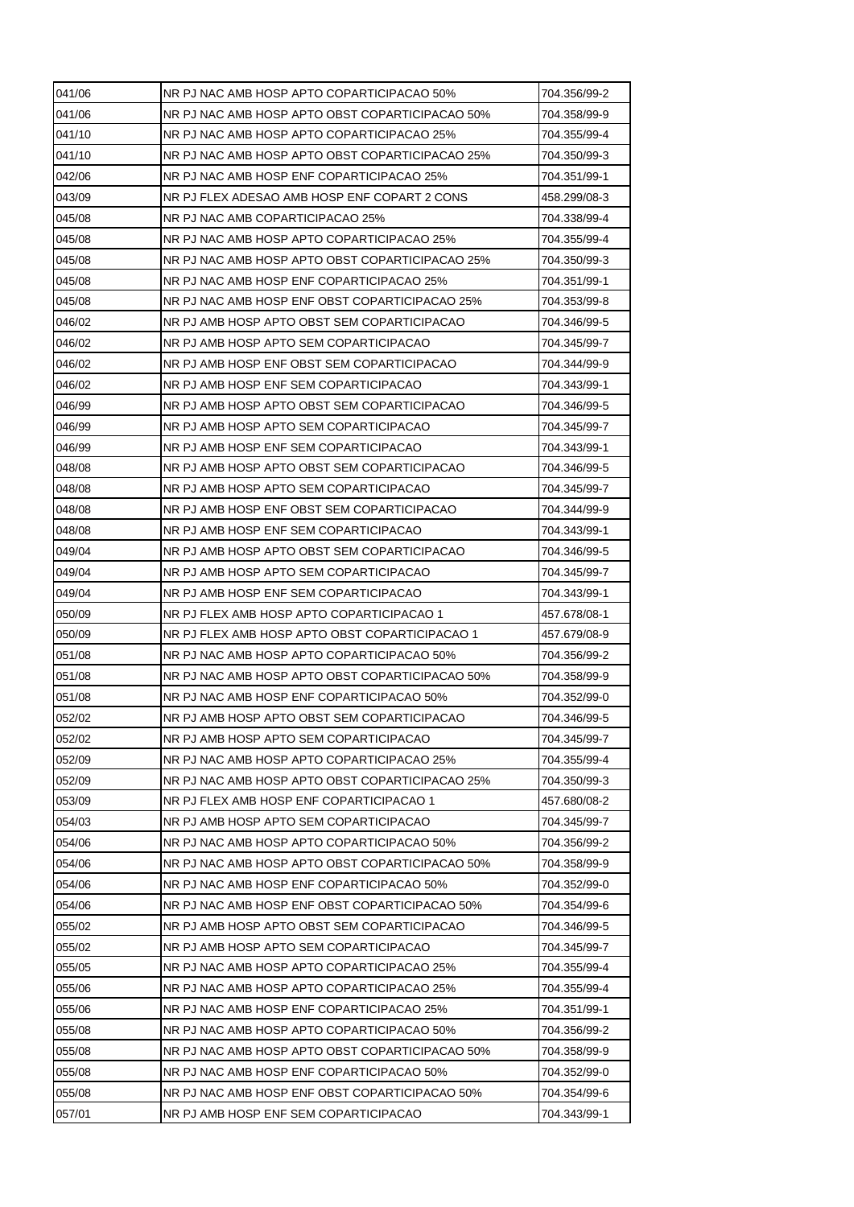| 041/06 | NR PJ NAC AMB HOSP APTO COPARTICIPACAO 50% | 704.356/99-2 |
|---|---|---|
| 041/06 | NR PJ NAC AMB HOSP APTO OBST COPARTICIPACAO 50% | 704.358/99-9 |
| 041/10 | NR PJ NAC AMB HOSP APTO COPARTICIPACAO 25% | 704.355/99-4 |
| 041/10 | NR PJ NAC AMB HOSP APTO OBST COPARTICIPACAO 25% | 704.350/99-3 |
| 042/06 | NR PJ NAC AMB HOSP ENF COPARTICIPACAO 25% | 704.351/99-1 |
| 043/09 | NR PJ FLEX ADESAO AMB HOSP ENF COPART 2 CONS | 458.299/08-3 |
| 045/08 | NR PJ NAC AMB COPARTICIPACAO 25% | 704.338/99-4 |
| 045/08 | NR PJ NAC AMB HOSP APTO COPARTICIPACAO 25% | 704.355/99-4 |
| 045/08 | NR PJ NAC AMB HOSP APTO OBST COPARTICIPACAO 25% | 704.350/99-3 |
| 045/08 | NR PJ NAC AMB HOSP ENF COPARTICIPACAO 25% | 704.351/99-1 |
| 045/08 | NR PJ NAC AMB HOSP ENF OBST COPARTICIPACAO 25% | 704.353/99-8 |
| 046/02 | NR PJ AMB HOSP APTO OBST SEM COPARTICIPACAO | 704.346/99-5 |
| 046/02 | NR PJ AMB HOSP APTO SEM COPARTICIPACAO | 704.345/99-7 |
| 046/02 | NR PJ AMB HOSP ENF OBST SEM COPARTICIPACAO | 704.344/99-9 |
| 046/02 | NR PJ AMB HOSP ENF SEM COPARTICIPACAO | 704.343/99-1 |
| 046/99 | NR PJ AMB HOSP APTO OBST SEM COPARTICIPACAO | 704.346/99-5 |
| 046/99 | NR PJ AMB HOSP APTO SEM COPARTICIPACAO | 704.345/99-7 |
| 046/99 | NR PJ AMB HOSP ENF SEM COPARTICIPACAO | 704.343/99-1 |
| 048/08 | NR PJ AMB HOSP APTO OBST SEM COPARTICIPACAO | 704.346/99-5 |
| 048/08 | NR PJ AMB HOSP APTO SEM COPARTICIPACAO | 704.345/99-7 |
| 048/08 | NR PJ AMB HOSP ENF OBST SEM COPARTICIPACAO | 704.344/99-9 |
| 048/08 | NR PJ AMB HOSP ENF SEM COPARTICIPACAO | 704.343/99-1 |
| 049/04 | NR PJ AMB HOSP APTO OBST SEM COPARTICIPACAO | 704.346/99-5 |
| 049/04 | NR PJ AMB HOSP APTO SEM COPARTICIPACAO | 704.345/99-7 |
| 049/04 | NR PJ AMB HOSP ENF SEM COPARTICIPACAO | 704.343/99-1 |
| 050/09 | NR PJ FLEX AMB HOSP APTO COPARTICIPACAO 1 | 457.678/08-1 |
| 050/09 | NR PJ FLEX AMB HOSP APTO OBST COPARTICIPACAO 1 | 457.679/08-9 |
| 051/08 | NR PJ NAC AMB HOSP APTO COPARTICIPACAO 50% | 704.356/99-2 |
| 051/08 | NR PJ NAC AMB HOSP APTO OBST COPARTICIPACAO 50% | 704.358/99-9 |
| 051/08 | NR PJ NAC AMB HOSP ENF COPARTICIPACAO 50% | 704.352/99-0 |
| 052/02 | NR PJ AMB HOSP APTO OBST SEM COPARTICIPACAO | 704.346/99-5 |
| 052/02 | NR PJ AMB HOSP APTO SEM COPARTICIPACAO | 704.345/99-7 |
| 052/09 | NR PJ NAC AMB HOSP APTO COPARTICIPACAO 25% | 704.355/99-4 |
| 052/09 | NR PJ NAC AMB HOSP APTO OBST COPARTICIPACAO 25% | 704.350/99-3 |
| 053/09 | NR PJ FLEX AMB HOSP ENF COPARTICIPACAO 1 | 457.680/08-2 |
| 054/03 | NR PJ AMB HOSP APTO SEM COPARTICIPACAO | 704.345/99-7 |
| 054/06 | NR PJ NAC AMB HOSP APTO COPARTICIPACAO 50% | 704.356/99-2 |
| 054/06 | NR PJ NAC AMB HOSP APTO OBST COPARTICIPACAO 50% | 704.358/99-9 |
| 054/06 | NR PJ NAC AMB HOSP ENF COPARTICIPACAO 50% | 704.352/99-0 |
| 054/06 | NR PJ NAC AMB HOSP ENF OBST COPARTICIPACAO 50% | 704.354/99-6 |
| 055/02 | NR PJ AMB HOSP APTO OBST SEM COPARTICIPACAO | 704.346/99-5 |
| 055/02 | NR PJ AMB HOSP APTO SEM COPARTICIPACAO | 704.345/99-7 |
| 055/05 | NR PJ NAC AMB HOSP APTO COPARTICIPACAO 25% | 704.355/99-4 |
| 055/06 | NR PJ NAC AMB HOSP APTO COPARTICIPACAO 25% | 704.355/99-4 |
| 055/06 | NR PJ NAC AMB HOSP ENF COPARTICIPACAO 25% | 704.351/99-1 |
| 055/08 | NR PJ NAC AMB HOSP APTO COPARTICIPACAO 50% | 704.356/99-2 |
| 055/08 | NR PJ NAC AMB HOSP APTO OBST COPARTICIPACAO 50% | 704.358/99-9 |
| 055/08 | NR PJ NAC AMB HOSP ENF COPARTICIPACAO 50% | 704.352/99-0 |
| 055/08 | NR PJ NAC AMB HOSP ENF OBST COPARTICIPACAO 50% | 704.354/99-6 |
| 057/01 | NR PJ AMB HOSP ENF SEM COPARTICIPACAO | 704.343/99-1 |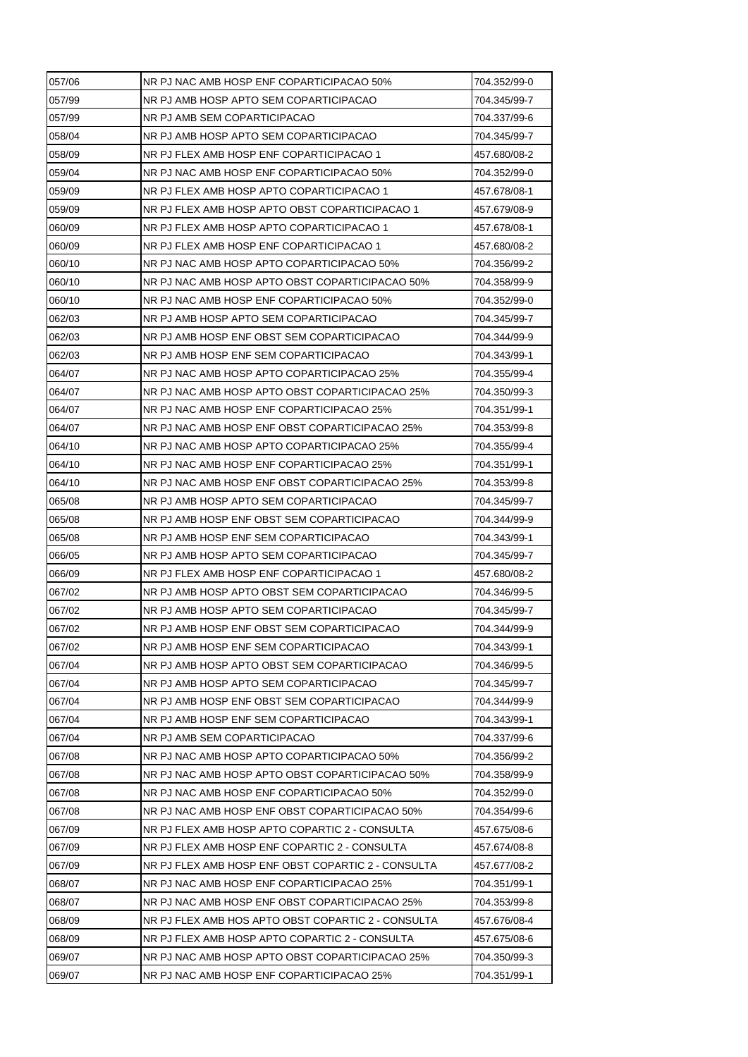| | | |
|---|---|---|
| 057/06 | NR PJ NAC AMB HOSP ENF COPARTICIPACAO 50% | 704.352/99-0 |
| 057/99 | NR PJ AMB HOSP APTO SEM COPARTICIPACAO | 704.345/99-7 |
| 057/99 | NR PJ AMB SEM COPARTICIPACAO | 704.337/99-6 |
| 058/04 | NR PJ AMB HOSP APTO SEM COPARTICIPACAO | 704.345/99-7 |
| 058/09 | NR PJ FLEX AMB HOSP ENF COPARTICIPACAO 1 | 457.680/08-2 |
| 059/04 | NR PJ NAC AMB HOSP ENF COPARTICIPACAO 50% | 704.352/99-0 |
| 059/09 | NR PJ FLEX AMB HOSP APTO COPARTICIPACAO 1 | 457.678/08-1 |
| 059/09 | NR PJ FLEX AMB HOSP APTO OBST COPARTICIPACAO 1 | 457.679/08-9 |
| 060/09 | NR PJ FLEX AMB HOSP APTO COPARTICIPACAO 1 | 457.678/08-1 |
| 060/09 | NR PJ FLEX AMB HOSP ENF COPARTICIPACAO 1 | 457.680/08-2 |
| 060/10 | NR PJ NAC AMB HOSP APTO COPARTICIPACAO 50% | 704.356/99-2 |
| 060/10 | NR PJ NAC AMB HOSP APTO OBST COPARTICIPACAO 50% | 704.358/99-9 |
| 060/10 | NR PJ NAC AMB HOSP ENF COPARTICIPACAO 50% | 704.352/99-0 |
| 062/03 | NR PJ AMB HOSP APTO SEM COPARTICIPACAO | 704.345/99-7 |
| 062/03 | NR PJ AMB HOSP ENF OBST SEM COPARTICIPACAO | 704.344/99-9 |
| 062/03 | NR PJ AMB HOSP ENF SEM COPARTICIPACAO | 704.343/99-1 |
| 064/07 | NR PJ NAC AMB HOSP APTO COPARTICIPACAO 25% | 704.355/99-4 |
| 064/07 | NR PJ NAC AMB HOSP APTO OBST COPARTICIPACAO 25% | 704.350/99-3 |
| 064/07 | NR PJ NAC AMB HOSP ENF COPARTICIPACAO 25% | 704.351/99-1 |
| 064/07 | NR PJ NAC AMB HOSP ENF OBST COPARTICIPACAO 25% | 704.353/99-8 |
| 064/10 | NR PJ NAC AMB HOSP APTO COPARTICIPACAO 25% | 704.355/99-4 |
| 064/10 | NR PJ NAC AMB HOSP ENF COPARTICIPACAO 25% | 704.351/99-1 |
| 064/10 | NR PJ NAC AMB HOSP ENF OBST COPARTICIPACAO 25% | 704.353/99-8 |
| 065/08 | NR PJ AMB HOSP APTO SEM COPARTICIPACAO | 704.345/99-7 |
| 065/08 | NR PJ AMB HOSP ENF OBST SEM COPARTICIPACAO | 704.344/99-9 |
| 065/08 | NR PJ AMB HOSP ENF SEM COPARTICIPACAO | 704.343/99-1 |
| 066/05 | NR PJ AMB HOSP APTO SEM COPARTICIPACAO | 704.345/99-7 |
| 066/09 | NR PJ FLEX AMB HOSP ENF COPARTICIPACAO 1 | 457.680/08-2 |
| 067/02 | NR PJ AMB HOSP APTO OBST SEM COPARTICIPACAO | 704.346/99-5 |
| 067/02 | NR PJ AMB HOSP APTO SEM COPARTICIPACAO | 704.345/99-7 |
| 067/02 | NR PJ AMB HOSP ENF OBST SEM COPARTICIPACAO | 704.344/99-9 |
| 067/02 | NR PJ AMB HOSP ENF SEM COPARTICIPACAO | 704.343/99-1 |
| 067/04 | NR PJ AMB HOSP APTO OBST SEM COPARTICIPACAO | 704.346/99-5 |
| 067/04 | NR PJ AMB HOSP APTO SEM COPARTICIPACAO | 704.345/99-7 |
| 067/04 | NR PJ AMB HOSP ENF OBST SEM COPARTICIPACAO | 704.344/99-9 |
| 067/04 | NR PJ AMB HOSP ENF SEM COPARTICIPACAO | 704.343/99-1 |
| 067/04 | NR PJ AMB SEM COPARTICIPACAO | 704.337/99-6 |
| 067/08 | NR PJ NAC AMB HOSP APTO COPARTICIPACAO 50% | 704.356/99-2 |
| 067/08 | NR PJ NAC AMB HOSP APTO OBST COPARTICIPACAO 50% | 704.358/99-9 |
| 067/08 | NR PJ NAC AMB HOSP ENF COPARTICIPACAO 50% | 704.352/99-0 |
| 067/08 | NR PJ NAC AMB HOSP ENF OBST COPARTICIPACAO 50% | 704.354/99-6 |
| 067/09 | NR PJ FLEX AMB HOSP APTO COPARTIC 2 - CONSULTA | 457.675/08-6 |
| 067/09 | NR PJ FLEX AMB HOSP ENF COPARTIC 2 - CONSULTA | 457.674/08-8 |
| 067/09 | NR PJ FLEX AMB HOSP ENF OBST COPARTIC 2 - CONSULTA | 457.677/08-2 |
| 068/07 | NR PJ NAC AMB HOSP ENF COPARTICIPACAO 25% | 704.351/99-1 |
| 068/07 | NR PJ NAC AMB HOSP ENF OBST COPARTICIPACAO 25% | 704.353/99-8 |
| 068/09 | NR PJ FLEX AMB HOS APTO OBST COPARTIC 2 - CONSULTA | 457.676/08-4 |
| 068/09 | NR PJ FLEX AMB HOSP APTO COPARTIC 2 - CONSULTA | 457.675/08-6 |
| 069/07 | NR PJ NAC AMB HOSP APTO OBST COPARTICIPACAO 25% | 704.350/99-3 |
| 069/07 | NR PJ NAC AMB HOSP ENF COPARTICIPACAO 25% | 704.351/99-1 |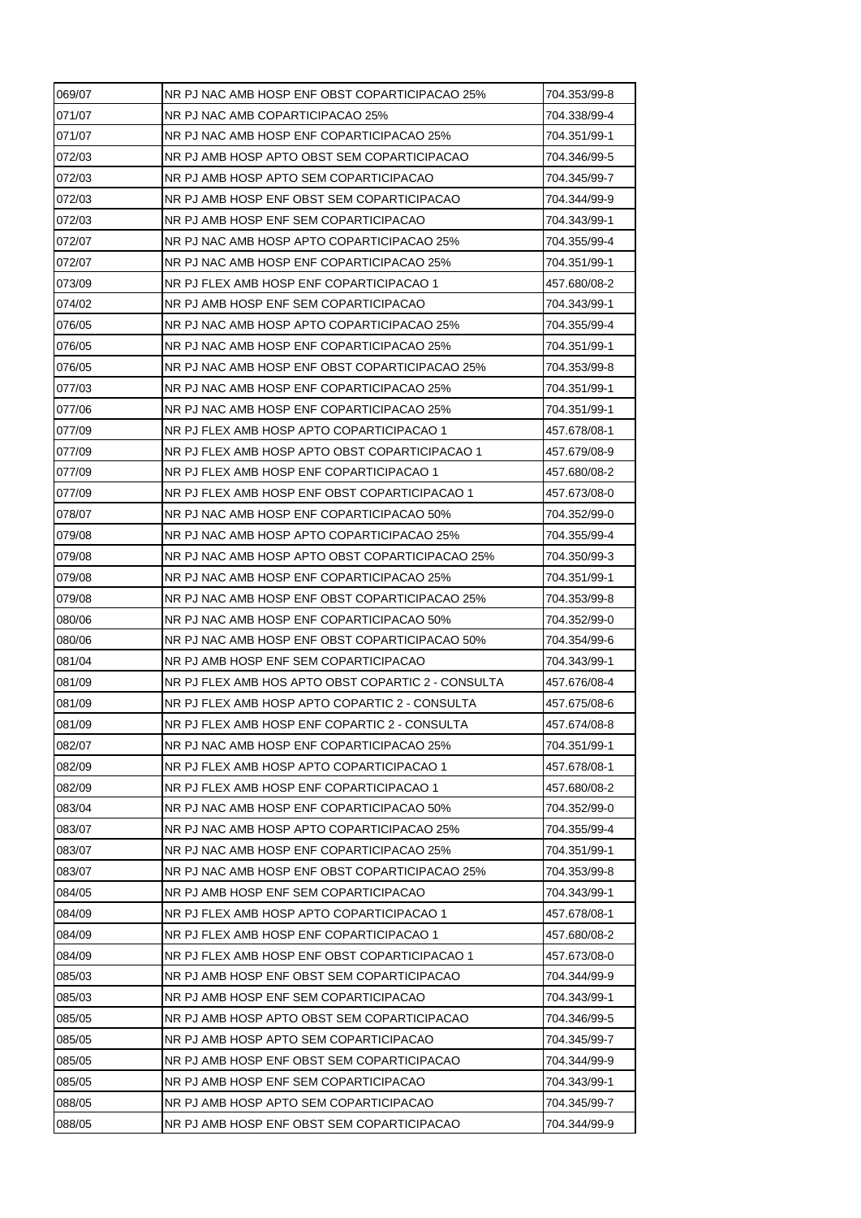| 069/07 | NR PJ NAC AMB HOSP ENF OBST COPARTICIPACAO 25% | 704.353/99-8 |
|---|---|---|
| 071/07 | NR PJ NAC AMB COPARTICIPACAO 25% | 704.338/99-4 |
| 071/07 | NR PJ NAC AMB HOSP ENF COPARTICIPACAO 25% | 704.351/99-1 |
| 072/03 | NR PJ AMB HOSP APTO OBST SEM COPARTICIPACAO | 704.346/99-5 |
| 072/03 | NR PJ AMB HOSP APTO SEM COPARTICIPACAO | 704.345/99-7 |
| 072/03 | NR PJ AMB HOSP ENF OBST SEM COPARTICIPACAO | 704.344/99-9 |
| 072/03 | NR PJ AMB HOSP ENF SEM COPARTICIPACAO | 704.343/99-1 |
| 072/07 | NR PJ NAC AMB HOSP APTO COPARTICIPACAO 25% | 704.355/99-4 |
| 072/07 | NR PJ NAC AMB HOSP ENF COPARTICIPACAO 25% | 704.351/99-1 |
| 073/09 | NR PJ FLEX AMB HOSP ENF COPARTICIPACAO 1 | 457.680/08-2 |
| 074/02 | NR PJ AMB HOSP ENF SEM COPARTICIPACAO | 704.343/99-1 |
| 076/05 | NR PJ NAC AMB HOSP APTO COPARTICIPACAO 25% | 704.355/99-4 |
| 076/05 | NR PJ NAC AMB HOSP ENF COPARTICIPACAO 25% | 704.351/99-1 |
| 076/05 | NR PJ NAC AMB HOSP ENF OBST COPARTICIPACAO 25% | 704.353/99-8 |
| 077/03 | NR PJ NAC AMB HOSP ENF COPARTICIPACAO 25% | 704.351/99-1 |
| 077/06 | NR PJ NAC AMB HOSP ENF COPARTICIPACAO 25% | 704.351/99-1 |
| 077/09 | NR PJ FLEX AMB HOSP APTO COPARTICIPACAO 1 | 457.678/08-1 |
| 077/09 | NR PJ FLEX AMB HOSP APTO OBST COPARTICIPACAO 1 | 457.679/08-9 |
| 077/09 | NR PJ FLEX AMB HOSP ENF COPARTICIPACAO 1 | 457.680/08-2 |
| 077/09 | NR PJ FLEX AMB HOSP ENF OBST COPARTICIPACAO 1 | 457.673/08-0 |
| 078/07 | NR PJ NAC AMB HOSP ENF COPARTICIPACAO 50% | 704.352/99-0 |
| 079/08 | NR PJ NAC AMB HOSP APTO COPARTICIPACAO 25% | 704.355/99-4 |
| 079/08 | NR PJ NAC AMB HOSP APTO OBST COPARTICIPACAO 25% | 704.350/99-3 |
| 079/08 | NR PJ NAC AMB HOSP ENF COPARTICIPACAO 25% | 704.351/99-1 |
| 079/08 | NR PJ NAC AMB HOSP ENF OBST COPARTICIPACAO 25% | 704.353/99-8 |
| 080/06 | NR PJ NAC AMB HOSP ENF COPARTICIPACAO 50% | 704.352/99-0 |
| 080/06 | NR PJ NAC AMB HOSP ENF OBST COPARTICIPACAO 50% | 704.354/99-6 |
| 081/04 | NR PJ AMB HOSP ENF SEM COPARTICIPACAO | 704.343/99-1 |
| 081/09 | NR PJ FLEX AMB HOS APTO OBST COPARTIC 2 - CONSULTA | 457.676/08-4 |
| 081/09 | NR PJ FLEX AMB HOSP APTO COPARTIC 2 - CONSULTA | 457.675/08-6 |
| 081/09 | NR PJ FLEX AMB HOSP ENF COPARTIC 2 - CONSULTA | 457.674/08-8 |
| 082/07 | NR PJ NAC AMB HOSP ENF COPARTICIPACAO 25% | 704.351/99-1 |
| 082/09 | NR PJ FLEX AMB HOSP APTO COPARTICIPACAO 1 | 457.678/08-1 |
| 082/09 | NR PJ FLEX AMB HOSP ENF COPARTICIPACAO 1 | 457.680/08-2 |
| 083/04 | NR PJ NAC AMB HOSP ENF COPARTICIPACAO 50% | 704.352/99-0 |
| 083/07 | NR PJ NAC AMB HOSP APTO COPARTICIPACAO 25% | 704.355/99-4 |
| 083/07 | NR PJ NAC AMB HOSP ENF COPARTICIPACAO 25% | 704.351/99-1 |
| 083/07 | NR PJ NAC AMB HOSP ENF OBST COPARTICIPACAO 25% | 704.353/99-8 |
| 084/05 | NR PJ AMB HOSP ENF SEM COPARTICIPACAO | 704.343/99-1 |
| 084/09 | NR PJ FLEX AMB HOSP APTO COPARTICIPACAO 1 | 457.678/08-1 |
| 084/09 | NR PJ FLEX AMB HOSP ENF COPARTICIPACAO 1 | 457.680/08-2 |
| 084/09 | NR PJ FLEX AMB HOSP ENF OBST COPARTICIPACAO 1 | 457.673/08-0 |
| 085/03 | NR PJ AMB HOSP ENF OBST SEM COPARTICIPACAO | 704.344/99-9 |
| 085/03 | NR PJ AMB HOSP ENF SEM COPARTICIPACAO | 704.343/99-1 |
| 085/05 | NR PJ AMB HOSP APTO OBST SEM COPARTICIPACAO | 704.346/99-5 |
| 085/05 | NR PJ AMB HOSP APTO SEM COPARTICIPACAO | 704.345/99-7 |
| 085/05 | NR PJ AMB HOSP ENF OBST SEM COPARTICIPACAO | 704.344/99-9 |
| 085/05 | NR PJ AMB HOSP ENF SEM COPARTICIPACAO | 704.343/99-1 |
| 088/05 | NR PJ AMB HOSP APTO SEM COPARTICIPACAO | 704.345/99-7 |
| 088/05 | NR PJ AMB HOSP ENF OBST SEM COPARTICIPACAO | 704.344/99-9 |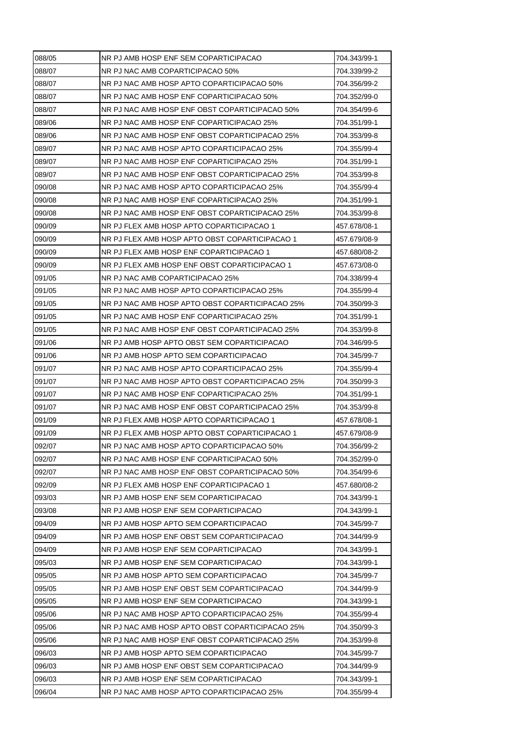| 088/05 | NR PJ AMB HOSP ENF SEM COPARTICIPACAO | 704.343/99-1 |
|---|---|---|
| 088/07 | NR PJ NAC AMB COPARTICIPACAO 50% | 704.339/99-2 |
| 088/07 | NR PJ NAC AMB HOSP APTO COPARTICIPACAO 50% | 704.356/99-2 |
| 088/07 | NR PJ NAC AMB HOSP ENF COPARTICIPACAO 50% | 704.352/99-0 |
| 088/07 | NR PJ NAC AMB HOSP ENF OBST COPARTICIPACAO 50% | 704.354/99-6 |
| 089/06 | NR PJ NAC AMB HOSP ENF COPARTICIPACAO 25% | 704.351/99-1 |
| 089/06 | NR PJ NAC AMB HOSP ENF OBST COPARTICIPACAO 25% | 704.353/99-8 |
| 089/07 | NR PJ NAC AMB HOSP APTO COPARTICIPACAO 25% | 704.355/99-4 |
| 089/07 | NR PJ NAC AMB HOSP ENF COPARTICIPACAO 25% | 704.351/99-1 |
| 089/07 | NR PJ NAC AMB HOSP ENF OBST COPARTICIPACAO 25% | 704.353/99-8 |
| 090/08 | NR PJ NAC AMB HOSP APTO COPARTICIPACAO 25% | 704.355/99-4 |
| 090/08 | NR PJ NAC AMB HOSP ENF COPARTICIPACAO 25% | 704.351/99-1 |
| 090/08 | NR PJ NAC AMB HOSP ENF OBST COPARTICIPACAO 25% | 704.353/99-8 |
| 090/09 | NR PJ FLEX AMB HOSP APTO COPARTICIPACAO 1 | 457.678/08-1 |
| 090/09 | NR PJ FLEX AMB HOSP APTO OBST COPARTICIPACAO 1 | 457.679/08-9 |
| 090/09 | NR PJ FLEX AMB HOSP ENF COPARTICIPACAO 1 | 457.680/08-2 |
| 090/09 | NR PJ FLEX AMB HOSP ENF OBST COPARTICIPACAO 1 | 457.673/08-0 |
| 091/05 | NR PJ NAC AMB COPARTICIPACAO 25% | 704.338/99-4 |
| 091/05 | NR PJ NAC AMB HOSP APTO COPARTICIPACAO 25% | 704.355/99-4 |
| 091/05 | NR PJ NAC AMB HOSP APTO OBST COPARTICIPACAO 25% | 704.350/99-3 |
| 091/05 | NR PJ NAC AMB HOSP ENF COPARTICIPACAO 25% | 704.351/99-1 |
| 091/05 | NR PJ NAC AMB HOSP ENF OBST COPARTICIPACAO 25% | 704.353/99-8 |
| 091/06 | NR PJ AMB HOSP APTO OBST SEM COPARTICIPACAO | 704.346/99-5 |
| 091/06 | NR PJ AMB HOSP APTO SEM COPARTICIPACAO | 704.345/99-7 |
| 091/07 | NR PJ NAC AMB HOSP APTO COPARTICIPACAO 25% | 704.355/99-4 |
| 091/07 | NR PJ NAC AMB HOSP APTO OBST COPARTICIPACAO 25% | 704.350/99-3 |
| 091/07 | NR PJ NAC AMB HOSP ENF COPARTICIPACAO 25% | 704.351/99-1 |
| 091/07 | NR PJ NAC AMB HOSP ENF OBST COPARTICIPACAO 25% | 704.353/99-8 |
| 091/09 | NR PJ FLEX AMB HOSP APTO COPARTICIPACAO 1 | 457.678/08-1 |
| 091/09 | NR PJ FLEX AMB HOSP APTO OBST COPARTICIPACAO 1 | 457.679/08-9 |
| 092/07 | NR PJ NAC AMB HOSP APTO COPARTICIPACAO 50% | 704.356/99-2 |
| 092/07 | NR PJ NAC AMB HOSP ENF COPARTICIPACAO 50% | 704.352/99-0 |
| 092/07 | NR PJ NAC AMB HOSP ENF OBST COPARTICIPACAO 50% | 704.354/99-6 |
| 092/09 | NR PJ FLEX AMB HOSP ENF COPARTICIPACAO 1 | 457.680/08-2 |
| 093/03 | NR PJ AMB HOSP ENF SEM COPARTICIPACAO | 704.343/99-1 |
| 093/08 | NR PJ AMB HOSP ENF SEM COPARTICIPACAO | 704.343/99-1 |
| 094/09 | NR PJ AMB HOSP APTO SEM COPARTICIPACAO | 704.345/99-7 |
| 094/09 | NR PJ AMB HOSP ENF OBST SEM COPARTICIPACAO | 704.344/99-9 |
| 094/09 | NR PJ AMB HOSP ENF SEM COPARTICIPACAO | 704.343/99-1 |
| 095/03 | NR PJ AMB HOSP ENF SEM COPARTICIPACAO | 704.343/99-1 |
| 095/05 | NR PJ AMB HOSP APTO SEM COPARTICIPACAO | 704.345/99-7 |
| 095/05 | NR PJ AMB HOSP ENF OBST SEM COPARTICIPACAO | 704.344/99-9 |
| 095/05 | NR PJ AMB HOSP ENF SEM COPARTICIPACAO | 704.343/99-1 |
| 095/06 | NR PJ NAC AMB HOSP APTO COPARTICIPACAO 25% | 704.355/99-4 |
| 095/06 | NR PJ NAC AMB HOSP APTO OBST COPARTICIPACAO 25% | 704.350/99-3 |
| 095/06 | NR PJ NAC AMB HOSP ENF OBST COPARTICIPACAO 25% | 704.353/99-8 |
| 096/03 | NR PJ AMB HOSP APTO SEM COPARTICIPACAO | 704.345/99-7 |
| 096/03 | NR PJ AMB HOSP ENF OBST SEM COPARTICIPACAO | 704.344/99-9 |
| 096/03 | NR PJ AMB HOSP ENF SEM COPARTICIPACAO | 704.343/99-1 |
| 096/04 | NR PJ NAC AMB HOSP APTO COPARTICIPACAO 25% | 704.355/99-4 |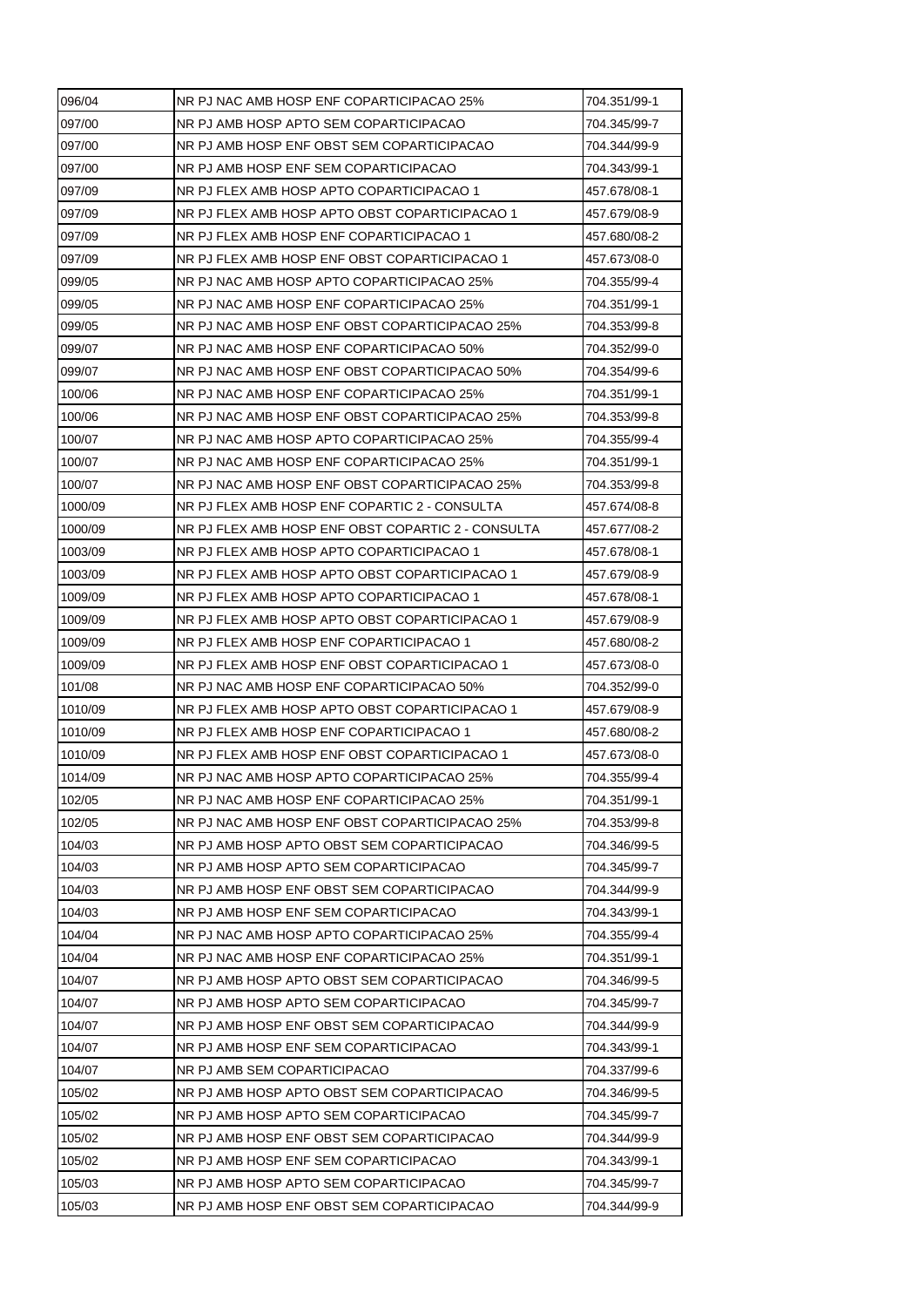| 096/04 | NR PJ NAC AMB HOSP ENF COPARTICIPACAO 25% | 704.351/99-1 |
|---|---|---|
| 097/00 | NR PJ AMB HOSP APTO SEM COPARTICIPACAO | 704.345/99-7 |
| 097/00 | NR PJ AMB HOSP ENF OBST SEM COPARTICIPACAO | 704.344/99-9 |
| 097/00 | NR PJ AMB HOSP ENF SEM COPARTICIPACAO | 704.343/99-1 |
| 097/09 | NR PJ FLEX AMB HOSP APTO COPARTICIPACAO 1 | 457.678/08-1 |
| 097/09 | NR PJ FLEX AMB HOSP APTO OBST COPARTICIPACAO 1 | 457.679/08-9 |
| 097/09 | NR PJ FLEX AMB HOSP ENF COPARTICIPACAO 1 | 457.680/08-2 |
| 097/09 | NR PJ FLEX AMB HOSP ENF OBST COPARTICIPACAO 1 | 457.673/08-0 |
| 099/05 | NR PJ NAC AMB HOSP APTO COPARTICIPACAO 25% | 704.355/99-4 |
| 099/05 | NR PJ NAC AMB HOSP ENF COPARTICIPACAO 25% | 704.351/99-1 |
| 099/05 | NR PJ NAC AMB HOSP ENF OBST COPARTICIPACAO 25% | 704.353/99-8 |
| 099/07 | NR PJ NAC AMB HOSP ENF COPARTICIPACAO 50% | 704.352/99-0 |
| 099/07 | NR PJ NAC AMB HOSP ENF OBST COPARTICIPACAO 50% | 704.354/99-6 |
| 100/06 | NR PJ NAC AMB HOSP ENF COPARTICIPACAO 25% | 704.351/99-1 |
| 100/06 | NR PJ NAC AMB HOSP ENF OBST COPARTICIPACAO 25% | 704.353/99-8 |
| 100/07 | NR PJ NAC AMB HOSP APTO COPARTICIPACAO 25% | 704.355/99-4 |
| 100/07 | NR PJ NAC AMB HOSP ENF COPARTICIPACAO 25% | 704.351/99-1 |
| 100/07 | NR PJ NAC AMB HOSP ENF OBST COPARTICIPACAO 25% | 704.353/99-8 |
| 1000/09 | NR PJ FLEX AMB HOSP ENF COPARTIC 2 - CONSULTA | 457.674/08-8 |
| 1000/09 | NR PJ FLEX AMB HOSP ENF OBST COPARTIC 2 - CONSULTA | 457.677/08-2 |
| 1003/09 | NR PJ FLEX AMB HOSP APTO COPARTICIPACAO 1 | 457.678/08-1 |
| 1003/09 | NR PJ FLEX AMB HOSP APTO OBST COPARTICIPACAO 1 | 457.679/08-9 |
| 1009/09 | NR PJ FLEX AMB HOSP APTO COPARTICIPACAO 1 | 457.678/08-1 |
| 1009/09 | NR PJ FLEX AMB HOSP APTO OBST COPARTICIPACAO 1 | 457.679/08-9 |
| 1009/09 | NR PJ FLEX AMB HOSP ENF COPARTICIPACAO 1 | 457.680/08-2 |
| 1009/09 | NR PJ FLEX AMB HOSP ENF OBST COPARTICIPACAO 1 | 457.673/08-0 |
| 101/08 | NR PJ NAC AMB HOSP ENF COPARTICIPACAO 50% | 704.352/99-0 |
| 1010/09 | NR PJ FLEX AMB HOSP APTO OBST COPARTICIPACAO 1 | 457.679/08-9 |
| 1010/09 | NR PJ FLEX AMB HOSP ENF COPARTICIPACAO 1 | 457.680/08-2 |
| 1010/09 | NR PJ FLEX AMB HOSP ENF OBST COPARTICIPACAO 1 | 457.673/08-0 |
| 1014/09 | NR PJ NAC AMB HOSP APTO COPARTICIPACAO 25% | 704.355/99-4 |
| 102/05 | NR PJ NAC AMB HOSP ENF COPARTICIPACAO 25% | 704.351/99-1 |
| 102/05 | NR PJ NAC AMB HOSP ENF OBST COPARTICIPACAO 25% | 704.353/99-8 |
| 104/03 | NR PJ AMB HOSP APTO OBST SEM COPARTICIPACAO | 704.346/99-5 |
| 104/03 | NR PJ AMB HOSP APTO SEM COPARTICIPACAO | 704.345/99-7 |
| 104/03 | NR PJ AMB HOSP ENF OBST SEM COPARTICIPACAO | 704.344/99-9 |
| 104/03 | NR PJ AMB HOSP ENF SEM COPARTICIPACAO | 704.343/99-1 |
| 104/04 | NR PJ NAC AMB HOSP APTO COPARTICIPACAO 25% | 704.355/99-4 |
| 104/04 | NR PJ NAC AMB HOSP ENF COPARTICIPACAO 25% | 704.351/99-1 |
| 104/07 | NR PJ AMB HOSP APTO OBST SEM COPARTICIPACAO | 704.346/99-5 |
| 104/07 | NR PJ AMB HOSP APTO SEM COPARTICIPACAO | 704.345/99-7 |
| 104/07 | NR PJ AMB HOSP ENF OBST SEM COPARTICIPACAO | 704.344/99-9 |
| 104/07 | NR PJ AMB HOSP ENF SEM COPARTICIPACAO | 704.343/99-1 |
| 104/07 | NR PJ AMB SEM COPARTICIPACAO | 704.337/99-6 |
| 105/02 | NR PJ AMB HOSP APTO OBST SEM COPARTICIPACAO | 704.346/99-5 |
| 105/02 | NR PJ AMB HOSP APTO SEM COPARTICIPACAO | 704.345/99-7 |
| 105/02 | NR PJ AMB HOSP ENF OBST SEM COPARTICIPACAO | 704.344/99-9 |
| 105/02 | NR PJ AMB HOSP ENF SEM COPARTICIPACAO | 704.343/99-1 |
| 105/03 | NR PJ AMB HOSP APTO SEM COPARTICIPACAO | 704.345/99-7 |
| 105/03 | NR PJ AMB HOSP ENF OBST SEM COPARTICIPACAO | 704.344/99-9 |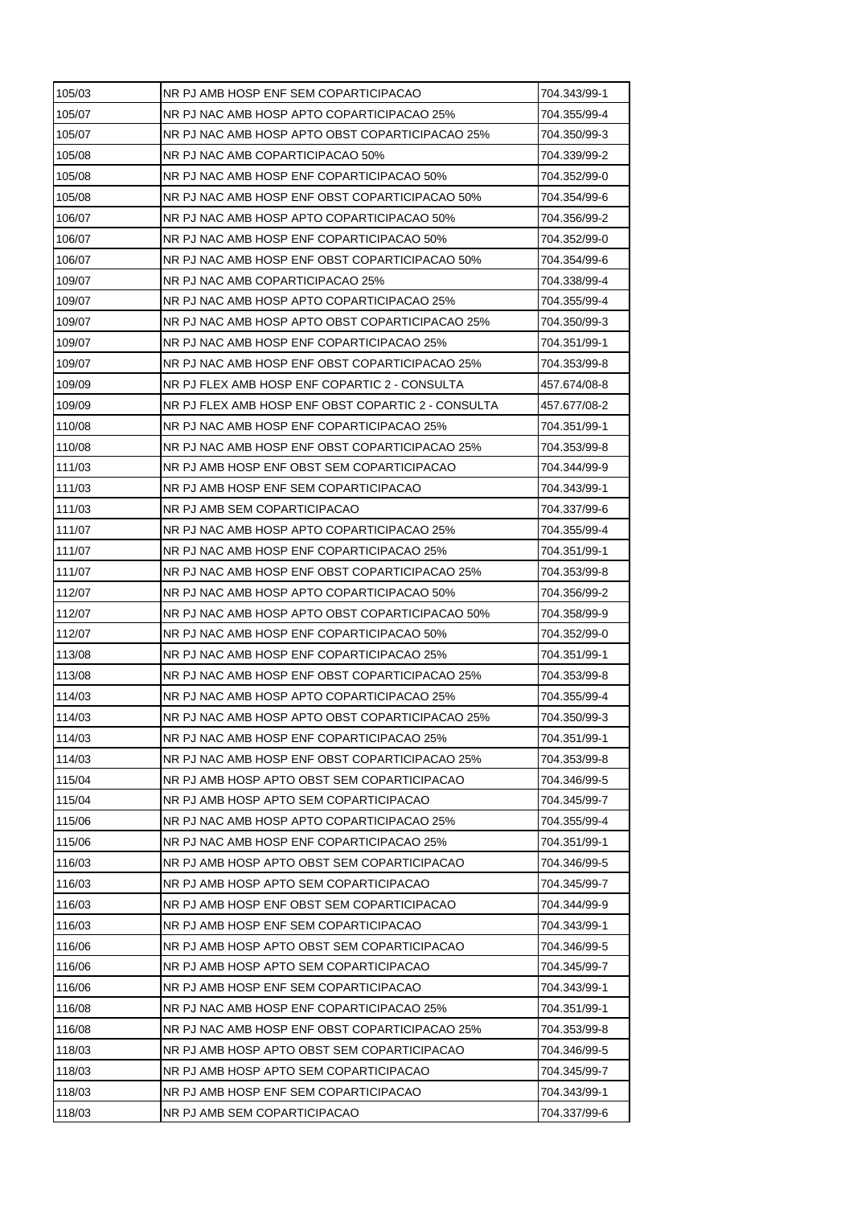| | | |
|---|---|---|
| 105/03 | NR PJ AMB HOSP ENF SEM COPARTICIPACAO | 704.343/99-1 |
| 105/07 | NR PJ NAC AMB HOSP APTO COPARTICIPACAO 25% | 704.355/99-4 |
| 105/07 | NR PJ NAC AMB HOSP APTO OBST COPARTICIPACAO 25% | 704.350/99-3 |
| 105/08 | NR PJ NAC AMB COPARTICIPACAO 50% | 704.339/99-2 |
| 105/08 | NR PJ NAC AMB HOSP ENF COPARTICIPACAO 50% | 704.352/99-0 |
| 105/08 | NR PJ NAC AMB HOSP ENF OBST COPARTICIPACAO 50% | 704.354/99-6 |
| 106/07 | NR PJ NAC AMB HOSP APTO COPARTICIPACAO 50% | 704.356/99-2 |
| 106/07 | NR PJ NAC AMB HOSP ENF COPARTICIPACAO 50% | 704.352/99-0 |
| 106/07 | NR PJ NAC AMB HOSP ENF OBST COPARTICIPACAO 50% | 704.354/99-6 |
| 109/07 | NR PJ NAC AMB COPARTICIPACAO 25% | 704.338/99-4 |
| 109/07 | NR PJ NAC AMB HOSP APTO COPARTICIPACAO 25% | 704.355/99-4 |
| 109/07 | NR PJ NAC AMB HOSP APTO OBST COPARTICIPACAO 25% | 704.350/99-3 |
| 109/07 | NR PJ NAC AMB HOSP ENF COPARTICIPACAO 25% | 704.351/99-1 |
| 109/07 | NR PJ NAC AMB HOSP ENF OBST COPARTICIPACAO 25% | 704.353/99-8 |
| 109/09 | NR PJ FLEX AMB HOSP ENF COPARTIC 2 - CONSULTA | 457.674/08-8 |
| 109/09 | NR PJ FLEX AMB HOSP ENF OBST COPARTIC 2 - CONSULTA | 457.677/08-2 |
| 110/08 | NR PJ NAC AMB HOSP ENF COPARTICIPACAO 25% | 704.351/99-1 |
| 110/08 | NR PJ NAC AMB HOSP ENF OBST COPARTICIPACAO 25% | 704.353/99-8 |
| 111/03 | NR PJ AMB HOSP ENF OBST SEM COPARTICIPACAO | 704.344/99-9 |
| 111/03 | NR PJ AMB HOSP ENF SEM COPARTICIPACAO | 704.343/99-1 |
| 111/03 | NR PJ AMB SEM COPARTICIPACAO | 704.337/99-6 |
| 111/07 | NR PJ NAC AMB HOSP APTO COPARTICIPACAO 25% | 704.355/99-4 |
| 111/07 | NR PJ NAC AMB HOSP ENF COPARTICIPACAO 25% | 704.351/99-1 |
| 111/07 | NR PJ NAC AMB HOSP ENF OBST COPARTICIPACAO 25% | 704.353/99-8 |
| 112/07 | NR PJ NAC AMB HOSP APTO COPARTICIPACAO 50% | 704.356/99-2 |
| 112/07 | NR PJ NAC AMB HOSP APTO OBST COPARTICIPACAO 50% | 704.358/99-9 |
| 112/07 | NR PJ NAC AMB HOSP ENF COPARTICIPACAO 50% | 704.352/99-0 |
| 113/08 | NR PJ NAC AMB HOSP ENF COPARTICIPACAO 25% | 704.351/99-1 |
| 113/08 | NR PJ NAC AMB HOSP ENF OBST COPARTICIPACAO 25% | 704.353/99-8 |
| 114/03 | NR PJ NAC AMB HOSP APTO COPARTICIPACAO 25% | 704.355/99-4 |
| 114/03 | NR PJ NAC AMB HOSP APTO OBST COPARTICIPACAO 25% | 704.350/99-3 |
| 114/03 | NR PJ NAC AMB HOSP ENF COPARTICIPACAO 25% | 704.351/99-1 |
| 114/03 | NR PJ NAC AMB HOSP ENF OBST COPARTICIPACAO 25% | 704.353/99-8 |
| 115/04 | NR PJ AMB HOSP APTO OBST SEM COPARTICIPACAO | 704.346/99-5 |
| 115/04 | NR PJ AMB HOSP APTO SEM COPARTICIPACAO | 704.345/99-7 |
| 115/06 | NR PJ NAC AMB HOSP APTO COPARTICIPACAO 25% | 704.355/99-4 |
| 115/06 | NR PJ NAC AMB HOSP ENF COPARTICIPACAO 25% | 704.351/99-1 |
| 116/03 | NR PJ AMB HOSP APTO OBST SEM COPARTICIPACAO | 704.346/99-5 |
| 116/03 | NR PJ AMB HOSP APTO SEM COPARTICIPACAO | 704.345/99-7 |
| 116/03 | NR PJ AMB HOSP ENF OBST SEM COPARTICIPACAO | 704.344/99-9 |
| 116/03 | NR PJ AMB HOSP ENF SEM COPARTICIPACAO | 704.343/99-1 |
| 116/06 | NR PJ AMB HOSP APTO OBST SEM COPARTICIPACAO | 704.346/99-5 |
| 116/06 | NR PJ AMB HOSP APTO SEM COPARTICIPACAO | 704.345/99-7 |
| 116/06 | NR PJ AMB HOSP ENF SEM COPARTICIPACAO | 704.343/99-1 |
| 116/08 | NR PJ NAC AMB HOSP ENF COPARTICIPACAO 25% | 704.351/99-1 |
| 116/08 | NR PJ NAC AMB HOSP ENF OBST COPARTICIPACAO 25% | 704.353/99-8 |
| 118/03 | NR PJ AMB HOSP APTO OBST SEM COPARTICIPACAO | 704.346/99-5 |
| 118/03 | NR PJ AMB HOSP APTO SEM COPARTICIPACAO | 704.345/99-7 |
| 118/03 | NR PJ AMB HOSP ENF SEM COPARTICIPACAO | 704.343/99-1 |
| 118/03 | NR PJ AMB SEM COPARTICIPACAO | 704.337/99-6 |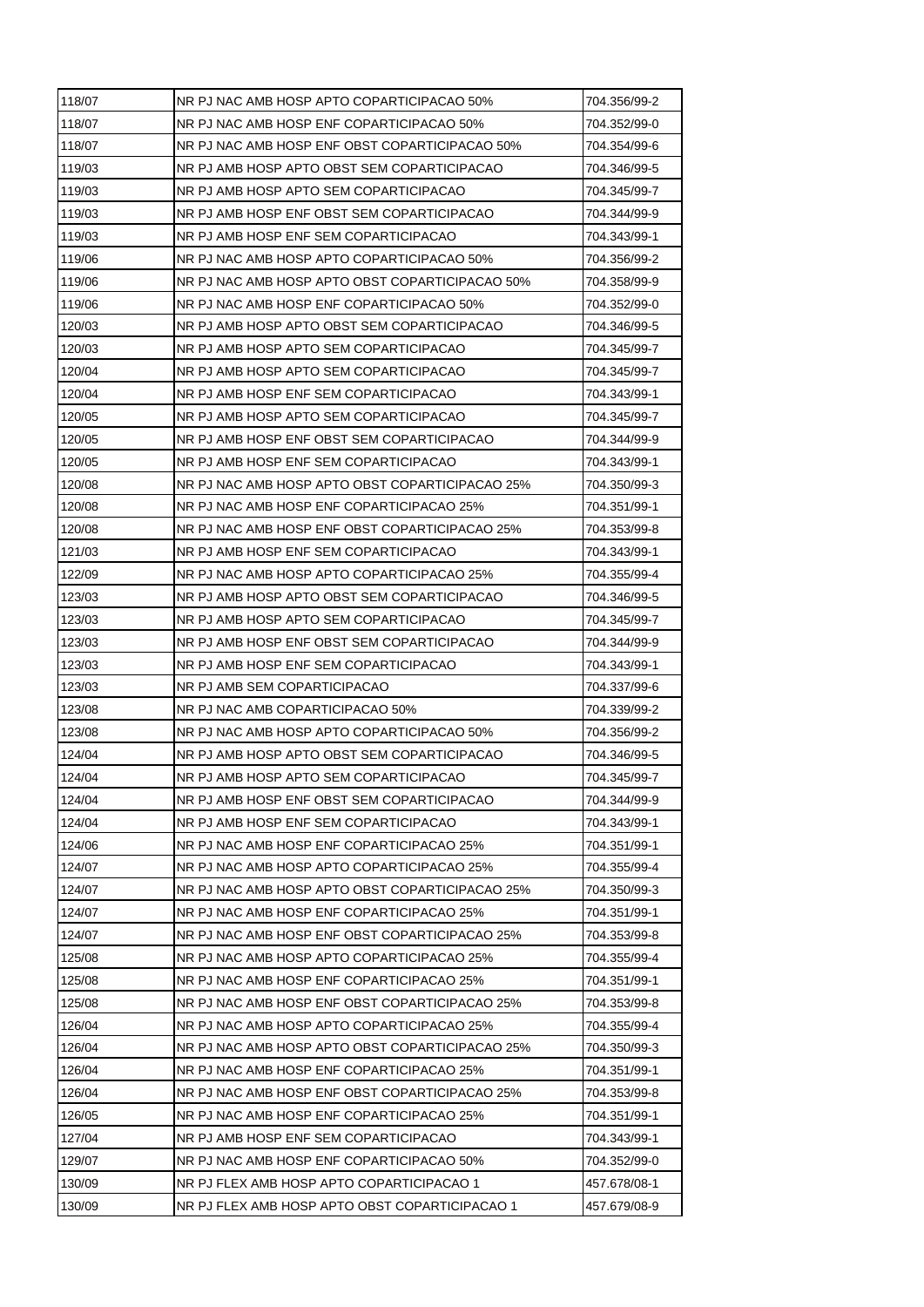| 118/07 | NR PJ NAC AMB HOSP APTO COPARTICIPACAO 50% | 704.356/99-2 |
|---|---|---|
| 118/07 | NR PJ NAC AMB HOSP ENF COPARTICIPACAO 50% | 704.352/99-0 |
| 118/07 | NR PJ NAC AMB HOSP ENF OBST COPARTICIPACAO 50% | 704.354/99-6 |
| 119/03 | NR PJ AMB HOSP APTO OBST SEM COPARTICIPACAO | 704.346/99-5 |
| 119/03 | NR PJ AMB HOSP APTO SEM COPARTICIPACAO | 704.345/99-7 |
| 119/03 | NR PJ AMB HOSP ENF OBST SEM COPARTICIPACAO | 704.344/99-9 |
| 119/03 | NR PJ AMB HOSP ENF SEM COPARTICIPACAO | 704.343/99-1 |
| 119/06 | NR PJ NAC AMB HOSP APTO COPARTICIPACAO 50% | 704.356/99-2 |
| 119/06 | NR PJ NAC AMB HOSP APTO OBST COPARTICIPACAO 50% | 704.358/99-9 |
| 119/06 | NR PJ NAC AMB HOSP ENF COPARTICIPACAO 50% | 704.352/99-0 |
| 120/03 | NR PJ AMB HOSP APTO OBST SEM COPARTICIPACAO | 704.346/99-5 |
| 120/03 | NR PJ AMB HOSP APTO SEM COPARTICIPACAO | 704.345/99-7 |
| 120/04 | NR PJ AMB HOSP APTO SEM COPARTICIPACAO | 704.345/99-7 |
| 120/04 | NR PJ AMB HOSP ENF SEM COPARTICIPACAO | 704.343/99-1 |
| 120/05 | NR PJ AMB HOSP APTO SEM COPARTICIPACAO | 704.345/99-7 |
| 120/05 | NR PJ AMB HOSP ENF OBST SEM COPARTICIPACAO | 704.344/99-9 |
| 120/05 | NR PJ AMB HOSP ENF SEM COPARTICIPACAO | 704.343/99-1 |
| 120/08 | NR PJ NAC AMB HOSP APTO OBST COPARTICIPACAO 25% | 704.350/99-3 |
| 120/08 | NR PJ NAC AMB HOSP ENF COPARTICIPACAO 25% | 704.351/99-1 |
| 120/08 | NR PJ NAC AMB HOSP ENF OBST COPARTICIPACAO 25% | 704.353/99-8 |
| 121/03 | NR PJ AMB HOSP ENF SEM COPARTICIPACAO | 704.343/99-1 |
| 122/09 | NR PJ NAC AMB HOSP APTO COPARTICIPACAO 25% | 704.355/99-4 |
| 123/03 | NR PJ AMB HOSP APTO OBST SEM COPARTICIPACAO | 704.346/99-5 |
| 123/03 | NR PJ AMB HOSP APTO SEM COPARTICIPACAO | 704.345/99-7 |
| 123/03 | NR PJ AMB HOSP ENF OBST SEM COPARTICIPACAO | 704.344/99-9 |
| 123/03 | NR PJ AMB HOSP ENF SEM COPARTICIPACAO | 704.343/99-1 |
| 123/03 | NR PJ AMB SEM COPARTICIPACAO | 704.337/99-6 |
| 123/08 | NR PJ NAC AMB COPARTICIPACAO 50% | 704.339/99-2 |
| 123/08 | NR PJ NAC AMB HOSP APTO COPARTICIPACAO 50% | 704.356/99-2 |
| 124/04 | NR PJ AMB HOSP APTO OBST SEM COPARTICIPACAO | 704.346/99-5 |
| 124/04 | NR PJ AMB HOSP APTO SEM COPARTICIPACAO | 704.345/99-7 |
| 124/04 | NR PJ AMB HOSP ENF OBST SEM COPARTICIPACAO | 704.344/99-9 |
| 124/04 | NR PJ AMB HOSP ENF SEM COPARTICIPACAO | 704.343/99-1 |
| 124/06 | NR PJ NAC AMB HOSP ENF COPARTICIPACAO 25% | 704.351/99-1 |
| 124/07 | NR PJ NAC AMB HOSP APTO COPARTICIPACAO 25% | 704.355/99-4 |
| 124/07 | NR PJ NAC AMB HOSP APTO OBST COPARTICIPACAO 25% | 704.350/99-3 |
| 124/07 | NR PJ NAC AMB HOSP ENF COPARTICIPACAO 25% | 704.351/99-1 |
| 124/07 | NR PJ NAC AMB HOSP ENF OBST COPARTICIPACAO 25% | 704.353/99-8 |
| 125/08 | NR PJ NAC AMB HOSP APTO COPARTICIPACAO 25% | 704.355/99-4 |
| 125/08 | NR PJ NAC AMB HOSP ENF COPARTICIPACAO 25% | 704.351/99-1 |
| 125/08 | NR PJ NAC AMB HOSP ENF OBST COPARTICIPACAO 25% | 704.353/99-8 |
| 126/04 | NR PJ NAC AMB HOSP APTO COPARTICIPACAO 25% | 704.355/99-4 |
| 126/04 | NR PJ NAC AMB HOSP APTO OBST COPARTICIPACAO 25% | 704.350/99-3 |
| 126/04 | NR PJ NAC AMB HOSP ENF COPARTICIPACAO 25% | 704.351/99-1 |
| 126/04 | NR PJ NAC AMB HOSP ENF OBST COPARTICIPACAO 25% | 704.353/99-8 |
| 126/05 | NR PJ NAC AMB HOSP ENF COPARTICIPACAO 25% | 704.351/99-1 |
| 127/04 | NR PJ AMB HOSP ENF SEM COPARTICIPACAO | 704.343/99-1 |
| 129/07 | NR PJ NAC AMB HOSP ENF COPARTICIPACAO 50% | 704.352/99-0 |
| 130/09 | NR PJ FLEX AMB HOSP APTO COPARTICIPACAO 1 | 457.678/08-1 |
| 130/09 | NR PJ FLEX AMB HOSP APTO OBST COPARTICIPACAO 1 | 457.679/08-9 |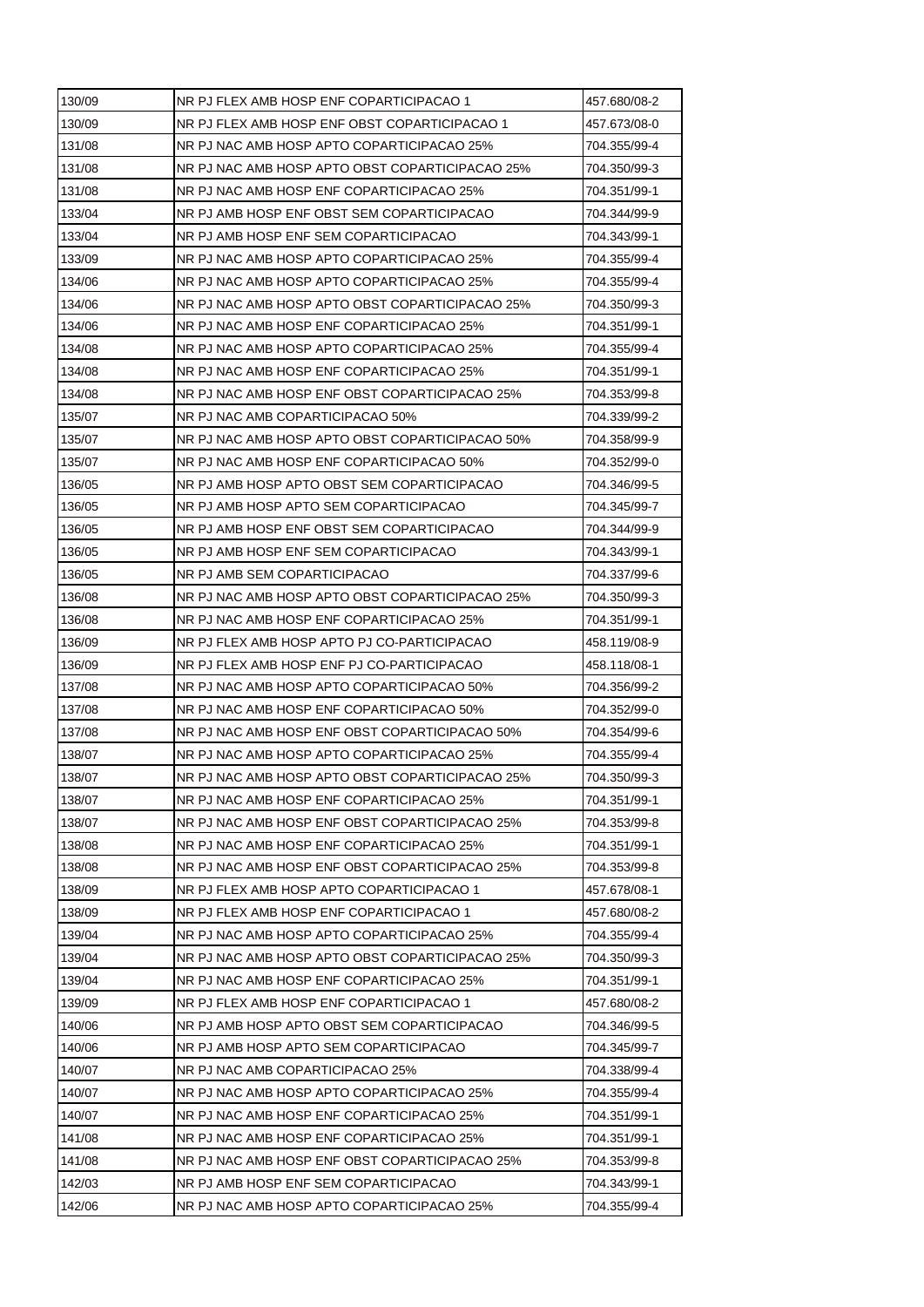| | | |
|---|---|---|
| 130/09 | NR PJ FLEX AMB HOSP ENF COPARTICIPACAO 1 | 457.680/08-2 |
| 130/09 | NR PJ FLEX AMB HOSP ENF OBST COPARTICIPACAO 1 | 457.673/08-0 |
| 131/08 | NR PJ NAC AMB HOSP APTO COPARTICIPACAO 25% | 704.355/99-4 |
| 131/08 | NR PJ NAC AMB HOSP APTO OBST COPARTICIPACAO 25% | 704.350/99-3 |
| 131/08 | NR PJ NAC AMB HOSP ENF COPARTICIPACAO 25% | 704.351/99-1 |
| 133/04 | NR PJ AMB HOSP ENF OBST SEM COPARTICIPACAO | 704.344/99-9 |
| 133/04 | NR PJ AMB HOSP ENF SEM COPARTICIPACAO | 704.343/99-1 |
| 133/09 | NR PJ NAC AMB HOSP APTO COPARTICIPACAO 25% | 704.355/99-4 |
| 134/06 | NR PJ NAC AMB HOSP APTO COPARTICIPACAO 25% | 704.355/99-4 |
| 134/06 | NR PJ NAC AMB HOSP APTO OBST COPARTICIPACAO 25% | 704.350/99-3 |
| 134/06 | NR PJ NAC AMB HOSP ENF COPARTICIPACAO 25% | 704.351/99-1 |
| 134/08 | NR PJ NAC AMB HOSP APTO COPARTICIPACAO 25% | 704.355/99-4 |
| 134/08 | NR PJ NAC AMB HOSP ENF COPARTICIPACAO 25% | 704.351/99-1 |
| 134/08 | NR PJ NAC AMB HOSP ENF OBST COPARTICIPACAO 25% | 704.353/99-8 |
| 135/07 | NR PJ NAC AMB COPARTICIPACAO 50% | 704.339/99-2 |
| 135/07 | NR PJ NAC AMB HOSP APTO OBST COPARTICIPACAO 50% | 704.358/99-9 |
| 135/07 | NR PJ NAC AMB HOSP ENF COPARTICIPACAO 50% | 704.352/99-0 |
| 136/05 | NR PJ AMB HOSP APTO OBST SEM COPARTICIPACAO | 704.346/99-5 |
| 136/05 | NR PJ AMB HOSP APTO SEM COPARTICIPACAO | 704.345/99-7 |
| 136/05 | NR PJ AMB HOSP ENF OBST SEM COPARTICIPACAO | 704.344/99-9 |
| 136/05 | NR PJ AMB HOSP ENF SEM COPARTICIPACAO | 704.343/99-1 |
| 136/05 | NR PJ AMB SEM COPARTICIPACAO | 704.337/99-6 |
| 136/08 | NR PJ NAC AMB HOSP APTO OBST COPARTICIPACAO 25% | 704.350/99-3 |
| 136/08 | NR PJ NAC AMB HOSP ENF COPARTICIPACAO 25% | 704.351/99-1 |
| 136/09 | NR PJ FLEX AMB HOSP APTO PJ CO-PARTICIPACAO | 458.119/08-9 |
| 136/09 | NR PJ FLEX AMB HOSP ENF PJ CO-PARTICIPACAO | 458.118/08-1 |
| 137/08 | NR PJ NAC AMB HOSP APTO COPARTICIPACAO 50% | 704.356/99-2 |
| 137/08 | NR PJ NAC AMB HOSP ENF COPARTICIPACAO 50% | 704.352/99-0 |
| 137/08 | NR PJ NAC AMB HOSP ENF OBST COPARTICIPACAO 50% | 704.354/99-6 |
| 138/07 | NR PJ NAC AMB HOSP APTO COPARTICIPACAO 25% | 704.355/99-4 |
| 138/07 | NR PJ NAC AMB HOSP APTO OBST COPARTICIPACAO 25% | 704.350/99-3 |
| 138/07 | NR PJ NAC AMB HOSP ENF COPARTICIPACAO 25% | 704.351/99-1 |
| 138/07 | NR PJ NAC AMB HOSP ENF OBST COPARTICIPACAO 25% | 704.353/99-8 |
| 138/08 | NR PJ NAC AMB HOSP ENF COPARTICIPACAO 25% | 704.351/99-1 |
| 138/08 | NR PJ NAC AMB HOSP ENF OBST COPARTICIPACAO 25% | 704.353/99-8 |
| 138/09 | NR PJ FLEX AMB HOSP APTO COPARTICIPACAO 1 | 457.678/08-1 |
| 138/09 | NR PJ FLEX AMB HOSP ENF COPARTICIPACAO 1 | 457.680/08-2 |
| 139/04 | NR PJ NAC AMB HOSP APTO COPARTICIPACAO 25% | 704.355/99-4 |
| 139/04 | NR PJ NAC AMB HOSP APTO OBST COPARTICIPACAO 25% | 704.350/99-3 |
| 139/04 | NR PJ NAC AMB HOSP ENF COPARTICIPACAO 25% | 704.351/99-1 |
| 139/09 | NR PJ FLEX AMB HOSP ENF COPARTICIPACAO 1 | 457.680/08-2 |
| 140/06 | NR PJ AMB HOSP APTO OBST SEM COPARTICIPACAO | 704.346/99-5 |
| 140/06 | NR PJ AMB HOSP APTO SEM COPARTICIPACAO | 704.345/99-7 |
| 140/07 | NR PJ NAC AMB COPARTICIPACAO 25% | 704.338/99-4 |
| 140/07 | NR PJ NAC AMB HOSP APTO COPARTICIPACAO 25% | 704.355/99-4 |
| 140/07 | NR PJ NAC AMB HOSP ENF COPARTICIPACAO 25% | 704.351/99-1 |
| 141/08 | NR PJ NAC AMB HOSP ENF COPARTICIPACAO 25% | 704.351/99-1 |
| 141/08 | NR PJ NAC AMB HOSP ENF OBST COPARTICIPACAO 25% | 704.353/99-8 |
| 142/03 | NR PJ AMB HOSP ENF SEM COPARTICIPACAO | 704.343/99-1 |
| 142/06 | NR PJ NAC AMB HOSP APTO COPARTICIPACAO 25% | 704.355/99-4 |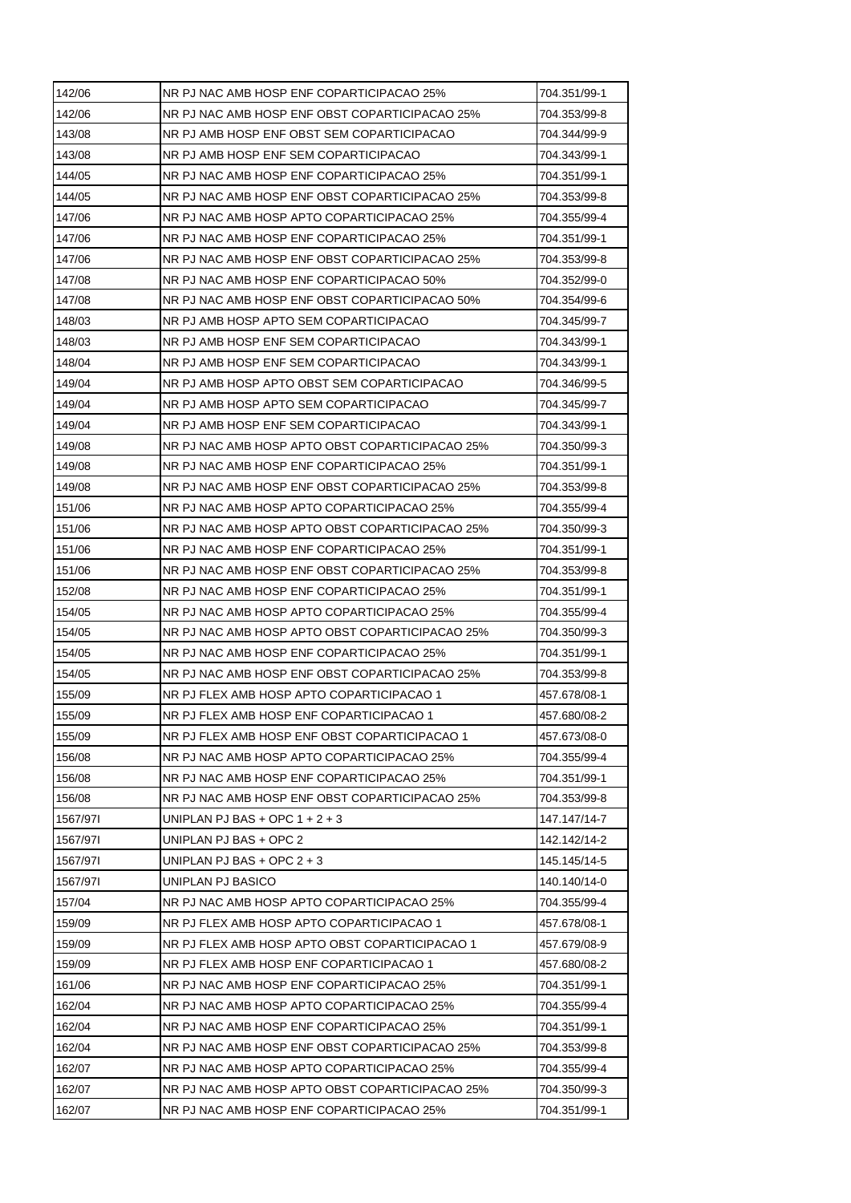| 142/06 | NR PJ NAC AMB HOSP ENF COPARTICIPACAO 25% | 704.351/99-1 |
|---|---|---|
| 142/06 | NR PJ NAC AMB HOSP ENF OBST COPARTICIPACAO 25% | 704.353/99-8 |
| 143/08 | NR PJ AMB HOSP ENF OBST SEM COPARTICIPACAO | 704.344/99-9 |
| 143/08 | NR PJ AMB HOSP ENF SEM COPARTICIPACAO | 704.343/99-1 |
| 144/05 | NR PJ NAC AMB HOSP ENF COPARTICIPACAO 25% | 704.351/99-1 |
| 144/05 | NR PJ NAC AMB HOSP ENF OBST COPARTICIPACAO 25% | 704.353/99-8 |
| 147/06 | NR PJ NAC AMB HOSP APTO COPARTICIPACAO 25% | 704.355/99-4 |
| 147/06 | NR PJ NAC AMB HOSP ENF COPARTICIPACAO 25% | 704.351/99-1 |
| 147/06 | NR PJ NAC AMB HOSP ENF OBST COPARTICIPACAO 25% | 704.353/99-8 |
| 147/08 | NR PJ NAC AMB HOSP ENF COPARTICIPACAO 50% | 704.352/99-0 |
| 147/08 | NR PJ NAC AMB HOSP ENF OBST COPARTICIPACAO 50% | 704.354/99-6 |
| 148/03 | NR PJ AMB HOSP APTO SEM COPARTICIPACAO | 704.345/99-7 |
| 148/03 | NR PJ AMB HOSP ENF SEM COPARTICIPACAO | 704.343/99-1 |
| 148/04 | NR PJ AMB HOSP ENF SEM COPARTICIPACAO | 704.343/99-1 |
| 149/04 | NR PJ AMB HOSP APTO OBST SEM COPARTICIPACAO | 704.346/99-5 |
| 149/04 | NR PJ AMB HOSP APTO SEM COPARTICIPACAO | 704.345/99-7 |
| 149/04 | NR PJ AMB HOSP ENF SEM COPARTICIPACAO | 704.343/99-1 |
| 149/08 | NR PJ NAC AMB HOSP APTO OBST COPARTICIPACAO 25% | 704.350/99-3 |
| 149/08 | NR PJ NAC AMB HOSP ENF COPARTICIPACAO 25% | 704.351/99-1 |
| 149/08 | NR PJ NAC AMB HOSP ENF OBST COPARTICIPACAO 25% | 704.353/99-8 |
| 151/06 | NR PJ NAC AMB HOSP APTO COPARTICIPACAO 25% | 704.355/99-4 |
| 151/06 | NR PJ NAC AMB HOSP APTO OBST COPARTICIPACAO 25% | 704.350/99-3 |
| 151/06 | NR PJ NAC AMB HOSP ENF COPARTICIPACAO 25% | 704.351/99-1 |
| 151/06 | NR PJ NAC AMB HOSP ENF OBST COPARTICIPACAO 25% | 704.353/99-8 |
| 152/08 | NR PJ NAC AMB HOSP ENF COPARTICIPACAO 25% | 704.351/99-1 |
| 154/05 | NR PJ NAC AMB HOSP APTO COPARTICIPACAO 25% | 704.355/99-4 |
| 154/05 | NR PJ NAC AMB HOSP APTO OBST COPARTICIPACAO 25% | 704.350/99-3 |
| 154/05 | NR PJ NAC AMB HOSP ENF COPARTICIPACAO 25% | 704.351/99-1 |
| 154/05 | NR PJ NAC AMB HOSP ENF OBST COPARTICIPACAO 25% | 704.353/99-8 |
| 155/09 | NR PJ FLEX AMB HOSP APTO COPARTICIPACAO 1 | 457.678/08-1 |
| 155/09 | NR PJ FLEX AMB HOSP ENF COPARTICIPACAO 1 | 457.680/08-2 |
| 155/09 | NR PJ FLEX AMB HOSP ENF OBST COPARTICIPACAO 1 | 457.673/08-0 |
| 156/08 | NR PJ NAC AMB HOSP APTO COPARTICIPACAO 25% | 704.355/99-4 |
| 156/08 | NR PJ NAC AMB HOSP ENF COPARTICIPACAO 25% | 704.351/99-1 |
| 156/08 | NR PJ NAC AMB HOSP ENF OBST COPARTICIPACAO 25% | 704.353/99-8 |
| 1567/97I | UNIPLAN PJ BAS + OPC 1 + 2 + 3 | 147.147/14-7 |
| 1567/97I | UNIPLAN PJ BAS + OPC 2 | 142.142/14-2 |
| 1567/97I | UNIPLAN PJ BAS + OPC 2 + 3 | 145.145/14-5 |
| 1567/97I | UNIPLAN PJ BASICO | 140.140/14-0 |
| 157/04 | NR PJ NAC AMB HOSP APTO COPARTICIPACAO 25% | 704.355/99-4 |
| 159/09 | NR PJ FLEX AMB HOSP APTO COPARTICIPACAO 1 | 457.678/08-1 |
| 159/09 | NR PJ FLEX AMB HOSP APTO OBST COPARTICIPACAO 1 | 457.679/08-9 |
| 159/09 | NR PJ FLEX AMB HOSP ENF COPARTICIPACAO 1 | 457.680/08-2 |
| 161/06 | NR PJ NAC AMB HOSP ENF COPARTICIPACAO 25% | 704.351/99-1 |
| 162/04 | NR PJ NAC AMB HOSP APTO COPARTICIPACAO 25% | 704.355/99-4 |
| 162/04 | NR PJ NAC AMB HOSP ENF COPARTICIPACAO 25% | 704.351/99-1 |
| 162/04 | NR PJ NAC AMB HOSP ENF OBST COPARTICIPACAO 25% | 704.353/99-8 |
| 162/07 | NR PJ NAC AMB HOSP APTO COPARTICIPACAO 25% | 704.355/99-4 |
| 162/07 | NR PJ NAC AMB HOSP APTO OBST COPARTICIPACAO 25% | 704.350/99-3 |
| 162/07 | NR PJ NAC AMB HOSP ENF COPARTICIPACAO 25% | 704.351/99-1 |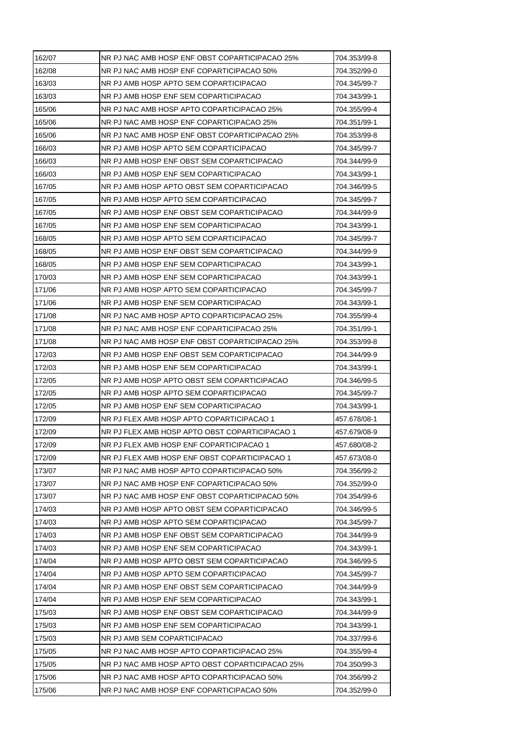| | | |
|---|---|---|
| 162/07 | NR PJ NAC AMB HOSP ENF OBST COPARTICIPACAO 25% | 704.353/99-8 |
| 162/08 | NR PJ NAC AMB HOSP ENF COPARTICIPACAO 50% | 704.352/99-0 |
| 163/03 | NR PJ AMB HOSP APTO SEM COPARTICIPACAO | 704.345/99-7 |
| 163/03 | NR PJ AMB HOSP ENF SEM COPARTICIPACAO | 704.343/99-1 |
| 165/06 | NR PJ NAC AMB HOSP APTO COPARTICIPACAO 25% | 704.355/99-4 |
| 165/06 | NR PJ NAC AMB HOSP ENF COPARTICIPACAO 25% | 704.351/99-1 |
| 165/06 | NR PJ NAC AMB HOSP ENF OBST COPARTICIPACAO 25% | 704.353/99-8 |
| 166/03 | NR PJ AMB HOSP APTO SEM COPARTICIPACAO | 704.345/99-7 |
| 166/03 | NR PJ AMB HOSP ENF OBST SEM COPARTICIPACAO | 704.344/99-9 |
| 166/03 | NR PJ AMB HOSP ENF SEM COPARTICIPACAO | 704.343/99-1 |
| 167/05 | NR PJ AMB HOSP APTO OBST SEM COPARTICIPACAO | 704.346/99-5 |
| 167/05 | NR PJ AMB HOSP APTO SEM COPARTICIPACAO | 704.345/99-7 |
| 167/05 | NR PJ AMB HOSP ENF OBST SEM COPARTICIPACAO | 704.344/99-9 |
| 167/05 | NR PJ AMB HOSP ENF SEM COPARTICIPACAO | 704.343/99-1 |
| 168/05 | NR PJ AMB HOSP APTO SEM COPARTICIPACAO | 704.345/99-7 |
| 168/05 | NR PJ AMB HOSP ENF OBST SEM COPARTICIPACAO | 704.344/99-9 |
| 168/05 | NR PJ AMB HOSP ENF SEM COPARTICIPACAO | 704.343/99-1 |
| 170/03 | NR PJ AMB HOSP ENF SEM COPARTICIPACAO | 704.343/99-1 |
| 171/06 | NR PJ AMB HOSP APTO SEM COPARTICIPACAO | 704.345/99-7 |
| 171/06 | NR PJ AMB HOSP ENF SEM COPARTICIPACAO | 704.343/99-1 |
| 171/08 | NR PJ NAC AMB HOSP APTO COPARTICIPACAO 25% | 704.355/99-4 |
| 171/08 | NR PJ NAC AMB HOSP ENF COPARTICIPACAO 25% | 704.351/99-1 |
| 171/08 | NR PJ NAC AMB HOSP ENF OBST COPARTICIPACAO 25% | 704.353/99-8 |
| 172/03 | NR PJ AMB HOSP ENF OBST SEM COPARTICIPACAO | 704.344/99-9 |
| 172/03 | NR PJ AMB HOSP ENF SEM COPARTICIPACAO | 704.343/99-1 |
| 172/05 | NR PJ AMB HOSP APTO OBST SEM COPARTICIPACAO | 704.346/99-5 |
| 172/05 | NR PJ AMB HOSP APTO SEM COPARTICIPACAO | 704.345/99-7 |
| 172/05 | NR PJ AMB HOSP ENF SEM COPARTICIPACAO | 704.343/99-1 |
| 172/09 | NR PJ FLEX AMB HOSP APTO COPARTICIPACAO 1 | 457.678/08-1 |
| 172/09 | NR PJ FLEX AMB HOSP APTO OBST COPARTICIPACAO 1 | 457.679/08-9 |
| 172/09 | NR PJ FLEX AMB HOSP ENF COPARTICIPACAO 1 | 457.680/08-2 |
| 172/09 | NR PJ FLEX AMB HOSP ENF OBST COPARTICIPACAO 1 | 457.673/08-0 |
| 173/07 | NR PJ NAC AMB HOSP APTO COPARTICIPACAO 50% | 704.356/99-2 |
| 173/07 | NR PJ NAC AMB HOSP ENF COPARTICIPACAO 50% | 704.352/99-0 |
| 173/07 | NR PJ NAC AMB HOSP ENF OBST COPARTICIPACAO 50% | 704.354/99-6 |
| 174/03 | NR PJ AMB HOSP APTO OBST SEM COPARTICIPACAO | 704.346/99-5 |
| 174/03 | NR PJ AMB HOSP APTO SEM COPARTICIPACAO | 704.345/99-7 |
| 174/03 | NR PJ AMB HOSP ENF OBST SEM COPARTICIPACAO | 704.344/99-9 |
| 174/03 | NR PJ AMB HOSP ENF SEM COPARTICIPACAO | 704.343/99-1 |
| 174/04 | NR PJ AMB HOSP APTO OBST SEM COPARTICIPACAO | 704.346/99-5 |
| 174/04 | NR PJ AMB HOSP APTO SEM COPARTICIPACAO | 704.345/99-7 |
| 174/04 | NR PJ AMB HOSP ENF OBST SEM COPARTICIPACAO | 704.344/99-9 |
| 174/04 | NR PJ AMB HOSP ENF SEM COPARTICIPACAO | 704.343/99-1 |
| 175/03 | NR PJ AMB HOSP ENF OBST SEM COPARTICIPACAO | 704.344/99-9 |
| 175/03 | NR PJ AMB HOSP ENF SEM COPARTICIPACAO | 704.343/99-1 |
| 175/03 | NR PJ AMB SEM COPARTICIPACAO | 704.337/99-6 |
| 175/05 | NR PJ NAC AMB HOSP APTO COPARTICIPACAO 25% | 704.355/99-4 |
| 175/05 | NR PJ NAC AMB HOSP APTO OBST COPARTICIPACAO 25% | 704.350/99-3 |
| 175/06 | NR PJ NAC AMB HOSP APTO COPARTICIPACAO 50% | 704.356/99-2 |
| 175/06 | NR PJ NAC AMB HOSP ENF COPARTICIPACAO 50% | 704.352/99-0 |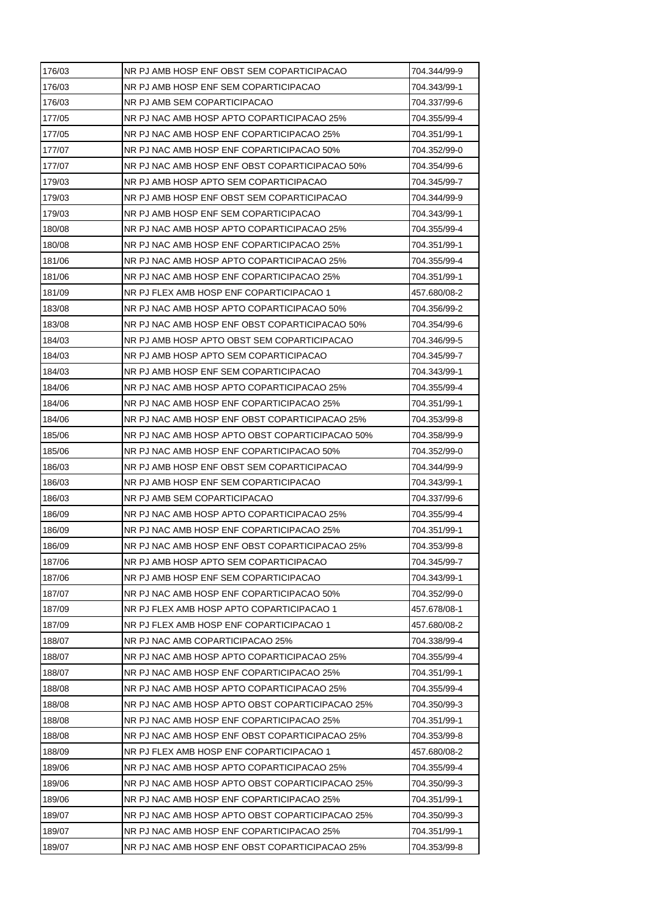| | | |
|---|---|---|
| 176/03 | NR PJ AMB HOSP ENF OBST SEM COPARTICIPACAO | 704.344/99-9 |
| 176/03 | NR PJ AMB HOSP ENF SEM COPARTICIPACAO | 704.343/99-1 |
| 176/03 | NR PJ AMB SEM COPARTICIPACAO | 704.337/99-6 |
| 177/05 | NR PJ NAC AMB HOSP APTO COPARTICIPACAO 25% | 704.355/99-4 |
| 177/05 | NR PJ NAC AMB HOSP ENF COPARTICIPACAO 25% | 704.351/99-1 |
| 177/07 | NR PJ NAC AMB HOSP ENF COPARTICIPACAO 50% | 704.352/99-0 |
| 177/07 | NR PJ NAC AMB HOSP ENF OBST COPARTICIPACAO 50% | 704.354/99-6 |
| 179/03 | NR PJ AMB HOSP APTO SEM COPARTICIPACAO | 704.345/99-7 |
| 179/03 | NR PJ AMB HOSP ENF OBST SEM COPARTICIPACAO | 704.344/99-9 |
| 179/03 | NR PJ AMB HOSP ENF SEM COPARTICIPACAO | 704.343/99-1 |
| 180/08 | NR PJ NAC AMB HOSP APTO COPARTICIPACAO 25% | 704.355/99-4 |
| 180/08 | NR PJ NAC AMB HOSP ENF COPARTICIPACAO 25% | 704.351/99-1 |
| 181/06 | NR PJ NAC AMB HOSP APTO COPARTICIPACAO 25% | 704.355/99-4 |
| 181/06 | NR PJ NAC AMB HOSP ENF COPARTICIPACAO 25% | 704.351/99-1 |
| 181/09 | NR PJ FLEX AMB HOSP ENF COPARTICIPACAO 1 | 457.680/08-2 |
| 183/08 | NR PJ NAC AMB HOSP APTO COPARTICIPACAO 50% | 704.356/99-2 |
| 183/08 | NR PJ NAC AMB HOSP ENF OBST COPARTICIPACAO 50% | 704.354/99-6 |
| 184/03 | NR PJ AMB HOSP APTO OBST SEM COPARTICIPACAO | 704.346/99-5 |
| 184/03 | NR PJ AMB HOSP APTO SEM COPARTICIPACAO | 704.345/99-7 |
| 184/03 | NR PJ AMB HOSP ENF SEM COPARTICIPACAO | 704.343/99-1 |
| 184/06 | NR PJ NAC AMB HOSP APTO COPARTICIPACAO 25% | 704.355/99-4 |
| 184/06 | NR PJ NAC AMB HOSP ENF COPARTICIPACAO 25% | 704.351/99-1 |
| 184/06 | NR PJ NAC AMB HOSP ENF OBST COPARTICIPACAO 25% | 704.353/99-8 |
| 185/06 | NR PJ NAC AMB HOSP APTO OBST COPARTICIPACAO 50% | 704.358/99-9 |
| 185/06 | NR PJ NAC AMB HOSP ENF COPARTICIPACAO 50% | 704.352/99-0 |
| 186/03 | NR PJ AMB HOSP ENF OBST SEM COPARTICIPACAO | 704.344/99-9 |
| 186/03 | NR PJ AMB HOSP ENF SEM COPARTICIPACAO | 704.343/99-1 |
| 186/03 | NR PJ AMB SEM COPARTICIPACAO | 704.337/99-6 |
| 186/09 | NR PJ NAC AMB HOSP APTO COPARTICIPACAO 25% | 704.355/99-4 |
| 186/09 | NR PJ NAC AMB HOSP ENF COPARTICIPACAO 25% | 704.351/99-1 |
| 186/09 | NR PJ NAC AMB HOSP ENF OBST COPARTICIPACAO 25% | 704.353/99-8 |
| 187/06 | NR PJ AMB HOSP APTO SEM COPARTICIPACAO | 704.345/99-7 |
| 187/06 | NR PJ AMB HOSP ENF SEM COPARTICIPACAO | 704.343/99-1 |
| 187/07 | NR PJ NAC AMB HOSP ENF COPARTICIPACAO 50% | 704.352/99-0 |
| 187/09 | NR PJ FLEX AMB HOSP APTO COPARTICIPACAO 1 | 457.678/08-1 |
| 187/09 | NR PJ FLEX AMB HOSP ENF COPARTICIPACAO 1 | 457.680/08-2 |
| 188/07 | NR PJ NAC AMB COPARTICIPACAO 25% | 704.338/99-4 |
| 188/07 | NR PJ NAC AMB HOSP APTO COPARTICIPACAO 25% | 704.355/99-4 |
| 188/07 | NR PJ NAC AMB HOSP ENF COPARTICIPACAO 25% | 704.351/99-1 |
| 188/08 | NR PJ NAC AMB HOSP APTO COPARTICIPACAO 25% | 704.355/99-4 |
| 188/08 | NR PJ NAC AMB HOSP APTO OBST COPARTICIPACAO 25% | 704.350/99-3 |
| 188/08 | NR PJ NAC AMB HOSP ENF COPARTICIPACAO 25% | 704.351/99-1 |
| 188/08 | NR PJ NAC AMB HOSP ENF OBST COPARTICIPACAO 25% | 704.353/99-8 |
| 188/09 | NR PJ FLEX AMB HOSP ENF COPARTICIPACAO 1 | 457.680/08-2 |
| 189/06 | NR PJ NAC AMB HOSP APTO COPARTICIPACAO 25% | 704.355/99-4 |
| 189/06 | NR PJ NAC AMB HOSP APTO OBST COPARTICIPACAO 25% | 704.350/99-3 |
| 189/06 | NR PJ NAC AMB HOSP ENF COPARTICIPACAO 25% | 704.351/99-1 |
| 189/07 | NR PJ NAC AMB HOSP APTO OBST COPARTICIPACAO 25% | 704.350/99-3 |
| 189/07 | NR PJ NAC AMB HOSP ENF COPARTICIPACAO 25% | 704.351/99-1 |
| 189/07 | NR PJ NAC AMB HOSP ENF OBST COPARTICIPACAO 25% | 704.353/99-8 |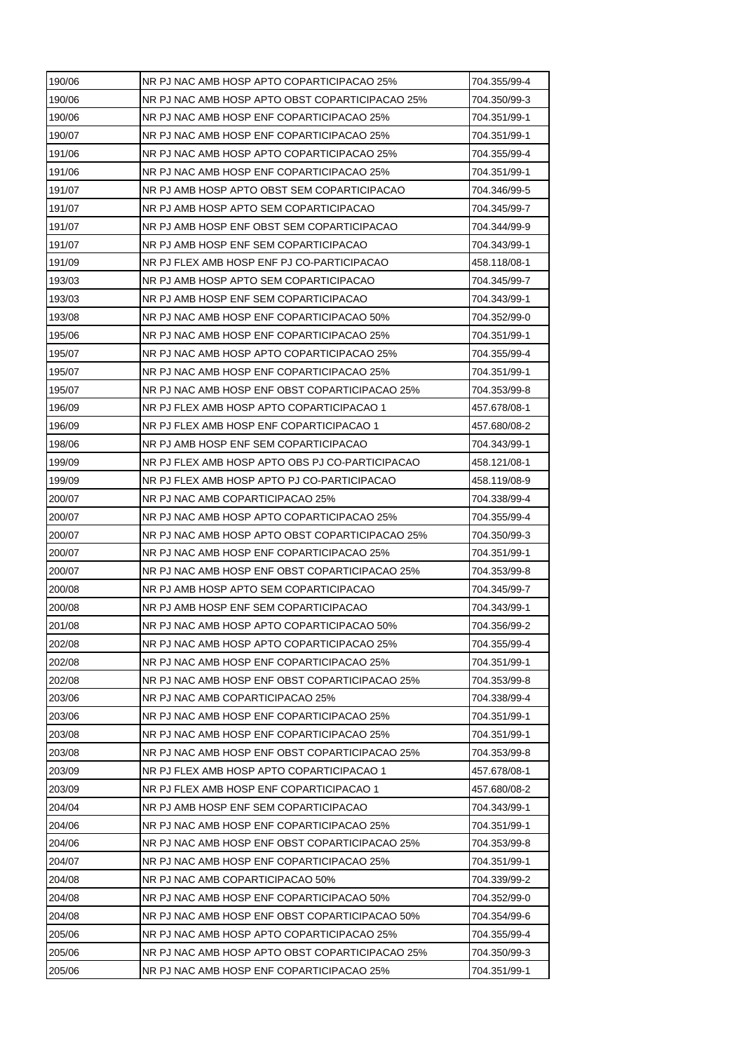| | | |
|---|---|---|
| 190/06 | NR PJ NAC AMB HOSP APTO COPARTICIPACAO 25% | 704.355/99-4 |
| 190/06 | NR PJ NAC AMB HOSP APTO OBST COPARTICIPACAO 25% | 704.350/99-3 |
| 190/06 | NR PJ NAC AMB HOSP ENF COPARTICIPACAO 25% | 704.351/99-1 |
| 190/07 | NR PJ NAC AMB HOSP ENF COPARTICIPACAO 25% | 704.351/99-1 |
| 191/06 | NR PJ NAC AMB HOSP APTO COPARTICIPACAO 25% | 704.355/99-4 |
| 191/06 | NR PJ NAC AMB HOSP ENF COPARTICIPACAO 25% | 704.351/99-1 |
| 191/07 | NR PJ AMB HOSP APTO OBST SEM COPARTICIPACAO | 704.346/99-5 |
| 191/07 | NR PJ AMB HOSP APTO SEM COPARTICIPACAO | 704.345/99-7 |
| 191/07 | NR PJ AMB HOSP ENF OBST SEM COPARTICIPACAO | 704.344/99-9 |
| 191/07 | NR PJ AMB HOSP ENF SEM COPARTICIPACAO | 704.343/99-1 |
| 191/09 | NR PJ FLEX AMB HOSP ENF PJ CO-PARTICIPACAO | 458.118/08-1 |
| 193/03 | NR PJ AMB HOSP APTO SEM COPARTICIPACAO | 704.345/99-7 |
| 193/03 | NR PJ AMB HOSP ENF SEM COPARTICIPACAO | 704.343/99-1 |
| 193/08 | NR PJ NAC AMB HOSP ENF COPARTICIPACAO 50% | 704.352/99-0 |
| 195/06 | NR PJ NAC AMB HOSP ENF COPARTICIPACAO 25% | 704.351/99-1 |
| 195/07 | NR PJ NAC AMB HOSP APTO COPARTICIPACAO 25% | 704.355/99-4 |
| 195/07 | NR PJ NAC AMB HOSP ENF COPARTICIPACAO 25% | 704.351/99-1 |
| 195/07 | NR PJ NAC AMB HOSP ENF OBST COPARTICIPACAO 25% | 704.353/99-8 |
| 196/09 | NR PJ FLEX AMB HOSP APTO COPARTICIPACAO 1 | 457.678/08-1 |
| 196/09 | NR PJ FLEX AMB HOSP ENF COPARTICIPACAO 1 | 457.680/08-2 |
| 198/06 | NR PJ AMB HOSP ENF SEM COPARTICIPACAO | 704.343/99-1 |
| 199/09 | NR PJ FLEX AMB HOSP APTO OBS PJ CO-PARTICIPACAO | 458.121/08-1 |
| 199/09 | NR PJ FLEX AMB HOSP APTO PJ CO-PARTICIPACAO | 458.119/08-9 |
| 200/07 | NR PJ NAC AMB COPARTICIPACAO 25% | 704.338/99-4 |
| 200/07 | NR PJ NAC AMB HOSP APTO COPARTICIPACAO 25% | 704.355/99-4 |
| 200/07 | NR PJ NAC AMB HOSP APTO OBST COPARTICIPACAO 25% | 704.350/99-3 |
| 200/07 | NR PJ NAC AMB HOSP ENF COPARTICIPACAO 25% | 704.351/99-1 |
| 200/07 | NR PJ NAC AMB HOSP ENF OBST COPARTICIPACAO 25% | 704.353/99-8 |
| 200/08 | NR PJ AMB HOSP APTO SEM COPARTICIPACAO | 704.345/99-7 |
| 200/08 | NR PJ AMB HOSP ENF SEM COPARTICIPACAO | 704.343/99-1 |
| 201/08 | NR PJ NAC AMB HOSP APTO COPARTICIPACAO 50% | 704.356/99-2 |
| 202/08 | NR PJ NAC AMB HOSP APTO COPARTICIPACAO 25% | 704.355/99-4 |
| 202/08 | NR PJ NAC AMB HOSP ENF COPARTICIPACAO 25% | 704.351/99-1 |
| 202/08 | NR PJ NAC AMB HOSP ENF OBST COPARTICIPACAO 25% | 704.353/99-8 |
| 203/06 | NR PJ NAC AMB COPARTICIPACAO 25% | 704.338/99-4 |
| 203/06 | NR PJ NAC AMB HOSP ENF COPARTICIPACAO 25% | 704.351/99-1 |
| 203/08 | NR PJ NAC AMB HOSP ENF COPARTICIPACAO 25% | 704.351/99-1 |
| 203/08 | NR PJ NAC AMB HOSP ENF OBST COPARTICIPACAO 25% | 704.353/99-8 |
| 203/09 | NR PJ FLEX AMB HOSP APTO COPARTICIPACAO 1 | 457.678/08-1 |
| 203/09 | NR PJ FLEX AMB HOSP ENF COPARTICIPACAO 1 | 457.680/08-2 |
| 204/04 | NR PJ AMB HOSP ENF SEM COPARTICIPACAO | 704.343/99-1 |
| 204/06 | NR PJ NAC AMB HOSP ENF COPARTICIPACAO 25% | 704.351/99-1 |
| 204/06 | NR PJ NAC AMB HOSP ENF OBST COPARTICIPACAO 25% | 704.353/99-8 |
| 204/07 | NR PJ NAC AMB HOSP ENF COPARTICIPACAO 25% | 704.351/99-1 |
| 204/08 | NR PJ NAC AMB COPARTICIPACAO 50% | 704.339/99-2 |
| 204/08 | NR PJ NAC AMB HOSP ENF COPARTICIPACAO 50% | 704.352/99-0 |
| 204/08 | NR PJ NAC AMB HOSP ENF OBST COPARTICIPACAO 50% | 704.354/99-6 |
| 205/06 | NR PJ NAC AMB HOSP APTO COPARTICIPACAO 25% | 704.355/99-4 |
| 205/06 | NR PJ NAC AMB HOSP APTO OBST COPARTICIPACAO 25% | 704.350/99-3 |
| 205/06 | NR PJ NAC AMB HOSP ENF COPARTICIPACAO 25% | 704.351/99-1 |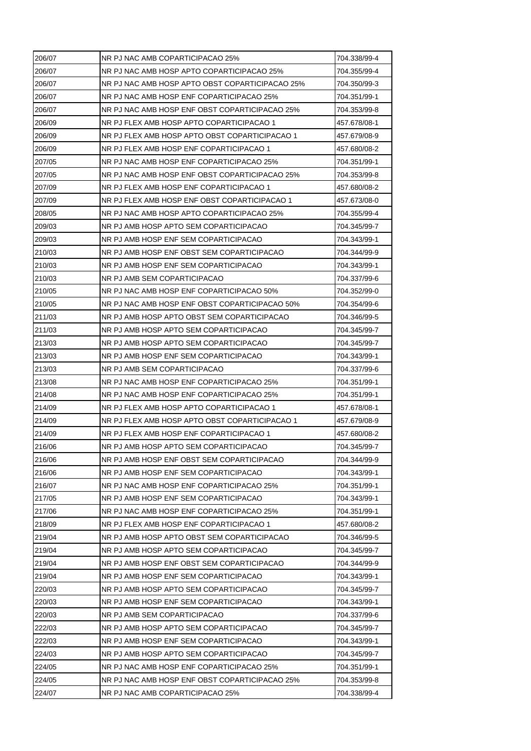| 206/07 | NR PJ NAC AMB COPARTICIPACAO 25% | 704.338/99-4 |
|---|---|---|
| 206/07 | NR PJ NAC AMB HOSP APTO COPARTICIPACAO 25% | 704.355/99-4 |
| 206/07 | NR PJ NAC AMB HOSP APTO OBST COPARTICIPACAO 25% | 704.350/99-3 |
| 206/07 | NR PJ NAC AMB HOSP ENF COPARTICIPACAO 25% | 704.351/99-1 |
| 206/07 | NR PJ NAC AMB HOSP ENF OBST COPARTICIPACAO 25% | 704.353/99-8 |
| 206/09 | NR PJ FLEX AMB HOSP APTO COPARTICIPACAO 1 | 457.678/08-1 |
| 206/09 | NR PJ FLEX AMB HOSP APTO OBST COPARTICIPACAO 1 | 457.679/08-9 |
| 206/09 | NR PJ FLEX AMB HOSP ENF COPARTICIPACAO 1 | 457.680/08-2 |
| 207/05 | NR PJ NAC AMB HOSP ENF COPARTICIPACAO 25% | 704.351/99-1 |
| 207/05 | NR PJ NAC AMB HOSP ENF OBST COPARTICIPACAO 25% | 704.353/99-8 |
| 207/09 | NR PJ FLEX AMB HOSP ENF COPARTICIPACAO 1 | 457.680/08-2 |
| 207/09 | NR PJ FLEX AMB HOSP ENF OBST COPARTICIPACAO 1 | 457.673/08-0 |
| 208/05 | NR PJ NAC AMB HOSP APTO COPARTICIPACAO 25% | 704.355/99-4 |
| 209/03 | NR PJ AMB HOSP APTO SEM COPARTICIPACAO | 704.345/99-7 |
| 209/03 | NR PJ AMB HOSP ENF SEM COPARTICIPACAO | 704.343/99-1 |
| 210/03 | NR PJ AMB HOSP ENF OBST SEM COPARTICIPACAO | 704.344/99-9 |
| 210/03 | NR PJ AMB HOSP ENF SEM COPARTICIPACAO | 704.343/99-1 |
| 210/03 | NR PJ AMB SEM COPARTICIPACAO | 704.337/99-6 |
| 210/05 | NR PJ NAC AMB HOSP ENF COPARTICIPACAO 50% | 704.352/99-0 |
| 210/05 | NR PJ NAC AMB HOSP ENF OBST COPARTICIPACAO 50% | 704.354/99-6 |
| 211/03 | NR PJ AMB HOSP APTO OBST SEM COPARTICIPACAO | 704.346/99-5 |
| 211/03 | NR PJ AMB HOSP APTO SEM COPARTICIPACAO | 704.345/99-7 |
| 213/03 | NR PJ AMB HOSP APTO SEM COPARTICIPACAO | 704.345/99-7 |
| 213/03 | NR PJ AMB HOSP ENF SEM COPARTICIPACAO | 704.343/99-1 |
| 213/03 | NR PJ AMB SEM COPARTICIPACAO | 704.337/99-6 |
| 213/08 | NR PJ NAC AMB HOSP ENF COPARTICIPACAO 25% | 704.351/99-1 |
| 214/08 | NR PJ NAC AMB HOSP ENF COPARTICIPACAO 25% | 704.351/99-1 |
| 214/09 | NR PJ FLEX AMB HOSP APTO COPARTICIPACAO 1 | 457.678/08-1 |
| 214/09 | NR PJ FLEX AMB HOSP APTO OBST COPARTICIPACAO 1 | 457.679/08-9 |
| 214/09 | NR PJ FLEX AMB HOSP ENF COPARTICIPACAO 1 | 457.680/08-2 |
| 216/06 | NR PJ AMB HOSP APTO SEM COPARTICIPACAO | 704.345/99-7 |
| 216/06 | NR PJ AMB HOSP ENF OBST SEM COPARTICIPACAO | 704.344/99-9 |
| 216/06 | NR PJ AMB HOSP ENF SEM COPARTICIPACAO | 704.343/99-1 |
| 216/07 | NR PJ NAC AMB HOSP ENF COPARTICIPACAO 25% | 704.351/99-1 |
| 217/05 | NR PJ AMB HOSP ENF SEM COPARTICIPACAO | 704.343/99-1 |
| 217/06 | NR PJ NAC AMB HOSP ENF COPARTICIPACAO 25% | 704.351/99-1 |
| 218/09 | NR PJ FLEX AMB HOSP ENF COPARTICIPACAO 1 | 457.680/08-2 |
| 219/04 | NR PJ AMB HOSP APTO OBST SEM COPARTICIPACAO | 704.346/99-5 |
| 219/04 | NR PJ AMB HOSP APTO SEM COPARTICIPACAO | 704.345/99-7 |
| 219/04 | NR PJ AMB HOSP ENF OBST SEM COPARTICIPACAO | 704.344/99-9 |
| 219/04 | NR PJ AMB HOSP ENF SEM COPARTICIPACAO | 704.343/99-1 |
| 220/03 | NR PJ AMB HOSP APTO SEM COPARTICIPACAO | 704.345/99-7 |
| 220/03 | NR PJ AMB HOSP ENF SEM COPARTICIPACAO | 704.343/99-1 |
| 220/03 | NR PJ AMB SEM COPARTICIPACAO | 704.337/99-6 |
| 222/03 | NR PJ AMB HOSP APTO SEM COPARTICIPACAO | 704.345/99-7 |
| 222/03 | NR PJ AMB HOSP ENF SEM COPARTICIPACAO | 704.343/99-1 |
| 224/03 | NR PJ AMB HOSP APTO SEM COPARTICIPACAO | 704.345/99-7 |
| 224/05 | NR PJ NAC AMB HOSP ENF COPARTICIPACAO 25% | 704.351/99-1 |
| 224/05 | NR PJ NAC AMB HOSP ENF OBST COPARTICIPACAO 25% | 704.353/99-8 |
| 224/07 | NR PJ NAC AMB COPARTICIPACAO 25% | 704.338/99-4 |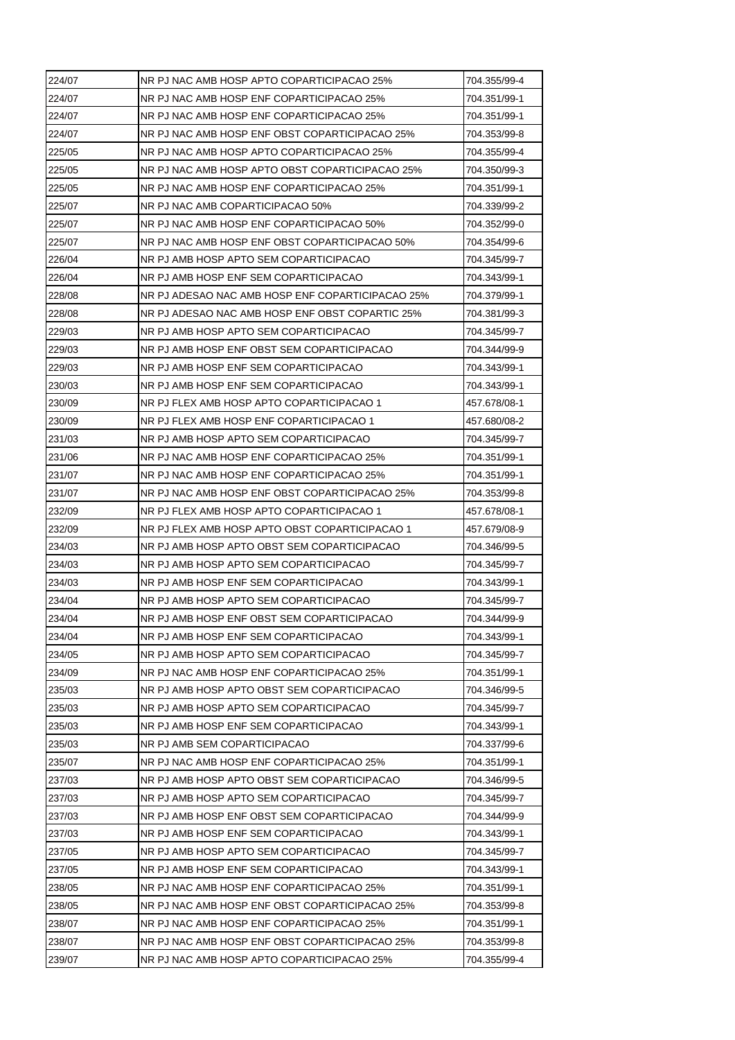| 224/07 | NR PJ NAC AMB HOSP APTO COPARTICIPACAO 25% | 704.355/99-4 |
|---|---|---|
| 224/07 | NR PJ NAC AMB HOSP ENF COPARTICIPACAO 25% | 704.351/99-1 |
| 224/07 | NR PJ NAC AMB HOSP ENF COPARTICIPACAO 25% | 704.351/99-1 |
| 224/07 | NR PJ NAC AMB HOSP ENF OBST COPARTICIPACAO 25% | 704.353/99-8 |
| 225/05 | NR PJ NAC AMB HOSP APTO COPARTICIPACAO 25% | 704.355/99-4 |
| 225/05 | NR PJ NAC AMB HOSP APTO OBST COPARTICIPACAO 25% | 704.350/99-3 |
| 225/05 | NR PJ NAC AMB HOSP ENF COPARTICIPACAO 25% | 704.351/99-1 |
| 225/07 | NR PJ NAC AMB COPARTICIPACAO 50% | 704.339/99-2 |
| 225/07 | NR PJ NAC AMB HOSP ENF COPARTICIPACAO 50% | 704.352/99-0 |
| 225/07 | NR PJ NAC AMB HOSP ENF OBST COPARTICIPACAO 50% | 704.354/99-6 |
| 226/04 | NR PJ AMB HOSP APTO SEM COPARTICIPACAO | 704.345/99-7 |
| 226/04 | NR PJ AMB HOSP ENF SEM COPARTICIPACAO | 704.343/99-1 |
| 228/08 | NR PJ ADESAO NAC AMB HOSP ENF COPARTICIPACAO 25% | 704.379/99-1 |
| 228/08 | NR PJ ADESAO NAC AMB HOSP ENF OBST COPARTIC 25% | 704.381/99-3 |
| 229/03 | NR PJ AMB HOSP APTO SEM COPARTICIPACAO | 704.345/99-7 |
| 229/03 | NR PJ AMB HOSP ENF OBST SEM COPARTICIPACAO | 704.344/99-9 |
| 229/03 | NR PJ AMB HOSP ENF SEM COPARTICIPACAO | 704.343/99-1 |
| 230/03 | NR PJ AMB HOSP ENF SEM COPARTICIPACAO | 704.343/99-1 |
| 230/09 | NR PJ FLEX AMB HOSP APTO COPARTICIPACAO 1 | 457.678/08-1 |
| 230/09 | NR PJ FLEX AMB HOSP ENF COPARTICIPACAO 1 | 457.680/08-2 |
| 231/03 | NR PJ AMB HOSP APTO SEM COPARTICIPACAO | 704.345/99-7 |
| 231/06 | NR PJ NAC AMB HOSP ENF COPARTICIPACAO 25% | 704.351/99-1 |
| 231/07 | NR PJ NAC AMB HOSP ENF COPARTICIPACAO 25% | 704.351/99-1 |
| 231/07 | NR PJ NAC AMB HOSP ENF OBST COPARTICIPACAO 25% | 704.353/99-8 |
| 232/09 | NR PJ FLEX AMB HOSP APTO COPARTICIPACAO 1 | 457.678/08-1 |
| 232/09 | NR PJ FLEX AMB HOSP APTO OBST COPARTICIPACAO 1 | 457.679/08-9 |
| 234/03 | NR PJ AMB HOSP APTO OBST SEM COPARTICIPACAO | 704.346/99-5 |
| 234/03 | NR PJ AMB HOSP APTO SEM COPARTICIPACAO | 704.345/99-7 |
| 234/03 | NR PJ AMB HOSP ENF SEM COPARTICIPACAO | 704.343/99-1 |
| 234/04 | NR PJ AMB HOSP APTO SEM COPARTICIPACAO | 704.345/99-7 |
| 234/04 | NR PJ AMB HOSP ENF OBST SEM COPARTICIPACAO | 704.344/99-9 |
| 234/04 | NR PJ AMB HOSP ENF SEM COPARTICIPACAO | 704.343/99-1 |
| 234/05 | NR PJ AMB HOSP APTO SEM COPARTICIPACAO | 704.345/99-7 |
| 234/09 | NR PJ NAC AMB HOSP ENF COPARTICIPACAO 25% | 704.351/99-1 |
| 235/03 | NR PJ AMB HOSP APTO OBST SEM COPARTICIPACAO | 704.346/99-5 |
| 235/03 | NR PJ AMB HOSP APTO SEM COPARTICIPACAO | 704.345/99-7 |
| 235/03 | NR PJ AMB HOSP ENF SEM COPARTICIPACAO | 704.343/99-1 |
| 235/03 | NR PJ AMB SEM COPARTICIPACAO | 704.337/99-6 |
| 235/07 | NR PJ NAC AMB HOSP ENF COPARTICIPACAO 25% | 704.351/99-1 |
| 237/03 | NR PJ AMB HOSP APTO OBST SEM COPARTICIPACAO | 704.346/99-5 |
| 237/03 | NR PJ AMB HOSP APTO SEM COPARTICIPACAO | 704.345/99-7 |
| 237/03 | NR PJ AMB HOSP ENF OBST SEM COPARTICIPACAO | 704.344/99-9 |
| 237/03 | NR PJ AMB HOSP ENF SEM COPARTICIPACAO | 704.343/99-1 |
| 237/05 | NR PJ AMB HOSP APTO SEM COPARTICIPACAO | 704.345/99-7 |
| 237/05 | NR PJ AMB HOSP ENF SEM COPARTICIPACAO | 704.343/99-1 |
| 238/05 | NR PJ NAC AMB HOSP ENF COPARTICIPACAO 25% | 704.351/99-1 |
| 238/05 | NR PJ NAC AMB HOSP ENF OBST COPARTICIPACAO 25% | 704.353/99-8 |
| 238/07 | NR PJ NAC AMB HOSP ENF COPARTICIPACAO 25% | 704.351/99-1 |
| 238/07 | NR PJ NAC AMB HOSP ENF OBST COPARTICIPACAO 25% | 704.353/99-8 |
| 239/07 | NR PJ NAC AMB HOSP APTO COPARTICIPACAO 25% | 704.355/99-4 |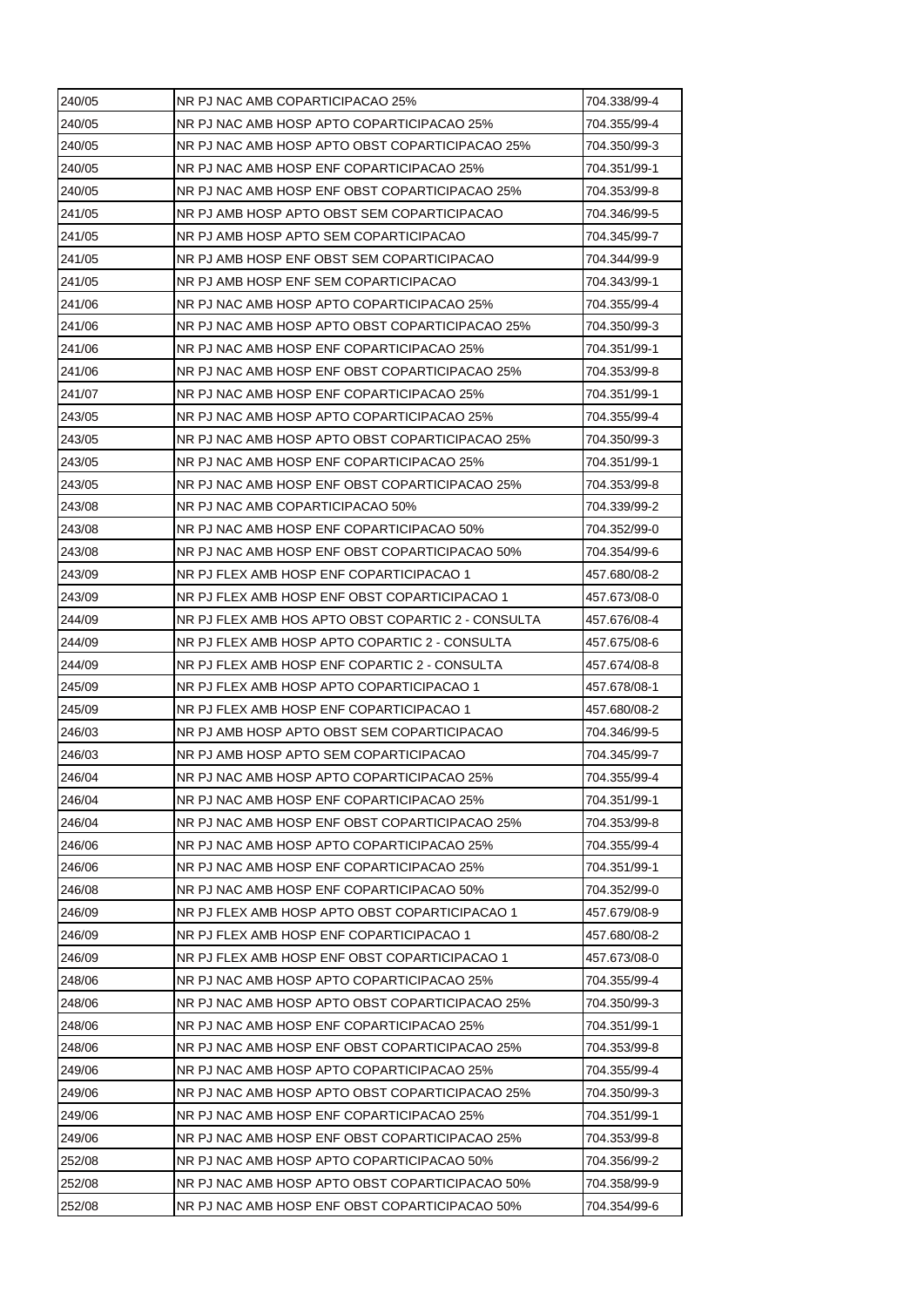| 240/05 | NR PJ NAC AMB COPARTICIPACAO 25% | 704.338/99-4 |
|---|---|---|
| 240/05 | NR PJ NAC AMB HOSP APTO COPARTICIPACAO 25% | 704.355/99-4 |
| 240/05 | NR PJ NAC AMB HOSP APTO OBST COPARTICIPACAO 25% | 704.350/99-3 |
| 240/05 | NR PJ NAC AMB HOSP ENF COPARTICIPACAO 25% | 704.351/99-1 |
| 240/05 | NR PJ NAC AMB HOSP ENF OBST COPARTICIPACAO 25% | 704.353/99-8 |
| 241/05 | NR PJ AMB HOSP APTO OBST SEM COPARTICIPACAO | 704.346/99-5 |
| 241/05 | NR PJ AMB HOSP APTO SEM COPARTICIPACAO | 704.345/99-7 |
| 241/05 | NR PJ AMB HOSP ENF OBST SEM COPARTICIPACAO | 704.344/99-9 |
| 241/05 | NR PJ AMB HOSP ENF SEM COPARTICIPACAO | 704.343/99-1 |
| 241/06 | NR PJ NAC AMB HOSP APTO COPARTICIPACAO 25% | 704.355/99-4 |
| 241/06 | NR PJ NAC AMB HOSP APTO OBST COPARTICIPACAO 25% | 704.350/99-3 |
| 241/06 | NR PJ NAC AMB HOSP ENF COPARTICIPACAO 25% | 704.351/99-1 |
| 241/06 | NR PJ NAC AMB HOSP ENF OBST COPARTICIPACAO 25% | 704.353/99-8 |
| 241/07 | NR PJ NAC AMB HOSP ENF COPARTICIPACAO 25% | 704.351/99-1 |
| 243/05 | NR PJ NAC AMB HOSP APTO COPARTICIPACAO 25% | 704.355/99-4 |
| 243/05 | NR PJ NAC AMB HOSP APTO OBST COPARTICIPACAO 25% | 704.350/99-3 |
| 243/05 | NR PJ NAC AMB HOSP ENF COPARTICIPACAO 25% | 704.351/99-1 |
| 243/05 | NR PJ NAC AMB HOSP ENF OBST COPARTICIPACAO 25% | 704.353/99-8 |
| 243/08 | NR PJ NAC AMB COPARTICIPACAO 50% | 704.339/99-2 |
| 243/08 | NR PJ NAC AMB HOSP ENF COPARTICIPACAO 50% | 704.352/99-0 |
| 243/08 | NR PJ NAC AMB HOSP ENF OBST COPARTICIPACAO 50% | 704.354/99-6 |
| 243/09 | NR PJ FLEX AMB HOSP ENF COPARTICIPACAO 1 | 457.680/08-2 |
| 243/09 | NR PJ FLEX AMB HOSP ENF OBST COPARTICIPACAO 1 | 457.673/08-0 |
| 244/09 | NR PJ FLEX AMB HOS APTO OBST COPARTIC 2 - CONSULTA | 457.676/08-4 |
| 244/09 | NR PJ FLEX AMB HOSP APTO COPARTIC 2 - CONSULTA | 457.675/08-6 |
| 244/09 | NR PJ FLEX AMB HOSP ENF COPARTIC 2 - CONSULTA | 457.674/08-8 |
| 245/09 | NR PJ FLEX AMB HOSP APTO COPARTICIPACAO 1 | 457.678/08-1 |
| 245/09 | NR PJ FLEX AMB HOSP ENF COPARTICIPACAO 1 | 457.680/08-2 |
| 246/03 | NR PJ AMB HOSP APTO OBST SEM COPARTICIPACAO | 704.346/99-5 |
| 246/03 | NR PJ AMB HOSP APTO SEM COPARTICIPACAO | 704.345/99-7 |
| 246/04 | NR PJ NAC AMB HOSP APTO COPARTICIPACAO 25% | 704.355/99-4 |
| 246/04 | NR PJ NAC AMB HOSP ENF COPARTICIPACAO 25% | 704.351/99-1 |
| 246/04 | NR PJ NAC AMB HOSP ENF OBST COPARTICIPACAO 25% | 704.353/99-8 |
| 246/06 | NR PJ NAC AMB HOSP APTO COPARTICIPACAO 25% | 704.355/99-4 |
| 246/06 | NR PJ NAC AMB HOSP ENF COPARTICIPACAO 25% | 704.351/99-1 |
| 246/08 | NR PJ NAC AMB HOSP ENF COPARTICIPACAO 50% | 704.352/99-0 |
| 246/09 | NR PJ FLEX AMB HOSP APTO OBST COPARTICIPACAO 1 | 457.679/08-9 |
| 246/09 | NR PJ FLEX AMB HOSP ENF COPARTICIPACAO 1 | 457.680/08-2 |
| 246/09 | NR PJ FLEX AMB HOSP ENF OBST COPARTICIPACAO 1 | 457.673/08-0 |
| 248/06 | NR PJ NAC AMB HOSP APTO COPARTICIPACAO 25% | 704.355/99-4 |
| 248/06 | NR PJ NAC AMB HOSP APTO OBST COPARTICIPACAO 25% | 704.350/99-3 |
| 248/06 | NR PJ NAC AMB HOSP ENF COPARTICIPACAO 25% | 704.351/99-1 |
| 248/06 | NR PJ NAC AMB HOSP ENF OBST COPARTICIPACAO 25% | 704.353/99-8 |
| 249/06 | NR PJ NAC AMB HOSP APTO COPARTICIPACAO 25% | 704.355/99-4 |
| 249/06 | NR PJ NAC AMB HOSP APTO OBST COPARTICIPACAO 25% | 704.350/99-3 |
| 249/06 | NR PJ NAC AMB HOSP ENF COPARTICIPACAO 25% | 704.351/99-1 |
| 249/06 | NR PJ NAC AMB HOSP ENF OBST COPARTICIPACAO 25% | 704.353/99-8 |
| 252/08 | NR PJ NAC AMB HOSP APTO COPARTICIPACAO 50% | 704.356/99-2 |
| 252/08 | NR PJ NAC AMB HOSP APTO OBST COPARTICIPACAO 50% | 704.358/99-9 |
| 252/08 | NR PJ NAC AMB HOSP ENF OBST COPARTICIPACAO 50% | 704.354/99-6 |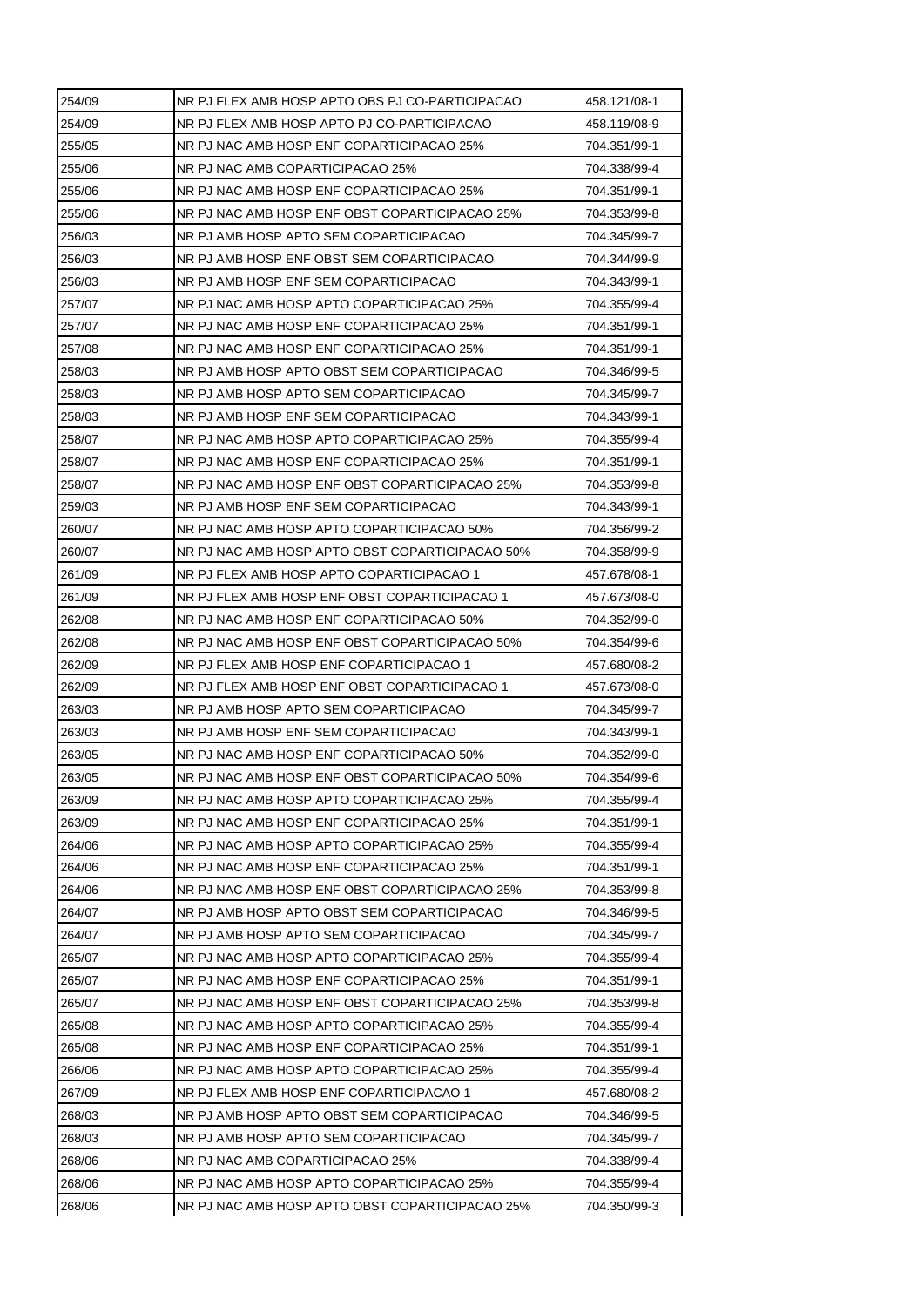| | | |
|---|---|---|
| 254/09 | NR PJ FLEX AMB HOSP APTO OBS PJ CO-PARTICIPACAO | 458.121/08-1 |
| 254/09 | NR PJ FLEX AMB HOSP APTO PJ CO-PARTICIPACAO | 458.119/08-9 |
| 255/05 | NR PJ NAC AMB HOSP ENF COPARTICIPACAO 25% | 704.351/99-1 |
| 255/06 | NR PJ NAC AMB COPARTICIPACAO 25% | 704.338/99-4 |
| 255/06 | NR PJ NAC AMB HOSP ENF COPARTICIPACAO 25% | 704.351/99-1 |
| 255/06 | NR PJ NAC AMB HOSP ENF OBST COPARTICIPACAO 25% | 704.353/99-8 |
| 256/03 | NR PJ AMB HOSP APTO SEM COPARTICIPACAO | 704.345/99-7 |
| 256/03 | NR PJ AMB HOSP ENF OBST SEM COPARTICIPACAO | 704.344/99-9 |
| 256/03 | NR PJ AMB HOSP ENF SEM COPARTICIPACAO | 704.343/99-1 |
| 257/07 | NR PJ NAC AMB HOSP APTO COPARTICIPACAO 25% | 704.355/99-4 |
| 257/07 | NR PJ NAC AMB HOSP ENF COPARTICIPACAO 25% | 704.351/99-1 |
| 257/08 | NR PJ NAC AMB HOSP ENF COPARTICIPACAO 25% | 704.351/99-1 |
| 258/03 | NR PJ AMB HOSP APTO OBST SEM COPARTICIPACAO | 704.346/99-5 |
| 258/03 | NR PJ AMB HOSP APTO SEM COPARTICIPACAO | 704.345/99-7 |
| 258/03 | NR PJ AMB HOSP ENF SEM COPARTICIPACAO | 704.343/99-1 |
| 258/07 | NR PJ NAC AMB HOSP APTO COPARTICIPACAO 25% | 704.355/99-4 |
| 258/07 | NR PJ NAC AMB HOSP ENF COPARTICIPACAO 25% | 704.351/99-1 |
| 258/07 | NR PJ NAC AMB HOSP ENF OBST COPARTICIPACAO 25% | 704.353/99-8 |
| 259/03 | NR PJ AMB HOSP ENF SEM COPARTICIPACAO | 704.343/99-1 |
| 260/07 | NR PJ NAC AMB HOSP APTO COPARTICIPACAO 50% | 704.356/99-2 |
| 260/07 | NR PJ NAC AMB HOSP APTO OBST COPARTICIPACAO 50% | 704.358/99-9 |
| 261/09 | NR PJ FLEX AMB HOSP APTO COPARTICIPACAO 1 | 457.678/08-1 |
| 261/09 | NR PJ FLEX AMB HOSP ENF OBST COPARTICIPACAO 1 | 457.673/08-0 |
| 262/08 | NR PJ NAC AMB HOSP ENF COPARTICIPACAO 50% | 704.352/99-0 |
| 262/08 | NR PJ NAC AMB HOSP ENF OBST COPARTICIPACAO 50% | 704.354/99-6 |
| 262/09 | NR PJ FLEX AMB HOSP ENF COPARTICIPACAO 1 | 457.680/08-2 |
| 262/09 | NR PJ FLEX AMB HOSP ENF OBST COPARTICIPACAO 1 | 457.673/08-0 |
| 263/03 | NR PJ AMB HOSP APTO SEM COPARTICIPACAO | 704.345/99-7 |
| 263/03 | NR PJ AMB HOSP ENF SEM COPARTICIPACAO | 704.343/99-1 |
| 263/05 | NR PJ NAC AMB HOSP ENF COPARTICIPACAO 50% | 704.352/99-0 |
| 263/05 | NR PJ NAC AMB HOSP ENF OBST COPARTICIPACAO 50% | 704.354/99-6 |
| 263/09 | NR PJ NAC AMB HOSP APTO COPARTICIPACAO 25% | 704.355/99-4 |
| 263/09 | NR PJ NAC AMB HOSP ENF COPARTICIPACAO 25% | 704.351/99-1 |
| 264/06 | NR PJ NAC AMB HOSP APTO COPARTICIPACAO 25% | 704.355/99-4 |
| 264/06 | NR PJ NAC AMB HOSP ENF COPARTICIPACAO 25% | 704.351/99-1 |
| 264/06 | NR PJ NAC AMB HOSP ENF OBST COPARTICIPACAO 25% | 704.353/99-8 |
| 264/07 | NR PJ AMB HOSP APTO OBST SEM COPARTICIPACAO | 704.346/99-5 |
| 264/07 | NR PJ AMB HOSP APTO SEM COPARTICIPACAO | 704.345/99-7 |
| 265/07 | NR PJ NAC AMB HOSP APTO COPARTICIPACAO 25% | 704.355/99-4 |
| 265/07 | NR PJ NAC AMB HOSP ENF COPARTICIPACAO 25% | 704.351/99-1 |
| 265/07 | NR PJ NAC AMB HOSP ENF OBST COPARTICIPACAO 25% | 704.353/99-8 |
| 265/08 | NR PJ NAC AMB HOSP APTO COPARTICIPACAO 25% | 704.355/99-4 |
| 265/08 | NR PJ NAC AMB HOSP ENF COPARTICIPACAO 25% | 704.351/99-1 |
| 266/06 | NR PJ NAC AMB HOSP APTO COPARTICIPACAO 25% | 704.355/99-4 |
| 267/09 | NR PJ FLEX AMB HOSP ENF COPARTICIPACAO 1 | 457.680/08-2 |
| 268/03 | NR PJ AMB HOSP APTO OBST SEM COPARTICIPACAO | 704.346/99-5 |
| 268/03 | NR PJ AMB HOSP APTO SEM COPARTICIPACAO | 704.345/99-7 |
| 268/06 | NR PJ NAC AMB COPARTICIPACAO 25% | 704.338/99-4 |
| 268/06 | NR PJ NAC AMB HOSP APTO COPARTICIPACAO 25% | 704.355/99-4 |
| 268/06 | NR PJ NAC AMB HOSP APTO OBST COPARTICIPACAO 25% | 704.350/99-3 |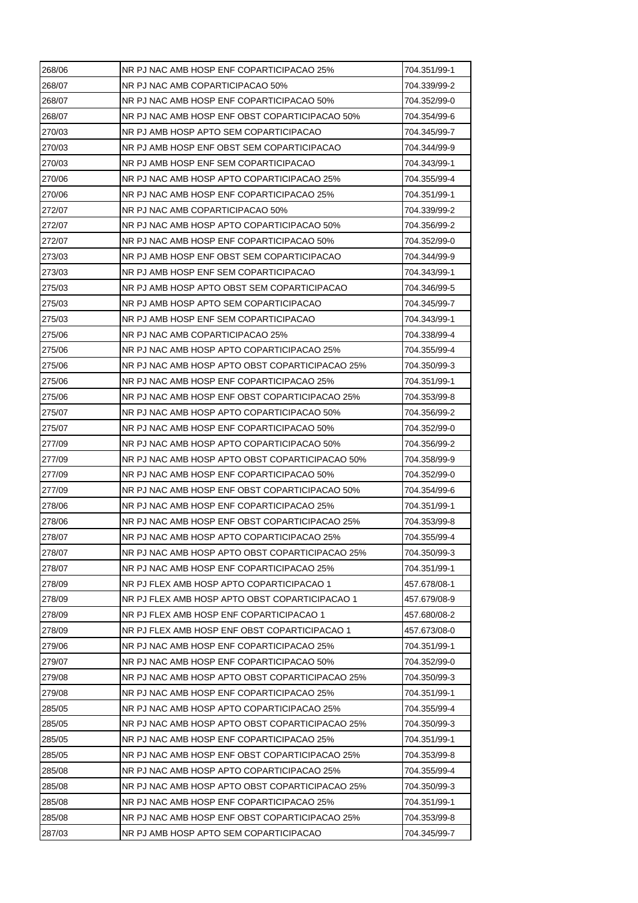| 268/06 | NR PJ NAC AMB HOSP ENF COPARTICIPACAO 25% | 704.351/99-1 |
|---|---|---|
| 268/07 | NR PJ NAC AMB COPARTICIPACAO 50% | 704.339/99-2 |
| 268/07 | NR PJ NAC AMB HOSP ENF COPARTICIPACAO 50% | 704.352/99-0 |
| 268/07 | NR PJ NAC AMB HOSP ENF OBST COPARTICIPACAO 50% | 704.354/99-6 |
| 270/03 | NR PJ AMB HOSP APTO SEM COPARTICIPACAO | 704.345/99-7 |
| 270/03 | NR PJ AMB HOSP ENF OBST SEM COPARTICIPACAO | 704.344/99-9 |
| 270/03 | NR PJ AMB HOSP ENF SEM COPARTICIPACAO | 704.343/99-1 |
| 270/06 | NR PJ NAC AMB HOSP APTO COPARTICIPACAO 25% | 704.355/99-4 |
| 270/06 | NR PJ NAC AMB HOSP ENF COPARTICIPACAO 25% | 704.351/99-1 |
| 272/07 | NR PJ NAC AMB COPARTICIPACAO 50% | 704.339/99-2 |
| 272/07 | NR PJ NAC AMB HOSP APTO COPARTICIPACAO 50% | 704.356/99-2 |
| 272/07 | NR PJ NAC AMB HOSP ENF COPARTICIPACAO 50% | 704.352/99-0 |
| 273/03 | NR PJ AMB HOSP ENF OBST SEM COPARTICIPACAO | 704.344/99-9 |
| 273/03 | NR PJ AMB HOSP ENF SEM COPARTICIPACAO | 704.343/99-1 |
| 275/03 | NR PJ AMB HOSP APTO OBST SEM COPARTICIPACAO | 704.346/99-5 |
| 275/03 | NR PJ AMB HOSP APTO SEM COPARTICIPACAO | 704.345/99-7 |
| 275/03 | NR PJ AMB HOSP ENF SEM COPARTICIPACAO | 704.343/99-1 |
| 275/06 | NR PJ NAC AMB COPARTICIPACAO 25% | 704.338/99-4 |
| 275/06 | NR PJ NAC AMB HOSP APTO COPARTICIPACAO 25% | 704.355/99-4 |
| 275/06 | NR PJ NAC AMB HOSP APTO OBST COPARTICIPACAO 25% | 704.350/99-3 |
| 275/06 | NR PJ NAC AMB HOSP ENF COPARTICIPACAO 25% | 704.351/99-1 |
| 275/06 | NR PJ NAC AMB HOSP ENF OBST COPARTICIPACAO 25% | 704.353/99-8 |
| 275/07 | NR PJ NAC AMB HOSP APTO COPARTICIPACAO 50% | 704.356/99-2 |
| 275/07 | NR PJ NAC AMB HOSP ENF COPARTICIPACAO 50% | 704.352/99-0 |
| 277/09 | NR PJ NAC AMB HOSP APTO COPARTICIPACAO 50% | 704.356/99-2 |
| 277/09 | NR PJ NAC AMB HOSP APTO OBST COPARTICIPACAO 50% | 704.358/99-9 |
| 277/09 | NR PJ NAC AMB HOSP ENF COPARTICIPACAO 50% | 704.352/99-0 |
| 277/09 | NR PJ NAC AMB HOSP ENF OBST COPARTICIPACAO 50% | 704.354/99-6 |
| 278/06 | NR PJ NAC AMB HOSP ENF COPARTICIPACAO 25% | 704.351/99-1 |
| 278/06 | NR PJ NAC AMB HOSP ENF OBST COPARTICIPACAO 25% | 704.353/99-8 |
| 278/07 | NR PJ NAC AMB HOSP APTO COPARTICIPACAO 25% | 704.355/99-4 |
| 278/07 | NR PJ NAC AMB HOSP APTO OBST COPARTICIPACAO 25% | 704.350/99-3 |
| 278/07 | NR PJ NAC AMB HOSP ENF COPARTICIPACAO 25% | 704.351/99-1 |
| 278/09 | NR PJ FLEX AMB HOSP APTO COPARTICIPACAO 1 | 457.678/08-1 |
| 278/09 | NR PJ FLEX AMB HOSP APTO OBST COPARTICIPACAO 1 | 457.679/08-9 |
| 278/09 | NR PJ FLEX AMB HOSP ENF COPARTICIPACAO 1 | 457.680/08-2 |
| 278/09 | NR PJ FLEX AMB HOSP ENF OBST COPARTICIPACAO 1 | 457.673/08-0 |
| 279/06 | NR PJ NAC AMB HOSP ENF COPARTICIPACAO 25% | 704.351/99-1 |
| 279/07 | NR PJ NAC AMB HOSP ENF COPARTICIPACAO 50% | 704.352/99-0 |
| 279/08 | NR PJ NAC AMB HOSP APTO OBST COPARTICIPACAO 25% | 704.350/99-3 |
| 279/08 | NR PJ NAC AMB HOSP ENF COPARTICIPACAO 25% | 704.351/99-1 |
| 285/05 | NR PJ NAC AMB HOSP APTO COPARTICIPACAO 25% | 704.355/99-4 |
| 285/05 | NR PJ NAC AMB HOSP APTO OBST COPARTICIPACAO 25% | 704.350/99-3 |
| 285/05 | NR PJ NAC AMB HOSP ENF COPARTICIPACAO 25% | 704.351/99-1 |
| 285/05 | NR PJ NAC AMB HOSP ENF OBST COPARTICIPACAO 25% | 704.353/99-8 |
| 285/08 | NR PJ NAC AMB HOSP APTO COPARTICIPACAO 25% | 704.355/99-4 |
| 285/08 | NR PJ NAC AMB HOSP APTO OBST COPARTICIPACAO 25% | 704.350/99-3 |
| 285/08 | NR PJ NAC AMB HOSP ENF COPARTICIPACAO 25% | 704.351/99-1 |
| 285/08 | NR PJ NAC AMB HOSP ENF OBST COPARTICIPACAO 25% | 704.353/99-8 |
| 287/03 | NR PJ AMB HOSP APTO SEM COPARTICIPACAO | 704.345/99-7 |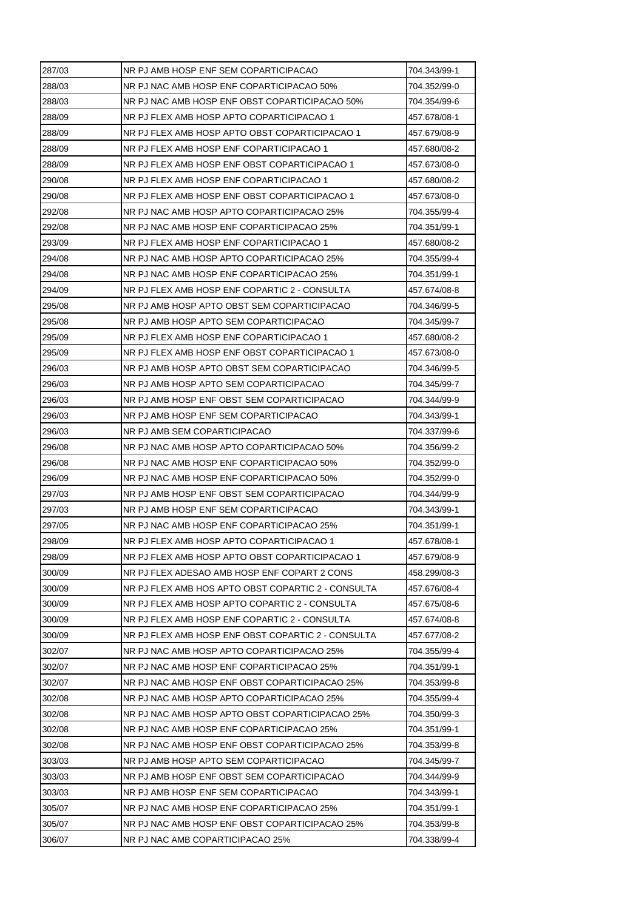| 287/03 | NR PJ AMB HOSP ENF SEM COPARTICIPACAO | 704.343/99-1 |
|---|---|---|
| 288/03 | NR PJ NAC AMB HOSP ENF COPARTICIPACAO 50% | 704.352/99-0 |
| 288/03 | NR PJ NAC AMB HOSP ENF OBST COPARTICIPACAO 50% | 704.354/99-6 |
| 288/09 | NR PJ FLEX AMB HOSP APTO COPARTICIPACAO 1 | 457.678/08-1 |
| 288/09 | NR PJ FLEX AMB HOSP APTO OBST COPARTICIPACAO 1 | 457.679/08-9 |
| 288/09 | NR PJ FLEX AMB HOSP ENF COPARTICIPACAO 1 | 457.680/08-2 |
| 288/09 | NR PJ FLEX AMB HOSP ENF OBST COPARTICIPACAO 1 | 457.673/08-0 |
| 290/08 | NR PJ FLEX AMB HOSP ENF COPARTICIPACAO 1 | 457.680/08-2 |
| 290/08 | NR PJ FLEX AMB HOSP ENF OBST COPARTICIPACAO 1 | 457.673/08-0 |
| 292/08 | NR PJ NAC AMB HOSP APTO COPARTICIPACAO 25% | 704.355/99-4 |
| 292/08 | NR PJ NAC AMB HOSP ENF COPARTICIPACAO 25% | 704.351/99-1 |
| 293/09 | NR PJ FLEX AMB HOSP ENF COPARTICIPACAO 1 | 457.680/08-2 |
| 294/08 | NR PJ NAC AMB HOSP APTO COPARTICIPACAO 25% | 704.355/99-4 |
| 294/08 | NR PJ NAC AMB HOSP ENF COPARTICIPACAO 25% | 704.351/99-1 |
| 294/09 | NR PJ FLEX AMB HOSP ENF COPARTIC 2 - CONSULTA | 457.674/08-8 |
| 295/08 | NR PJ AMB HOSP APTO OBST SEM COPARTICIPACAO | 704.346/99-5 |
| 295/08 | NR PJ AMB HOSP APTO SEM COPARTICIPACAO | 704.345/99-7 |
| 295/09 | NR PJ FLEX AMB HOSP ENF COPARTICIPACAO 1 | 457.680/08-2 |
| 295/09 | NR PJ FLEX AMB HOSP ENF OBST COPARTICIPACAO 1 | 457.673/08-0 |
| 296/03 | NR PJ AMB HOSP APTO OBST SEM COPARTICIPACAO | 704.346/99-5 |
| 296/03 | NR PJ AMB HOSP APTO SEM COPARTICIPACAO | 704.345/99-7 |
| 296/03 | NR PJ AMB HOSP ENF OBST SEM COPARTICIPACAO | 704.344/99-9 |
| 296/03 | NR PJ AMB HOSP ENF SEM COPARTICIPACAO | 704.343/99-1 |
| 296/03 | NR PJ AMB SEM COPARTICIPACAO | 704.337/99-6 |
| 296/08 | NR PJ NAC AMB HOSP APTO COPARTICIPACAO 50% | 704.356/99-2 |
| 296/08 | NR PJ NAC AMB HOSP ENF COPARTICIPACAO 50% | 704.352/99-0 |
| 296/09 | NR PJ NAC AMB HOSP ENF COPARTICIPACAO 50% | 704.352/99-0 |
| 297/03 | NR PJ AMB HOSP ENF OBST SEM COPARTICIPACAO | 704.344/99-9 |
| 297/03 | NR PJ AMB HOSP ENF SEM COPARTICIPACAO | 704.343/99-1 |
| 297/05 | NR PJ NAC AMB HOSP ENF COPARTICIPACAO 25% | 704.351/99-1 |
| 298/09 | NR PJ FLEX AMB HOSP APTO COPARTICIPACAO 1 | 457.678/08-1 |
| 298/09 | NR PJ FLEX AMB HOSP APTO OBST COPARTICIPACAO 1 | 457.679/08-9 |
| 300/09 | NR PJ FLEX ADESAO AMB HOSP ENF COPART 2 CONS | 458.299/08-3 |
| 300/09 | NR PJ FLEX AMB HOS APTO OBST COPARTIC 2 - CONSULTA | 457.676/08-4 |
| 300/09 | NR PJ FLEX AMB HOSP APTO COPARTIC 2 - CONSULTA | 457.675/08-6 |
| 300/09 | NR PJ FLEX AMB HOSP ENF COPARTIC 2 - CONSULTA | 457.674/08-8 |
| 300/09 | NR PJ FLEX AMB HOSP ENF OBST COPARTIC 2 - CONSULTA | 457.677/08-2 |
| 302/07 | NR PJ NAC AMB HOSP APTO COPARTICIPACAO 25% | 704.355/99-4 |
| 302/07 | NR PJ NAC AMB HOSP ENF COPARTICIPACAO 25% | 704.351/99-1 |
| 302/07 | NR PJ NAC AMB HOSP ENF OBST COPARTICIPACAO 25% | 704.353/99-8 |
| 302/08 | NR PJ NAC AMB HOSP APTO COPARTICIPACAO 25% | 704.355/99-4 |
| 302/08 | NR PJ NAC AMB HOSP APTO OBST COPARTICIPACAO 25% | 704.350/99-3 |
| 302/08 | NR PJ NAC AMB HOSP ENF COPARTICIPACAO 25% | 704.351/99-1 |
| 302/08 | NR PJ NAC AMB HOSP ENF OBST COPARTICIPACAO 25% | 704.353/99-8 |
| 303/03 | NR PJ AMB HOSP APTO SEM COPARTICIPACAO | 704.345/99-7 |
| 303/03 | NR PJ AMB HOSP ENF OBST SEM COPARTICIPACAO | 704.344/99-9 |
| 303/03 | NR PJ AMB HOSP ENF SEM COPARTICIPACAO | 704.343/99-1 |
| 305/07 | NR PJ NAC AMB HOSP ENF COPARTICIPACAO 25% | 704.351/99-1 |
| 305/07 | NR PJ NAC AMB HOSP ENF OBST COPARTICIPACAO 25% | 704.353/99-8 |
| 306/07 | NR PJ NAC AMB COPARTICIPACAO 25% | 704.338/99-4 |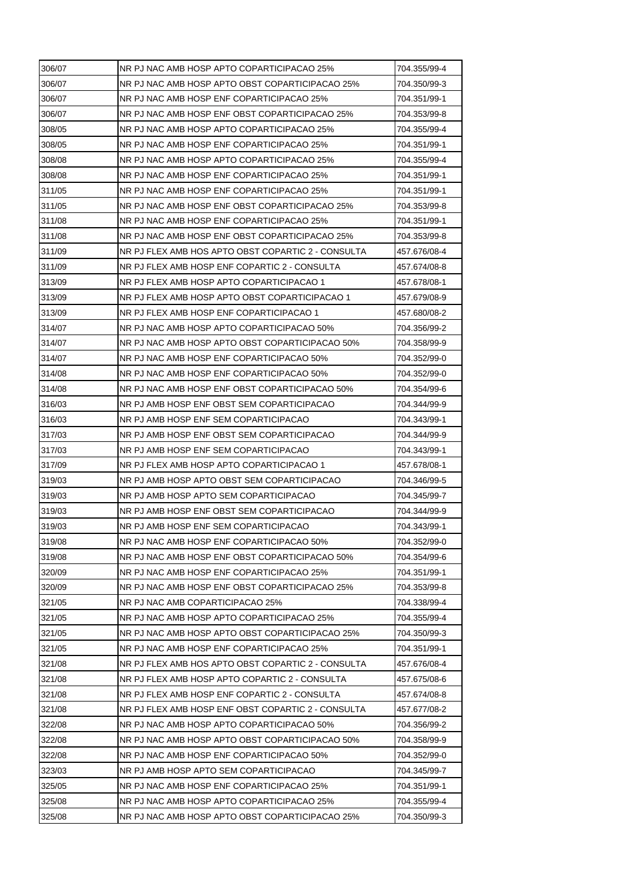| 306/07 | NR PJ NAC AMB HOSP APTO COPARTICIPACAO 25% | 704.355/99-4 |
|---|---|---|
| 306/07 | NR PJ NAC AMB HOSP APTO OBST COPARTICIPACAO 25% | 704.350/99-3 |
| 306/07 | NR PJ NAC AMB HOSP ENF COPARTICIPACAO 25% | 704.351/99-1 |
| 306/07 | NR PJ NAC AMB HOSP ENF OBST COPARTICIPACAO 25% | 704.353/99-8 |
| 308/05 | NR PJ NAC AMB HOSP APTO COPARTICIPACAO 25% | 704.355/99-4 |
| 308/05 | NR PJ NAC AMB HOSP ENF COPARTICIPACAO 25% | 704.351/99-1 |
| 308/08 | NR PJ NAC AMB HOSP APTO COPARTICIPACAO 25% | 704.355/99-4 |
| 308/08 | NR PJ NAC AMB HOSP ENF COPARTICIPACAO 25% | 704.351/99-1 |
| 311/05 | NR PJ NAC AMB HOSP ENF COPARTICIPACAO 25% | 704.351/99-1 |
| 311/05 | NR PJ NAC AMB HOSP ENF OBST COPARTICIPACAO 25% | 704.353/99-8 |
| 311/08 | NR PJ NAC AMB HOSP ENF COPARTICIPACAO 25% | 704.351/99-1 |
| 311/08 | NR PJ NAC AMB HOSP ENF OBST COPARTICIPACAO 25% | 704.353/99-8 |
| 311/09 | NR PJ FLEX AMB HOS APTO OBST COPARTIC 2 - CONSULTA | 457.676/08-4 |
| 311/09 | NR PJ FLEX AMB HOSP ENF COPARTIC 2 - CONSULTA | 457.674/08-8 |
| 313/09 | NR PJ FLEX AMB HOSP APTO COPARTICIPACAO 1 | 457.678/08-1 |
| 313/09 | NR PJ FLEX AMB HOSP APTO OBST COPARTICIPACAO 1 | 457.679/08-9 |
| 313/09 | NR PJ FLEX AMB HOSP ENF COPARTICIPACAO 1 | 457.680/08-2 |
| 314/07 | NR PJ NAC AMB HOSP APTO COPARTICIPACAO 50% | 704.356/99-2 |
| 314/07 | NR PJ NAC AMB HOSP APTO OBST COPARTICIPACAO 50% | 704.358/99-9 |
| 314/07 | NR PJ NAC AMB HOSP ENF COPARTICIPACAO 50% | 704.352/99-0 |
| 314/08 | NR PJ NAC AMB HOSP ENF COPARTICIPACAO 50% | 704.352/99-0 |
| 314/08 | NR PJ NAC AMB HOSP ENF OBST COPARTICIPACAO 50% | 704.354/99-6 |
| 316/03 | NR PJ AMB HOSP ENF OBST SEM COPARTICIPACAO | 704.344/99-9 |
| 316/03 | NR PJ AMB HOSP ENF SEM COPARTICIPACAO | 704.343/99-1 |
| 317/03 | NR PJ AMB HOSP ENF OBST SEM COPARTICIPACAO | 704.344/99-9 |
| 317/03 | NR PJ AMB HOSP ENF SEM COPARTICIPACAO | 704.343/99-1 |
| 317/09 | NR PJ FLEX AMB HOSP APTO COPARTICIPACAO 1 | 457.678/08-1 |
| 319/03 | NR PJ AMB HOSP APTO OBST SEM COPARTICIPACAO | 704.346/99-5 |
| 319/03 | NR PJ AMB HOSP APTO SEM COPARTICIPACAO | 704.345/99-7 |
| 319/03 | NR PJ AMB HOSP ENF OBST SEM COPARTICIPACAO | 704.344/99-9 |
| 319/03 | NR PJ AMB HOSP ENF SEM COPARTICIPACAO | 704.343/99-1 |
| 319/08 | NR PJ NAC AMB HOSP ENF COPARTICIPACAO 50% | 704.352/99-0 |
| 319/08 | NR PJ NAC AMB HOSP ENF OBST COPARTICIPACAO 50% | 704.354/99-6 |
| 320/09 | NR PJ NAC AMB HOSP ENF COPARTICIPACAO 25% | 704.351/99-1 |
| 320/09 | NR PJ NAC AMB HOSP ENF OBST COPARTICIPACAO 25% | 704.353/99-8 |
| 321/05 | NR PJ NAC AMB COPARTICIPACAO 25% | 704.338/99-4 |
| 321/05 | NR PJ NAC AMB HOSP APTO COPARTICIPACAO 25% | 704.355/99-4 |
| 321/05 | NR PJ NAC AMB HOSP APTO OBST COPARTICIPACAO 25% | 704.350/99-3 |
| 321/05 | NR PJ NAC AMB HOSP ENF COPARTICIPACAO 25% | 704.351/99-1 |
| 321/08 | NR PJ FLEX AMB HOS APTO OBST COPARTIC 2 - CONSULTA | 457.676/08-4 |
| 321/08 | NR PJ FLEX AMB HOSP APTO COPARTIC 2 - CONSULTA | 457.675/08-6 |
| 321/08 | NR PJ FLEX AMB HOSP ENF COPARTIC 2 - CONSULTA | 457.674/08-8 |
| 321/08 | NR PJ FLEX AMB HOSP ENF OBST COPARTIC 2 - CONSULTA | 457.677/08-2 |
| 322/08 | NR PJ NAC AMB HOSP APTO COPARTICIPACAO 50% | 704.356/99-2 |
| 322/08 | NR PJ NAC AMB HOSP APTO OBST COPARTICIPACAO 50% | 704.358/99-9 |
| 322/08 | NR PJ NAC AMB HOSP ENF COPARTICIPACAO 50% | 704.352/99-0 |
| 323/03 | NR PJ AMB HOSP APTO SEM COPARTICIPACAO | 704.345/99-7 |
| 325/05 | NR PJ NAC AMB HOSP ENF COPARTICIPACAO 25% | 704.351/99-1 |
| 325/08 | NR PJ NAC AMB HOSP APTO COPARTICIPACAO 25% | 704.355/99-4 |
| 325/08 | NR PJ NAC AMB HOSP APTO OBST COPARTICIPACAO 25% | 704.350/99-3 |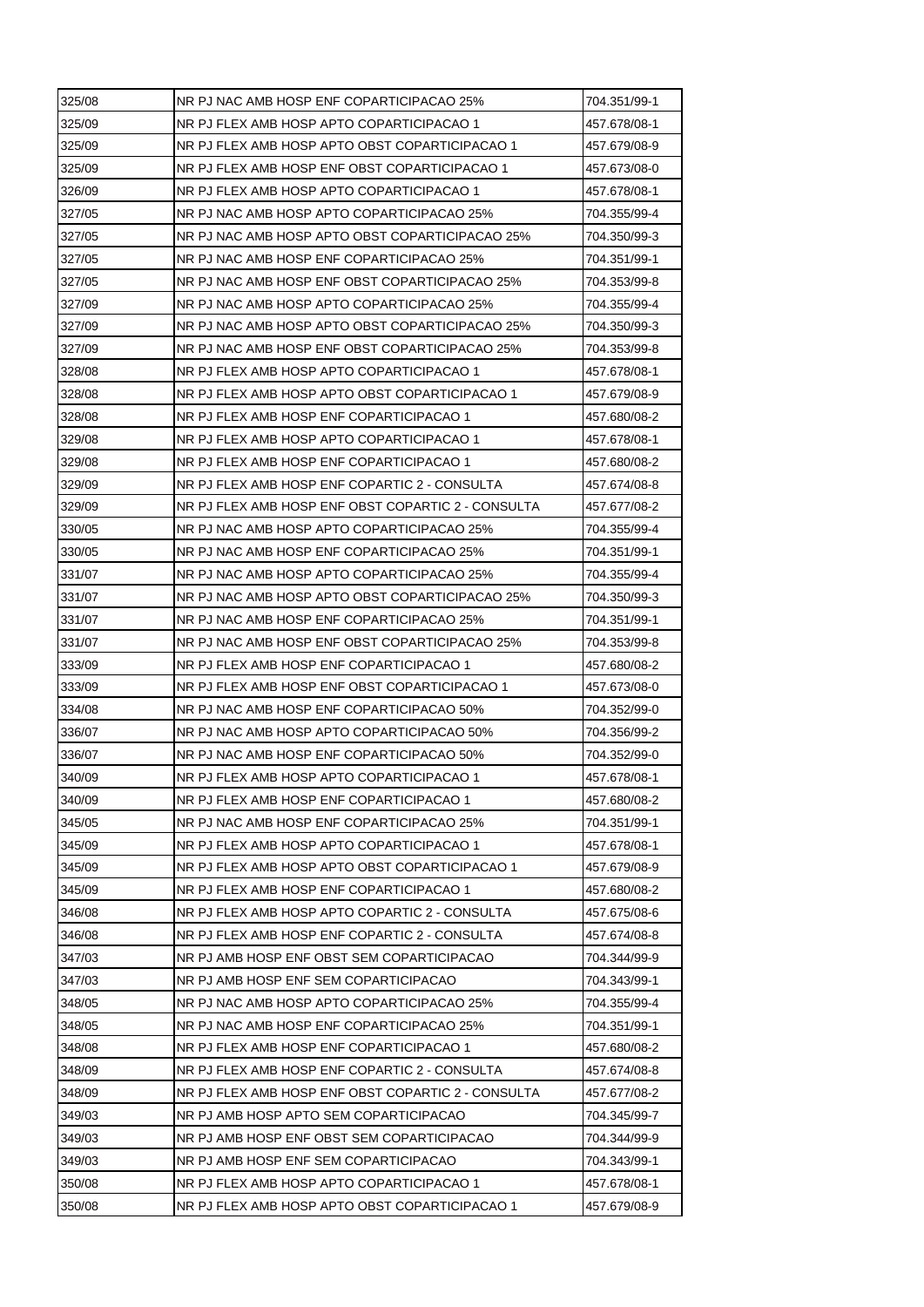| | | |
|---|---|---|
| 325/08 | NR PJ NAC AMB HOSP ENF COPARTICIPACAO 25% | 704.351/99-1 |
| 325/09 | NR PJ FLEX AMB HOSP APTO COPARTICIPACAO 1 | 457.678/08-1 |
| 325/09 | NR PJ FLEX AMB HOSP APTO OBST COPARTICIPACAO 1 | 457.679/08-9 |
| 325/09 | NR PJ FLEX AMB HOSP ENF OBST COPARTICIPACAO 1 | 457.673/08-0 |
| 326/09 | NR PJ FLEX AMB HOSP APTO COPARTICIPACAO 1 | 457.678/08-1 |
| 327/05 | NR PJ NAC AMB HOSP APTO COPARTICIPACAO 25% | 704.355/99-4 |
| 327/05 | NR PJ NAC AMB HOSP APTO OBST COPARTICIPACAO 25% | 704.350/99-3 |
| 327/05 | NR PJ NAC AMB HOSP ENF COPARTICIPACAO 25% | 704.351/99-1 |
| 327/05 | NR PJ NAC AMB HOSP ENF OBST COPARTICIPACAO 25% | 704.353/99-8 |
| 327/09 | NR PJ NAC AMB HOSP APTO COPARTICIPACAO 25% | 704.355/99-4 |
| 327/09 | NR PJ NAC AMB HOSP APTO OBST COPARTICIPACAO 25% | 704.350/99-3 |
| 327/09 | NR PJ NAC AMB HOSP ENF OBST COPARTICIPACAO 25% | 704.353/99-8 |
| 328/08 | NR PJ FLEX AMB HOSP APTO COPARTICIPACAO 1 | 457.678/08-1 |
| 328/08 | NR PJ FLEX AMB HOSP APTO OBST COPARTICIPACAO 1 | 457.679/08-9 |
| 328/08 | NR PJ FLEX AMB HOSP ENF COPARTICIPACAO 1 | 457.680/08-2 |
| 329/08 | NR PJ FLEX AMB HOSP APTO COPARTICIPACAO 1 | 457.678/08-1 |
| 329/08 | NR PJ FLEX AMB HOSP ENF COPARTICIPACAO 1 | 457.680/08-2 |
| 329/09 | NR PJ FLEX AMB HOSP ENF COPARTIC 2 - CONSULTA | 457.674/08-8 |
| 329/09 | NR PJ FLEX AMB HOSP ENF OBST COPARTIC 2 - CONSULTA | 457.677/08-2 |
| 330/05 | NR PJ NAC AMB HOSP APTO COPARTICIPACAO 25% | 704.355/99-4 |
| 330/05 | NR PJ NAC AMB HOSP ENF COPARTICIPACAO 25% | 704.351/99-1 |
| 331/07 | NR PJ NAC AMB HOSP APTO COPARTICIPACAO 25% | 704.355/99-4 |
| 331/07 | NR PJ NAC AMB HOSP APTO OBST COPARTICIPACAO 25% | 704.350/99-3 |
| 331/07 | NR PJ NAC AMB HOSP ENF COPARTICIPACAO 25% | 704.351/99-1 |
| 331/07 | NR PJ NAC AMB HOSP ENF OBST COPARTICIPACAO 25% | 704.353/99-8 |
| 333/09 | NR PJ FLEX AMB HOSP ENF COPARTICIPACAO 1 | 457.680/08-2 |
| 333/09 | NR PJ FLEX AMB HOSP ENF OBST COPARTICIPACAO 1 | 457.673/08-0 |
| 334/08 | NR PJ NAC AMB HOSP ENF COPARTICIPACAO 50% | 704.352/99-0 |
| 336/07 | NR PJ NAC AMB HOSP APTO COPARTICIPACAO 50% | 704.356/99-2 |
| 336/07 | NR PJ NAC AMB HOSP ENF COPARTICIPACAO 50% | 704.352/99-0 |
| 340/09 | NR PJ FLEX AMB HOSP APTO COPARTICIPACAO 1 | 457.678/08-1 |
| 340/09 | NR PJ FLEX AMB HOSP ENF COPARTICIPACAO 1 | 457.680/08-2 |
| 345/05 | NR PJ NAC AMB HOSP ENF COPARTICIPACAO 25% | 704.351/99-1 |
| 345/09 | NR PJ FLEX AMB HOSP APTO COPARTICIPACAO 1 | 457.678/08-1 |
| 345/09 | NR PJ FLEX AMB HOSP APTO OBST COPARTICIPACAO 1 | 457.679/08-9 |
| 345/09 | NR PJ FLEX AMB HOSP ENF COPARTICIPACAO 1 | 457.680/08-2 |
| 346/08 | NR PJ FLEX AMB HOSP APTO COPARTIC 2 - CONSULTA | 457.675/08-6 |
| 346/08 | NR PJ FLEX AMB HOSP ENF COPARTIC 2 - CONSULTA | 457.674/08-8 |
| 347/03 | NR PJ AMB HOSP ENF OBST SEM COPARTICIPACAO | 704.344/99-9 |
| 347/03 | NR PJ AMB HOSP ENF SEM COPARTICIPACAO | 704.343/99-1 |
| 348/05 | NR PJ NAC AMB HOSP APTO COPARTICIPACAO 25% | 704.355/99-4 |
| 348/05 | NR PJ NAC AMB HOSP ENF COPARTICIPACAO 25% | 704.351/99-1 |
| 348/08 | NR PJ FLEX AMB HOSP ENF COPARTICIPACAO 1 | 457.680/08-2 |
| 348/09 | NR PJ FLEX AMB HOSP ENF COPARTIC 2 - CONSULTA | 457.674/08-8 |
| 348/09 | NR PJ FLEX AMB HOSP ENF OBST COPARTIC 2 - CONSULTA | 457.677/08-2 |
| 349/03 | NR PJ AMB HOSP APTO SEM COPARTICIPACAO | 704.345/99-7 |
| 349/03 | NR PJ AMB HOSP ENF OBST SEM COPARTICIPACAO | 704.344/99-9 |
| 349/03 | NR PJ AMB HOSP ENF SEM COPARTICIPACAO | 704.343/99-1 |
| 350/08 | NR PJ FLEX AMB HOSP APTO COPARTICIPACAO 1 | 457.678/08-1 |
| 350/08 | NR PJ FLEX AMB HOSP APTO OBST COPARTICIPACAO 1 | 457.679/08-9 |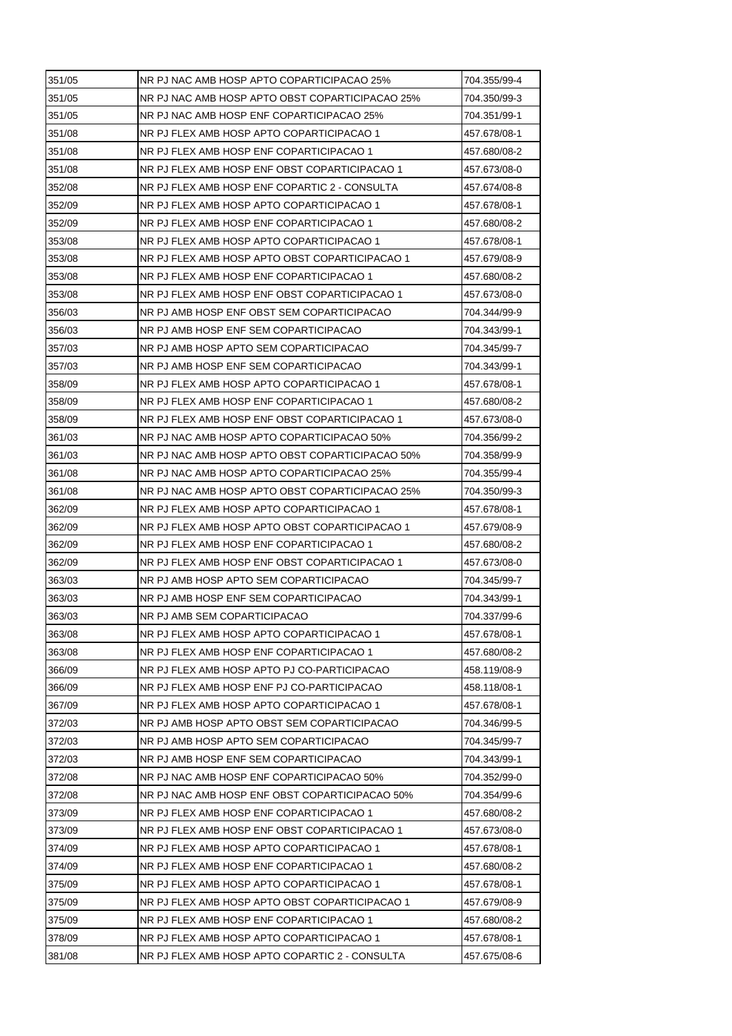| | | |
|---|---|---|
| 351/05 | NR PJ NAC AMB HOSP APTO COPARTICIPACAO 25% | 704.355/99-4 |
| 351/05 | NR PJ NAC AMB HOSP APTO OBST COPARTICIPACAO 25% | 704.350/99-3 |
| 351/05 | NR PJ NAC AMB HOSP ENF COPARTICIPACAO 25% | 704.351/99-1 |
| 351/08 | NR PJ FLEX AMB HOSP APTO COPARTICIPACAO 1 | 457.678/08-1 |
| 351/08 | NR PJ FLEX AMB HOSP ENF COPARTICIPACAO 1 | 457.680/08-2 |
| 351/08 | NR PJ FLEX AMB HOSP ENF OBST COPARTICIPACAO 1 | 457.673/08-0 |
| 352/08 | NR PJ FLEX AMB HOSP ENF COPARTIC 2 - CONSULTA | 457.674/08-8 |
| 352/09 | NR PJ FLEX AMB HOSP APTO COPARTICIPACAO 1 | 457.678/08-1 |
| 352/09 | NR PJ FLEX AMB HOSP ENF COPARTICIPACAO 1 | 457.680/08-2 |
| 353/08 | NR PJ FLEX AMB HOSP APTO COPARTICIPACAO 1 | 457.678/08-1 |
| 353/08 | NR PJ FLEX AMB HOSP APTO OBST COPARTICIPACAO 1 | 457.679/08-9 |
| 353/08 | NR PJ FLEX AMB HOSP ENF COPARTICIPACAO 1 | 457.680/08-2 |
| 353/08 | NR PJ FLEX AMB HOSP ENF OBST COPARTICIPACAO 1 | 457.673/08-0 |
| 356/03 | NR PJ AMB HOSP ENF OBST SEM COPARTICIPACAO | 704.344/99-9 |
| 356/03 | NR PJ AMB HOSP ENF SEM COPARTICIPACAO | 704.343/99-1 |
| 357/03 | NR PJ AMB HOSP APTO SEM COPARTICIPACAO | 704.345/99-7 |
| 357/03 | NR PJ AMB HOSP ENF SEM COPARTICIPACAO | 704.343/99-1 |
| 358/09 | NR PJ FLEX AMB HOSP APTO COPARTICIPACAO 1 | 457.678/08-1 |
| 358/09 | NR PJ FLEX AMB HOSP ENF COPARTICIPACAO 1 | 457.680/08-2 |
| 358/09 | NR PJ FLEX AMB HOSP ENF OBST COPARTICIPACAO 1 | 457.673/08-0 |
| 361/03 | NR PJ NAC AMB HOSP APTO COPARTICIPACAO 50% | 704.356/99-2 |
| 361/03 | NR PJ NAC AMB HOSP APTO OBST COPARTICIPACAO 50% | 704.358/99-9 |
| 361/08 | NR PJ NAC AMB HOSP APTO COPARTICIPACAO 25% | 704.355/99-4 |
| 361/08 | NR PJ NAC AMB HOSP APTO OBST COPARTICIPACAO 25% | 704.350/99-3 |
| 362/09 | NR PJ FLEX AMB HOSP APTO COPARTICIPACAO 1 | 457.678/08-1 |
| 362/09 | NR PJ FLEX AMB HOSP APTO OBST COPARTICIPACAO 1 | 457.679/08-9 |
| 362/09 | NR PJ FLEX AMB HOSP ENF COPARTICIPACAO 1 | 457.680/08-2 |
| 362/09 | NR PJ FLEX AMB HOSP ENF OBST COPARTICIPACAO 1 | 457.673/08-0 |
| 363/03 | NR PJ AMB HOSP APTO SEM COPARTICIPACAO | 704.345/99-7 |
| 363/03 | NR PJ AMB HOSP ENF SEM COPARTICIPACAO | 704.343/99-1 |
| 363/03 | NR PJ AMB SEM COPARTICIPACAO | 704.337/99-6 |
| 363/08 | NR PJ FLEX AMB HOSP APTO COPARTICIPACAO 1 | 457.678/08-1 |
| 363/08 | NR PJ FLEX AMB HOSP ENF COPARTICIPACAO 1 | 457.680/08-2 |
| 366/09 | NR PJ FLEX AMB HOSP APTO PJ CO-PARTICIPACAO | 458.119/08-9 |
| 366/09 | NR PJ FLEX AMB HOSP ENF PJ CO-PARTICIPACAO | 458.118/08-1 |
| 367/09 | NR PJ FLEX AMB HOSP APTO COPARTICIPACAO 1 | 457.678/08-1 |
| 372/03 | NR PJ AMB HOSP APTO OBST SEM COPARTICIPACAO | 704.346/99-5 |
| 372/03 | NR PJ AMB HOSP APTO SEM COPARTICIPACAO | 704.345/99-7 |
| 372/03 | NR PJ AMB HOSP ENF SEM COPARTICIPACAO | 704.343/99-1 |
| 372/08 | NR PJ NAC AMB HOSP ENF COPARTICIPACAO 50% | 704.352/99-0 |
| 372/08 | NR PJ NAC AMB HOSP ENF OBST COPARTICIPACAO 50% | 704.354/99-6 |
| 373/09 | NR PJ FLEX AMB HOSP ENF COPARTICIPACAO 1 | 457.680/08-2 |
| 373/09 | NR PJ FLEX AMB HOSP ENF OBST COPARTICIPACAO 1 | 457.673/08-0 |
| 374/09 | NR PJ FLEX AMB HOSP APTO COPARTICIPACAO 1 | 457.678/08-1 |
| 374/09 | NR PJ FLEX AMB HOSP ENF COPARTICIPACAO 1 | 457.680/08-2 |
| 375/09 | NR PJ FLEX AMB HOSP APTO COPARTICIPACAO 1 | 457.678/08-1 |
| 375/09 | NR PJ FLEX AMB HOSP APTO OBST COPARTICIPACAO 1 | 457.679/08-9 |
| 375/09 | NR PJ FLEX AMB HOSP ENF COPARTICIPACAO 1 | 457.680/08-2 |
| 378/09 | NR PJ FLEX AMB HOSP APTO COPARTICIPACAO 1 | 457.678/08-1 |
| 381/08 | NR PJ FLEX AMB HOSP APTO COPARTIC 2 - CONSULTA | 457.675/08-6 |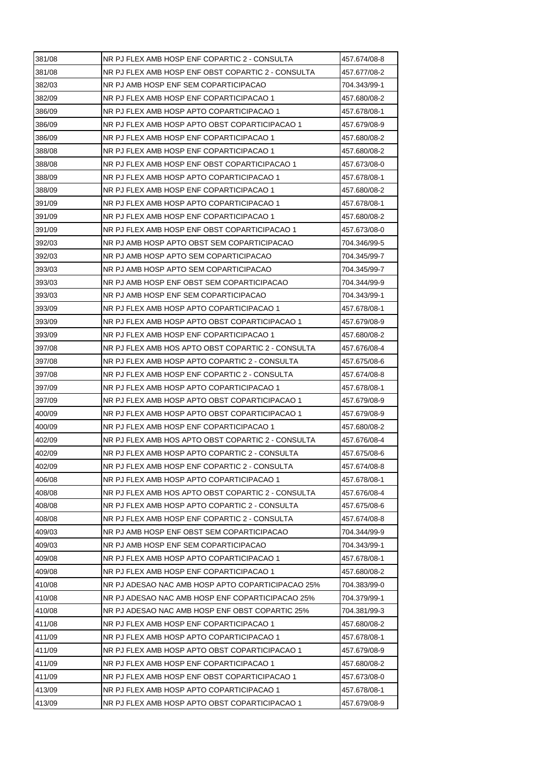| | | |
|---|---|---|
| 381/08 | NR PJ FLEX AMB HOSP ENF COPARTIC 2 - CONSULTA | 457.674/08-8 |
| 381/08 | NR PJ FLEX AMB HOSP ENF OBST COPARTIC 2 - CONSULTA | 457.677/08-2 |
| 382/03 | NR PJ AMB HOSP ENF SEM COPARTICIPACAO | 704.343/99-1 |
| 382/09 | NR PJ FLEX AMB HOSP ENF COPARTICIPACAO 1 | 457.680/08-2 |
| 386/09 | NR PJ FLEX AMB HOSP APTO COPARTICIPACAO 1 | 457.678/08-1 |
| 386/09 | NR PJ FLEX AMB HOSP APTO OBST COPARTICIPACAO 1 | 457.679/08-9 |
| 386/09 | NR PJ FLEX AMB HOSP ENF COPARTICIPACAO 1 | 457.680/08-2 |
| 388/08 | NR PJ FLEX AMB HOSP ENF COPARTICIPACAO 1 | 457.680/08-2 |
| 388/08 | NR PJ FLEX AMB HOSP ENF OBST COPARTICIPACAO 1 | 457.673/08-0 |
| 388/09 | NR PJ FLEX AMB HOSP APTO COPARTICIPACAO 1 | 457.678/08-1 |
| 388/09 | NR PJ FLEX AMB HOSP ENF COPARTICIPACAO 1 | 457.680/08-2 |
| 391/09 | NR PJ FLEX AMB HOSP APTO COPARTICIPACAO 1 | 457.678/08-1 |
| 391/09 | NR PJ FLEX AMB HOSP ENF COPARTICIPACAO 1 | 457.680/08-2 |
| 391/09 | NR PJ FLEX AMB HOSP ENF OBST COPARTICIPACAO 1 | 457.673/08-0 |
| 392/03 | NR PJ AMB HOSP APTO OBST SEM COPARTICIPACAO | 704.346/99-5 |
| 392/03 | NR PJ AMB HOSP APTO SEM COPARTICIPACAO | 704.345/99-7 |
| 393/03 | NR PJ AMB HOSP APTO SEM COPARTICIPACAO | 704.345/99-7 |
| 393/03 | NR PJ AMB HOSP ENF OBST SEM COPARTICIPACAO | 704.344/99-9 |
| 393/03 | NR PJ AMB HOSP ENF SEM COPARTICIPACAO | 704.343/99-1 |
| 393/09 | NR PJ FLEX AMB HOSP APTO COPARTICIPACAO 1 | 457.678/08-1 |
| 393/09 | NR PJ FLEX AMB HOSP APTO OBST COPARTICIPACAO 1 | 457.679/08-9 |
| 393/09 | NR PJ FLEX AMB HOSP ENF COPARTICIPACAO 1 | 457.680/08-2 |
| 397/08 | NR PJ FLEX AMB HOS APTO OBST COPARTIC 2 - CONSULTA | 457.676/08-4 |
| 397/08 | NR PJ FLEX AMB HOSP APTO COPARTIC 2 - CONSULTA | 457.675/08-6 |
| 397/08 | NR PJ FLEX AMB HOSP ENF COPARTIC 2 - CONSULTA | 457.674/08-8 |
| 397/09 | NR PJ FLEX AMB HOSP APTO COPARTICIPACAO 1 | 457.678/08-1 |
| 397/09 | NR PJ FLEX AMB HOSP APTO OBST COPARTICIPACAO 1 | 457.679/08-9 |
| 400/09 | NR PJ FLEX AMB HOSP APTO OBST COPARTICIPACAO 1 | 457.679/08-9 |
| 400/09 | NR PJ FLEX AMB HOSP ENF COPARTICIPACAO 1 | 457.680/08-2 |
| 402/09 | NR PJ FLEX AMB HOS APTO OBST COPARTIC 2 - CONSULTA | 457.676/08-4 |
| 402/09 | NR PJ FLEX AMB HOSP APTO COPARTIC 2 - CONSULTA | 457.675/08-6 |
| 402/09 | NR PJ FLEX AMB HOSP ENF COPARTIC 2 - CONSULTA | 457.674/08-8 |
| 406/08 | NR PJ FLEX AMB HOSP APTO COPARTICIPACAO 1 | 457.678/08-1 |
| 408/08 | NR PJ FLEX AMB HOS APTO OBST COPARTIC 2 - CONSULTA | 457.676/08-4 |
| 408/08 | NR PJ FLEX AMB HOSP APTO COPARTIC 2 - CONSULTA | 457.675/08-6 |
| 408/08 | NR PJ FLEX AMB HOSP ENF COPARTIC 2 - CONSULTA | 457.674/08-8 |
| 409/03 | NR PJ AMB HOSP ENF OBST SEM COPARTICIPACAO | 704.344/99-9 |
| 409/03 | NR PJ AMB HOSP ENF SEM COPARTICIPACAO | 704.343/99-1 |
| 409/08 | NR PJ FLEX AMB HOSP APTO COPARTICIPACAO 1 | 457.678/08-1 |
| 409/08 | NR PJ FLEX AMB HOSP ENF COPARTICIPACAO 1 | 457.680/08-2 |
| 410/08 | NR PJ ADESAO NAC AMB HOSP APTO COPARTICIPACAO 25% | 704.383/99-0 |
| 410/08 | NR PJ ADESAO NAC AMB HOSP ENF COPARTICIPACAO 25% | 704.379/99-1 |
| 410/08 | NR PJ ADESAO NAC AMB HOSP ENF OBST COPARTIC 25% | 704.381/99-3 |
| 411/08 | NR PJ FLEX AMB HOSP ENF COPARTICIPACAO 1 | 457.680/08-2 |
| 411/09 | NR PJ FLEX AMB HOSP APTO COPARTICIPACAO 1 | 457.678/08-1 |
| 411/09 | NR PJ FLEX AMB HOSP APTO OBST COPARTICIPACAO 1 | 457.679/08-9 |
| 411/09 | NR PJ FLEX AMB HOSP ENF COPARTICIPACAO 1 | 457.680/08-2 |
| 411/09 | NR PJ FLEX AMB HOSP ENF OBST COPARTICIPACAO 1 | 457.673/08-0 |
| 413/09 | NR PJ FLEX AMB HOSP APTO COPARTICIPACAO 1 | 457.678/08-1 |
| 413/09 | NR PJ FLEX AMB HOSP APTO OBST COPARTICIPACAO 1 | 457.679/08-9 |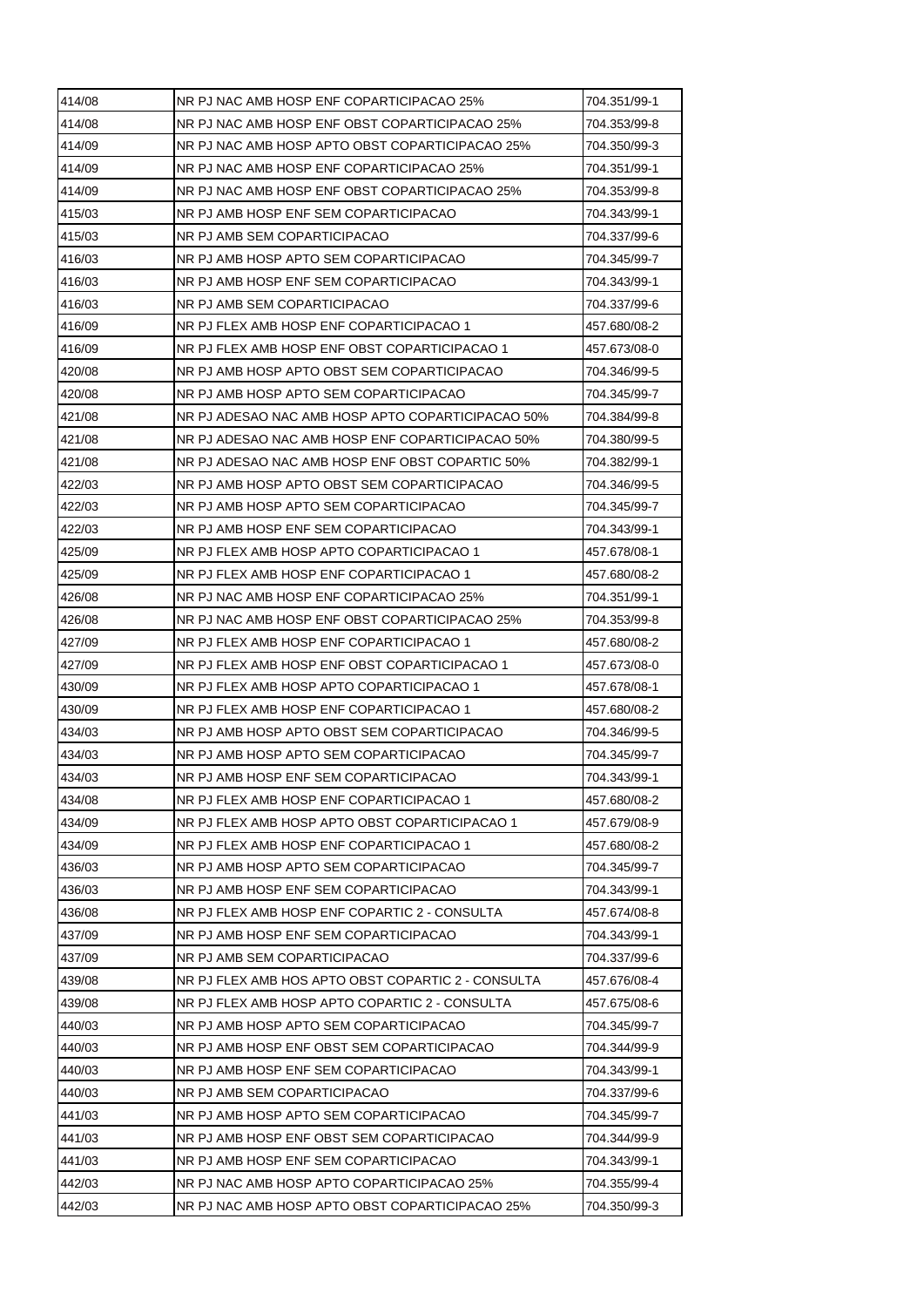| 414/08 | NR PJ NAC AMB HOSP ENF COPARTICIPACAO 25% | 704.351/99-1 |
|---|---|---|
| 414/08 | NR PJ NAC AMB HOSP ENF OBST COPARTICIPACAO 25% | 704.353/99-8 |
| 414/09 | NR PJ NAC AMB HOSP APTO OBST COPARTICIPACAO 25% | 704.350/99-3 |
| 414/09 | NR PJ NAC AMB HOSP ENF COPARTICIPACAO 25% | 704.351/99-1 |
| 414/09 | NR PJ NAC AMB HOSP ENF OBST COPARTICIPACAO 25% | 704.353/99-8 |
| 415/03 | NR PJ AMB HOSP ENF SEM COPARTICIPACAO | 704.343/99-1 |
| 415/03 | NR PJ AMB SEM COPARTICIPACAO | 704.337/99-6 |
| 416/03 | NR PJ AMB HOSP APTO SEM COPARTICIPACAO | 704.345/99-7 |
| 416/03 | NR PJ AMB HOSP ENF SEM COPARTICIPACAO | 704.343/99-1 |
| 416/03 | NR PJ AMB SEM COPARTICIPACAO | 704.337/99-6 |
| 416/09 | NR PJ FLEX AMB HOSP ENF COPARTICIPACAO 1 | 457.680/08-2 |
| 416/09 | NR PJ FLEX AMB HOSP ENF OBST COPARTICIPACAO 1 | 457.673/08-0 |
| 420/08 | NR PJ AMB HOSP APTO OBST SEM COPARTICIPACAO | 704.346/99-5 |
| 420/08 | NR PJ AMB HOSP APTO SEM COPARTICIPACAO | 704.345/99-7 |
| 421/08 | NR PJ ADESAO NAC AMB HOSP APTO COPARTICIPACAO 50% | 704.384/99-8 |
| 421/08 | NR PJ ADESAO NAC AMB HOSP ENF COPARTICIPACAO 50% | 704.380/99-5 |
| 421/08 | NR PJ ADESAO NAC AMB HOSP ENF OBST COPARTIC 50% | 704.382/99-1 |
| 422/03 | NR PJ AMB HOSP APTO OBST SEM COPARTICIPACAO | 704.346/99-5 |
| 422/03 | NR PJ AMB HOSP APTO SEM COPARTICIPACAO | 704.345/99-7 |
| 422/03 | NR PJ AMB HOSP ENF SEM COPARTICIPACAO | 704.343/99-1 |
| 425/09 | NR PJ FLEX AMB HOSP APTO COPARTICIPACAO 1 | 457.678/08-1 |
| 425/09 | NR PJ FLEX AMB HOSP ENF COPARTICIPACAO 1 | 457.680/08-2 |
| 426/08 | NR PJ NAC AMB HOSP ENF COPARTICIPACAO 25% | 704.351/99-1 |
| 426/08 | NR PJ NAC AMB HOSP ENF OBST COPARTICIPACAO 25% | 704.353/99-8 |
| 427/09 | NR PJ FLEX AMB HOSP ENF COPARTICIPACAO 1 | 457.680/08-2 |
| 427/09 | NR PJ FLEX AMB HOSP ENF OBST COPARTICIPACAO 1 | 457.673/08-0 |
| 430/09 | NR PJ FLEX AMB HOSP APTO COPARTICIPACAO 1 | 457.678/08-1 |
| 430/09 | NR PJ FLEX AMB HOSP ENF COPARTICIPACAO 1 | 457.680/08-2 |
| 434/03 | NR PJ AMB HOSP APTO OBST SEM COPARTICIPACAO | 704.346/99-5 |
| 434/03 | NR PJ AMB HOSP APTO SEM COPARTICIPACAO | 704.345/99-7 |
| 434/03 | NR PJ AMB HOSP ENF SEM COPARTICIPACAO | 704.343/99-1 |
| 434/08 | NR PJ FLEX AMB HOSP ENF COPARTICIPACAO 1 | 457.680/08-2 |
| 434/09 | NR PJ FLEX AMB HOSP APTO OBST COPARTICIPACAO 1 | 457.679/08-9 |
| 434/09 | NR PJ FLEX AMB HOSP ENF COPARTICIPACAO 1 | 457.680/08-2 |
| 436/03 | NR PJ AMB HOSP APTO SEM COPARTICIPACAO | 704.345/99-7 |
| 436/03 | NR PJ AMB HOSP ENF SEM COPARTICIPACAO | 704.343/99-1 |
| 436/08 | NR PJ FLEX AMB HOSP ENF COPARTIC 2 - CONSULTA | 457.674/08-8 |
| 437/09 | NR PJ AMB HOSP ENF SEM COPARTICIPACAO | 704.343/99-1 |
| 437/09 | NR PJ AMB SEM COPARTICIPACAO | 704.337/99-6 |
| 439/08 | NR PJ FLEX AMB HOS APTO OBST COPARTIC 2 - CONSULTA | 457.676/08-4 |
| 439/08 | NR PJ FLEX AMB HOSP APTO COPARTIC 2 - CONSULTA | 457.675/08-6 |
| 440/03 | NR PJ AMB HOSP APTO SEM COPARTICIPACAO | 704.345/99-7 |
| 440/03 | NR PJ AMB HOSP ENF OBST SEM COPARTICIPACAO | 704.344/99-9 |
| 440/03 | NR PJ AMB HOSP ENF SEM COPARTICIPACAO | 704.343/99-1 |
| 440/03 | NR PJ AMB SEM COPARTICIPACAO | 704.337/99-6 |
| 441/03 | NR PJ AMB HOSP APTO SEM COPARTICIPACAO | 704.345/99-7 |
| 441/03 | NR PJ AMB HOSP ENF OBST SEM COPARTICIPACAO | 704.344/99-9 |
| 441/03 | NR PJ AMB HOSP ENF SEM COPARTICIPACAO | 704.343/99-1 |
| 442/03 | NR PJ NAC AMB HOSP APTO COPARTICIPACAO 25% | 704.355/99-4 |
| 442/03 | NR PJ NAC AMB HOSP APTO OBST COPARTICIPACAO 25% | 704.350/99-3 |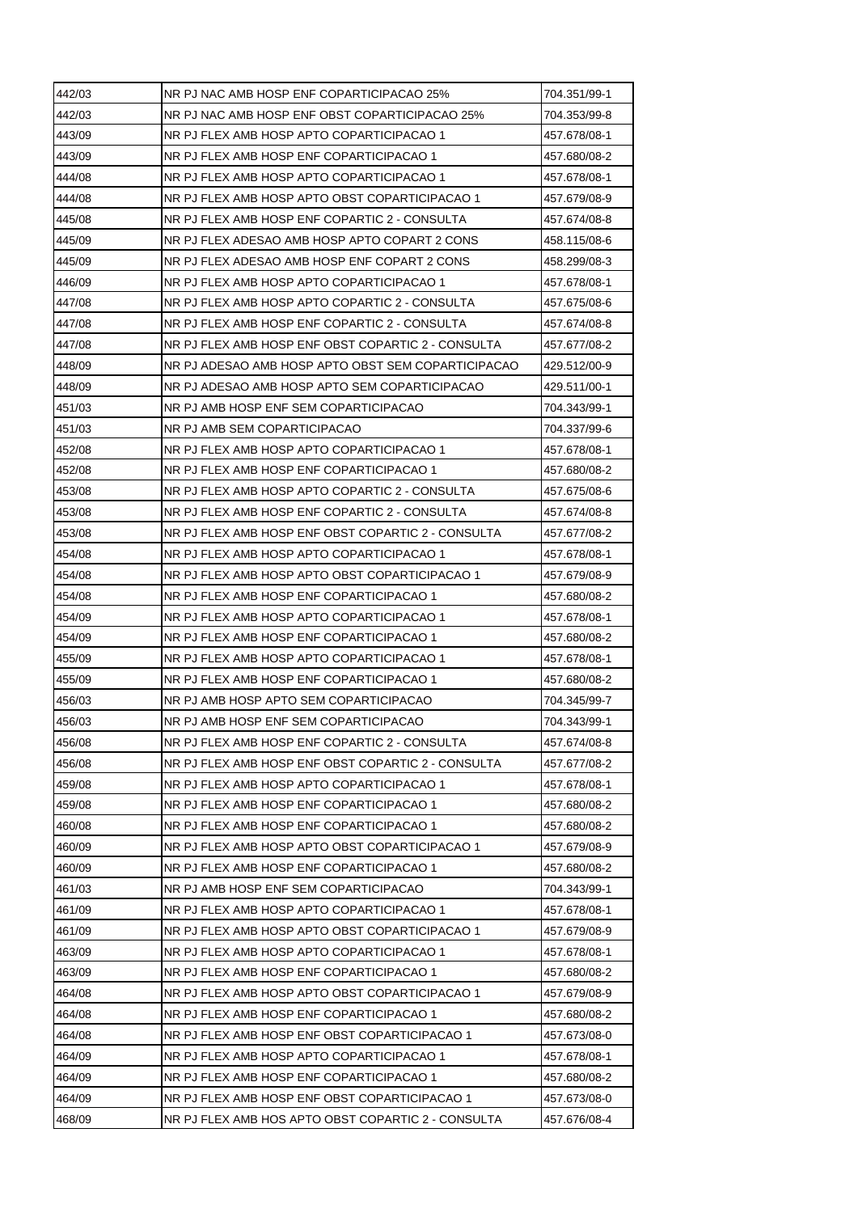| 442/03 | NR PJ NAC AMB HOSP ENF COPARTICIPACAO 25% | 704.351/99-1 |
|---|---|---|
| 442/03 | NR PJ NAC AMB HOSP ENF OBST COPARTICIPACAO 25% | 704.353/99-8 |
| 443/09 | NR PJ FLEX AMB HOSP APTO COPARTICIPACAO 1 | 457.678/08-1 |
| 443/09 | NR PJ FLEX AMB HOSP ENF COPARTICIPACAO 1 | 457.680/08-2 |
| 444/08 | NR PJ FLEX AMB HOSP APTO COPARTICIPACAO 1 | 457.678/08-1 |
| 444/08 | NR PJ FLEX AMB HOSP APTO OBST COPARTICIPACAO 1 | 457.679/08-9 |
| 445/08 | NR PJ FLEX AMB HOSP ENF COPARTIC 2 - CONSULTA | 457.674/08-8 |
| 445/09 | NR PJ FLEX ADESAO AMB HOSP APTO COPART 2 CONS | 458.115/08-6 |
| 445/09 | NR PJ FLEX ADESAO AMB HOSP ENF COPART 2 CONS | 458.299/08-3 |
| 446/09 | NR PJ FLEX AMB HOSP APTO COPARTICIPACAO 1 | 457.678/08-1 |
| 447/08 | NR PJ FLEX AMB HOSP APTO COPARTIC 2 - CONSULTA | 457.675/08-6 |
| 447/08 | NR PJ FLEX AMB HOSP ENF COPARTIC 2 - CONSULTA | 457.674/08-8 |
| 447/08 | NR PJ FLEX AMB HOSP ENF OBST COPARTIC 2 - CONSULTA | 457.677/08-2 |
| 448/09 | NR PJ ADESAO AMB HOSP APTO OBST SEM COPARTICIPACAO | 429.512/00-9 |
| 448/09 | NR PJ ADESAO AMB HOSP APTO SEM COPARTICIPACAO | 429.511/00-1 |
| 451/03 | NR PJ AMB HOSP ENF SEM COPARTICIPACAO | 704.343/99-1 |
| 451/03 | NR PJ AMB SEM COPARTICIPACAO | 704.337/99-6 |
| 452/08 | NR PJ FLEX AMB HOSP APTO COPARTICIPACAO 1 | 457.678/08-1 |
| 452/08 | NR PJ FLEX AMB HOSP ENF COPARTICIPACAO 1 | 457.680/08-2 |
| 453/08 | NR PJ FLEX AMB HOSP APTO COPARTIC 2 - CONSULTA | 457.675/08-6 |
| 453/08 | NR PJ FLEX AMB HOSP ENF COPARTIC 2 - CONSULTA | 457.674/08-8 |
| 453/08 | NR PJ FLEX AMB HOSP ENF OBST COPARTIC 2 - CONSULTA | 457.677/08-2 |
| 454/08 | NR PJ FLEX AMB HOSP APTO COPARTICIPACAO 1 | 457.678/08-1 |
| 454/08 | NR PJ FLEX AMB HOSP APTO OBST COPARTICIPACAO 1 | 457.679/08-9 |
| 454/08 | NR PJ FLEX AMB HOSP ENF COPARTICIPACAO 1 | 457.680/08-2 |
| 454/09 | NR PJ FLEX AMB HOSP APTO COPARTICIPACAO 1 | 457.678/08-1 |
| 454/09 | NR PJ FLEX AMB HOSP ENF COPARTICIPACAO 1 | 457.680/08-2 |
| 455/09 | NR PJ FLEX AMB HOSP APTO COPARTICIPACAO 1 | 457.678/08-1 |
| 455/09 | NR PJ FLEX AMB HOSP ENF COPARTICIPACAO 1 | 457.680/08-2 |
| 456/03 | NR PJ AMB HOSP APTO SEM COPARTICIPACAO | 704.345/99-7 |
| 456/03 | NR PJ AMB HOSP ENF SEM COPARTICIPACAO | 704.343/99-1 |
| 456/08 | NR PJ FLEX AMB HOSP ENF COPARTIC 2 - CONSULTA | 457.674/08-8 |
| 456/08 | NR PJ FLEX AMB HOSP ENF OBST COPARTIC 2 - CONSULTA | 457.677/08-2 |
| 459/08 | NR PJ FLEX AMB HOSP APTO COPARTICIPACAO 1 | 457.678/08-1 |
| 459/08 | NR PJ FLEX AMB HOSP ENF COPARTICIPACAO 1 | 457.680/08-2 |
| 460/08 | NR PJ FLEX AMB HOSP ENF COPARTICIPACAO 1 | 457.680/08-2 |
| 460/09 | NR PJ FLEX AMB HOSP APTO OBST COPARTICIPACAO 1 | 457.679/08-9 |
| 460/09 | NR PJ FLEX AMB HOSP ENF COPARTICIPACAO 1 | 457.680/08-2 |
| 461/03 | NR PJ AMB HOSP ENF SEM COPARTICIPACAO | 704.343/99-1 |
| 461/09 | NR PJ FLEX AMB HOSP APTO COPARTICIPACAO 1 | 457.678/08-1 |
| 461/09 | NR PJ FLEX AMB HOSP APTO OBST COPARTICIPACAO 1 | 457.679/08-9 |
| 463/09 | NR PJ FLEX AMB HOSP APTO COPARTICIPACAO 1 | 457.678/08-1 |
| 463/09 | NR PJ FLEX AMB HOSP ENF COPARTICIPACAO 1 | 457.680/08-2 |
| 464/08 | NR PJ FLEX AMB HOSP APTO OBST COPARTICIPACAO 1 | 457.679/08-9 |
| 464/08 | NR PJ FLEX AMB HOSP ENF COPARTICIPACAO 1 | 457.680/08-2 |
| 464/08 | NR PJ FLEX AMB HOSP ENF OBST COPARTICIPACAO 1 | 457.673/08-0 |
| 464/09 | NR PJ FLEX AMB HOSP APTO COPARTICIPACAO 1 | 457.678/08-1 |
| 464/09 | NR PJ FLEX AMB HOSP ENF COPARTICIPACAO 1 | 457.680/08-2 |
| 464/09 | NR PJ FLEX AMB HOSP ENF OBST COPARTICIPACAO 1 | 457.673/08-0 |
| 468/09 | NR PJ FLEX AMB HOS APTO OBST COPARTIC 2 - CONSULTA | 457.676/08-4 |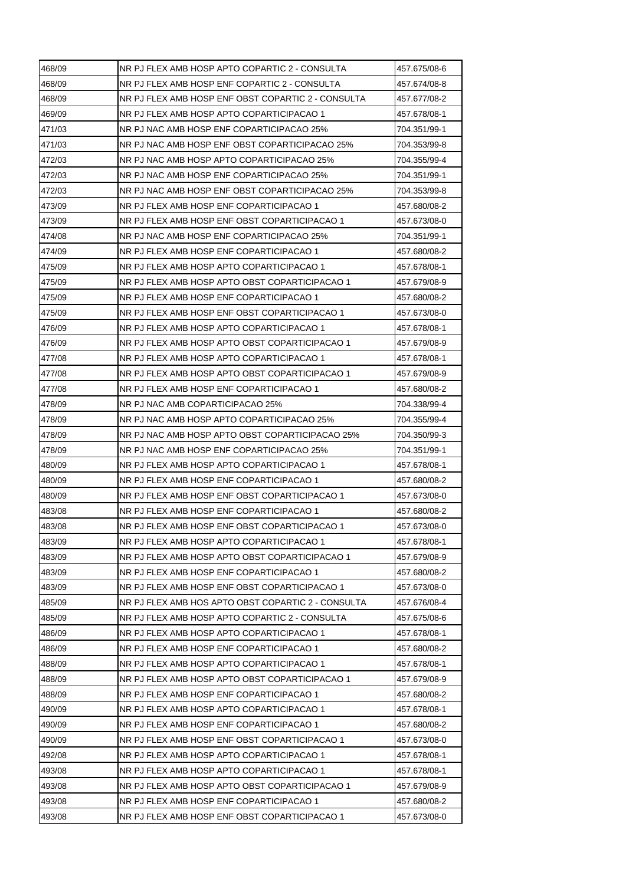| 468/09 | NR PJ FLEX AMB HOSP APTO COPARTIC 2 - CONSULTA | 457.675/08-6 |
|---|---|---|
| 468/09 | NR PJ FLEX AMB HOSP ENF COPARTIC 2 - CONSULTA | 457.674/08-8 |
| 468/09 | NR PJ FLEX AMB HOSP ENF OBST COPARTIC 2 - CONSULTA | 457.677/08-2 |
| 469/09 | NR PJ FLEX AMB HOSP APTO COPARTICIPACAO 1 | 457.678/08-1 |
| 471/03 | NR PJ NAC AMB HOSP ENF COPARTICIPACAO 25% | 704.351/99-1 |
| 471/03 | NR PJ NAC AMB HOSP ENF OBST COPARTICIPACAO 25% | 704.353/99-8 |
| 472/03 | NR PJ NAC AMB HOSP APTO COPARTICIPACAO 25% | 704.355/99-4 |
| 472/03 | NR PJ NAC AMB HOSP ENF COPARTICIPACAO 25% | 704.351/99-1 |
| 472/03 | NR PJ NAC AMB HOSP ENF OBST COPARTICIPACAO 25% | 704.353/99-8 |
| 473/09 | NR PJ FLEX AMB HOSP ENF COPARTICIPACAO 1 | 457.680/08-2 |
| 473/09 | NR PJ FLEX AMB HOSP ENF OBST COPARTICIPACAO 1 | 457.673/08-0 |
| 474/08 | NR PJ NAC AMB HOSP ENF COPARTICIPACAO 25% | 704.351/99-1 |
| 474/09 | NR PJ FLEX AMB HOSP ENF COPARTICIPACAO 1 | 457.680/08-2 |
| 475/09 | NR PJ FLEX AMB HOSP APTO COPARTICIPACAO 1 | 457.678/08-1 |
| 475/09 | NR PJ FLEX AMB HOSP APTO OBST COPARTICIPACAO 1 | 457.679/08-9 |
| 475/09 | NR PJ FLEX AMB HOSP ENF COPARTICIPACAO 1 | 457.680/08-2 |
| 475/09 | NR PJ FLEX AMB HOSP ENF OBST COPARTICIPACAO 1 | 457.673/08-0 |
| 476/09 | NR PJ FLEX AMB HOSP APTO COPARTICIPACAO 1 | 457.678/08-1 |
| 476/09 | NR PJ FLEX AMB HOSP APTO OBST COPARTICIPACAO 1 | 457.679/08-9 |
| 477/08 | NR PJ FLEX AMB HOSP APTO COPARTICIPACAO 1 | 457.678/08-1 |
| 477/08 | NR PJ FLEX AMB HOSP APTO OBST COPARTICIPACAO 1 | 457.679/08-9 |
| 477/08 | NR PJ FLEX AMB HOSP ENF COPARTICIPACAO 1 | 457.680/08-2 |
| 478/09 | NR PJ NAC AMB COPARTICIPACAO 25% | 704.338/99-4 |
| 478/09 | NR PJ NAC AMB HOSP APTO COPARTICIPACAO 25% | 704.355/99-4 |
| 478/09 | NR PJ NAC AMB HOSP APTO OBST COPARTICIPACAO 25% | 704.350/99-3 |
| 478/09 | NR PJ NAC AMB HOSP ENF COPARTICIPACAO 25% | 704.351/99-1 |
| 480/09 | NR PJ FLEX AMB HOSP APTO COPARTICIPACAO 1 | 457.678/08-1 |
| 480/09 | NR PJ FLEX AMB HOSP ENF COPARTICIPACAO 1 | 457.680/08-2 |
| 480/09 | NR PJ FLEX AMB HOSP ENF OBST COPARTICIPACAO 1 | 457.673/08-0 |
| 483/08 | NR PJ FLEX AMB HOSP ENF COPARTICIPACAO 1 | 457.680/08-2 |
| 483/08 | NR PJ FLEX AMB HOSP ENF OBST COPARTICIPACAO 1 | 457.673/08-0 |
| 483/09 | NR PJ FLEX AMB HOSP APTO COPARTICIPACAO 1 | 457.678/08-1 |
| 483/09 | NR PJ FLEX AMB HOSP APTO OBST COPARTICIPACAO 1 | 457.679/08-9 |
| 483/09 | NR PJ FLEX AMB HOSP ENF COPARTICIPACAO 1 | 457.680/08-2 |
| 483/09 | NR PJ FLEX AMB HOSP ENF OBST COPARTICIPACAO 1 | 457.673/08-0 |
| 485/09 | NR PJ FLEX AMB HOS APTO OBST COPARTIC 2 - CONSULTA | 457.676/08-4 |
| 485/09 | NR PJ FLEX AMB HOSP APTO COPARTIC 2 - CONSULTA | 457.675/08-6 |
| 486/09 | NR PJ FLEX AMB HOSP APTO COPARTICIPACAO 1 | 457.678/08-1 |
| 486/09 | NR PJ FLEX AMB HOSP ENF COPARTICIPACAO 1 | 457.680/08-2 |
| 488/09 | NR PJ FLEX AMB HOSP APTO COPARTICIPACAO 1 | 457.678/08-1 |
| 488/09 | NR PJ FLEX AMB HOSP APTO OBST COPARTICIPACAO 1 | 457.679/08-9 |
| 488/09 | NR PJ FLEX AMB HOSP ENF COPARTICIPACAO 1 | 457.680/08-2 |
| 490/09 | NR PJ FLEX AMB HOSP APTO COPARTICIPACAO 1 | 457.678/08-1 |
| 490/09 | NR PJ FLEX AMB HOSP ENF COPARTICIPACAO 1 | 457.680/08-2 |
| 490/09 | NR PJ FLEX AMB HOSP ENF OBST COPARTICIPACAO 1 | 457.673/08-0 |
| 492/08 | NR PJ FLEX AMB HOSP APTO COPARTICIPACAO 1 | 457.678/08-1 |
| 493/08 | NR PJ FLEX AMB HOSP APTO COPARTICIPACAO 1 | 457.678/08-1 |
| 493/08 | NR PJ FLEX AMB HOSP APTO OBST COPARTICIPACAO 1 | 457.679/08-9 |
| 493/08 | NR PJ FLEX AMB HOSP ENF COPARTICIPACAO 1 | 457.680/08-2 |
| 493/08 | NR PJ FLEX AMB HOSP ENF OBST COPARTICIPACAO 1 | 457.673/08-0 |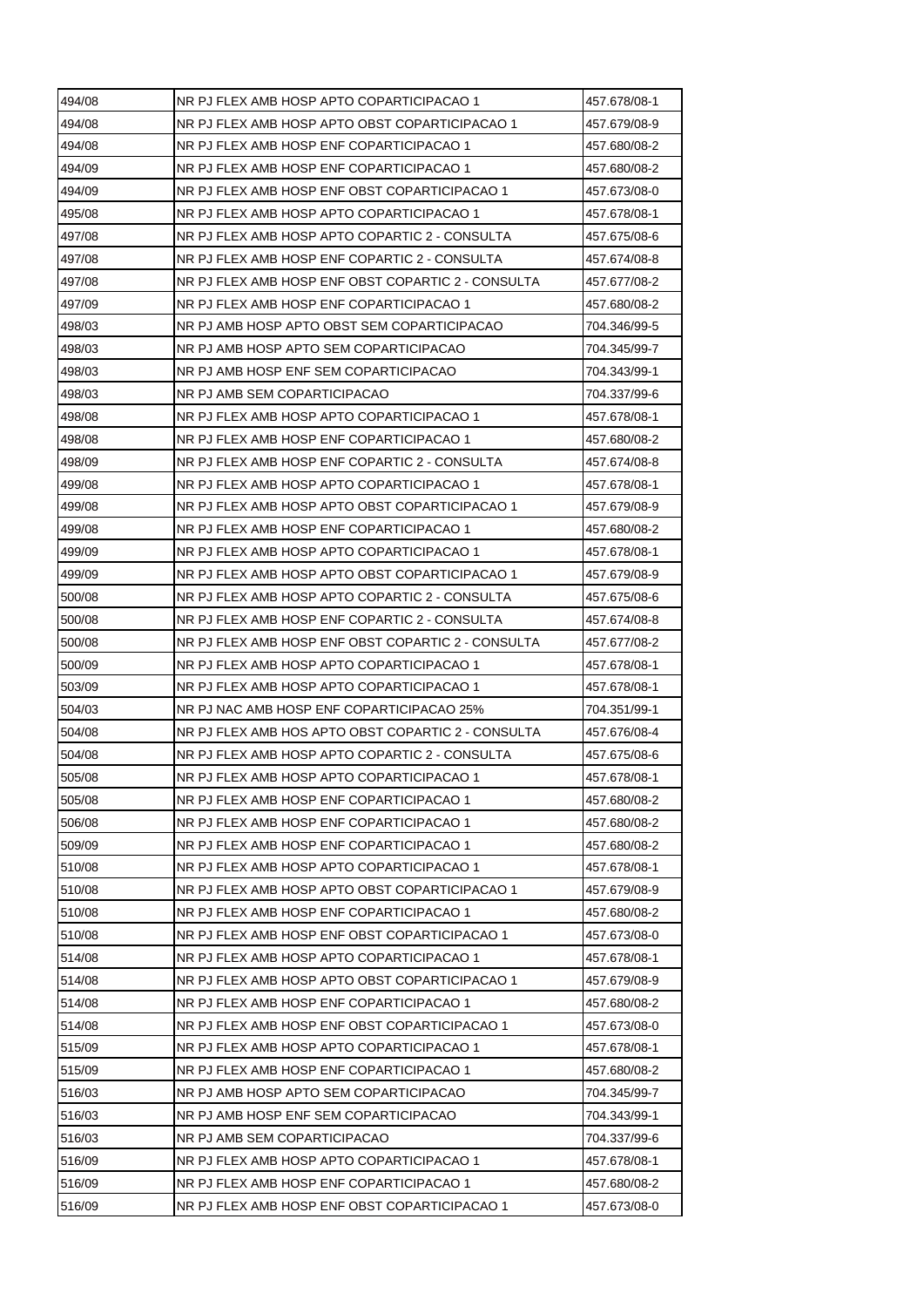| | | |
|---|---|---|
| 494/08 | NR PJ FLEX AMB HOSP APTO COPARTICIPACAO 1 | 457.678/08-1 |
| 494/08 | NR PJ FLEX AMB HOSP APTO OBST COPARTICIPACAO 1 | 457.679/08-9 |
| 494/08 | NR PJ FLEX AMB HOSP ENF COPARTICIPACAO 1 | 457.680/08-2 |
| 494/09 | NR PJ FLEX AMB HOSP ENF COPARTICIPACAO 1 | 457.680/08-2 |
| 494/09 | NR PJ FLEX AMB HOSP ENF OBST COPARTICIPACAO 1 | 457.673/08-0 |
| 495/08 | NR PJ FLEX AMB HOSP APTO COPARTICIPACAO 1 | 457.678/08-1 |
| 497/08 | NR PJ FLEX AMB HOSP APTO COPARTIC 2 - CONSULTA | 457.675/08-6 |
| 497/08 | NR PJ FLEX AMB HOSP ENF COPARTIC 2 - CONSULTA | 457.674/08-8 |
| 497/08 | NR PJ FLEX AMB HOSP ENF OBST COPARTIC 2 - CONSULTA | 457.677/08-2 |
| 497/09 | NR PJ FLEX AMB HOSP ENF COPARTICIPACAO 1 | 457.680/08-2 |
| 498/03 | NR PJ AMB HOSP APTO OBST SEM COPARTICIPACAO | 704.346/99-5 |
| 498/03 | NR PJ AMB HOSP APTO SEM COPARTICIPACAO | 704.345/99-7 |
| 498/03 | NR PJ AMB HOSP ENF SEM COPARTICIPACAO | 704.343/99-1 |
| 498/03 | NR PJ AMB SEM COPARTICIPACAO | 704.337/99-6 |
| 498/08 | NR PJ FLEX AMB HOSP APTO COPARTICIPACAO 1 | 457.678/08-1 |
| 498/08 | NR PJ FLEX AMB HOSP ENF COPARTICIPACAO 1 | 457.680/08-2 |
| 498/09 | NR PJ FLEX AMB HOSP ENF COPARTIC 2 - CONSULTA | 457.674/08-8 |
| 499/08 | NR PJ FLEX AMB HOSP APTO COPARTICIPACAO 1 | 457.678/08-1 |
| 499/08 | NR PJ FLEX AMB HOSP APTO OBST COPARTICIPACAO 1 | 457.679/08-9 |
| 499/08 | NR PJ FLEX AMB HOSP ENF COPARTICIPACAO 1 | 457.680/08-2 |
| 499/09 | NR PJ FLEX AMB HOSP APTO COPARTICIPACAO 1 | 457.678/08-1 |
| 499/09 | NR PJ FLEX AMB HOSP APTO OBST COPARTICIPACAO 1 | 457.679/08-9 |
| 500/08 | NR PJ FLEX AMB HOSP APTO COPARTIC 2 - CONSULTA | 457.675/08-6 |
| 500/08 | NR PJ FLEX AMB HOSP ENF COPARTIC 2 - CONSULTA | 457.674/08-8 |
| 500/08 | NR PJ FLEX AMB HOSP ENF OBST COPARTIC 2 - CONSULTA | 457.677/08-2 |
| 500/09 | NR PJ FLEX AMB HOSP APTO COPARTICIPACAO 1 | 457.678/08-1 |
| 503/09 | NR PJ FLEX AMB HOSP APTO COPARTICIPACAO 1 | 457.678/08-1 |
| 504/03 | NR PJ NAC AMB HOSP ENF COPARTICIPACAO 25% | 704.351/99-1 |
| 504/08 | NR PJ FLEX AMB HOS APTO OBST COPARTIC 2 - CONSULTA | 457.676/08-4 |
| 504/08 | NR PJ FLEX AMB HOSP APTO COPARTIC 2 - CONSULTA | 457.675/08-6 |
| 505/08 | NR PJ FLEX AMB HOSP APTO COPARTICIPACAO 1 | 457.678/08-1 |
| 505/08 | NR PJ FLEX AMB HOSP ENF COPARTICIPACAO 1 | 457.680/08-2 |
| 506/08 | NR PJ FLEX AMB HOSP ENF COPARTICIPACAO 1 | 457.680/08-2 |
| 509/09 | NR PJ FLEX AMB HOSP ENF COPARTICIPACAO 1 | 457.680/08-2 |
| 510/08 | NR PJ FLEX AMB HOSP APTO COPARTICIPACAO 1 | 457.678/08-1 |
| 510/08 | NR PJ FLEX AMB HOSP APTO OBST COPARTICIPACAO 1 | 457.679/08-9 |
| 510/08 | NR PJ FLEX AMB HOSP ENF COPARTICIPACAO 1 | 457.680/08-2 |
| 510/08 | NR PJ FLEX AMB HOSP ENF OBST COPARTICIPACAO 1 | 457.673/08-0 |
| 514/08 | NR PJ FLEX AMB HOSP APTO COPARTICIPACAO 1 | 457.678/08-1 |
| 514/08 | NR PJ FLEX AMB HOSP APTO OBST COPARTICIPACAO 1 | 457.679/08-9 |
| 514/08 | NR PJ FLEX AMB HOSP ENF COPARTICIPACAO 1 | 457.680/08-2 |
| 514/08 | NR PJ FLEX AMB HOSP ENF OBST COPARTICIPACAO 1 | 457.673/08-0 |
| 515/09 | NR PJ FLEX AMB HOSP APTO COPARTICIPACAO 1 | 457.678/08-1 |
| 515/09 | NR PJ FLEX AMB HOSP ENF COPARTICIPACAO 1 | 457.680/08-2 |
| 516/03 | NR PJ AMB HOSP APTO SEM COPARTICIPACAO | 704.345/99-7 |
| 516/03 | NR PJ AMB HOSP ENF SEM COPARTICIPACAO | 704.343/99-1 |
| 516/03 | NR PJ AMB SEM COPARTICIPACAO | 704.337/99-6 |
| 516/09 | NR PJ FLEX AMB HOSP APTO COPARTICIPACAO 1 | 457.678/08-1 |
| 516/09 | NR PJ FLEX AMB HOSP ENF COPARTICIPACAO 1 | 457.680/08-2 |
| 516/09 | NR PJ FLEX AMB HOSP ENF OBST COPARTICIPACAO 1 | 457.673/08-0 |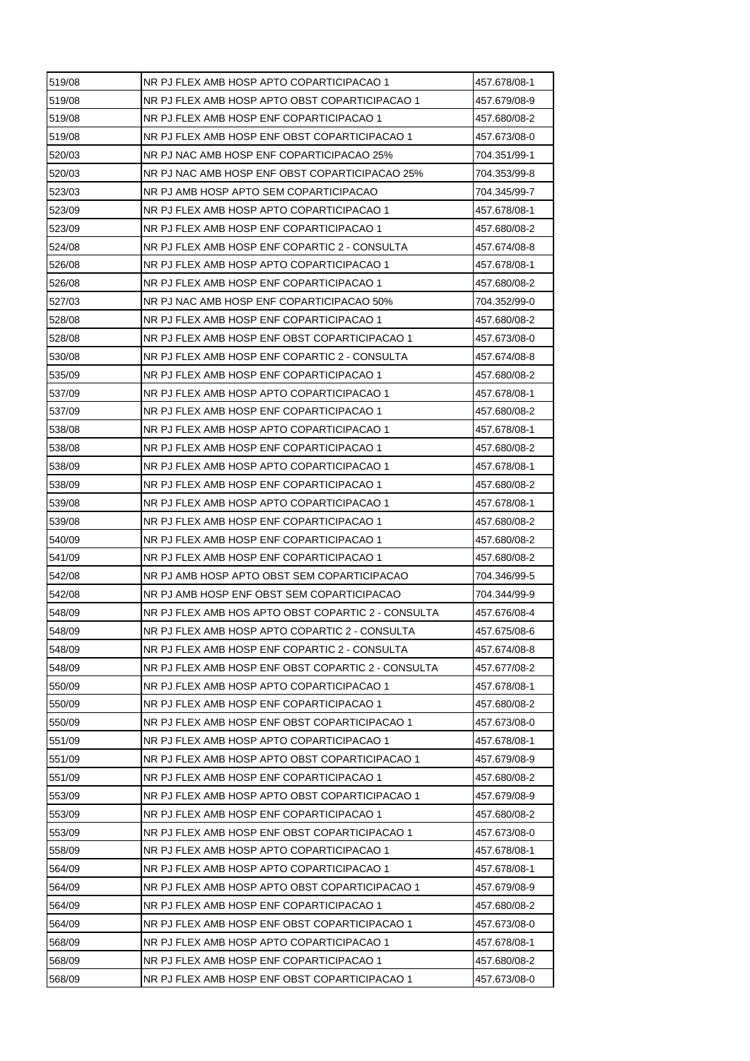| | | |
|---|---|---|
| 519/08 | NR PJ FLEX AMB HOSP APTO COPARTICIPACAO 1 | 457.678/08-1 |
| 519/08 | NR PJ FLEX AMB HOSP APTO OBST COPARTICIPACAO 1 | 457.679/08-9 |
| 519/08 | NR PJ FLEX AMB HOSP ENF COPARTICIPACAO 1 | 457.680/08-2 |
| 519/08 | NR PJ FLEX AMB HOSP ENF OBST COPARTICIPACAO 1 | 457.673/08-0 |
| 520/03 | NR PJ NAC AMB HOSP ENF COPARTICIPACAO 25% | 704.351/99-1 |
| 520/03 | NR PJ NAC AMB HOSP ENF OBST COPARTICIPACAO 25% | 704.353/99-8 |
| 523/03 | NR PJ AMB HOSP APTO SEM COPARTICIPACAO | 704.345/99-7 |
| 523/09 | NR PJ FLEX AMB HOSP APTO COPARTICIPACAO 1 | 457.678/08-1 |
| 523/09 | NR PJ FLEX AMB HOSP ENF COPARTICIPACAO 1 | 457.680/08-2 |
| 524/08 | NR PJ FLEX AMB HOSP ENF COPARTIC 2 - CONSULTA | 457.674/08-8 |
| 526/08 | NR PJ FLEX AMB HOSP APTO COPARTICIPACAO 1 | 457.678/08-1 |
| 526/08 | NR PJ FLEX AMB HOSP ENF COPARTICIPACAO 1 | 457.680/08-2 |
| 527/03 | NR PJ NAC AMB HOSP ENF COPARTICIPACAO 50% | 704.352/99-0 |
| 528/08 | NR PJ FLEX AMB HOSP ENF COPARTICIPACAO 1 | 457.680/08-2 |
| 528/08 | NR PJ FLEX AMB HOSP ENF OBST COPARTICIPACAO 1 | 457.673/08-0 |
| 530/08 | NR PJ FLEX AMB HOSP ENF COPARTIC 2 - CONSULTA | 457.674/08-8 |
| 535/09 | NR PJ FLEX AMB HOSP ENF COPARTICIPACAO 1 | 457.680/08-2 |
| 537/09 | NR PJ FLEX AMB HOSP APTO COPARTICIPACAO 1 | 457.678/08-1 |
| 537/09 | NR PJ FLEX AMB HOSP ENF COPARTICIPACAO 1 | 457.680/08-2 |
| 538/08 | NR PJ FLEX AMB HOSP APTO COPARTICIPACAO 1 | 457.678/08-1 |
| 538/08 | NR PJ FLEX AMB HOSP ENF COPARTICIPACAO 1 | 457.680/08-2 |
| 538/09 | NR PJ FLEX AMB HOSP APTO COPARTICIPACAO 1 | 457.678/08-1 |
| 538/09 | NR PJ FLEX AMB HOSP ENF COPARTICIPACAO 1 | 457.680/08-2 |
| 539/08 | NR PJ FLEX AMB HOSP APTO COPARTICIPACAO 1 | 457.678/08-1 |
| 539/08 | NR PJ FLEX AMB HOSP ENF COPARTICIPACAO 1 | 457.680/08-2 |
| 540/09 | NR PJ FLEX AMB HOSP ENF COPARTICIPACAO 1 | 457.680/08-2 |
| 541/09 | NR PJ FLEX AMB HOSP ENF COPARTICIPACAO 1 | 457.680/08-2 |
| 542/08 | NR PJ AMB HOSP APTO OBST SEM COPARTICIPACAO | 704.346/99-5 |
| 542/08 | NR PJ AMB HOSP ENF OBST SEM COPARTICIPACAO | 704.344/99-9 |
| 548/09 | NR PJ FLEX AMB HOS APTO OBST COPARTIC 2 - CONSULTA | 457.676/08-4 |
| 548/09 | NR PJ FLEX AMB HOSP APTO COPARTIC 2 - CONSULTA | 457.675/08-6 |
| 548/09 | NR PJ FLEX AMB HOSP ENF COPARTIC 2 - CONSULTA | 457.674/08-8 |
| 548/09 | NR PJ FLEX AMB HOSP ENF OBST COPARTIC 2 - CONSULTA | 457.677/08-2 |
| 550/09 | NR PJ FLEX AMB HOSP APTO COPARTICIPACAO 1 | 457.678/08-1 |
| 550/09 | NR PJ FLEX AMB HOSP ENF COPARTICIPACAO 1 | 457.680/08-2 |
| 550/09 | NR PJ FLEX AMB HOSP ENF OBST COPARTICIPACAO 1 | 457.673/08-0 |
| 551/09 | NR PJ FLEX AMB HOSP APTO COPARTICIPACAO 1 | 457.678/08-1 |
| 551/09 | NR PJ FLEX AMB HOSP APTO OBST COPARTICIPACAO 1 | 457.679/08-9 |
| 551/09 | NR PJ FLEX AMB HOSP ENF COPARTICIPACAO 1 | 457.680/08-2 |
| 553/09 | NR PJ FLEX AMB HOSP APTO OBST COPARTICIPACAO 1 | 457.679/08-9 |
| 553/09 | NR PJ FLEX AMB HOSP ENF COPARTICIPACAO 1 | 457.680/08-2 |
| 553/09 | NR PJ FLEX AMB HOSP ENF OBST COPARTICIPACAO 1 | 457.673/08-0 |
| 558/09 | NR PJ FLEX AMB HOSP APTO COPARTICIPACAO 1 | 457.678/08-1 |
| 564/09 | NR PJ FLEX AMB HOSP APTO COPARTICIPACAO 1 | 457.678/08-1 |
| 564/09 | NR PJ FLEX AMB HOSP APTO OBST COPARTICIPACAO 1 | 457.679/08-9 |
| 564/09 | NR PJ FLEX AMB HOSP ENF COPARTICIPACAO 1 | 457.680/08-2 |
| 564/09 | NR PJ FLEX AMB HOSP ENF OBST COPARTICIPACAO 1 | 457.673/08-0 |
| 568/09 | NR PJ FLEX AMB HOSP APTO COPARTICIPACAO 1 | 457.678/08-1 |
| 568/09 | NR PJ FLEX AMB HOSP ENF COPARTICIPACAO 1 | 457.680/08-2 |
| 568/09 | NR PJ FLEX AMB HOSP ENF OBST COPARTICIPACAO 1 | 457.673/08-0 |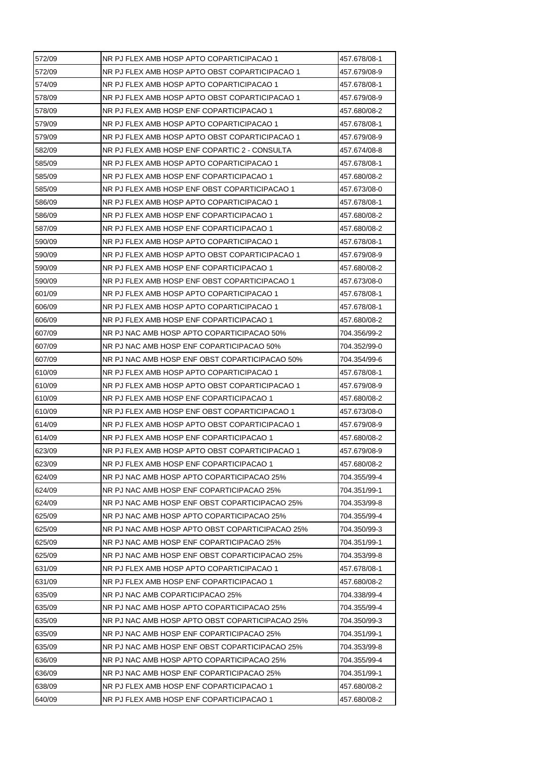| | | |
|---|---|---|
| 572/09 | NR PJ FLEX AMB HOSP APTO COPARTICIPACAO 1 | 457.678/08-1 |
| 572/09 | NR PJ FLEX AMB HOSP APTO OBST COPARTICIPACAO 1 | 457.679/08-9 |
| 574/09 | NR PJ FLEX AMB HOSP APTO COPARTICIPACAO 1 | 457.678/08-1 |
| 578/09 | NR PJ FLEX AMB HOSP APTO OBST COPARTICIPACAO 1 | 457.679/08-9 |
| 578/09 | NR PJ FLEX AMB HOSP ENF COPARTICIPACAO 1 | 457.680/08-2 |
| 579/09 | NR PJ FLEX AMB HOSP APTO COPARTICIPACAO 1 | 457.678/08-1 |
| 579/09 | NR PJ FLEX AMB HOSP APTO OBST COPARTICIPACAO 1 | 457.679/08-9 |
| 582/09 | NR PJ FLEX AMB HOSP ENF COPARTIC 2 - CONSULTA | 457.674/08-8 |
| 585/09 | NR PJ FLEX AMB HOSP APTO COPARTICIPACAO 1 | 457.678/08-1 |
| 585/09 | NR PJ FLEX AMB HOSP ENF COPARTICIPACAO 1 | 457.680/08-2 |
| 585/09 | NR PJ FLEX AMB HOSP ENF OBST COPARTICIPACAO 1 | 457.673/08-0 |
| 586/09 | NR PJ FLEX AMB HOSP APTO COPARTICIPACAO 1 | 457.678/08-1 |
| 586/09 | NR PJ FLEX AMB HOSP ENF COPARTICIPACAO 1 | 457.680/08-2 |
| 587/09 | NR PJ FLEX AMB HOSP ENF COPARTICIPACAO 1 | 457.680/08-2 |
| 590/09 | NR PJ FLEX AMB HOSP APTO COPARTICIPACAO 1 | 457.678/08-1 |
| 590/09 | NR PJ FLEX AMB HOSP APTO OBST COPARTICIPACAO 1 | 457.679/08-9 |
| 590/09 | NR PJ FLEX AMB HOSP ENF COPARTICIPACAO 1 | 457.680/08-2 |
| 590/09 | NR PJ FLEX AMB HOSP ENF OBST COPARTICIPACAO 1 | 457.673/08-0 |
| 601/09 | NR PJ FLEX AMB HOSP APTO COPARTICIPACAO 1 | 457.678/08-1 |
| 606/09 | NR PJ FLEX AMB HOSP APTO COPARTICIPACAO 1 | 457.678/08-1 |
| 606/09 | NR PJ FLEX AMB HOSP ENF COPARTICIPACAO 1 | 457.680/08-2 |
| 607/09 | NR PJ NAC AMB HOSP APTO COPARTICIPACAO 50% | 704.356/99-2 |
| 607/09 | NR PJ NAC AMB HOSP ENF COPARTICIPACAO 50% | 704.352/99-0 |
| 607/09 | NR PJ NAC AMB HOSP ENF OBST COPARTICIPACAO 50% | 704.354/99-6 |
| 610/09 | NR PJ FLEX AMB HOSP APTO COPARTICIPACAO 1 | 457.678/08-1 |
| 610/09 | NR PJ FLEX AMB HOSP APTO OBST COPARTICIPACAO 1 | 457.679/08-9 |
| 610/09 | NR PJ FLEX AMB HOSP ENF COPARTICIPACAO 1 | 457.680/08-2 |
| 610/09 | NR PJ FLEX AMB HOSP ENF OBST COPARTICIPACAO 1 | 457.673/08-0 |
| 614/09 | NR PJ FLEX AMB HOSP APTO OBST COPARTICIPACAO 1 | 457.679/08-9 |
| 614/09 | NR PJ FLEX AMB HOSP ENF COPARTICIPACAO 1 | 457.680/08-2 |
| 623/09 | NR PJ FLEX AMB HOSP APTO OBST COPARTICIPACAO 1 | 457.679/08-9 |
| 623/09 | NR PJ FLEX AMB HOSP ENF COPARTICIPACAO 1 | 457.680/08-2 |
| 624/09 | NR PJ NAC AMB HOSP APTO COPARTICIPACAO 25% | 704.355/99-4 |
| 624/09 | NR PJ NAC AMB HOSP ENF COPARTICIPACAO 25% | 704.351/99-1 |
| 624/09 | NR PJ NAC AMB HOSP ENF OBST COPARTICIPACAO 25% | 704.353/99-8 |
| 625/09 | NR PJ NAC AMB HOSP APTO COPARTICIPACAO 25% | 704.355/99-4 |
| 625/09 | NR PJ NAC AMB HOSP APTO OBST COPARTICIPACAO 25% | 704.350/99-3 |
| 625/09 | NR PJ NAC AMB HOSP ENF COPARTICIPACAO 25% | 704.351/99-1 |
| 625/09 | NR PJ NAC AMB HOSP ENF OBST COPARTICIPACAO 25% | 704.353/99-8 |
| 631/09 | NR PJ FLEX AMB HOSP APTO COPARTICIPACAO 1 | 457.678/08-1 |
| 631/09 | NR PJ FLEX AMB HOSP ENF COPARTICIPACAO 1 | 457.680/08-2 |
| 635/09 | NR PJ NAC AMB COPARTICIPACAO 25% | 704.338/99-4 |
| 635/09 | NR PJ NAC AMB HOSP APTO COPARTICIPACAO 25% | 704.355/99-4 |
| 635/09 | NR PJ NAC AMB HOSP APTO OBST COPARTICIPACAO 25% | 704.350/99-3 |
| 635/09 | NR PJ NAC AMB HOSP ENF COPARTICIPACAO 25% | 704.351/99-1 |
| 635/09 | NR PJ NAC AMB HOSP ENF OBST COPARTICIPACAO 25% | 704.353/99-8 |
| 636/09 | NR PJ NAC AMB HOSP APTO COPARTICIPACAO 25% | 704.355/99-4 |
| 636/09 | NR PJ NAC AMB HOSP ENF COPARTICIPACAO 25% | 704.351/99-1 |
| 638/09 | NR PJ FLEX AMB HOSP ENF COPARTICIPACAO 1 | 457.680/08-2 |
| 640/09 | NR PJ FLEX AMB HOSP ENF COPARTICIPACAO 1 | 457.680/08-2 |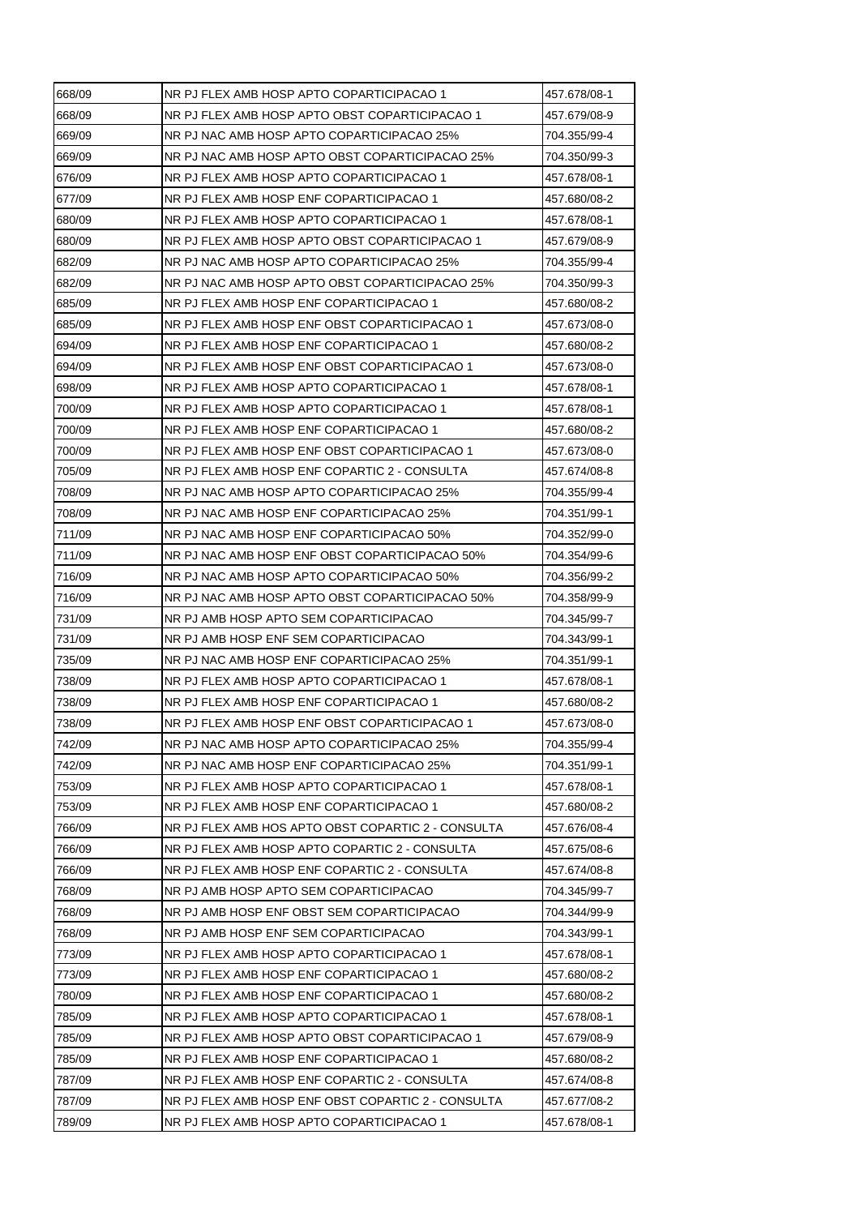| | | |
|---|---|---|
| 668/09 | NR PJ FLEX AMB HOSP APTO COPARTICIPACAO 1 | 457.678/08-1 |
| 668/09 | NR PJ FLEX AMB HOSP APTO OBST COPARTICIPACAO 1 | 457.679/08-9 |
| 669/09 | NR PJ NAC AMB HOSP APTO COPARTICIPACAO 25% | 704.355/99-4 |
| 669/09 | NR PJ NAC AMB HOSP APTO OBST COPARTICIPACAO 25% | 704.350/99-3 |
| 676/09 | NR PJ FLEX AMB HOSP APTO COPARTICIPACAO 1 | 457.678/08-1 |
| 677/09 | NR PJ FLEX AMB HOSP ENF COPARTICIPACAO 1 | 457.680/08-2 |
| 680/09 | NR PJ FLEX AMB HOSP APTO COPARTICIPACAO 1 | 457.678/08-1 |
| 680/09 | NR PJ FLEX AMB HOSP APTO OBST COPARTICIPACAO 1 | 457.679/08-9 |
| 682/09 | NR PJ NAC AMB HOSP APTO COPARTICIPACAO 25% | 704.355/99-4 |
| 682/09 | NR PJ NAC AMB HOSP APTO OBST COPARTICIPACAO 25% | 704.350/99-3 |
| 685/09 | NR PJ FLEX AMB HOSP ENF COPARTICIPACAO 1 | 457.680/08-2 |
| 685/09 | NR PJ FLEX AMB HOSP ENF OBST COPARTICIPACAO 1 | 457.673/08-0 |
| 694/09 | NR PJ FLEX AMB HOSP ENF COPARTICIPACAO 1 | 457.680/08-2 |
| 694/09 | NR PJ FLEX AMB HOSP ENF OBST COPARTICIPACAO 1 | 457.673/08-0 |
| 698/09 | NR PJ FLEX AMB HOSP APTO COPARTICIPACAO 1 | 457.678/08-1 |
| 700/09 | NR PJ FLEX AMB HOSP APTO COPARTICIPACAO 1 | 457.678/08-1 |
| 700/09 | NR PJ FLEX AMB HOSP ENF COPARTICIPACAO 1 | 457.680/08-2 |
| 700/09 | NR PJ FLEX AMB HOSP ENF OBST COPARTICIPACAO 1 | 457.673/08-0 |
| 705/09 | NR PJ FLEX AMB HOSP ENF COPARTIC 2 - CONSULTA | 457.674/08-8 |
| 708/09 | NR PJ NAC AMB HOSP APTO COPARTICIPACAO 25% | 704.355/99-4 |
| 708/09 | NR PJ NAC AMB HOSP ENF COPARTICIPACAO 25% | 704.351/99-1 |
| 711/09 | NR PJ NAC AMB HOSP ENF COPARTICIPACAO 50% | 704.352/99-0 |
| 711/09 | NR PJ NAC AMB HOSP ENF OBST COPARTICIPACAO 50% | 704.354/99-6 |
| 716/09 | NR PJ NAC AMB HOSP APTO COPARTICIPACAO 50% | 704.356/99-2 |
| 716/09 | NR PJ NAC AMB HOSP APTO OBST COPARTICIPACAO 50% | 704.358/99-9 |
| 731/09 | NR PJ AMB HOSP APTO SEM COPARTICIPACAO | 704.345/99-7 |
| 731/09 | NR PJ AMB HOSP ENF SEM COPARTICIPACAO | 704.343/99-1 |
| 735/09 | NR PJ NAC AMB HOSP ENF COPARTICIPACAO 25% | 704.351/99-1 |
| 738/09 | NR PJ FLEX AMB HOSP APTO COPARTICIPACAO 1 | 457.678/08-1 |
| 738/09 | NR PJ FLEX AMB HOSP ENF COPARTICIPACAO 1 | 457.680/08-2 |
| 738/09 | NR PJ FLEX AMB HOSP ENF OBST COPARTICIPACAO 1 | 457.673/08-0 |
| 742/09 | NR PJ NAC AMB HOSP APTO COPARTICIPACAO 25% | 704.355/99-4 |
| 742/09 | NR PJ NAC AMB HOSP ENF COPARTICIPACAO 25% | 704.351/99-1 |
| 753/09 | NR PJ FLEX AMB HOSP APTO COPARTICIPACAO 1 | 457.678/08-1 |
| 753/09 | NR PJ FLEX AMB HOSP ENF COPARTICIPACAO 1 | 457.680/08-2 |
| 766/09 | NR PJ FLEX AMB HOS APTO OBST COPARTIC 2 - CONSULTA | 457.676/08-4 |
| 766/09 | NR PJ FLEX AMB HOSP APTO COPARTIC 2 - CONSULTA | 457.675/08-6 |
| 766/09 | NR PJ FLEX AMB HOSP ENF COPARTIC 2 - CONSULTA | 457.674/08-8 |
| 768/09 | NR PJ AMB HOSP APTO SEM COPARTICIPACAO | 704.345/99-7 |
| 768/09 | NR PJ AMB HOSP ENF OBST SEM COPARTICIPACAO | 704.344/99-9 |
| 768/09 | NR PJ AMB HOSP ENF SEM COPARTICIPACAO | 704.343/99-1 |
| 773/09 | NR PJ FLEX AMB HOSP APTO COPARTICIPACAO 1 | 457.678/08-1 |
| 773/09 | NR PJ FLEX AMB HOSP ENF COPARTICIPACAO 1 | 457.680/08-2 |
| 780/09 | NR PJ FLEX AMB HOSP ENF COPARTICIPACAO 1 | 457.680/08-2 |
| 785/09 | NR PJ FLEX AMB HOSP APTO COPARTICIPACAO 1 | 457.678/08-1 |
| 785/09 | NR PJ FLEX AMB HOSP APTO OBST COPARTICIPACAO 1 | 457.679/08-9 |
| 785/09 | NR PJ FLEX AMB HOSP ENF COPARTICIPACAO 1 | 457.680/08-2 |
| 787/09 | NR PJ FLEX AMB HOSP ENF COPARTIC 2 - CONSULTA | 457.674/08-8 |
| 787/09 | NR PJ FLEX AMB HOSP ENF OBST COPARTIC 2 - CONSULTA | 457.677/08-2 |
| 789/09 | NR PJ FLEX AMB HOSP APTO COPARTICIPACAO 1 | 457.678/08-1 |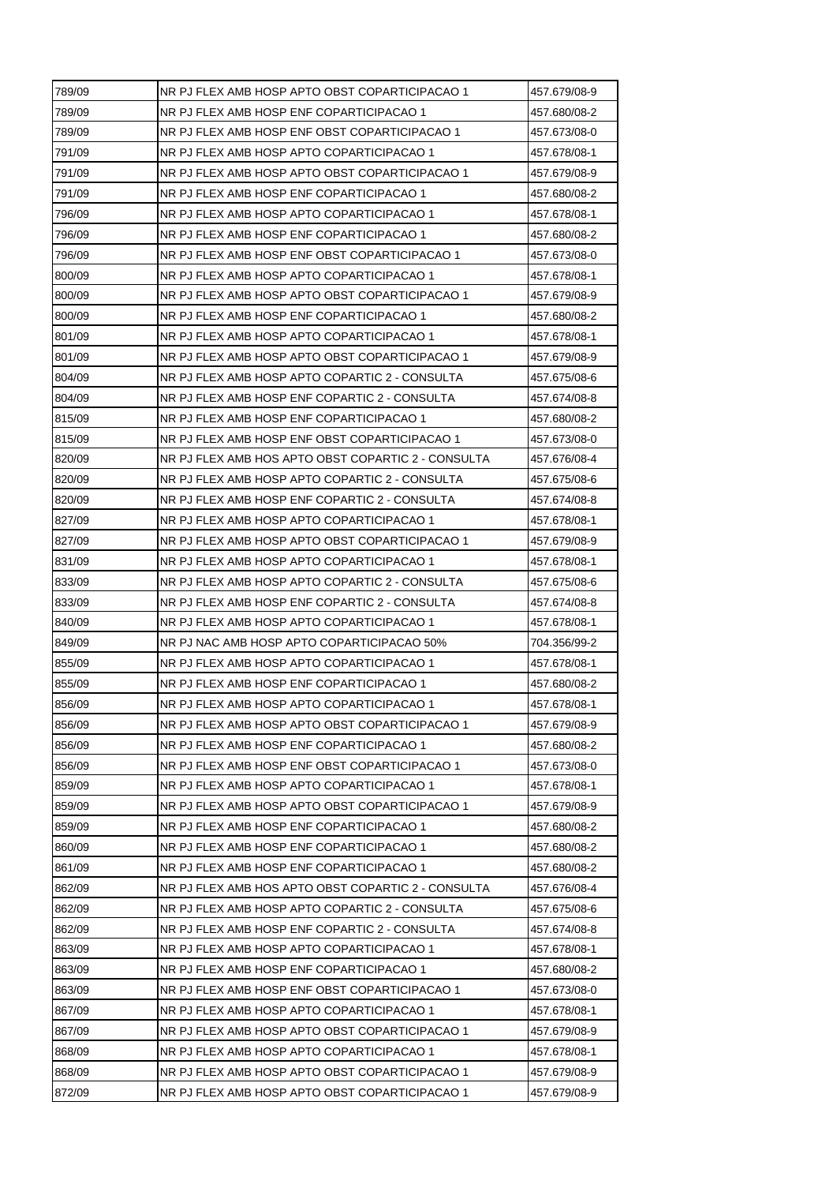| 789/09 | NR PJ FLEX AMB HOSP APTO OBST COPARTICIPACAO 1 | 457.679/08-9 |
|---|---|---|
| 789/09 | NR PJ FLEX AMB HOSP ENF COPARTICIPACAO 1 | 457.680/08-2 |
| 789/09 | NR PJ FLEX AMB HOSP ENF OBST COPARTICIPACAO 1 | 457.673/08-0 |
| 791/09 | NR PJ FLEX AMB HOSP APTO COPARTICIPACAO 1 | 457.678/08-1 |
| 791/09 | NR PJ FLEX AMB HOSP APTO OBST COPARTICIPACAO 1 | 457.679/08-9 |
| 791/09 | NR PJ FLEX AMB HOSP ENF COPARTICIPACAO 1 | 457.680/08-2 |
| 796/09 | NR PJ FLEX AMB HOSP APTO COPARTICIPACAO 1 | 457.678/08-1 |
| 796/09 | NR PJ FLEX AMB HOSP ENF COPARTICIPACAO 1 | 457.680/08-2 |
| 796/09 | NR PJ FLEX AMB HOSP ENF OBST COPARTICIPACAO 1 | 457.673/08-0 |
| 800/09 | NR PJ FLEX AMB HOSP APTO COPARTICIPACAO 1 | 457.678/08-1 |
| 800/09 | NR PJ FLEX AMB HOSP APTO OBST COPARTICIPACAO 1 | 457.679/08-9 |
| 800/09 | NR PJ FLEX AMB HOSP ENF COPARTICIPACAO 1 | 457.680/08-2 |
| 801/09 | NR PJ FLEX AMB HOSP APTO COPARTICIPACAO 1 | 457.678/08-1 |
| 801/09 | NR PJ FLEX AMB HOSP APTO OBST COPARTICIPACAO 1 | 457.679/08-9 |
| 804/09 | NR PJ FLEX AMB HOSP APTO COPARTIC 2 - CONSULTA | 457.675/08-6 |
| 804/09 | NR PJ FLEX AMB HOSP ENF COPARTIC 2 - CONSULTA | 457.674/08-8 |
| 815/09 | NR PJ FLEX AMB HOSP ENF COPARTICIPACAO 1 | 457.680/08-2 |
| 815/09 | NR PJ FLEX AMB HOSP ENF OBST COPARTICIPACAO 1 | 457.673/08-0 |
| 820/09 | NR PJ FLEX AMB HOS APTO OBST COPARTIC 2 - CONSULTA | 457.676/08-4 |
| 820/09 | NR PJ FLEX AMB HOSP APTO COPARTIC 2 - CONSULTA | 457.675/08-6 |
| 820/09 | NR PJ FLEX AMB HOSP ENF COPARTIC 2 - CONSULTA | 457.674/08-8 |
| 827/09 | NR PJ FLEX AMB HOSP APTO COPARTICIPACAO 1 | 457.678/08-1 |
| 827/09 | NR PJ FLEX AMB HOSP APTO OBST COPARTICIPACAO 1 | 457.679/08-9 |
| 831/09 | NR PJ FLEX AMB HOSP APTO COPARTICIPACAO 1 | 457.678/08-1 |
| 833/09 | NR PJ FLEX AMB HOSP APTO COPARTIC 2 - CONSULTA | 457.675/08-6 |
| 833/09 | NR PJ FLEX AMB HOSP ENF COPARTIC 2 - CONSULTA | 457.674/08-8 |
| 840/09 | NR PJ FLEX AMB HOSP APTO COPARTICIPACAO 1 | 457.678/08-1 |
| 849/09 | NR PJ NAC AMB HOSP APTO COPARTICIPACAO 50% | 704.356/99-2 |
| 855/09 | NR PJ FLEX AMB HOSP APTO COPARTICIPACAO 1 | 457.678/08-1 |
| 855/09 | NR PJ FLEX AMB HOSP ENF COPARTICIPACAO 1 | 457.680/08-2 |
| 856/09 | NR PJ FLEX AMB HOSP APTO COPARTICIPACAO 1 | 457.678/08-1 |
| 856/09 | NR PJ FLEX AMB HOSP APTO OBST COPARTICIPACAO 1 | 457.679/08-9 |
| 856/09 | NR PJ FLEX AMB HOSP ENF COPARTICIPACAO 1 | 457.680/08-2 |
| 856/09 | NR PJ FLEX AMB HOSP ENF OBST COPARTICIPACAO 1 | 457.673/08-0 |
| 859/09 | NR PJ FLEX AMB HOSP APTO COPARTICIPACAO 1 | 457.678/08-1 |
| 859/09 | NR PJ FLEX AMB HOSP APTO OBST COPARTICIPACAO 1 | 457.679/08-9 |
| 859/09 | NR PJ FLEX AMB HOSP ENF COPARTICIPACAO 1 | 457.680/08-2 |
| 860/09 | NR PJ FLEX AMB HOSP ENF COPARTICIPACAO 1 | 457.680/08-2 |
| 861/09 | NR PJ FLEX AMB HOSP ENF COPARTICIPACAO 1 | 457.680/08-2 |
| 862/09 | NR PJ FLEX AMB HOS APTO OBST COPARTIC 2 - CONSULTA | 457.676/08-4 |
| 862/09 | NR PJ FLEX AMB HOSP APTO COPARTIC 2 - CONSULTA | 457.675/08-6 |
| 862/09 | NR PJ FLEX AMB HOSP ENF COPARTIC 2 - CONSULTA | 457.674/08-8 |
| 863/09 | NR PJ FLEX AMB HOSP APTO COPARTICIPACAO 1 | 457.678/08-1 |
| 863/09 | NR PJ FLEX AMB HOSP ENF COPARTICIPACAO 1 | 457.680/08-2 |
| 863/09 | NR PJ FLEX AMB HOSP ENF OBST COPARTICIPACAO 1 | 457.673/08-0 |
| 867/09 | NR PJ FLEX AMB HOSP APTO COPARTICIPACAO 1 | 457.678/08-1 |
| 867/09 | NR PJ FLEX AMB HOSP APTO OBST COPARTICIPACAO 1 | 457.679/08-9 |
| 868/09 | NR PJ FLEX AMB HOSP APTO COPARTICIPACAO 1 | 457.678/08-1 |
| 868/09 | NR PJ FLEX AMB HOSP APTO OBST COPARTICIPACAO 1 | 457.679/08-9 |
| 872/09 | NR PJ FLEX AMB HOSP APTO OBST COPARTICIPACAO 1 | 457.679/08-9 |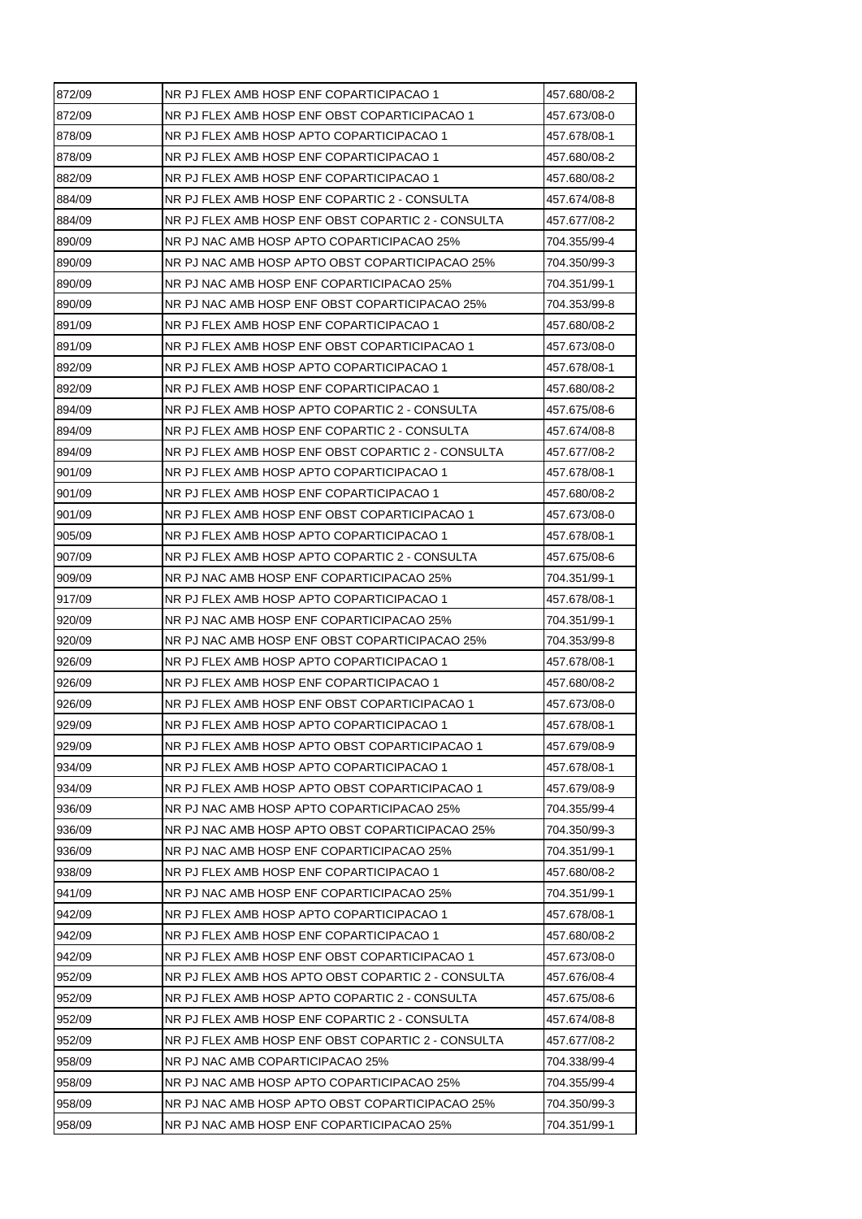| 872/09 | NR PJ FLEX AMB HOSP ENF COPARTICIPACAO 1 | 457.680/08-2 |
|---|---|---|
| 872/09 | NR PJ FLEX AMB HOSP ENF OBST COPARTICIPACAO 1 | 457.673/08-0 |
| 878/09 | NR PJ FLEX AMB HOSP APTO COPARTICIPACAO 1 | 457.678/08-1 |
| 878/09 | NR PJ FLEX AMB HOSP ENF COPARTICIPACAO 1 | 457.680/08-2 |
| 882/09 | NR PJ FLEX AMB HOSP ENF COPARTICIPACAO 1 | 457.680/08-2 |
| 884/09 | NR PJ FLEX AMB HOSP ENF COPARTIC 2 - CONSULTA | 457.674/08-8 |
| 884/09 | NR PJ FLEX AMB HOSP ENF OBST COPARTIC 2 - CONSULTA | 457.677/08-2 |
| 890/09 | NR PJ NAC AMB HOSP APTO COPARTICIPACAO 25% | 704.355/99-4 |
| 890/09 | NR PJ NAC AMB HOSP APTO OBST COPARTICIPACAO 25% | 704.350/99-3 |
| 890/09 | NR PJ NAC AMB HOSP ENF COPARTICIPACAO 25% | 704.351/99-1 |
| 890/09 | NR PJ NAC AMB HOSP ENF OBST COPARTICIPACAO 25% | 704.353/99-8 |
| 891/09 | NR PJ FLEX AMB HOSP ENF COPARTICIPACAO 1 | 457.680/08-2 |
| 891/09 | NR PJ FLEX AMB HOSP ENF OBST COPARTICIPACAO 1 | 457.673/08-0 |
| 892/09 | NR PJ FLEX AMB HOSP APTO COPARTICIPACAO 1 | 457.678/08-1 |
| 892/09 | NR PJ FLEX AMB HOSP ENF COPARTICIPACAO 1 | 457.680/08-2 |
| 894/09 | NR PJ FLEX AMB HOSP APTO COPARTIC 2 - CONSULTA | 457.675/08-6 |
| 894/09 | NR PJ FLEX AMB HOSP ENF COPARTIC 2 - CONSULTA | 457.674/08-8 |
| 894/09 | NR PJ FLEX AMB HOSP ENF OBST COPARTIC 2 - CONSULTA | 457.677/08-2 |
| 901/09 | NR PJ FLEX AMB HOSP APTO COPARTICIPACAO 1 | 457.678/08-1 |
| 901/09 | NR PJ FLEX AMB HOSP ENF COPARTICIPACAO 1 | 457.680/08-2 |
| 901/09 | NR PJ FLEX AMB HOSP ENF OBST COPARTICIPACAO 1 | 457.673/08-0 |
| 905/09 | NR PJ FLEX AMB HOSP APTO COPARTICIPACAO 1 | 457.678/08-1 |
| 907/09 | NR PJ FLEX AMB HOSP APTO COPARTIC 2 - CONSULTA | 457.675/08-6 |
| 909/09 | NR PJ NAC AMB HOSP ENF COPARTICIPACAO 25% | 704.351/99-1 |
| 917/09 | NR PJ FLEX AMB HOSP APTO COPARTICIPACAO 1 | 457.678/08-1 |
| 920/09 | NR PJ NAC AMB HOSP ENF COPARTICIPACAO 25% | 704.351/99-1 |
| 920/09 | NR PJ NAC AMB HOSP ENF OBST COPARTICIPACAO 25% | 704.353/99-8 |
| 926/09 | NR PJ FLEX AMB HOSP APTO COPARTICIPACAO 1 | 457.678/08-1 |
| 926/09 | NR PJ FLEX AMB HOSP ENF COPARTICIPACAO 1 | 457.680/08-2 |
| 926/09 | NR PJ FLEX AMB HOSP ENF OBST COPARTICIPACAO 1 | 457.673/08-0 |
| 929/09 | NR PJ FLEX AMB HOSP APTO COPARTICIPACAO 1 | 457.678/08-1 |
| 929/09 | NR PJ FLEX AMB HOSP APTO OBST COPARTICIPACAO 1 | 457.679/08-9 |
| 934/09 | NR PJ FLEX AMB HOSP APTO COPARTICIPACAO 1 | 457.678/08-1 |
| 934/09 | NR PJ FLEX AMB HOSP APTO OBST COPARTICIPACAO 1 | 457.679/08-9 |
| 936/09 | NR PJ NAC AMB HOSP APTO COPARTICIPACAO 25% | 704.355/99-4 |
| 936/09 | NR PJ NAC AMB HOSP APTO OBST COPARTICIPACAO 25% | 704.350/99-3 |
| 936/09 | NR PJ NAC AMB HOSP ENF COPARTICIPACAO 25% | 704.351/99-1 |
| 938/09 | NR PJ FLEX AMB HOSP ENF COPARTICIPACAO 1 | 457.680/08-2 |
| 941/09 | NR PJ NAC AMB HOSP ENF COPARTICIPACAO 25% | 704.351/99-1 |
| 942/09 | NR PJ FLEX AMB HOSP APTO COPARTICIPACAO 1 | 457.678/08-1 |
| 942/09 | NR PJ FLEX AMB HOSP ENF COPARTICIPACAO 1 | 457.680/08-2 |
| 942/09 | NR PJ FLEX AMB HOSP ENF OBST COPARTICIPACAO 1 | 457.673/08-0 |
| 952/09 | NR PJ FLEX AMB HOS APTO OBST COPARTIC 2 - CONSULTA | 457.676/08-4 |
| 952/09 | NR PJ FLEX AMB HOSP APTO COPARTIC 2 - CONSULTA | 457.675/08-6 |
| 952/09 | NR PJ FLEX AMB HOSP ENF COPARTIC 2 - CONSULTA | 457.674/08-8 |
| 952/09 | NR PJ FLEX AMB HOSP ENF OBST COPARTIC 2 - CONSULTA | 457.677/08-2 |
| 958/09 | NR PJ NAC AMB COPARTICIPACAO 25% | 704.338/99-4 |
| 958/09 | NR PJ NAC AMB HOSP APTO COPARTICIPACAO 25% | 704.355/99-4 |
| 958/09 | NR PJ NAC AMB HOSP APTO OBST COPARTICIPACAO 25% | 704.350/99-3 |
| 958/09 | NR PJ NAC AMB HOSP ENF COPARTICIPACAO 25% | 704.351/99-1 |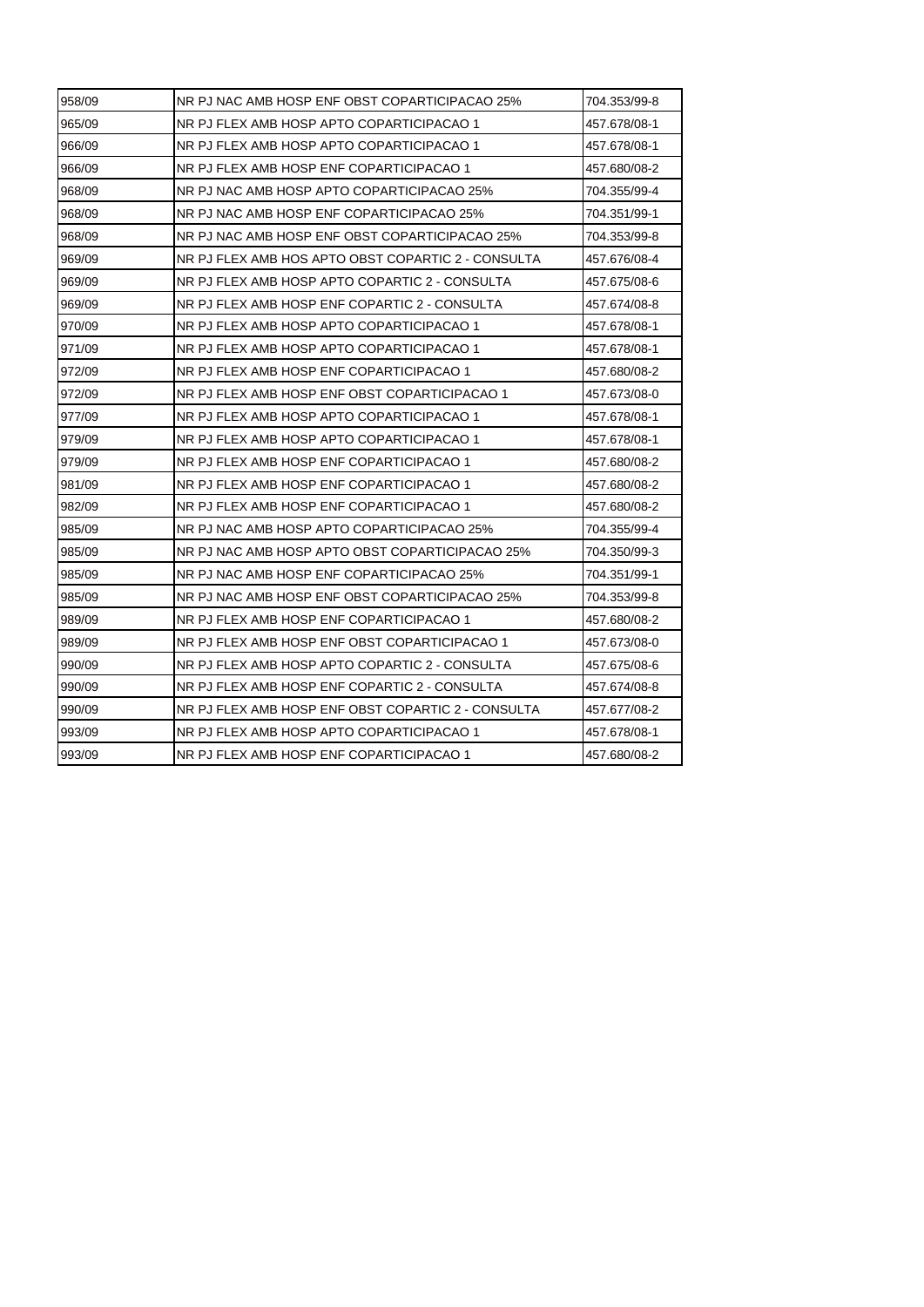| | | |
|---|---|---|
| 958/09 | NR PJ NAC AMB HOSP ENF OBST COPARTICIPACAO 25% | 704.353/99-8 |
| 965/09 | NR PJ FLEX AMB HOSP APTO COPARTICIPACAO 1 | 457.678/08-1 |
| 966/09 | NR PJ FLEX AMB HOSP APTO COPARTICIPACAO 1 | 457.678/08-1 |
| 966/09 | NR PJ FLEX AMB HOSP ENF COPARTICIPACAO 1 | 457.680/08-2 |
| 968/09 | NR PJ NAC AMB HOSP APTO COPARTICIPACAO 25% | 704.355/99-4 |
| 968/09 | NR PJ NAC AMB HOSP ENF COPARTICIPACAO 25% | 704.351/99-1 |
| 968/09 | NR PJ NAC AMB HOSP ENF OBST COPARTICIPACAO 25% | 704.353/99-8 |
| 969/09 | NR PJ FLEX AMB HOS APTO OBST COPARTIC 2 - CONSULTA | 457.676/08-4 |
| 969/09 | NR PJ FLEX AMB HOSP APTO COPARTIC 2 - CONSULTA | 457.675/08-6 |
| 969/09 | NR PJ FLEX AMB HOSP ENF COPARTIC 2 - CONSULTA | 457.674/08-8 |
| 970/09 | NR PJ FLEX AMB HOSP APTO COPARTICIPACAO 1 | 457.678/08-1 |
| 971/09 | NR PJ FLEX AMB HOSP APTO COPARTICIPACAO 1 | 457.678/08-1 |
| 972/09 | NR PJ FLEX AMB HOSP ENF COPARTICIPACAO 1 | 457.680/08-2 |
| 972/09 | NR PJ FLEX AMB HOSP ENF OBST COPARTICIPACAO 1 | 457.673/08-0 |
| 977/09 | NR PJ FLEX AMB HOSP APTO COPARTICIPACAO 1 | 457.678/08-1 |
| 979/09 | NR PJ FLEX AMB HOSP APTO COPARTICIPACAO 1 | 457.678/08-1 |
| 979/09 | NR PJ FLEX AMB HOSP ENF COPARTICIPACAO 1 | 457.680/08-2 |
| 981/09 | NR PJ FLEX AMB HOSP ENF COPARTICIPACAO 1 | 457.680/08-2 |
| 982/09 | NR PJ FLEX AMB HOSP ENF COPARTICIPACAO 1 | 457.680/08-2 |
| 985/09 | NR PJ NAC AMB HOSP APTO COPARTICIPACAO 25% | 704.355/99-4 |
| 985/09 | NR PJ NAC AMB HOSP APTO OBST COPARTICIPACAO 25% | 704.350/99-3 |
| 985/09 | NR PJ NAC AMB HOSP ENF COPARTICIPACAO 25% | 704.351/99-1 |
| 985/09 | NR PJ NAC AMB HOSP ENF OBST COPARTICIPACAO 25% | 704.353/99-8 |
| 989/09 | NR PJ FLEX AMB HOSP ENF COPARTICIPACAO 1 | 457.680/08-2 |
| 989/09 | NR PJ FLEX AMB HOSP ENF OBST COPARTICIPACAO 1 | 457.673/08-0 |
| 990/09 | NR PJ FLEX AMB HOSP APTO COPARTIC 2 - CONSULTA | 457.675/08-6 |
| 990/09 | NR PJ FLEX AMB HOSP ENF COPARTIC 2 - CONSULTA | 457.674/08-8 |
| 990/09 | NR PJ FLEX AMB HOSP ENF OBST COPARTIC 2 - CONSULTA | 457.677/08-2 |
| 993/09 | NR PJ FLEX AMB HOSP APTO COPARTICIPACAO 1 | 457.678/08-1 |
| 993/09 | NR PJ FLEX AMB HOSP ENF COPARTICIPACAO 1 | 457.680/08-2 |